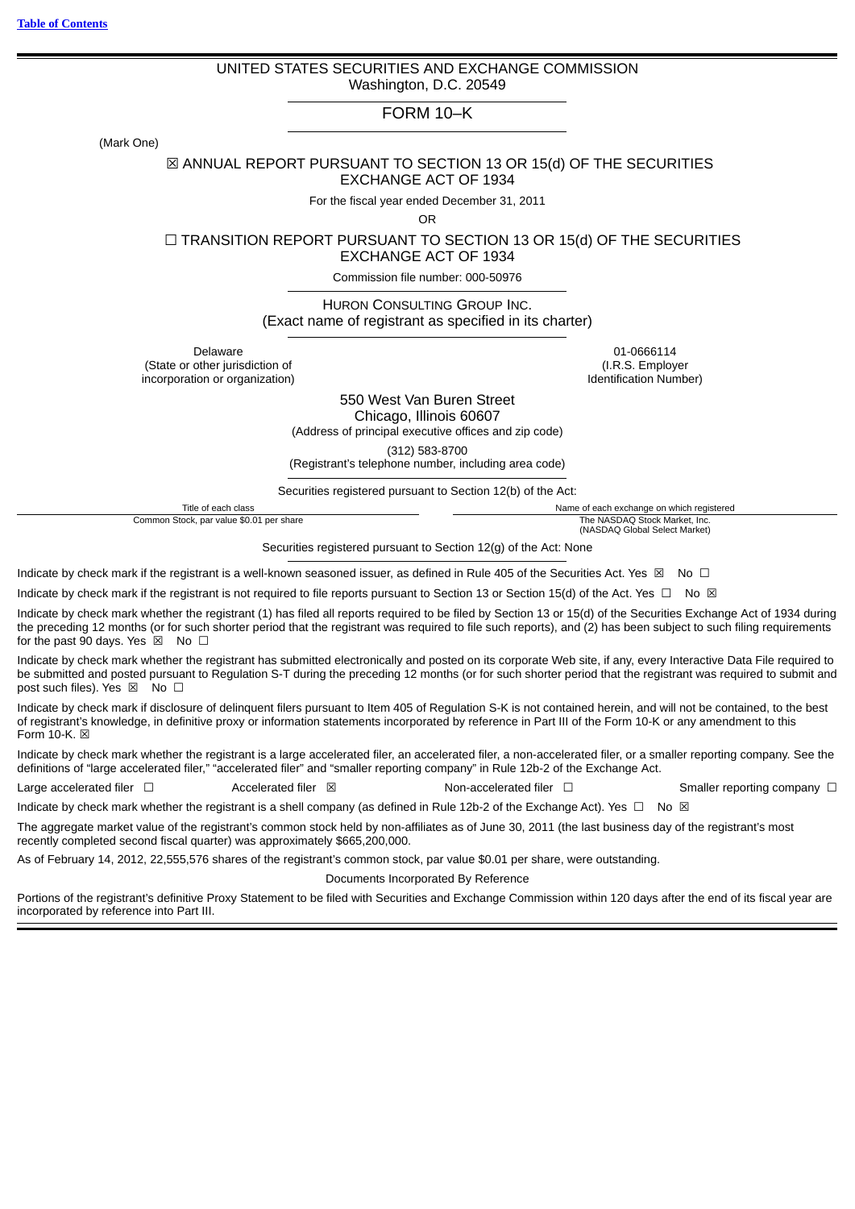[Table of Contents](#)

# UNITED STATES SECURITIES AND EXCHANGE COMMISSION

Washington, D.C. 20549

## FORM 10–K

(Mark One)

☒ ANNUAL REPORT PURSUANT TO SECTION 13 OR 15(d) OF THE SECURITIES EXCHANGE ACT OF 1934

For the fiscal year ended December 31, 2011

OR

☐ TRANSITION REPORT PURSUANT TO SECTION 13 OR 15(d) OF THE SECURITIES EXCHANGE ACT OF 1934

Commission file number: 000-50976

## HURON CONSULTING GROUP INC.

(Exact name of registrant as specified in its charter)

| Delaware | 01-0666114 |
|---|---|
| (State or other jurisdiction of incorporation or organization) | (I.R.S. Employer Identification Number) |

550 West Van Buren Street
Chicago, Illinois 60607
(Address of principal executive offices and zip code)

(312) 583-8700
(Registrant's telephone number, including area code)

Securities registered pursuant to Section 12(b) of the Act:

| Title of each class | Name of each exchange on which registered |
|---|---|
| Common Stock, par value $0.01 per share | The NASDAQ Stock Market, Inc. (NASDAQ Global Select Market) |

Securities registered pursuant to Section 12(g) of the Act: None

Indicate by check mark if the registrant is a well-known seasoned issuer, as defined in Rule 405 of the Securities Act. Yes ☒ No ☐

Indicate by check mark if the registrant is not required to file reports pursuant to Section 13 or Section 15(d) of the Act. Yes ☐ No ☒

Indicate by check mark whether the registrant (1) has filed all reports required to be filed by Section 13 or 15(d) of the Securities Exchange Act of 1934 during the preceding 12 months (or for such shorter period that the registrant was required to file such reports), and (2) has been subject to such filing requirements for the past 90 days. Yes ☒ No ☐

Indicate by check mark whether the registrant has submitted electronically and posted on its corporate Web site, if any, every Interactive Data File required to be submitted and posted pursuant to Regulation S-T during the preceding 12 months (or for such shorter period that the registrant was required to submit and post such files). Yes ☒ No ☐

Indicate by check mark if disclosure of delinquent filers pursuant to Item 405 of Regulation S-K is not contained herein, and will not be contained, to the best of registrant's knowledge, in definitive proxy or information statements incorporated by reference in Part III of the Form 10-K or any amendment to this Form 10-K. ☒

Indicate by check mark whether the registrant is a large accelerated filer, an accelerated filer, a non-accelerated filer, or a smaller reporting company. See the definitions of "large accelerated filer," "accelerated filer" and "smaller reporting company" in Rule 12b-2 of the Exchange Act.

Large accelerated filer ☐ Accelerated filer ☒ Non-accelerated filer ☐ Smaller reporting company ☐

Indicate by check mark whether the registrant is a shell company (as defined in Rule 12b-2 of the Exchange Act). Yes ☐ No ☒

The aggregate market value of the registrant's common stock held by non-affiliates as of June 30, 2011 (the last business day of the registrant's most recently completed second fiscal quarter) was approximately $665,200,000.

As of February 14, 2012, 22,555,576 shares of the registrant's common stock, par value $0.01 per share, were outstanding.

Documents Incorporated By Reference

Portions of the registrant's definitive Proxy Statement to be filed with Securities and Exchange Commission within 120 days after the end of its fiscal year are incorporated by reference into Part III.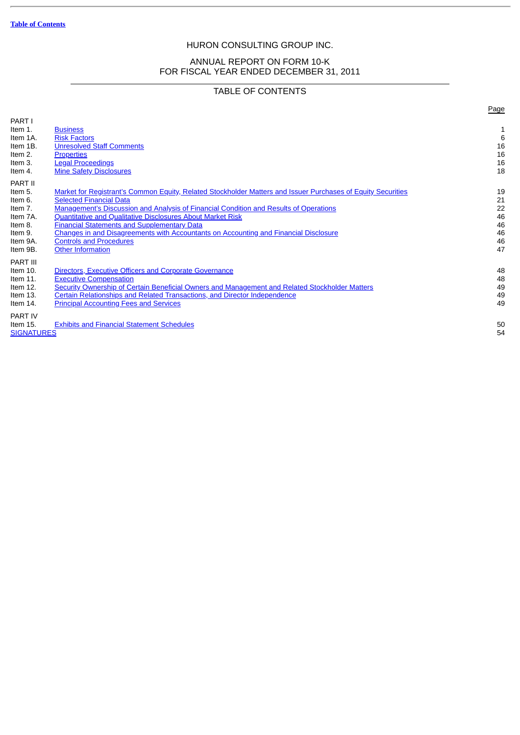HURON CONSULTING GROUP INC.

ANNUAL REPORT ON FORM 10-K
FOR FISCAL YEAR ENDED DECEMBER 31, 2011

TABLE OF CONTENTS

| | | Page |
|---|---|---|
| PART I | | |
| Item 1. | Business | 1 |
| Item 1A. | Risk Factors | 6 |
| Item 1B. | Unresolved Staff Comments | 16 |
| Item 2. | Properties | 16 |
| Item 3. | Legal Proceedings | 16 |
| Item 4. | Mine Safety Disclosures | 18 |
| PART II | | |
| Item 5. | Market for Registrant's Common Equity, Related Stockholder Matters and Issuer Purchases of Equity Securities | 19 |
| Item 6. | Selected Financial Data | 21 |
| Item 7. | Management's Discussion and Analysis of Financial Condition and Results of Operations | 22 |
| Item 7A. | Quantitative and Qualitative Disclosures About Market Risk | 46 |
| Item 8. | Financial Statements and Supplementary Data | 46 |
| Item 9. | Changes in and Disagreements with Accountants on Accounting and Financial Disclosure | 46 |
| Item 9A. | Controls and Procedures | 46 |
| Item 9B. | Other Information | 47 |
| PART III | | |
| Item 10. | Directors, Executive Officers and Corporate Governance | 48 |
| Item 11. | Executive Compensation | 48 |
| Item 12. | Security Ownership of Certain Beneficial Owners and Management and Related Stockholder Matters | 49 |
| Item 13. | Certain Relationships and Related Transactions, and Director Independence | 49 |
| Item 14. | Principal Accounting Fees and Services | 49 |
| PART IV | | |
| Item 15. | Exhibits and Financial Statement Schedules | 50 |
| SIGNATURES | | 54 |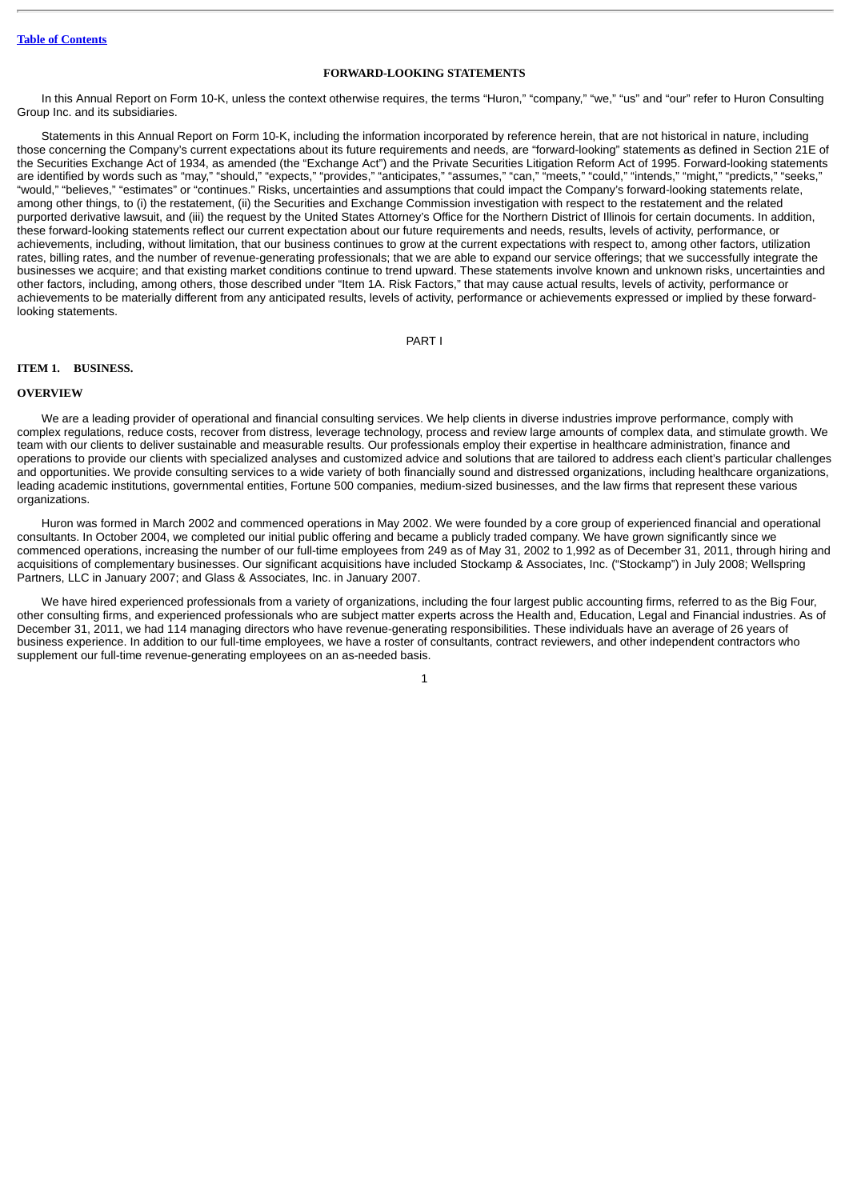## FORWARD-LOOKING STATEMENTS

In this Annual Report on Form 10-K, unless the context otherwise requires, the terms "Huron," "company," "we," "us" and "our" refer to Huron Consulting Group Inc. and its subsidiaries.

Statements in this Annual Report on Form 10-K, including the information incorporated by reference herein, that are not historical in nature, including those concerning the Company's current expectations about its future requirements and needs, are "forward-looking" statements as defined in Section 21E of the Securities Exchange Act of 1934, as amended (the "Exchange Act") and the Private Securities Litigation Reform Act of 1995. Forward-looking statements are identified by words such as "may," "should," "expects," "provides," "anticipates," "assumes," "can," "meets," "could," "intends," "might," "predicts," "seeks," "would," "believes," "estimates" or "continues." Risks, uncertainties and assumptions that could impact the Company's forward-looking statements relate, among other things, to (i) the restatement, (ii) the Securities and Exchange Commission investigation with respect to the restatement and the related purported derivative lawsuit, and (iii) the request by the United States Attorney's Office for the Northern District of Illinois for certain documents. In addition, these forward-looking statements reflect our current expectation about our future requirements and needs, results, levels of activity, performance, or achievements, including, without limitation, that our business continues to grow at the current expectations with respect to, among other factors, utilization rates, billing rates, and the number of revenue-generating professionals; that we are able to expand our service offerings; that we successfully integrate the businesses we acquire; and that existing market conditions continue to trend upward. These statements involve known and unknown risks, uncertainties and other factors, including, among others, those described under "Item 1A. Risk Factors," that may cause actual results, levels of activity, performance or achievements to be materially different from any anticipated results, levels of activity, performance or achievements expressed or implied by these forward-looking statements.

# PART I

## ITEM 1. BUSINESS.

### OVERVIEW

We are a leading provider of operational and financial consulting services. We help clients in diverse industries improve performance, comply with complex regulations, reduce costs, recover from distress, leverage technology, process and review large amounts of complex data, and stimulate growth. We team with our clients to deliver sustainable and measurable results. Our professionals employ their expertise in healthcare administration, finance and operations to provide our clients with specialized analyses and customized advice and solutions that are tailored to address each client's particular challenges and opportunities. We provide consulting services to a wide variety of both financially sound and distressed organizations, including healthcare organizations, leading academic institutions, governmental entities, Fortune 500 companies, medium-sized businesses, and the law firms that represent these various organizations.

Huron was formed in March 2002 and commenced operations in May 2002. We were founded by a core group of experienced financial and operational consultants. In October 2004, we completed our initial public offering and became a publicly traded company. We have grown significantly since we commenced operations, increasing the number of our full-time employees from 249 as of May 31, 2002 to 1,992 as of December 31, 2011, through hiring and acquisitions of complementary businesses. Our significant acquisitions have included Stockamp & Associates, Inc. ("Stockamp") in July 2008; Wellspring Partners, LLC in January 2007; and Glass & Associates, Inc. in January 2007.

We have hired experienced professionals from a variety of organizations, including the four largest public accounting firms, referred to as the Big Four, other consulting firms, and experienced professionals who are subject matter experts across the Health and, Education, Legal and Financial industries. As of December 31, 2011, we had 114 managing directors who have revenue-generating responsibilities. These individuals have an average of 26 years of business experience. In addition to our full-time employees, we have a roster of consultants, contract reviewers, and other independent contractors who supplement our full-time revenue-generating employees on an as-needed basis.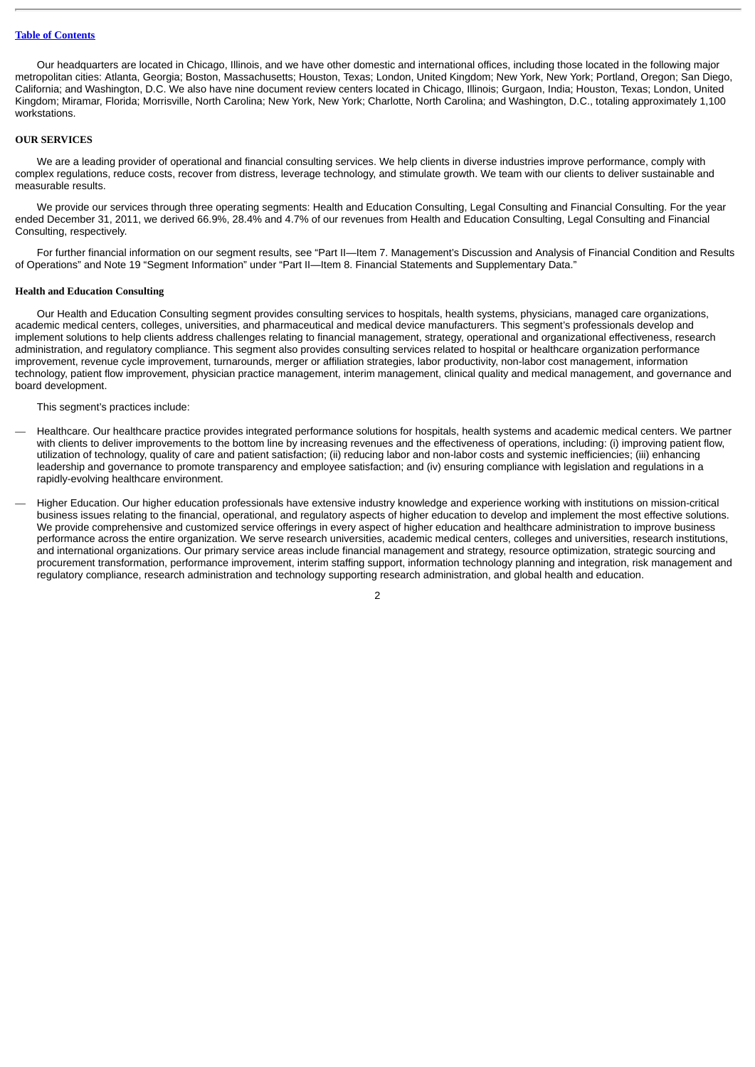Our headquarters are located in Chicago, Illinois, and we have other domestic and international offices, including those located in the following major metropolitan cities: Atlanta, Georgia; Boston, Massachusetts; Houston, Texas; London, United Kingdom; New York, New York; Portland, Oregon; San Diego, California; and Washington, D.C. We also have nine document review centers located in Chicago, Illinois; Gurgaon, India; Houston, Texas; London, United Kingdom; Miramar, Florida; Morrisville, North Carolina; New York, New York; Charlotte, North Carolina; and Washington, D.C., totaling approximately 1,100 workstations.

## OUR SERVICES

We are a leading provider of operational and financial consulting services. We help clients in diverse industries improve performance, comply with complex regulations, reduce costs, recover from distress, leverage technology, and stimulate growth. We team with our clients to deliver sustainable and measurable results.

We provide our services through three operating segments: Health and Education Consulting, Legal Consulting and Financial Consulting. For the year ended December 31, 2011, we derived 66.9%, 28.4% and 4.7% of our revenues from Health and Education Consulting, Legal Consulting and Financial Consulting, respectively.

For further financial information on our segment results, see "Part II—Item 7. Management's Discussion and Analysis of Financial Condition and Results of Operations" and Note 19 "Segment Information" under "Part II—Item 8. Financial Statements and Supplementary Data."

### Health and Education Consulting

Our Health and Education Consulting segment provides consulting services to hospitals, health systems, physicians, managed care organizations, academic medical centers, colleges, universities, and pharmaceutical and medical device manufacturers. This segment's professionals develop and implement solutions to help clients address challenges relating to financial management, strategy, operational and organizational effectiveness, research administration, and regulatory compliance. This segment also provides consulting services related to hospital or healthcare organization performance improvement, revenue cycle improvement, turnarounds, merger or affiliation strategies, labor productivity, non-labor cost management, information technology, patient flow improvement, physician practice management, interim management, clinical quality and medical management, and governance and board development.

This segment's practices include:

- Healthcare. Our healthcare practice provides integrated performance solutions for hospitals, health systems and academic medical centers. We partner with clients to deliver improvements to the bottom line by increasing revenues and the effectiveness of operations, including: (i) improving patient flow, utilization of technology, quality of care and patient satisfaction; (ii) reducing labor and non-labor costs and systemic inefficiencies; (iii) enhancing leadership and governance to promote transparency and employee satisfaction; and (iv) ensuring compliance with legislation and regulations in a rapidly-evolving healthcare environment.

- Higher Education. Our higher education professionals have extensive industry knowledge and experience working with institutions on mission-critical business issues relating to the financial, operational, and regulatory aspects of higher education to develop and implement the most effective solutions. We provide comprehensive and customized service offerings in every aspect of higher education and healthcare administration to improve business performance across the entire organization. We serve research universities, academic medical centers, colleges and universities, research institutions, and international organizations. Our primary service areas include financial management and strategy, resource optimization, strategic sourcing and procurement transformation, performance improvement, interim staffing support, information technology planning and integration, risk management and regulatory compliance, research administration and technology supporting research administration, and global health and education.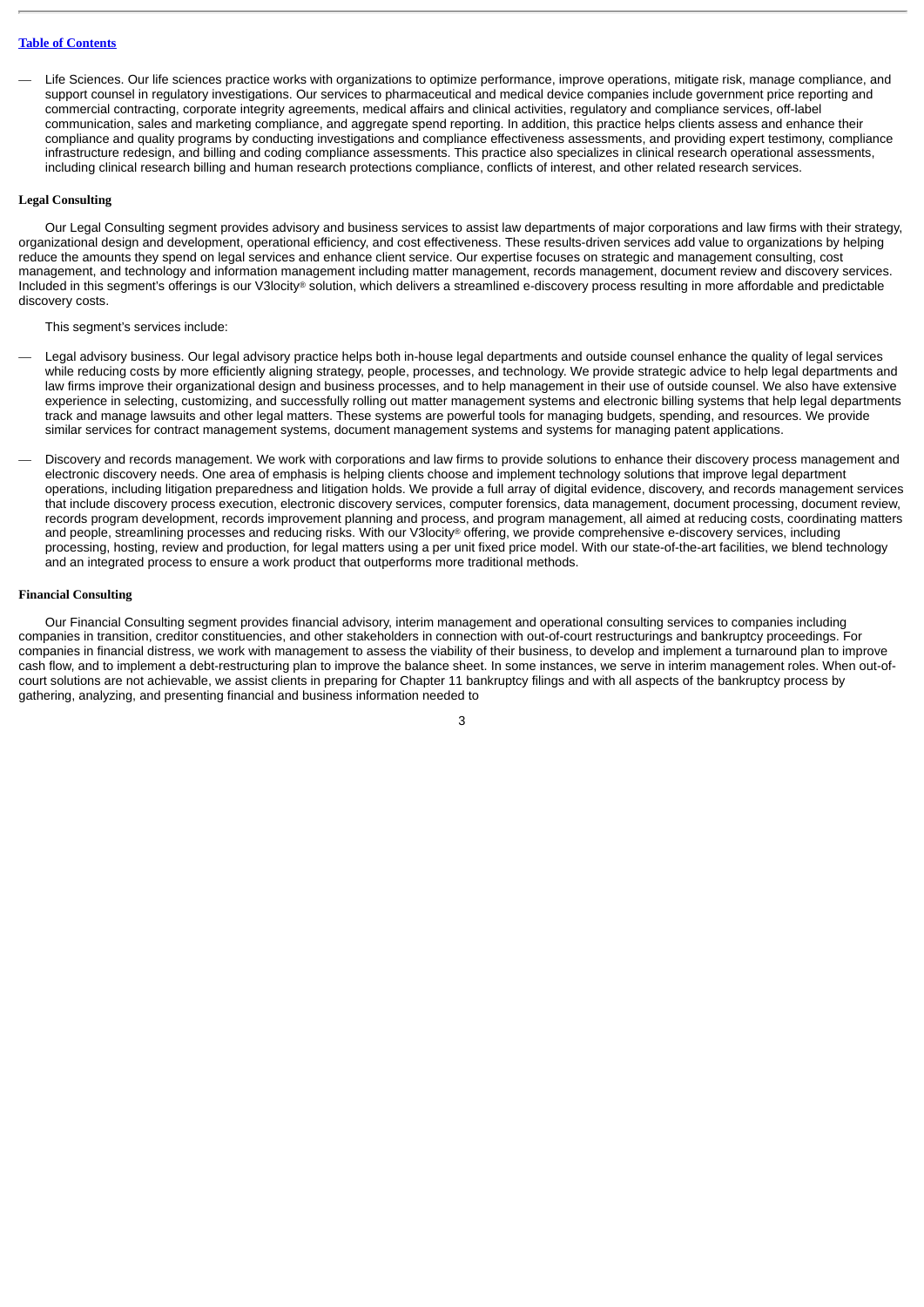— Life Sciences. Our life sciences practice works with organizations to optimize performance, improve operations, mitigate risk, manage compliance, and support counsel in regulatory investigations. Our services to pharmaceutical and medical device companies include government price reporting and commercial contracting, corporate integrity agreements, medical affairs and clinical activities, regulatory and compliance services, off-label communication, sales and marketing compliance, and aggregate spend reporting. In addition, this practice helps clients assess and enhance their compliance and quality programs by conducting investigations and compliance effectiveness assessments, and providing expert testimony, compliance infrastructure redesign, and billing and coding compliance assessments. This practice also specializes in clinical research operational assessments, including clinical research billing and human research protections compliance, conflicts of interest, and other related research services.

**Legal Consulting**

Our Legal Consulting segment provides advisory and business services to assist law departments of major corporations and law firms with their strategy, organizational design and development, operational efficiency, and cost effectiveness. These results-driven services add value to organizations by helping reduce the amounts they spend on legal services and enhance client service. Our expertise focuses on strategic and management consulting, cost management, and technology and information management including matter management, records management, document review and discovery services. Included in this segment's offerings is our V3locity® solution, which delivers a streamlined e-discovery process resulting in more affordable and predictable discovery costs.

This segment's services include:

— Legal advisory business. Our legal advisory practice helps both in-house legal departments and outside counsel enhance the quality of legal services while reducing costs by more efficiently aligning strategy, people, processes, and technology. We provide strategic advice to help legal departments and law firms improve their organizational design and business processes, and to help management in their use of outside counsel. We also have extensive experience in selecting, customizing, and successfully rolling out matter management systems and electronic billing systems that help legal departments track and manage lawsuits and other legal matters. These systems are powerful tools for managing budgets, spending, and resources. We provide similar services for contract management systems, document management systems and systems for managing patent applications.

— Discovery and records management. We work with corporations and law firms to provide solutions to enhance their discovery process management and electronic discovery needs. One area of emphasis is helping clients choose and implement technology solutions that improve legal department operations, including litigation preparedness and litigation holds. We provide a full array of digital evidence, discovery, and records management services that include discovery process execution, electronic discovery services, computer forensics, data management, document processing, document review, records program development, records improvement planning and process, and program management, all aimed at reducing costs, coordinating matters and people, streamlining processes and reducing risks. With our V3locity® offering, we provide comprehensive e-discovery services, including processing, hosting, review and production, for legal matters using a per unit fixed price model. With our state-of-the-art facilities, we blend technology and an integrated process to ensure a work product that outperforms more traditional methods.

**Financial Consulting**

Our Financial Consulting segment provides financial advisory, interim management and operational consulting services to companies including companies in transition, creditor constituencies, and other stakeholders in connection with out-of-court restructurings and bankruptcy proceedings. For companies in financial distress, we work with management to assess the viability of their business, to develop and implement a turnaround plan to improve cash flow, and to implement a debt-restructuring plan to improve the balance sheet. In some instances, we serve in interim management roles. When out-of-court solutions are not achievable, we assist clients in preparing for Chapter 11 bankruptcy filings and with all aspects of the bankruptcy process by gathering, analyzing, and presenting financial and business information needed to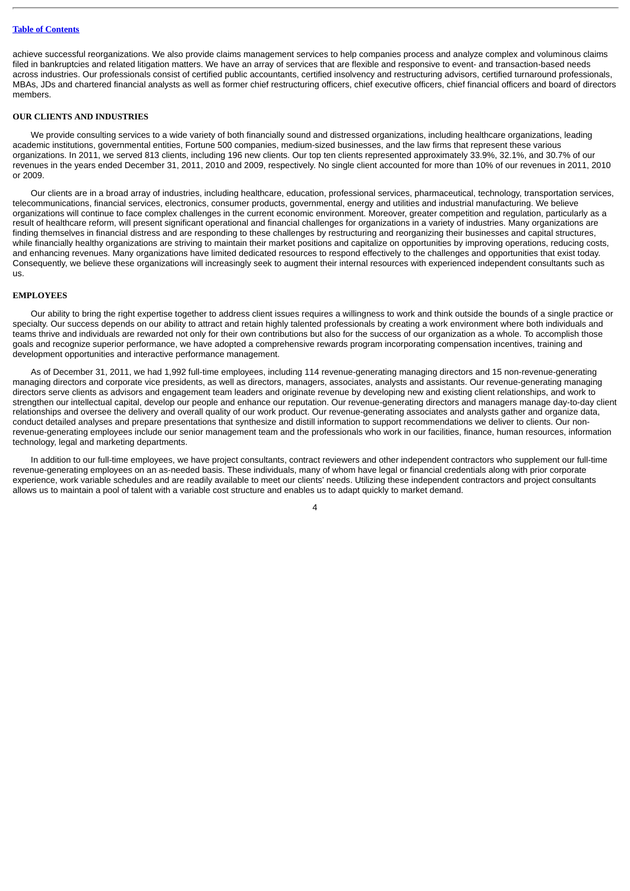achieve successful reorganizations. We also provide claims management services to help companies process and analyze complex and voluminous claims filed in bankruptcies and related litigation matters. We have an array of services that are flexible and responsive to event- and transaction-based needs across industries. Our professionals consist of certified public accountants, certified insolvency and restructuring advisors, certified turnaround professionals, MBAs, JDs and chartered financial analysts as well as former chief restructuring officers, chief executive officers, chief financial officers and board of directors members.

## OUR CLIENTS AND INDUSTRIES

We provide consulting services to a wide variety of both financially sound and distressed organizations, including healthcare organizations, leading academic institutions, governmental entities, Fortune 500 companies, medium-sized businesses, and the law firms that represent these various organizations. In 2011, we served 813 clients, including 196 new clients. Our top ten clients represented approximately 33.9%, 32.1%, and 30.7% of our revenues in the years ended December 31, 2011, 2010 and 2009, respectively. No single client accounted for more than 10% of our revenues in 2011, 2010 or 2009.

Our clients are in a broad array of industries, including healthcare, education, professional services, pharmaceutical, technology, transportation services, telecommunications, financial services, electronics, consumer products, governmental, energy and utilities and industrial manufacturing. We believe organizations will continue to face complex challenges in the current economic environment. Moreover, greater competition and regulation, particularly as a result of healthcare reform, will present significant operational and financial challenges for organizations in a variety of industries. Many organizations are finding themselves in financial distress and are responding to these challenges by restructuring and reorganizing their businesses and capital structures, while financially healthy organizations are striving to maintain their market positions and capitalize on opportunities by improving operations, reducing costs, and enhancing revenues. Many organizations have limited dedicated resources to respond effectively to the challenges and opportunities that exist today. Consequently, we believe these organizations will increasingly seek to augment their internal resources with experienced independent consultants such as us.

## EMPLOYEES

Our ability to bring the right expertise together to address client issues requires a willingness to work and think outside the bounds of a single practice or specialty. Our success depends on our ability to attract and retain highly talented professionals by creating a work environment where both individuals and teams thrive and individuals are rewarded not only for their own contributions but also for the success of our organization as a whole. To accomplish those goals and recognize superior performance, we have adopted a comprehensive rewards program incorporating compensation incentives, training and development opportunities and interactive performance management.

As of December 31, 2011, we had 1,992 full-time employees, including 114 revenue-generating managing directors and 15 non-revenue-generating managing directors and corporate vice presidents, as well as directors, managers, associates, analysts and assistants. Our revenue-generating managing directors serve clients as advisors and engagement team leaders and originate revenue by developing new and existing client relationships, and work to strengthen our intellectual capital, develop our people and enhance our reputation. Our revenue-generating directors and managers manage day-to-day client relationships and oversee the delivery and overall quality of our work product. Our revenue-generating associates and analysts gather and organize data, conduct detailed analyses and prepare presentations that synthesize and distill information to support recommendations we deliver to clients. Our non-revenue-generating employees include our senior management team and the professionals who work in our facilities, finance, human resources, information technology, legal and marketing departments.

In addition to our full-time employees, we have project consultants, contract reviewers and other independent contractors who supplement our full-time revenue-generating employees on an as-needed basis. These individuals, many of whom have legal or financial credentials along with prior corporate experience, work variable schedules and are readily available to meet our clients' needs. Utilizing these independent contractors and project consultants allows us to maintain a pool of talent with a variable cost structure and enables us to adapt quickly to market demand.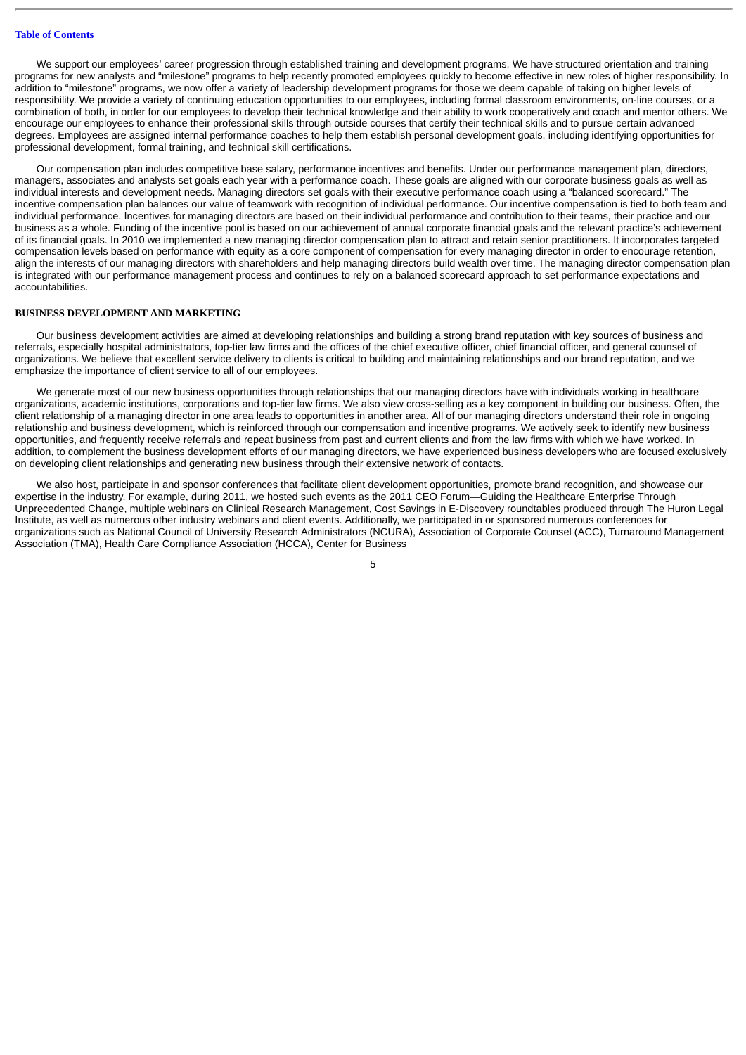We support our employees' career progression through established training and development programs. We have structured orientation and training programs for new analysts and "milestone" programs to help recently promoted employees quickly to become effective in new roles of higher responsibility. In addition to "milestone" programs, we now offer a variety of leadership development programs for those we deem capable of taking on higher levels of responsibility. We provide a variety of continuing education opportunities to our employees, including formal classroom environments, on-line courses, or a combination of both, in order for our employees to develop their technical knowledge and their ability to work cooperatively and coach and mentor others. We encourage our employees to enhance their professional skills through outside courses that certify their technical skills and to pursue certain advanced degrees. Employees are assigned internal performance coaches to help them establish personal development goals, including identifying opportunities for professional development, formal training, and technical skill certifications.

Our compensation plan includes competitive base salary, performance incentives and benefits. Under our performance management plan, directors, managers, associates and analysts set goals each year with a performance coach. These goals are aligned with our corporate business goals as well as individual interests and development needs. Managing directors set goals with their executive performance coach using a "balanced scorecard." The incentive compensation plan balances our value of teamwork with recognition of individual performance. Our incentive compensation is tied to both team and individual performance. Incentives for managing directors are based on their individual performance and contribution to their teams, their practice and our business as a whole. Funding of the incentive pool is based on our achievement of annual corporate financial goals and the relevant practice's achievement of its financial goals. In 2010 we implemented a new managing director compensation plan to attract and retain senior practitioners. It incorporates targeted compensation levels based on performance with equity as a core component of compensation for every managing director in order to encourage retention, align the interests of our managing directors with shareholders and help managing directors build wealth over time. The managing director compensation plan is integrated with our performance management process and continues to rely on a balanced scorecard approach to set performance expectations and accountabilities.

## BUSINESS DEVELOPMENT AND MARKETING

Our business development activities are aimed at developing relationships and building a strong brand reputation with key sources of business and referrals, especially hospital administrators, top-tier law firms and the offices of the chief executive officer, chief financial officer, and general counsel of organizations. We believe that excellent service delivery to clients is critical to building and maintaining relationships and our brand reputation, and we emphasize the importance of client service to all of our employees.

We generate most of our new business opportunities through relationships that our managing directors have with individuals working in healthcare organizations, academic institutions, corporations and top-tier law firms. We also view cross-selling as a key component in building our business. Often, the client relationship of a managing director in one area leads to opportunities in another area. All of our managing directors understand their role in ongoing relationship and business development, which is reinforced through our compensation and incentive programs. We actively seek to identify new business opportunities, and frequently receive referrals and repeat business from past and current clients and from the law firms with which we have worked. In addition, to complement the business development efforts of our managing directors, we have experienced business developers who are focused exclusively on developing client relationships and generating new business through their extensive network of contacts.

We also host, participate in and sponsor conferences that facilitate client development opportunities, promote brand recognition, and showcase our expertise in the industry. For example, during 2011, we hosted such events as the 2011 CEO Forum—Guiding the Healthcare Enterprise Through Unprecedented Change, multiple webinars on Clinical Research Management, Cost Savings in E-Discovery roundtables produced through The Huron Legal Institute, as well as numerous other industry webinars and client events. Additionally, we participated in or sponsored numerous conferences for organizations such as National Council of University Research Administrators (NCURA), Association of Corporate Counsel (ACC), Turnaround Management Association (TMA), Health Care Compliance Association (HCCA), Center for Business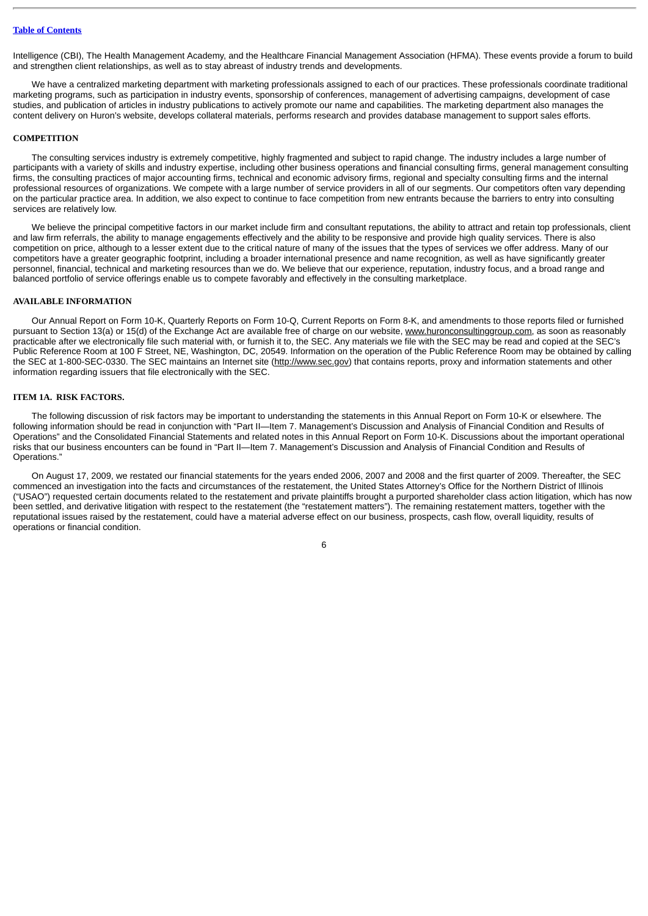Intelligence (CBI), The Health Management Academy, and the Healthcare Financial Management Association (HFMA). These events provide a forum to build and strengthen client relationships, as well as to stay abreast of industry trends and developments.

We have a centralized marketing department with marketing professionals assigned to each of our practices. These professionals coordinate traditional marketing programs, such as participation in industry events, sponsorship of conferences, management of advertising campaigns, development of case studies, and publication of articles in industry publications to actively promote our name and capabilities. The marketing department also manages the content delivery on Huron's website, develops collateral materials, performs research and provides database management to support sales efforts.

## COMPETITION

The consulting services industry is extremely competitive, highly fragmented and subject to rapid change. The industry includes a large number of participants with a variety of skills and industry expertise, including other business operations and financial consulting firms, general management consulting firms, the consulting practices of major accounting firms, technical and economic advisory firms, regional and specialty consulting firms and the internal professional resources of organizations. We compete with a large number of service providers in all of our segments. Our competitors often vary depending on the particular practice area. In addition, we also expect to continue to face competition from new entrants because the barriers to entry into consulting services are relatively low.

We believe the principal competitive factors in our market include firm and consultant reputations, the ability to attract and retain top professionals, client and law firm referrals, the ability to manage engagements effectively and the ability to be responsive and provide high quality services. There is also competition on price, although to a lesser extent due to the critical nature of many of the issues that the types of services we offer address. Many of our competitors have a greater geographic footprint, including a broader international presence and name recognition, as well as have significantly greater personnel, financial, technical and marketing resources than we do. We believe that our experience, reputation, industry focus, and a broad range and balanced portfolio of service offerings enable us to compete favorably and effectively in the consulting marketplace.

## AVAILABLE INFORMATION

Our Annual Report on Form 10-K, Quarterly Reports on Form 10-Q, Current Reports on Form 8-K, and amendments to those reports filed or furnished pursuant to Section 13(a) or 15(d) of the Exchange Act are available free of charge on our website, www.huronconsultinggroup.com, as soon as reasonably practicable after we electronically file such material with, or furnish it to, the SEC. Any materials we file with the SEC may be read and copied at the SEC's Public Reference Room at 100 F Street, NE, Washington, DC, 20549. Information on the operation of the Public Reference Room may be obtained by calling the SEC at 1-800-SEC-0330. The SEC maintains an Internet site (http://www.sec.gov) that contains reports, proxy and information statements and other information regarding issuers that file electronically with the SEC.

## ITEM 1A. RISK FACTORS.

The following discussion of risk factors may be important to understanding the statements in this Annual Report on Form 10-K or elsewhere. The following information should be read in conjunction with "Part II—Item 7. Management's Discussion and Analysis of Financial Condition and Results of Operations" and the Consolidated Financial Statements and related notes in this Annual Report on Form 10-K. Discussions about the important operational risks that our business encounters can be found in "Part II—Item 7. Management's Discussion and Analysis of Financial Condition and Results of Operations."

On August 17, 2009, we restated our financial statements for the years ended 2006, 2007 and 2008 and the first quarter of 2009. Thereafter, the SEC commenced an investigation into the facts and circumstances of the restatement, the United States Attorney's Office for the Northern District of Illinois ("USAO") requested certain documents related to the restatement and private plaintiffs brought a purported shareholder class action litigation, which has now been settled, and derivative litigation with respect to the restatement (the "restatement matters"). The remaining restatement matters, together with the reputational issues raised by the restatement, could have a material adverse effect on our business, prospects, cash flow, overall liquidity, results of operations or financial condition.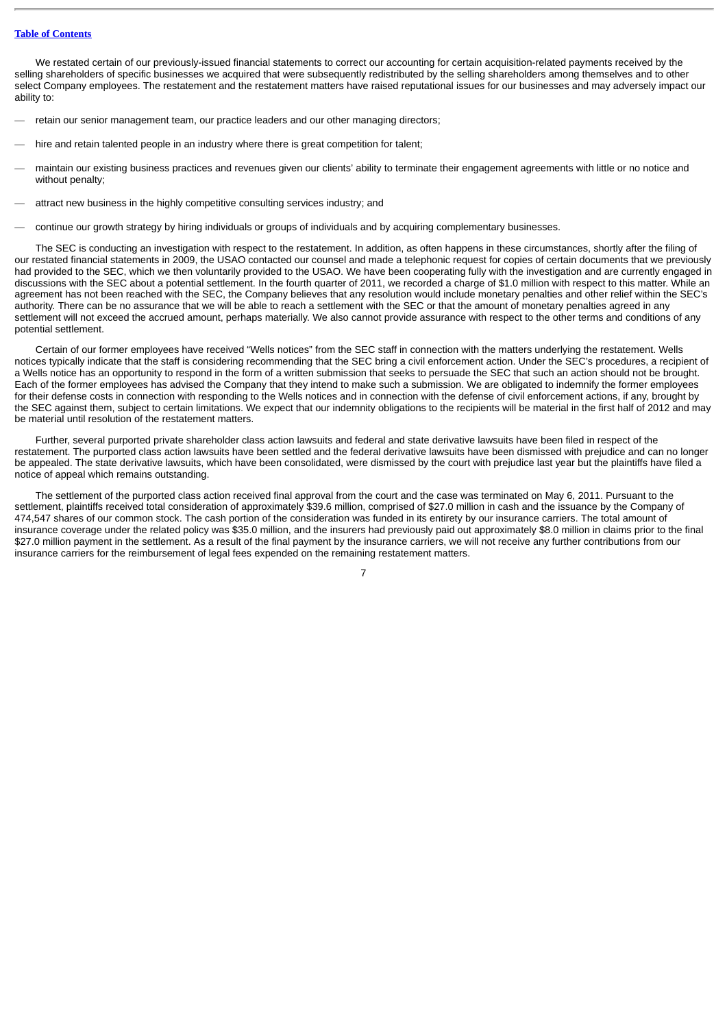We restated certain of our previously-issued financial statements to correct our accounting for certain acquisition-related payments received by the selling shareholders of specific businesses we acquired that were subsequently redistributed by the selling shareholders among themselves and to other select Company employees. The restatement and the restatement matters have raised reputational issues for our businesses and may adversely impact our ability to:

- retain our senior management team, our practice leaders and our other managing directors;
- hire and retain talented people in an industry where there is great competition for talent;
- maintain our existing business practices and revenues given our clients' ability to terminate their engagement agreements with little or no notice and without penalty;
- attract new business in the highly competitive consulting services industry; and
- continue our growth strategy by hiring individuals or groups of individuals and by acquiring complementary businesses.

The SEC is conducting an investigation with respect to the restatement. In addition, as often happens in these circumstances, shortly after the filing of our restated financial statements in 2009, the USAO contacted our counsel and made a telephonic request for copies of certain documents that we previously had provided to the SEC, which we then voluntarily provided to the USAO. We have been cooperating fully with the investigation and are currently engaged in discussions with the SEC about a potential settlement. In the fourth quarter of 2011, we recorded a charge of $1.0 million with respect to this matter. While an agreement has not been reached with the SEC, the Company believes that any resolution would include monetary penalties and other relief within the SEC's authority. There can be no assurance that we will be able to reach a settlement with the SEC or that the amount of monetary penalties agreed in any settlement will not exceed the accrued amount, perhaps materially. We also cannot provide assurance with respect to the other terms and conditions of any potential settlement.

Certain of our former employees have received "Wells notices" from the SEC staff in connection with the matters underlying the restatement. Wells notices typically indicate that the staff is considering recommending that the SEC bring a civil enforcement action. Under the SEC's procedures, a recipient of a Wells notice has an opportunity to respond in the form of a written submission that seeks to persuade the SEC that such an action should not be brought. Each of the former employees has advised the Company that they intend to make such a submission. We are obligated to indemnify the former employees for their defense costs in connection with responding to the Wells notices and in connection with the defense of civil enforcement actions, if any, brought by the SEC against them, subject to certain limitations. We expect that our indemnity obligations to the recipients will be material in the first half of 2012 and may be material until resolution of the restatement matters.

Further, several purported private shareholder class action lawsuits and federal and state derivative lawsuits have been filed in respect of the restatement. The purported class action lawsuits have been settled and the federal derivative lawsuits have been dismissed with prejudice and can no longer be appealed. The state derivative lawsuits, which have been consolidated, were dismissed by the court with prejudice last year but the plaintiffs have filed a notice of appeal which remains outstanding.

The settlement of the purported class action received final approval from the court and the case was terminated on May 6, 2011. Pursuant to the settlement, plaintiffs received total consideration of approximately $39.6 million, comprised of $27.0 million in cash and the issuance by the Company of 474,547 shares of our common stock. The cash portion of the consideration was funded in its entirety by our insurance carriers. The total amount of insurance coverage under the related policy was $35.0 million, and the insurers had previously paid out approximately $8.0 million in claims prior to the final $27.0 million payment in the settlement. As a result of the final payment by the insurance carriers, we will not receive any further contributions from our insurance carriers for the reimbursement of legal fees expended on the remaining restatement matters.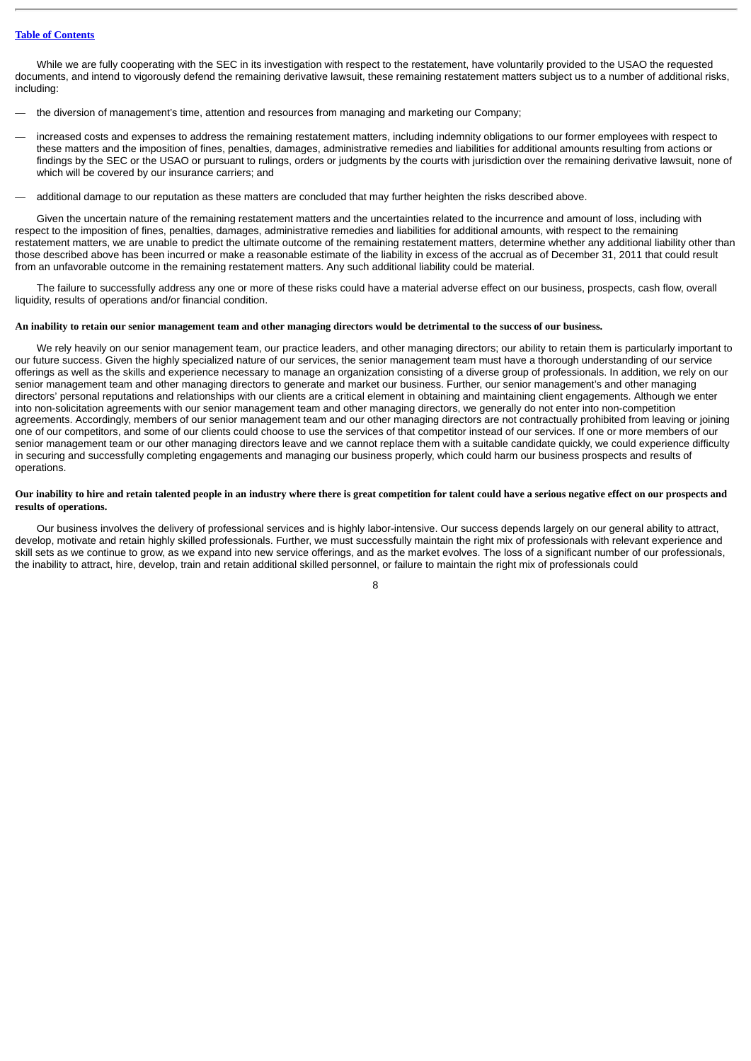While we are fully cooperating with the SEC in its investigation with respect to the restatement, have voluntarily provided to the USAO the requested documents, and intend to vigorously defend the remaining derivative lawsuit, these remaining restatement matters subject us to a number of additional risks, including:

- the diversion of management's time, attention and resources from managing and marketing our Company;
- increased costs and expenses to address the remaining restatement matters, including indemnity obligations to our former employees with respect to these matters and the imposition of fines, penalties, damages, administrative remedies and liabilities for additional amounts resulting from actions or findings by the SEC or the USAO or pursuant to rulings, orders or judgments by the courts with jurisdiction over the remaining derivative lawsuit, none of which will be covered by our insurance carriers; and
- additional damage to our reputation as these matters are concluded that may further heighten the risks described above.

Given the uncertain nature of the remaining restatement matters and the uncertainties related to the incurrence and amount of loss, including with respect to the imposition of fines, penalties, damages, administrative remedies and liabilities for additional amounts, with respect to the remaining restatement matters, we are unable to predict the ultimate outcome of the remaining restatement matters, determine whether any additional liability other than those described above has been incurred or make a reasonable estimate of the liability in excess of the accrual as of December 31, 2011 that could result from an unfavorable outcome in the remaining restatement matters. Any such additional liability could be material.

The failure to successfully address any one or more of these risks could have a material adverse effect on our business, prospects, cash flow, overall liquidity, results of operations and/or financial condition.

**An inability to retain our senior management team and other managing directors would be detrimental to the success of our business.**

We rely heavily on our senior management team, our practice leaders, and other managing directors; our ability to retain them is particularly important to our future success. Given the highly specialized nature of our services, the senior management team must have a thorough understanding of our service offerings as well as the skills and experience necessary to manage an organization consisting of a diverse group of professionals. In addition, we rely on our senior management team and other managing directors to generate and market our business. Further, our senior management's and other managing directors' personal reputations and relationships with our clients are a critical element in obtaining and maintaining client engagements. Although we enter into non-solicitation agreements with our senior management team and other managing directors, we generally do not enter into non-competition agreements. Accordingly, members of our senior management team and our other managing directors are not contractually prohibited from leaving or joining one of our competitors, and some of our clients could choose to use the services of that competitor instead of our services. If one or more members of our senior management team or our other managing directors leave and we cannot replace them with a suitable candidate quickly, we could experience difficulty in securing and successfully completing engagements and managing our business properly, which could harm our business prospects and results of operations.

**Our inability to hire and retain talented people in an industry where there is great competition for talent could have a serious negative effect on our prospects and results of operations.**

Our business involves the delivery of professional services and is highly labor-intensive. Our success depends largely on our general ability to attract, develop, motivate and retain highly skilled professionals. Further, we must successfully maintain the right mix of professionals with relevant experience and skill sets as we continue to grow, as we expand into new service offerings, and as the market evolves. The loss of a significant number of our professionals, the inability to attract, hire, develop, train and retain additional skilled personnel, or failure to maintain the right mix of professionals could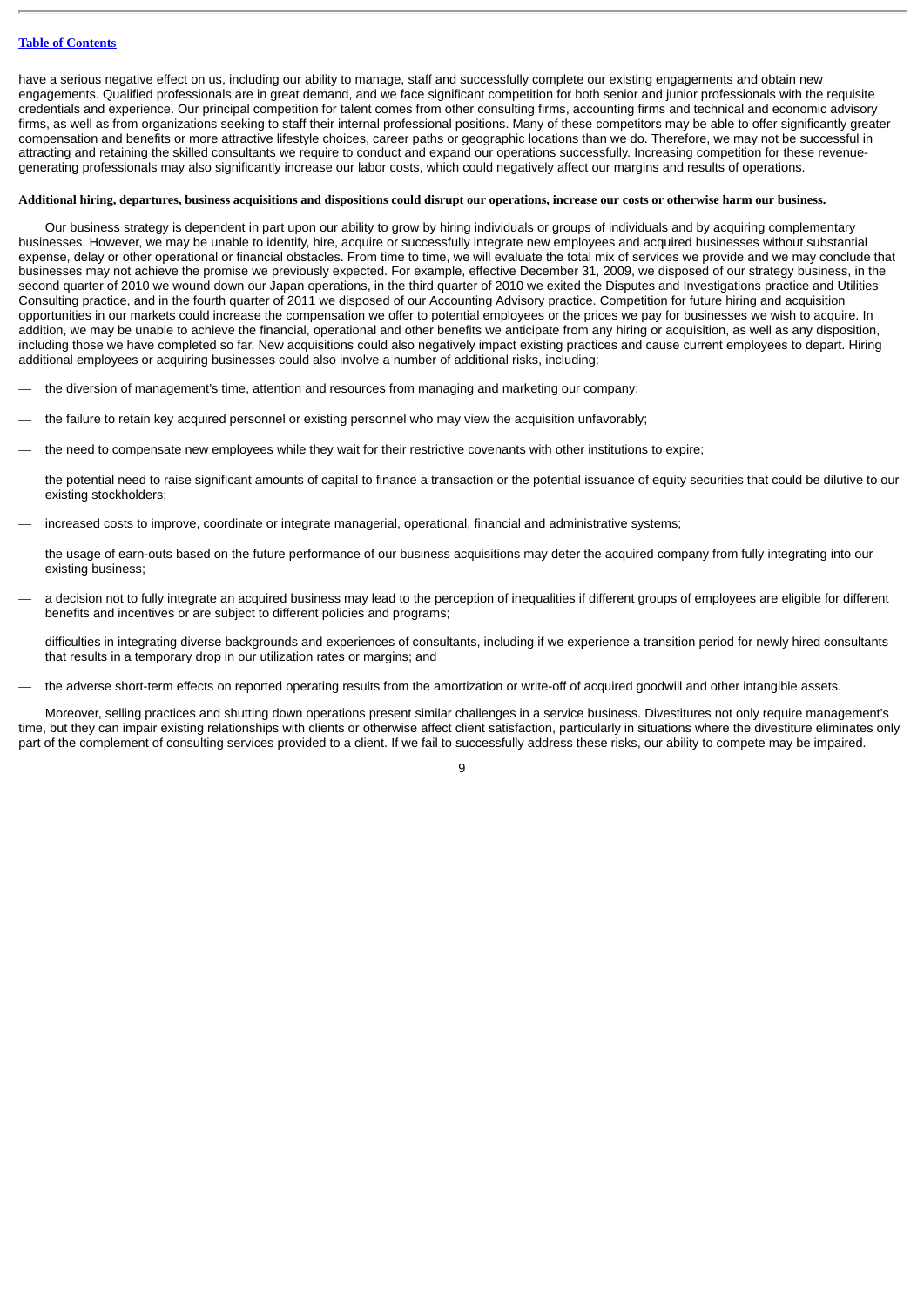have a serious negative effect on us, including our ability to manage, staff and successfully complete our existing engagements and obtain new engagements. Qualified professionals are in great demand, and we face significant competition for both senior and junior professionals with the requisite credentials and experience. Our principal competition for talent comes from other consulting firms, accounting firms and technical and economic advisory firms, as well as from organizations seeking to staff their internal professional positions. Many of these competitors may be able to offer significantly greater compensation and benefits or more attractive lifestyle choices, career paths or geographic locations than we do. Therefore, we may not be successful in attracting and retaining the skilled consultants we require to conduct and expand our operations successfully. Increasing competition for these revenue-generating professionals may also significantly increase our labor costs, which could negatively affect our margins and results of operations.

**Additional hiring, departures, business acquisitions and dispositions could disrupt our operations, increase our costs or otherwise harm our business.**

Our business strategy is dependent in part upon our ability to grow by hiring individuals or groups of individuals and by acquiring complementary businesses. However, we may be unable to identify, hire, acquire or successfully integrate new employees and acquired businesses without substantial expense, delay or other operational or financial obstacles. From time to time, we will evaluate the total mix of services we provide and we may conclude that businesses may not achieve the promise we previously expected. For example, effective December 31, 2009, we disposed of our strategy business, in the second quarter of 2010 we wound down our Japan operations, in the third quarter of 2010 we exited the Disputes and Investigations practice and Utilities Consulting practice, and in the fourth quarter of 2011 we disposed of our Accounting Advisory practice. Competition for future hiring and acquisition opportunities in our markets could increase the compensation we offer to potential employees or the prices we pay for businesses we wish to acquire. In addition, we may be unable to achieve the financial, operational and other benefits we anticipate from any hiring or acquisition, as well as any disposition, including those we have completed so far. New acquisitions could also negatively impact existing practices and cause current employees to depart. Hiring additional employees or acquiring businesses could also involve a number of additional risks, including:

- the diversion of management's time, attention and resources from managing and marketing our company;
- the failure to retain key acquired personnel or existing personnel who may view the acquisition unfavorably;
- the need to compensate new employees while they wait for their restrictive covenants with other institutions to expire;
- the potential need to raise significant amounts of capital to finance a transaction or the potential issuance of equity securities that could be dilutive to our existing stockholders;
- increased costs to improve, coordinate or integrate managerial, operational, financial and administrative systems;
- the usage of earn-outs based on the future performance of our business acquisitions may deter the acquired company from fully integrating into our existing business;
- a decision not to fully integrate an acquired business may lead to the perception of inequalities if different groups of employees are eligible for different benefits and incentives or are subject to different policies and programs;
- difficulties in integrating diverse backgrounds and experiences of consultants, including if we experience a transition period for newly hired consultants that results in a temporary drop in our utilization rates or margins; and
- the adverse short-term effects on reported operating results from the amortization or write-off of acquired goodwill and other intangible assets.

Moreover, selling practices and shutting down operations present similar challenges in a service business. Divestitures not only require management's time, but they can impair existing relationships with clients or otherwise affect client satisfaction, particularly in situations where the divestiture eliminates only part of the complement of consulting services provided to a client. If we fail to successfully address these risks, our ability to compete may be impaired.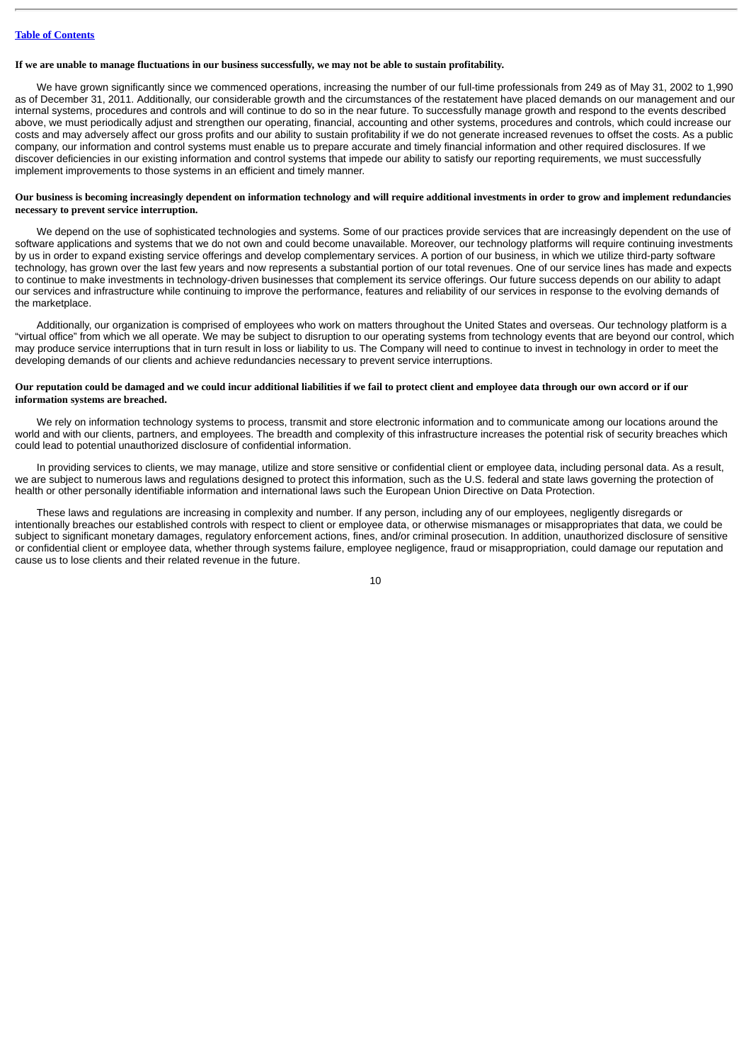**If we are unable to manage fluctuations in our business successfully, we may not be able to sustain profitability.**

We have grown significantly since we commenced operations, increasing the number of our full-time professionals from 249 as of May 31, 2002 to 1,990 as of December 31, 2011. Additionally, our considerable growth and the circumstances of the restatement have placed demands on our management and our internal systems, procedures and controls and will continue to do so in the near future. To successfully manage growth and respond to the events described above, we must periodically adjust and strengthen our operating, financial, accounting and other systems, procedures and controls, which could increase our costs and may adversely affect our gross profits and our ability to sustain profitability if we do not generate increased revenues to offset the costs. As a public company, our information and control systems must enable us to prepare accurate and timely financial information and other required disclosures. If we discover deficiencies in our existing information and control systems that impede our ability to satisfy our reporting requirements, we must successfully implement improvements to those systems in an efficient and timely manner.

**Our business is becoming increasingly dependent on information technology and will require additional investments in order to grow and implement redundancies necessary to prevent service interruption.**

We depend on the use of sophisticated technologies and systems. Some of our practices provide services that are increasingly dependent on the use of software applications and systems that we do not own and could become unavailable. Moreover, our technology platforms will require continuing investments by us in order to expand existing service offerings and develop complementary services. A portion of our business, in which we utilize third-party software technology, has grown over the last few years and now represents a substantial portion of our total revenues. One of our service lines has made and expects to continue to make investments in technology-driven businesses that complement its service offerings. Our future success depends on our ability to adapt our services and infrastructure while continuing to improve the performance, features and reliability of our services in response to the evolving demands of the marketplace.

Additionally, our organization is comprised of employees who work on matters throughout the United States and overseas. Our technology platform is a "virtual office" from which we all operate. We may be subject to disruption to our operating systems from technology events that are beyond our control, which may produce service interruptions that in turn result in loss or liability to us. The Company will need to continue to invest in technology in order to meet the developing demands of our clients and achieve redundancies necessary to prevent service interruptions.

**Our reputation could be damaged and we could incur additional liabilities if we fail to protect client and employee data through our own accord or if our information systems are breached.**

We rely on information technology systems to process, transmit and store electronic information and to communicate among our locations around the world and with our clients, partners, and employees. The breadth and complexity of this infrastructure increases the potential risk of security breaches which could lead to potential unauthorized disclosure of confidential information.

In providing services to clients, we may manage, utilize and store sensitive or confidential client or employee data, including personal data. As a result, we are subject to numerous laws and regulations designed to protect this information, such as the U.S. federal and state laws governing the protection of health or other personally identifiable information and international laws such the European Union Directive on Data Protection.

These laws and regulations are increasing in complexity and number. If any person, including any of our employees, negligently disregards or intentionally breaches our established controls with respect to client or employee data, or otherwise mismanages or misappropriates that data, we could be subject to significant monetary damages, regulatory enforcement actions, fines, and/or criminal prosecution. In addition, unauthorized disclosure of sensitive or confidential client or employee data, whether through systems failure, employee negligence, fraud or misappropriation, could damage our reputation and cause us to lose clients and their related revenue in the future.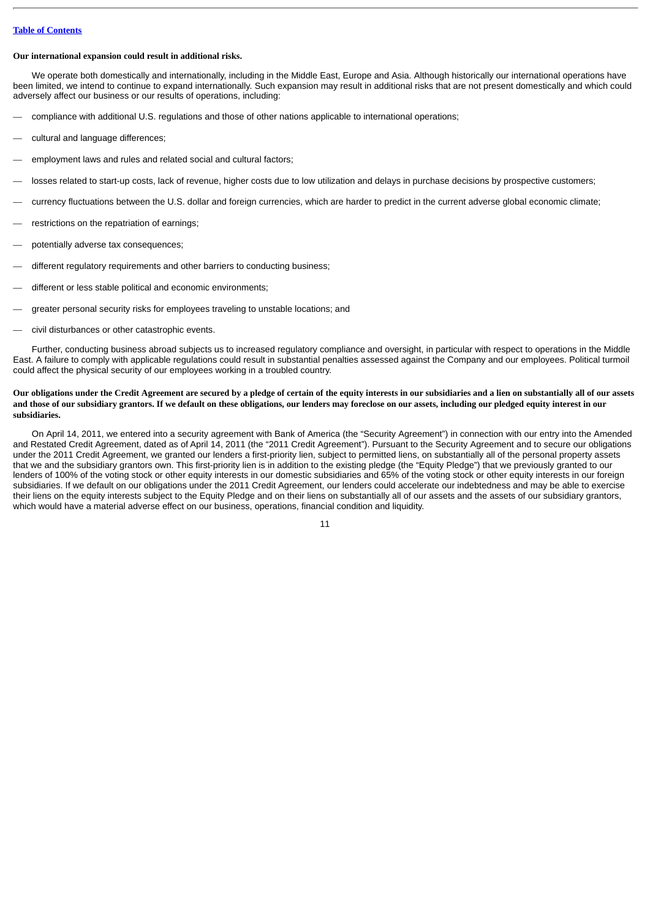**Our international expansion could result in additional risks.**

We operate both domestically and internationally, including in the Middle East, Europe and Asia. Although historically our international operations have been limited, we intend to continue to expand internationally. Such expansion may result in additional risks that are not present domestically and which could adversely affect our business or our results of operations, including:

- compliance with additional U.S. regulations and those of other nations applicable to international operations;
- cultural and language differences;
- employment laws and rules and related social and cultural factors;
- losses related to start-up costs, lack of revenue, higher costs due to low utilization and delays in purchase decisions by prospective customers;
- currency fluctuations between the U.S. dollar and foreign currencies, which are harder to predict in the current adverse global economic climate;
- restrictions on the repatriation of earnings;
- potentially adverse tax consequences;
- different regulatory requirements and other barriers to conducting business;
- different or less stable political and economic environments;
- greater personal security risks for employees traveling to unstable locations; and
- civil disturbances or other catastrophic events.

Further, conducting business abroad subjects us to increased regulatory compliance and oversight, in particular with respect to operations in the Middle East. A failure to comply with applicable regulations could result in substantial penalties assessed against the Company and our employees. Political turmoil could affect the physical security of our employees working in a troubled country.

**Our obligations under the Credit Agreement are secured by a pledge of certain of the equity interests in our subsidiaries and a lien on substantially all of our assets and those of our subsidiary grantors. If we default on these obligations, our lenders may foreclose on our assets, including our pledged equity interest in our subsidiaries.**

On April 14, 2011, we entered into a security agreement with Bank of America (the "Security Agreement") in connection with our entry into the Amended and Restated Credit Agreement, dated as of April 14, 2011 (the "2011 Credit Agreement"). Pursuant to the Security Agreement and to secure our obligations under the 2011 Credit Agreement, we granted our lenders a first-priority lien, subject to permitted liens, on substantially all of the personal property assets that we and the subsidiary grantors own. This first-priority lien is in addition to the existing pledge (the "Equity Pledge") that we previously granted to our lenders of 100% of the voting stock or other equity interests in our domestic subsidiaries and 65% of the voting stock or other equity interests in our foreign subsidiaries. If we default on our obligations under the 2011 Credit Agreement, our lenders could accelerate our indebtedness and may be able to exercise their liens on the equity interests subject to the Equity Pledge and on their liens on substantially all of our assets and the assets of our subsidiary grantors, which would have a material adverse effect on our business, operations, financial condition and liquidity.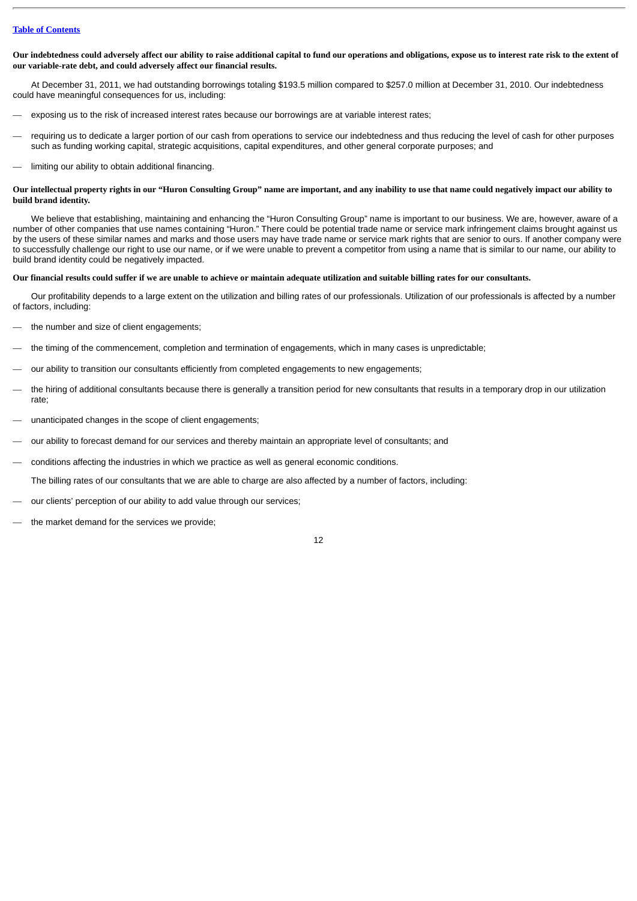**Our indebtedness could adversely affect our ability to raise additional capital to fund our operations and obligations, expose us to interest rate risk to the extent of our variable-rate debt, and could adversely affect our financial results.**

At December 31, 2011, we had outstanding borrowings totaling $193.5 million compared to $257.0 million at December 31, 2010. Our indebtedness could have meaningful consequences for us, including:

- exposing us to the risk of increased interest rates because our borrowings are at variable interest rates;
- requiring us to dedicate a larger portion of our cash from operations to service our indebtedness and thus reducing the level of cash for other purposes such as funding working capital, strategic acquisitions, capital expenditures, and other general corporate purposes; and
- limiting our ability to obtain additional financing.

**Our intellectual property rights in our "Huron Consulting Group" name are important, and any inability to use that name could negatively impact our ability to build brand identity.**

We believe that establishing, maintaining and enhancing the "Huron Consulting Group" name is important to our business. We are, however, aware of a number of other companies that use names containing "Huron." There could be potential trade name or service mark infringement claims brought against us by the users of these similar names and marks and those users may have trade name or service mark rights that are senior to ours. If another company were to successfully challenge our right to use our name, or if we were unable to prevent a competitor from using a name that is similar to our name, our ability to build brand identity could be negatively impacted.

**Our financial results could suffer if we are unable to achieve or maintain adequate utilization and suitable billing rates for our consultants.**

Our profitability depends to a large extent on the utilization and billing rates of our professionals. Utilization of our professionals is affected by a number of factors, including:

- the number and size of client engagements;
- the timing of the commencement, completion and termination of engagements, which in many cases is unpredictable;
- our ability to transition our consultants efficiently from completed engagements to new engagements;
- the hiring of additional consultants because there is generally a transition period for new consultants that results in a temporary drop in our utilization rate;
- unanticipated changes in the scope of client engagements;
- our ability to forecast demand for our services and thereby maintain an appropriate level of consultants; and
- conditions affecting the industries in which we practice as well as general economic conditions.

The billing rates of our consultants that we are able to charge are also affected by a number of factors, including:

- our clients' perception of our ability to add value through our services;
- the market demand for the services we provide;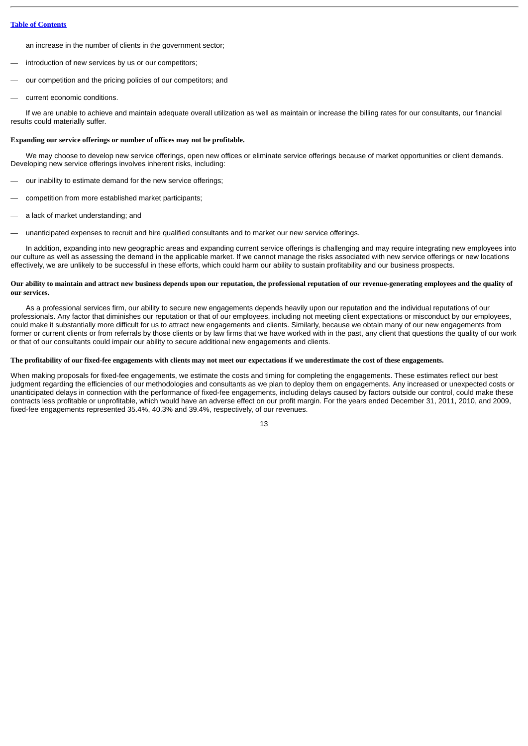- an increase in the number of clients in the government sector;
- introduction of new services by us or our competitors;
- our competition and the pricing policies of our competitors; and
- current economic conditions.

If we are unable to achieve and maintain adequate overall utilization as well as maintain or increase the billing rates for our consultants, our financial results could materially suffer.

**Expanding our service offerings or number of offices may not be profitable.**

We may choose to develop new service offerings, open new offices or eliminate service offerings because of market opportunities or client demands. Developing new service offerings involves inherent risks, including:

- our inability to estimate demand for the new service offerings;
- competition from more established market participants;
- a lack of market understanding; and
- unanticipated expenses to recruit and hire qualified consultants and to market our new service offerings.

In addition, expanding into new geographic areas and expanding current service offerings is challenging and may require integrating new employees into our culture as well as assessing the demand in the applicable market. If we cannot manage the risks associated with new service offerings or new locations effectively, we are unlikely to be successful in these efforts, which could harm our ability to sustain profitability and our business prospects.

**Our ability to maintain and attract new business depends upon our reputation, the professional reputation of our revenue-generating employees and the quality of our services.**

As a professional services firm, our ability to secure new engagements depends heavily upon our reputation and the individual reputations of our professionals. Any factor that diminishes our reputation or that of our employees, including not meeting client expectations or misconduct by our employees, could make it substantially more difficult for us to attract new engagements and clients. Similarly, because we obtain many of our new engagements from former or current clients or from referrals by those clients or by law firms that we have worked with in the past, any client that questions the quality of our work or that of our consultants could impair our ability to secure additional new engagements and clients.

**The profitability of our fixed-fee engagements with clients may not meet our expectations if we underestimate the cost of these engagements.**

When making proposals for fixed-fee engagements, we estimate the costs and timing for completing the engagements. These estimates reflect our best judgment regarding the efficiencies of our methodologies and consultants as we plan to deploy them on engagements. Any increased or unexpected costs or unanticipated delays in connection with the performance of fixed-fee engagements, including delays caused by factors outside our control, could make these contracts less profitable or unprofitable, which would have an adverse effect on our profit margin. For the years ended December 31, 2011, 2010, and 2009, fixed-fee engagements represented 35.4%, 40.3% and 39.4%, respectively, of our revenues.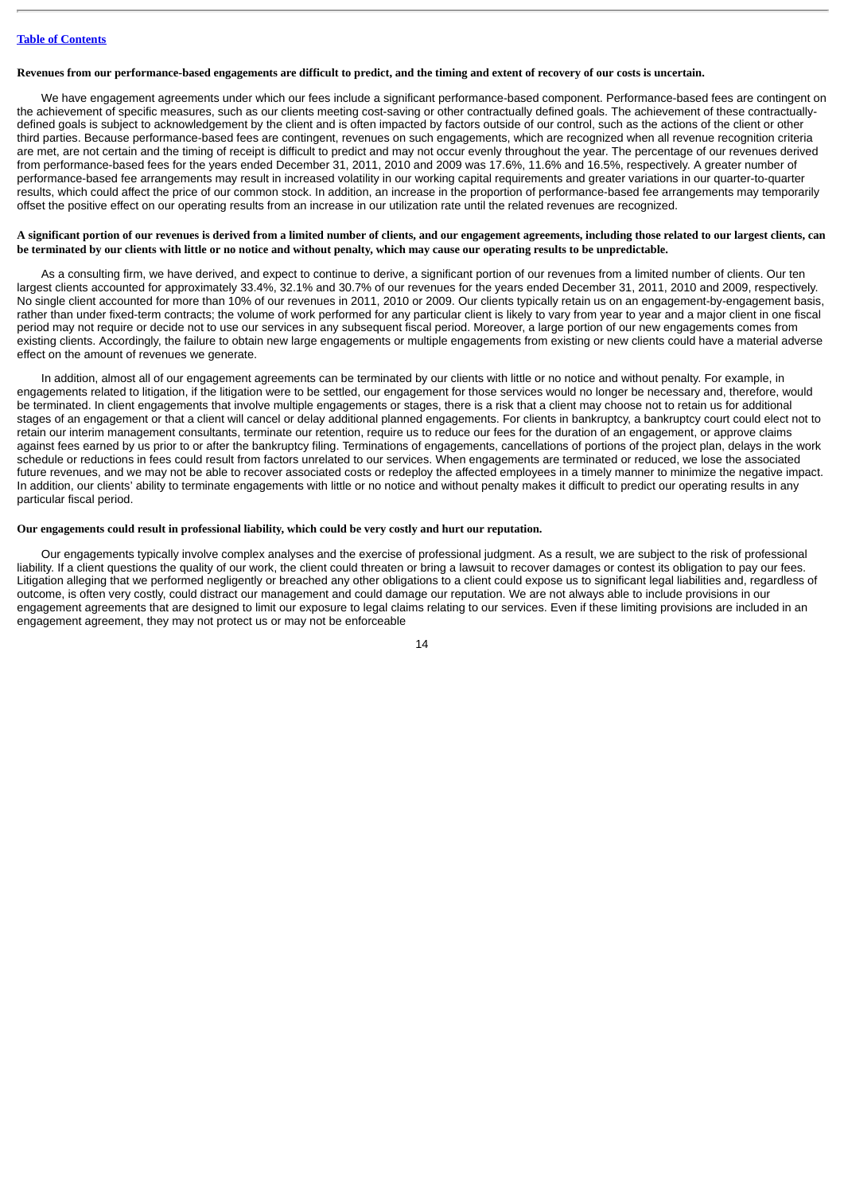**Revenues from our performance-based engagements are difficult to predict, and the timing and extent of recovery of our costs is uncertain.**

We have engagement agreements under which our fees include a significant performance-based component. Performance-based fees are contingent on the achievement of specific measures, such as our clients meeting cost-saving or other contractually defined goals. The achievement of these contractually-defined goals is subject to acknowledgement by the client and is often impacted by factors outside of our control, such as the actions of the client or other third parties. Because performance-based fees are contingent, revenues on such engagements, which are recognized when all revenue recognition criteria are met, are not certain and the timing of receipt is difficult to predict and may not occur evenly throughout the year. The percentage of our revenues derived from performance-based fees for the years ended December 31, 2011, 2010 and 2009 was 17.6%, 11.6% and 16.5%, respectively. A greater number of performance-based fee arrangements may result in increased volatility in our working capital requirements and greater variations in our quarter-to-quarter results, which could affect the price of our common stock. In addition, an increase in the proportion of performance-based fee arrangements may temporarily offset the positive effect on our operating results from an increase in our utilization rate until the related revenues are recognized.

**A significant portion of our revenues is derived from a limited number of clients, and our engagement agreements, including those related to our largest clients, can be terminated by our clients with little or no notice and without penalty, which may cause our operating results to be unpredictable.**

As a consulting firm, we have derived, and expect to continue to derive, a significant portion of our revenues from a limited number of clients. Our ten largest clients accounted for approximately 33.4%, 32.1% and 30.7% of our revenues for the years ended December 31, 2011, 2010 and 2009, respectively. No single client accounted for more than 10% of our revenues in 2011, 2010 or 2009. Our clients typically retain us on an engagement-by-engagement basis, rather than under fixed-term contracts; the volume of work performed for any particular client is likely to vary from year to year and a major client in one fiscal period may not require or decide not to use our services in any subsequent fiscal period. Moreover, a large portion of our new engagements comes from existing clients. Accordingly, the failure to obtain new large engagements or multiple engagements from existing or new clients could have a material adverse effect on the amount of revenues we generate.

In addition, almost all of our engagement agreements can be terminated by our clients with little or no notice and without penalty. For example, in engagements related to litigation, if the litigation were to be settled, our engagement for those services would no longer be necessary and, therefore, would be terminated. In client engagements that involve multiple engagements or stages, there is a risk that a client may choose not to retain us for additional stages of an engagement or that a client will cancel or delay additional planned engagements. For clients in bankruptcy, a bankruptcy court could elect not to retain our interim management consultants, terminate our retention, require us to reduce our fees for the duration of an engagement, or approve claims against fees earned by us prior to or after the bankruptcy filing. Terminations of engagements, cancellations of portions of the project plan, delays in the work schedule or reductions in fees could result from factors unrelated to our services. When engagements are terminated or reduced, we lose the associated future revenues, and we may not be able to recover associated costs or redeploy the affected employees in a timely manner to minimize the negative impact. In addition, our clients' ability to terminate engagements with little or no notice and without penalty makes it difficult to predict our operating results in any particular fiscal period.

**Our engagements could result in professional liability, which could be very costly and hurt our reputation.**

Our engagements typically involve complex analyses and the exercise of professional judgment. As a result, we are subject to the risk of professional liability. If a client questions the quality of our work, the client could threaten or bring a lawsuit to recover damages or contest its obligation to pay our fees. Litigation alleging that we performed negligently or breached any other obligations to a client could expose us to significant legal liabilities and, regardless of outcome, is often very costly, could distract our management and could damage our reputation. We are not always able to include provisions in our engagement agreements that are designed to limit our exposure to legal claims relating to our services. Even if these limiting provisions are included in an engagement agreement, they may not protect us or may not be enforceable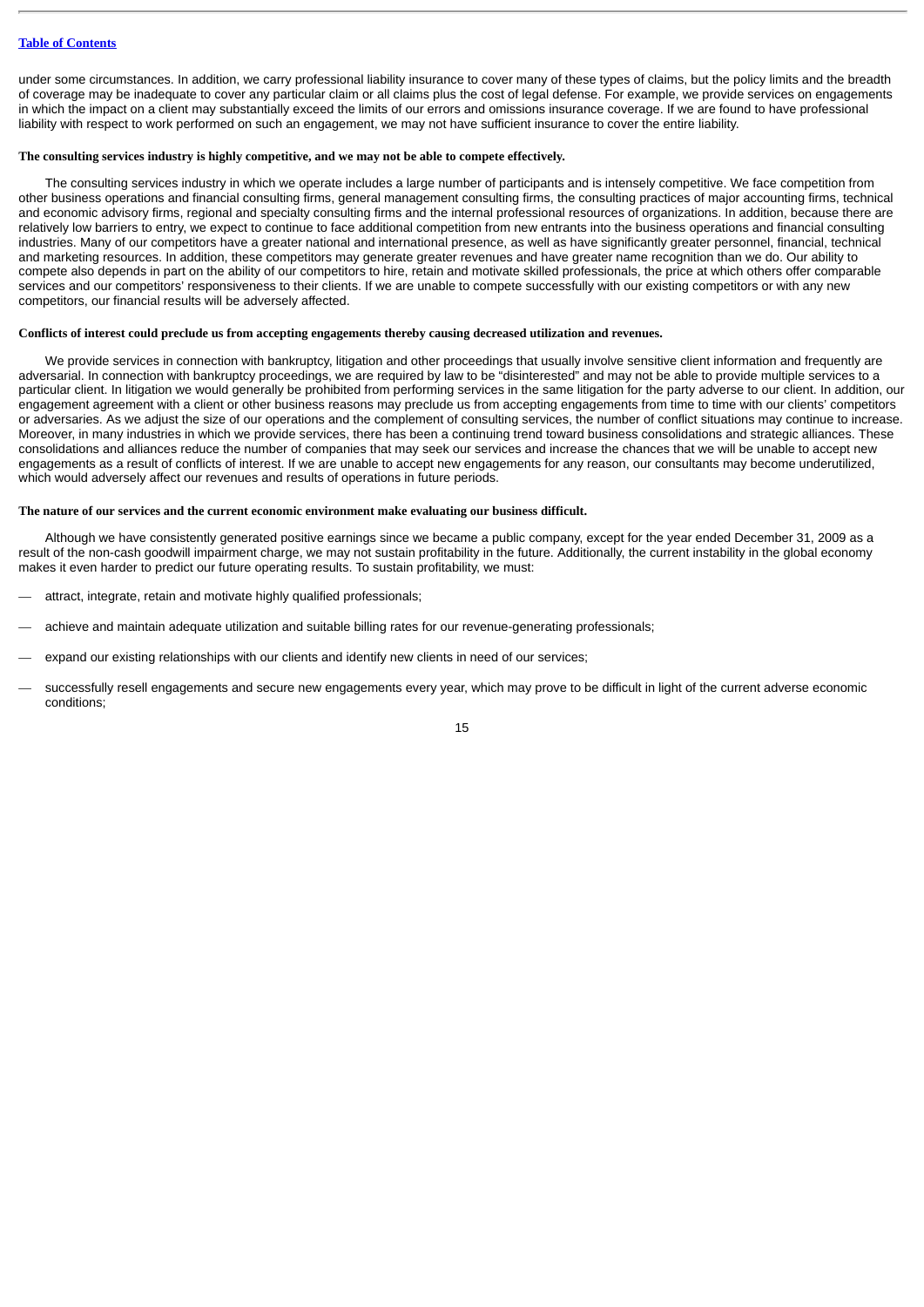under some circumstances. In addition, we carry professional liability insurance to cover many of these types of claims, but the policy limits and the breadth of coverage may be inadequate to cover any particular claim or all claims plus the cost of legal defense. For example, we provide services on engagements in which the impact on a client may substantially exceed the limits of our errors and omissions insurance coverage. If we are found to have professional liability with respect to work performed on such an engagement, we may not have sufficient insurance to cover the entire liability.

**The consulting services industry is highly competitive, and we may not be able to compete effectively.**

The consulting services industry in which we operate includes a large number of participants and is intensely competitive. We face competition from other business operations and financial consulting firms, general management consulting firms, the consulting practices of major accounting firms, technical and economic advisory firms, regional and specialty consulting firms and the internal professional resources of organizations. In addition, because there are relatively low barriers to entry, we expect to continue to face additional competition from new entrants into the business operations and financial consulting industries. Many of our competitors have a greater national and international presence, as well as have significantly greater personnel, financial, technical and marketing resources. In addition, these competitors may generate greater revenues and have greater name recognition than we do. Our ability to compete also depends in part on the ability of our competitors to hire, retain and motivate skilled professionals, the price at which others offer comparable services and our competitors' responsiveness to their clients. If we are unable to compete successfully with our existing competitors or with any new competitors, our financial results will be adversely affected.

**Conflicts of interest could preclude us from accepting engagements thereby causing decreased utilization and revenues.**

We provide services in connection with bankruptcy, litigation and other proceedings that usually involve sensitive client information and frequently are adversarial. In connection with bankruptcy proceedings, we are required by law to be "disinterested" and may not be able to provide multiple services to a particular client. In litigation we would generally be prohibited from performing services in the same litigation for the party adverse to our client. In addition, our engagement agreement with a client or other business reasons may preclude us from accepting engagements from time to time with our clients' competitors or adversaries. As we adjust the size of our operations and the complement of consulting services, the number of conflict situations may continue to increase. Moreover, in many industries in which we provide services, there has been a continuing trend toward business consolidations and strategic alliances. These consolidations and alliances reduce the number of companies that may seek our services and increase the chances that we will be unable to accept new engagements as a result of conflicts of interest. If we are unable to accept new engagements for any reason, our consultants may become underutilized, which would adversely affect our revenues and results of operations in future periods.

**The nature of our services and the current economic environment make evaluating our business difficult.**

Although we have consistently generated positive earnings since we became a public company, except for the year ended December 31, 2009 as a result of the non-cash goodwill impairment charge, we may not sustain profitability in the future. Additionally, the current instability in the global economy makes it even harder to predict our future operating results. To sustain profitability, we must:

- attract, integrate, retain and motivate highly qualified professionals;
- achieve and maintain adequate utilization and suitable billing rates for our revenue-generating professionals;
- expand our existing relationships with our clients and identify new clients in need of our services;
- successfully resell engagements and secure new engagements every year, which may prove to be difficult in light of the current adverse economic conditions;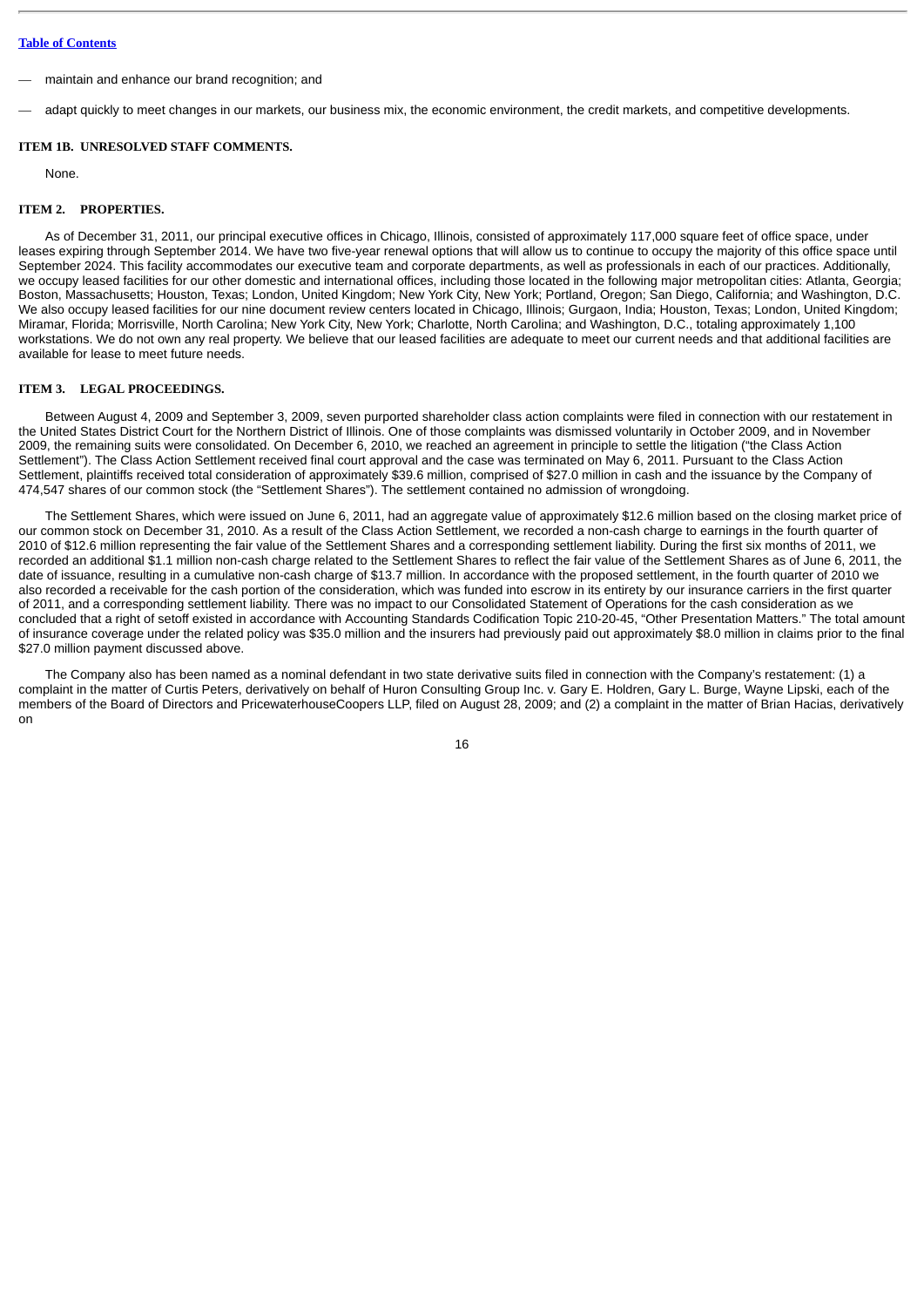— maintain and enhance our brand recognition; and

— adapt quickly to meet changes in our markets, our business mix, the economic environment, the credit markets, and competitive developments.

## ITEM 1B. UNRESOLVED STAFF COMMENTS.

None.

## ITEM 2. PROPERTIES.

As of December 31, 2011, our principal executive offices in Chicago, Illinois, consisted of approximately 117,000 square feet of office space, under leases expiring through September 2014. We have two five-year renewal options that will allow us to continue to occupy the majority of this office space until September 2024. This facility accommodates our executive team and corporate departments, as well as professionals in each of our practices. Additionally, we occupy leased facilities for our other domestic and international offices, including those located in the following major metropolitan cities: Atlanta, Georgia; Boston, Massachusetts; Houston, Texas; London, United Kingdom; New York City, New York; Portland, Oregon; San Diego, California; and Washington, D.C. We also occupy leased facilities for our nine document review centers located in Chicago, Illinois; Gurgaon, India; Houston, Texas; London, United Kingdom; Miramar, Florida; Morrisville, North Carolina; New York City, New York; Charlotte, North Carolina; and Washington, D.C., totaling approximately 1,100 workstations. We do not own any real property. We believe that our leased facilities are adequate to meet our current needs and that additional facilities are available for lease to meet future needs.

## ITEM 3. LEGAL PROCEEDINGS.

Between August 4, 2009 and September 3, 2009, seven purported shareholder class action complaints were filed in connection with our restatement in the United States District Court for the Northern District of Illinois. One of those complaints was dismissed voluntarily in October 2009, and in November 2009, the remaining suits were consolidated. On December 6, 2010, we reached an agreement in principle to settle the litigation ("the Class Action Settlement"). The Class Action Settlement received final court approval and the case was terminated on May 6, 2011. Pursuant to the Class Action Settlement, plaintiffs received total consideration of approximately $39.6 million, comprised of $27.0 million in cash and the issuance by the Company of 474,547 shares of our common stock (the "Settlement Shares"). The settlement contained no admission of wrongdoing.

The Settlement Shares, which were issued on June 6, 2011, had an aggregate value of approximately $12.6 million based on the closing market price of our common stock on December 31, 2010. As a result of the Class Action Settlement, we recorded a non-cash charge to earnings in the fourth quarter of 2010 of $12.6 million representing the fair value of the Settlement Shares and a corresponding settlement liability. During the first six months of 2011, we recorded an additional $1.1 million non-cash charge related to the Settlement Shares to reflect the fair value of the Settlement Shares as of June 6, 2011, the date of issuance, resulting in a cumulative non-cash charge of $13.7 million. In accordance with the proposed settlement, in the fourth quarter of 2010 we also recorded a receivable for the cash portion of the consideration, which was funded into escrow in its entirety by our insurance carriers in the first quarter of 2011, and a corresponding settlement liability. There was no impact to our Consolidated Statement of Operations for the cash consideration as we concluded that a right of setoff existed in accordance with Accounting Standards Codification Topic 210-20-45, "Other Presentation Matters." The total amount of insurance coverage under the related policy was $35.0 million and the insurers had previously paid out approximately $8.0 million in claims prior to the final $27.0 million payment discussed above.

The Company also has been named as a nominal defendant in two state derivative suits filed in connection with the Company's restatement: (1) a complaint in the matter of Curtis Peters, derivatively on behalf of Huron Consulting Group Inc. v. Gary E. Holdren, Gary L. Burge, Wayne Lipski, each of the members of the Board of Directors and PricewaterhouseCoopers LLP, filed on August 28, 2009; and (2) a complaint in the matter of Brian Hacias, derivatively on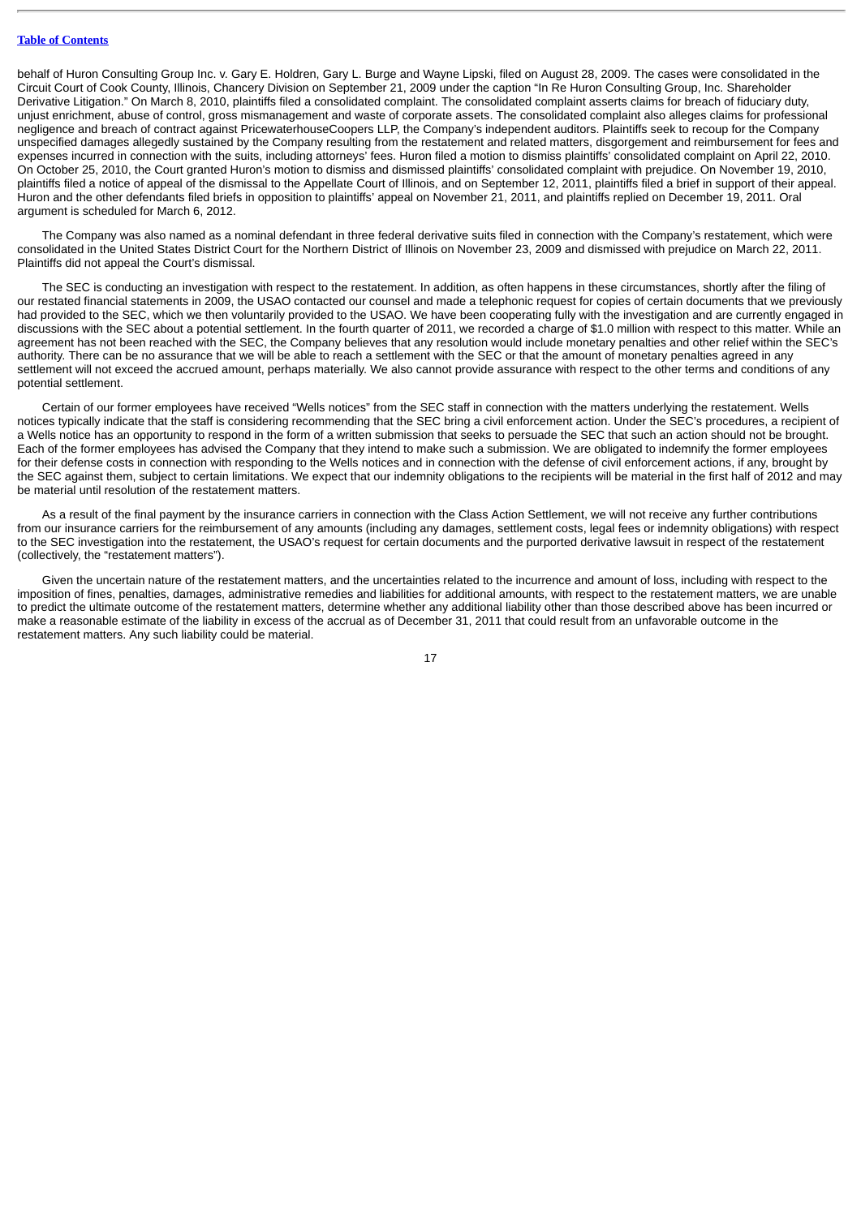behalf of Huron Consulting Group Inc. v. Gary E. Holdren, Gary L. Burge and Wayne Lipski, filed on August 28, 2009. The cases were consolidated in the Circuit Court of Cook County, Illinois, Chancery Division on September 21, 2009 under the caption "In Re Huron Consulting Group, Inc. Shareholder Derivative Litigation." On March 8, 2010, plaintiffs filed a consolidated complaint. The consolidated complaint asserts claims for breach of fiduciary duty, unjust enrichment, abuse of control, gross mismanagement and waste of corporate assets. The consolidated complaint also alleges claims for professional negligence and breach of contract against PricewaterhouseCoopers LLP, the Company's independent auditors. Plaintiffs seek to recoup for the Company unspecified damages allegedly sustained by the Company resulting from the restatement and related matters, disgorgement and reimbursement for fees and expenses incurred in connection with the suits, including attorneys' fees. Huron filed a motion to dismiss plaintiffs' consolidated complaint on April 22, 2010. On October 25, 2010, the Court granted Huron's motion to dismiss and dismissed plaintiffs' consolidated complaint with prejudice. On November 19, 2010, plaintiffs filed a notice of appeal of the dismissal to the Appellate Court of Illinois, and on September 12, 2011, plaintiffs filed a brief in support of their appeal. Huron and the other defendants filed briefs in opposition to plaintiffs' appeal on November 21, 2011, and plaintiffs replied on December 19, 2011. Oral argument is scheduled for March 6, 2012.

The Company was also named as a nominal defendant in three federal derivative suits filed in connection with the Company's restatement, which were consolidated in the United States District Court for the Northern District of Illinois on November 23, 2009 and dismissed with prejudice on March 22, 2011. Plaintiffs did not appeal the Court's dismissal.

The SEC is conducting an investigation with respect to the restatement. In addition, as often happens in these circumstances, shortly after the filing of our restated financial statements in 2009, the USAO contacted our counsel and made a telephonic request for copies of certain documents that we previously had provided to the SEC, which we then voluntarily provided to the USAO. We have been cooperating fully with the investigation and are currently engaged in discussions with the SEC about a potential settlement. In the fourth quarter of 2011, we recorded a charge of $1.0 million with respect to this matter. While an agreement has not been reached with the SEC, the Company believes that any resolution would include monetary penalties and other relief within the SEC's authority. There can be no assurance that we will be able to reach a settlement with the SEC or that the amount of monetary penalties agreed in any settlement will not exceed the accrued amount, perhaps materially. We also cannot provide assurance with respect to the other terms and conditions of any potential settlement.

Certain of our former employees have received "Wells notices" from the SEC staff in connection with the matters underlying the restatement. Wells notices typically indicate that the staff is considering recommending that the SEC bring a civil enforcement action. Under the SEC's procedures, a recipient of a Wells notice has an opportunity to respond in the form of a written submission that seeks to persuade the SEC that such an action should not be brought. Each of the former employees has advised the Company that they intend to make such a submission. We are obligated to indemnify the former employees for their defense costs in connection with responding to the Wells notices and in connection with the defense of civil enforcement actions, if any, brought by the SEC against them, subject to certain limitations. We expect that our indemnity obligations to the recipients will be material in the first half of 2012 and may be material until resolution of the restatement matters.

As a result of the final payment by the insurance carriers in connection with the Class Action Settlement, we will not receive any further contributions from our insurance carriers for the reimbursement of any amounts (including any damages, settlement costs, legal fees or indemnity obligations) with respect to the SEC investigation into the restatement, the USAO's request for certain documents and the purported derivative lawsuit in respect of the restatement (collectively, the "restatement matters").

Given the uncertain nature of the restatement matters, and the uncertainties related to the incurrence and amount of loss, including with respect to the imposition of fines, penalties, damages, administrative remedies and liabilities for additional amounts, with respect to the restatement matters, we are unable to predict the ultimate outcome of the restatement matters, determine whether any additional liability other than those described above has been incurred or make a reasonable estimate of the liability in excess of the accrual as of December 31, 2011 that could result from an unfavorable outcome in the restatement matters. Any such liability could be material.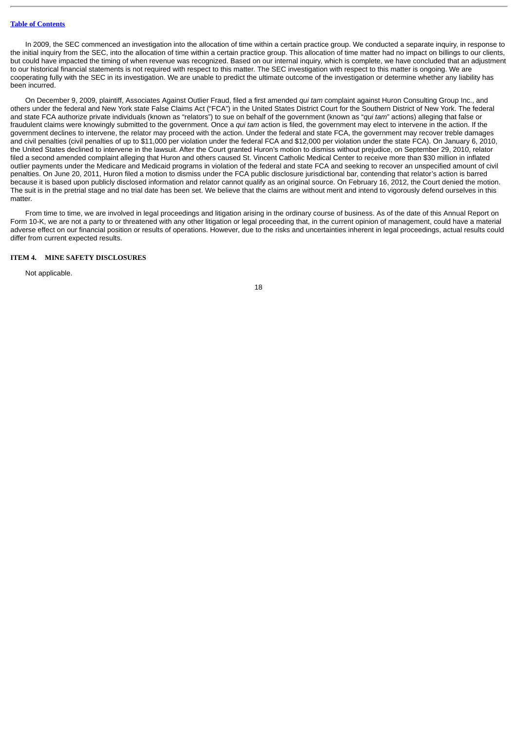In 2009, the SEC commenced an investigation into the allocation of time within a certain practice group. We conducted a separate inquiry, in response to the initial inquiry from the SEC, into the allocation of time within a certain practice group. This allocation of time matter had no impact on billings to our clients, but could have impacted the timing of when revenue was recognized. Based on our internal inquiry, which is complete, we have concluded that an adjustment to our historical financial statements is not required with respect to this matter. The SEC investigation with respect to this matter is ongoing. We are cooperating fully with the SEC in its investigation. We are unable to predict the ultimate outcome of the investigation or determine whether any liability has been incurred.

On December 9, 2009, plaintiff, Associates Against Outlier Fraud, filed a first amended *qui tam* complaint against Huron Consulting Group Inc., and others under the federal and New York state False Claims Act ("FCA") in the United States District Court for the Southern District of New York. The federal and state FCA authorize private individuals (known as "relators") to sue on behalf of the government (known as "*qui tam*" actions) alleging that false or fraudulent claims were knowingly submitted to the government. Once a *qui tam* action is filed, the government may elect to intervene in the action. If the government declines to intervene, the relator may proceed with the action. Under the federal and state FCA, the government may recover treble damages and civil penalties (civil penalties of up to $11,000 per violation under the federal FCA and $12,000 per violation under the state FCA). On January 6, 2010, the United States declined to intervene in the lawsuit. After the Court granted Huron's motion to dismiss without prejudice, on September 29, 2010, relator filed a second amended complaint alleging that Huron and others caused St. Vincent Catholic Medical Center to receive more than $30 million in inflated outlier payments under the Medicare and Medicaid programs in violation of the federal and state FCA and seeking to recover an unspecified amount of civil penalties. On June 20, 2011, Huron filed a motion to dismiss under the FCA public disclosure jurisdictional bar, contending that relator's action is barred because it is based upon publicly disclosed information and relator cannot qualify as an original source. On February 16, 2012, the Court denied the motion. The suit is in the pretrial stage and no trial date has been set. We believe that the claims are without merit and intend to vigorously defend ourselves in this matter.

From time to time, we are involved in legal proceedings and litigation arising in the ordinary course of business. As of the date of this Annual Report on Form 10-K, we are not a party to or threatened with any other litigation or legal proceeding that, in the current opinion of management, could have a material adverse effect on our financial position or results of operations. However, due to the risks and uncertainties inherent in legal proceedings, actual results could differ from current expected results.

## ITEM 4. MINE SAFETY DISCLOSURES

Not applicable.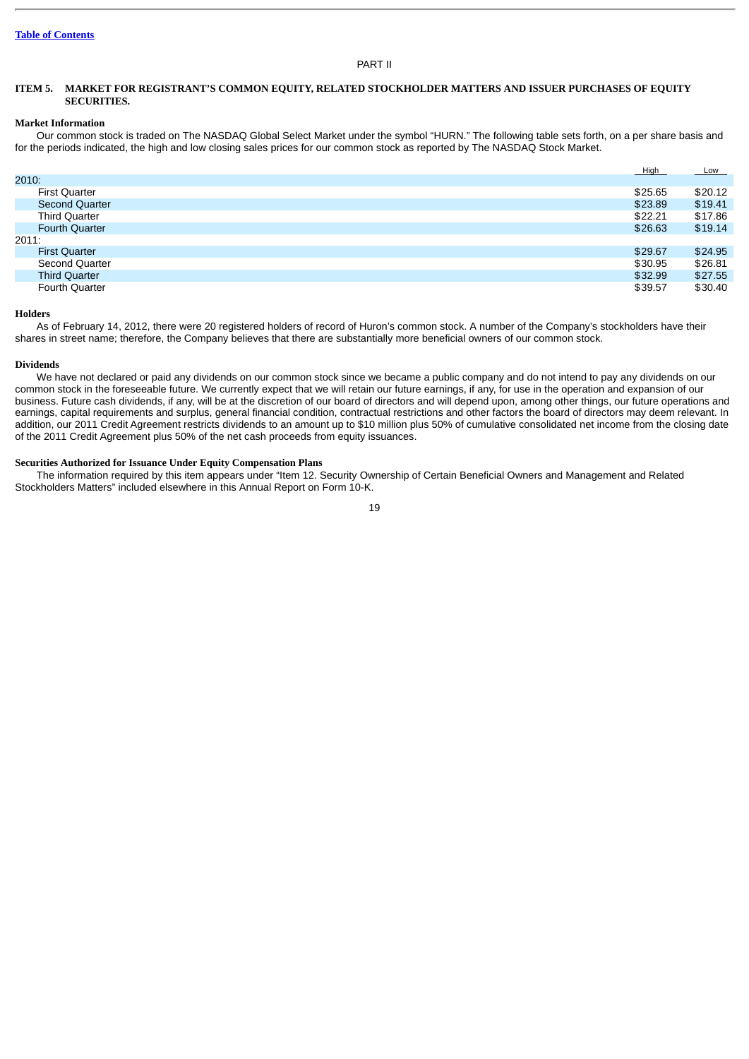[Table of Contents](#)

PART II

## ITEM 5. MARKET FOR REGISTRANT'S COMMON EQUITY, RELATED STOCKHOLDER MATTERS AND ISSUER PURCHASES OF EQUITY SECURITIES.

**Market Information**

Our common stock is traded on The NASDAQ Global Select Market under the symbol "HURN." The following table sets forth, on a per share basis and for the periods indicated, the high and low closing sales prices for our common stock as reported by The NASDAQ Stock Market.

| | High | Low |
|---|---|---|
| 2010: | | |
| First Quarter | $25.65 | $20.12 |
| Second Quarter | $23.89 | $19.41 |
| Third Quarter | $22.21 | $17.86 |
| Fourth Quarter | $26.63 | $19.14 |
| 2011: | | |
| First Quarter | $29.67 | $24.95 |
| Second Quarter | $30.95 | $26.81 |
| Third Quarter | $32.99 | $27.55 |
| Fourth Quarter | $39.57 | $30.40 |

**Holders**

As of February 14, 2012, there were 20 registered holders of record of Huron's common stock. A number of the Company's stockholders have their shares in street name; therefore, the Company believes that there are substantially more beneficial owners of our common stock.

**Dividends**

We have not declared or paid any dividends on our common stock since we became a public company and do not intend to pay any dividends on our common stock in the foreseeable future. We currently expect that we will retain our future earnings, if any, for use in the operation and expansion of our business. Future cash dividends, if any, will be at the discretion of our board of directors and will depend upon, among other things, our future operations and earnings, capital requirements and surplus, general financial condition, contractual restrictions and other factors the board of directors may deem relevant. In addition, our 2011 Credit Agreement restricts dividends to an amount up to $10 million plus 50% of cumulative consolidated net income from the closing date of the 2011 Credit Agreement plus 50% of the net cash proceeds from equity issuances.

**Securities Authorized for Issuance Under Equity Compensation Plans**

The information required by this item appears under "Item 12. Security Ownership of Certain Beneficial Owners and Management and Related Stockholders Matters" included elsewhere in this Annual Report on Form 10-K.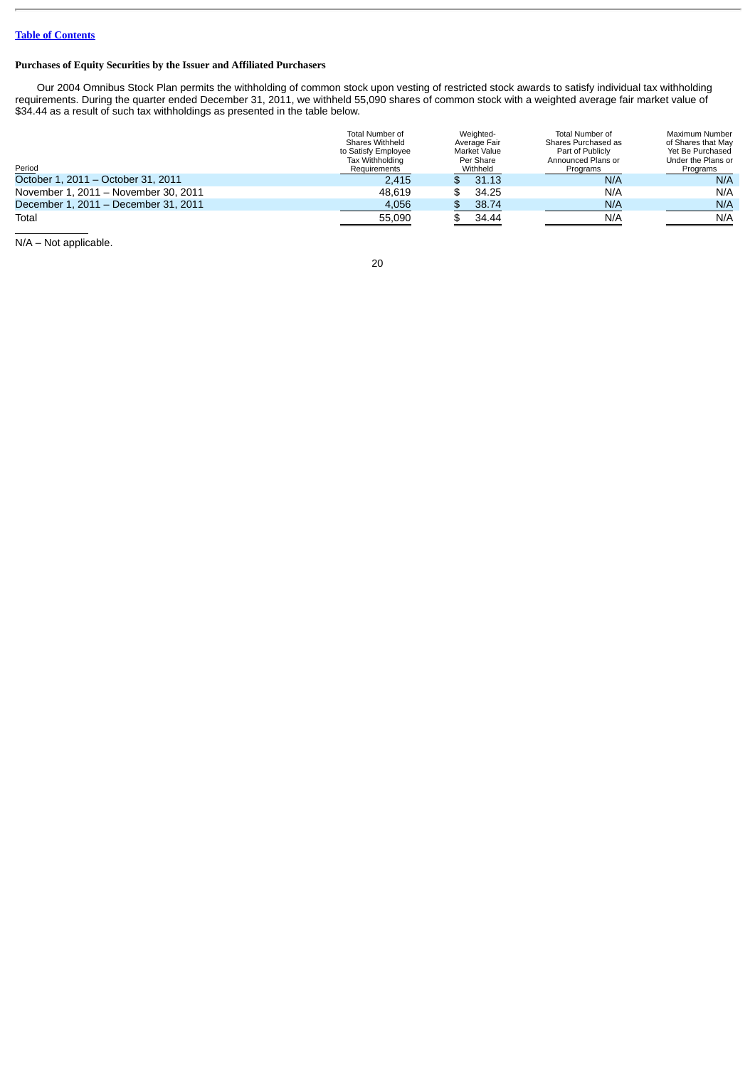### Purchases of Equity Securities by the Issuer and Affiliated Purchasers

Our 2004 Omnibus Stock Plan permits the withholding of common stock upon vesting of restricted stock awards to satisfy individual tax withholding requirements. During the quarter ended December 31, 2011, we withheld 55,090 shares of common stock with a weighted average fair market value of $34.44 as a result of such tax withholdings as presented in the table below.

| Period | Total Number of Shares Withheld to Satisfy Employee Tax Withholding Requirements | Weighted-Average Fair Market Value Per Share Withheld | Total Number of Shares Purchased as Part of Publicly Announced Plans or Programs | Maximum Number of Shares that May Yet Be Purchased Under the Plans or Programs |
|---|---|---|---|---|
| October 1, 2011 – October 31, 2011 | 2,415 | $ 31.13 | N/A | N/A |
| November 1, 2011 – November 30, 2011 | 48,619 | $ 34.25 | N/A | N/A |
| December 1, 2011 – December 31, 2011 | 4,056 | $ 38.74 | N/A | N/A |
| Total | 55,090 | $ 34.44 | N/A | N/A |

N/A – Not applicable.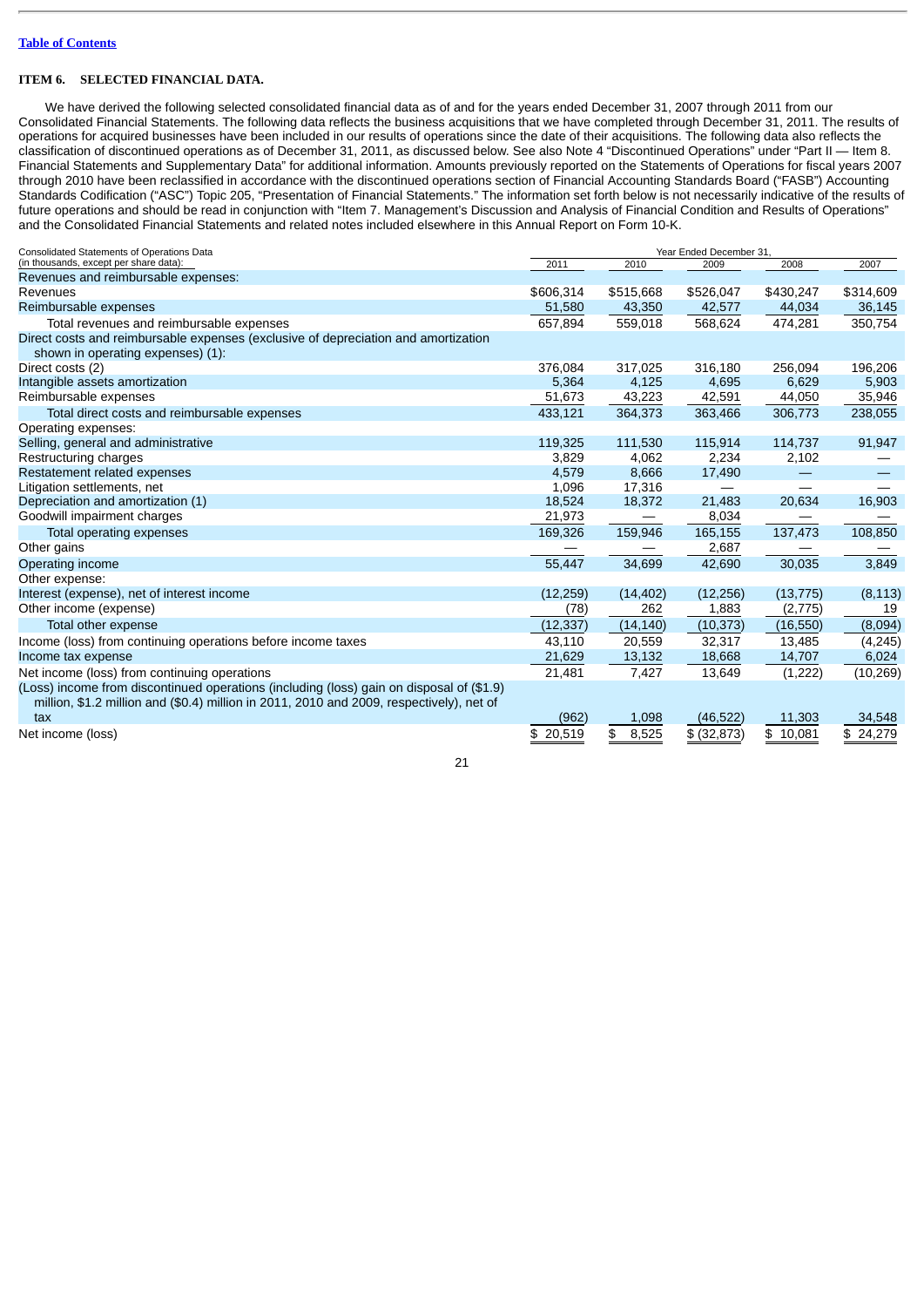Table of Contents

## ITEM 6. SELECTED FINANCIAL DATA.

We have derived the following selected consolidated financial data as of and for the years ended December 31, 2007 through 2011 from our Consolidated Financial Statements. The following data reflects the business acquisitions that we have completed through December 31, 2011. The results of operations for acquired businesses have been included in our results of operations since the date of their acquisitions. The following data also reflects the classification of discontinued operations as of December 31, 2011, as discussed below. See also Note 4 "Discontinued Operations" under "Part II — Item 8. Financial Statements and Supplementary Data" for additional information. Amounts previously reported on the Statements of Operations for fiscal years 2007 through 2010 have been reclassified in accordance with the discontinued operations section of Financial Accounting Standards Board ("FASB") Accounting Standards Codification ("ASC") Topic 205, "Presentation of Financial Statements." The information set forth below is not necessarily indicative of the results of future operations and should be read in conjunction with "Item 7. Management's Discussion and Analysis of Financial Condition and Results of Operations" and the Consolidated Financial Statements and related notes included elsewhere in this Annual Report on Form 10-K.

| Consolidated Statements of Operations Data (in thousands, except per share data): | Year Ended December 31, | | | | |
|---|---|---|---|---|---|
| | 2011 | 2010 | 2009 | 2008 | 2007 |
| Revenues and reimbursable expenses: | | | | | |
| Revenues | $606,314 | $515,668 | $526,047 | $430,247 | $314,609 |
| Reimbursable expenses | 51,580 | 43,350 | 42,577 | 44,034 | 36,145 |
| Total revenues and reimbursable expenses | 657,894 | 559,018 | 568,624 | 474,281 | 350,754 |
| Direct costs and reimbursable expenses (exclusive of depreciation and amortization shown in operating expenses) (1): | | | | | |
| Direct costs (2) | 376,084 | 317,025 | 316,180 | 256,094 | 196,206 |
| Intangible assets amortization | 5,364 | 4,125 | 4,695 | 6,629 | 5,903 |
| Reimbursable expenses | 51,673 | 43,223 | 42,591 | 44,050 | 35,946 |
| Total direct costs and reimbursable expenses | 433,121 | 364,373 | 363,466 | 306,773 | 238,055 |
| Operating expenses: | | | | | |
| Selling, general and administrative | 119,325 | 111,530 | 115,914 | 114,737 | 91,947 |
| Restructuring charges | 3,829 | 4,062 | 2,234 | 2,102 | — |
| Restatement related expenses | 4,579 | 8,666 | 17,490 | — | — |
| Litigation settlements, net | 1,096 | 17,316 | — | — | — |
| Depreciation and amortization (1) | 18,524 | 18,372 | 21,483 | 20,634 | 16,903 |
| Goodwill impairment charges | 21,973 | — | 8,034 | — | — |
| Total operating expenses | 169,326 | 159,946 | 165,155 | 137,473 | 108,850 |
| Other gains | — | — | 2,687 | — | — |
| Operating income | 55,447 | 34,699 | 42,690 | 30,035 | 3,849 |
| Other expense: | | | | | |
| Interest (expense), net of interest income | (12,259) | (14,402) | (12,256) | (13,775) | (8,113) |
| Other income (expense) | (78) | 262 | 1,883 | (2,775) | 19 |
| Total other expense | (12,337) | (14,140) | (10,373) | (16,550) | (8,094) |
| Income (loss) from continuing operations before income taxes | 43,110 | 20,559 | 32,317 | 13,485 | (4,245) |
| Income tax expense | 21,629 | 13,132 | 18,668 | 14,707 | 6,024 |
| Net income (loss) from continuing operations | 21,481 | 7,427 | 13,649 | (1,222) | (10,269) |
| (Loss) income from discontinued operations (including (loss) gain on disposal of ($1.9) million, $1.2 million and ($0.4) million in 2011, 2010 and 2009, respectively), net of tax | (962) | 1,098 | (46,522) | 11,303 | 34,548 |
| Net income (loss) | $ 20,519 | $ 8,525 | $ (32,873) | $ 10,081 | $ 24,279 |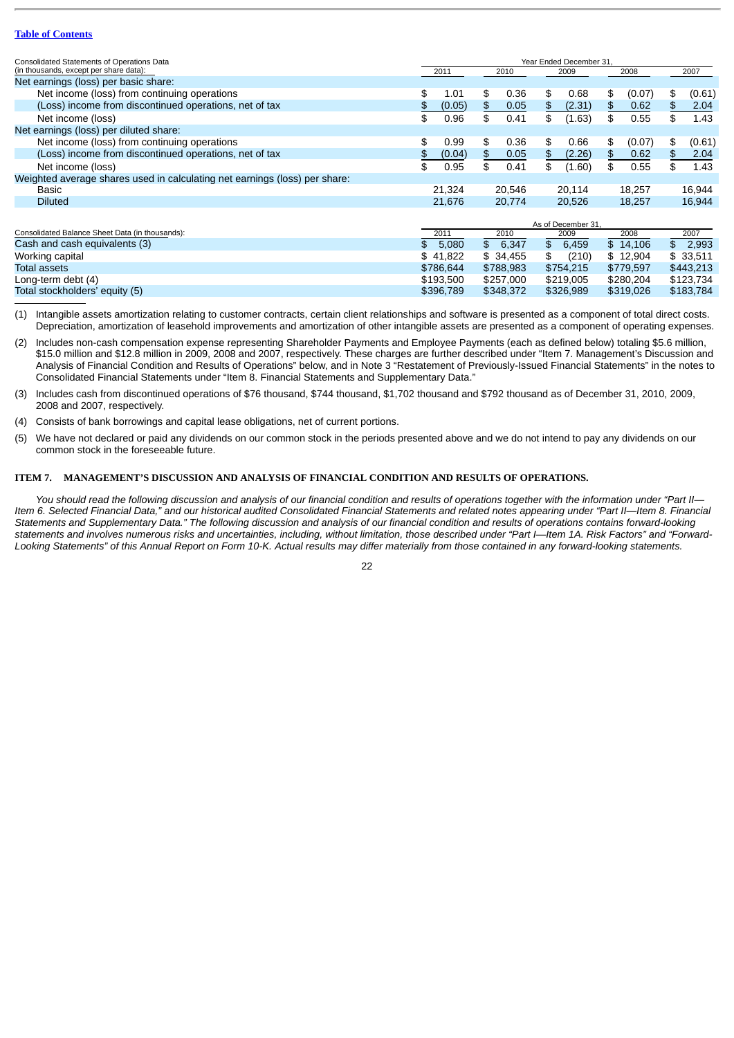[Table of Contents](#)

| Consolidated Statements of Operations Data (in thousands, except per share data): | Year Ended December 31, 2011 | 2010 | 2009 | 2008 | 2007 |
|---|---|---|---|---|---|
| Net earnings (loss) per basic share: | | | | | |
| Net income (loss) from continuing operations | $ 1.01 | $ 0.36 | $ 0.68 | $ (0.07) | $ (0.61) |
| (Loss) income from discontinued operations, net of tax | $ (0.05) | $ 0.05 | $ (2.31) | $ 0.62 | $ 2.04 |
| Net income (loss) | $ 0.96 | $ 0.41 | $ (1.63) | $ 0.55 | $ 1.43 |
| Net earnings (loss) per diluted share: | | | | | |
| Net income (loss) from continuing operations | $ 0.99 | $ 0.36 | $ 0.66 | $ (0.07) | $ (0.61) |
| (Loss) income from discontinued operations, net of tax | $ (0.04) | $ 0.05 | $ (2.26) | $ 0.62 | $ 2.04 |
| Net income (loss) | $ 0.95 | $ 0.41 | $ (1.60) | $ 0.55 | $ 1.43 |
| Weighted average shares used in calculating net earnings (loss) per share: | | | | | |
| Basic | 21,324 | 20,546 | 20,114 | 18,257 | 16,944 |
| Diluted | 21,676 | 20,774 | 20,526 | 18,257 | 16,944 |

| Consolidated Balance Sheet Data (in thousands): | As of December 31, 2011 | 2010 | 2009 | 2008 | 2007 |
|---|---|---|---|---|---|
| Cash and cash equivalents (3) | $ 5,080 | $ 6,347 | $ 6,459 | $ 14,106 | $ 2,993 |
| Working capital | $ 41,822 | $ 34,455 | $ (210) | $ 12,904 | $ 33,511 |
| Total assets | $786,644 | $788,983 | $754,215 | $779,597 | $443,213 |
| Long-term debt (4) | $193,500 | $257,000 | $219,005 | $280,204 | $123,734 |
| Total stockholders' equity (5) | $396,789 | $348,372 | $326,989 | $319,026 | $183,784 |

(1) Intangible assets amortization relating to customer contracts, certain client relationships and software is presented as a component of total direct costs. Depreciation, amortization of leasehold improvements and amortization of other intangible assets are presented as a component of operating expenses.

(2) Includes non-cash compensation expense representing Shareholder Payments and Employee Payments (each as defined below) totaling $5.6 million, $15.0 million and $12.8 million in 2009, 2008 and 2007, respectively. These charges are further described under "Item 7. Management's Discussion and Analysis of Financial Condition and Results of Operations" below, and in Note 3 "Restatement of Previously-Issued Financial Statements" in the notes to Consolidated Financial Statements under "Item 8. Financial Statements and Supplementary Data."

(3) Includes cash from discontinued operations of $76 thousand, $744 thousand, $1,702 thousand and $792 thousand as of December 31, 2010, 2009, 2008 and 2007, respectively.

(4) Consists of bank borrowings and capital lease obligations, net of current portions.

(5) We have not declared or paid any dividends on our common stock in the periods presented above and we do not intend to pay any dividends on our common stock in the foreseeable future.

## ITEM 7. MANAGEMENT'S DISCUSSION AND ANALYSIS OF FINANCIAL CONDITION AND RESULTS OF OPERATIONS.

*You should read the following discussion and analysis of our financial condition and results of operations together with the information under "Part II—Item 6. Selected Financial Data," and our historical audited Consolidated Financial Statements and related notes appearing under "Part II—Item 8. Financial Statements and Supplementary Data." The following discussion and analysis of our financial condition and results of operations contains forward-looking statements and involves numerous risks and uncertainties, including, without limitation, those described under "Part I—Item 1A. Risk Factors" and "Forward-Looking Statements" of this Annual Report on Form 10-K. Actual results may differ materially from those contained in any forward-looking statements.*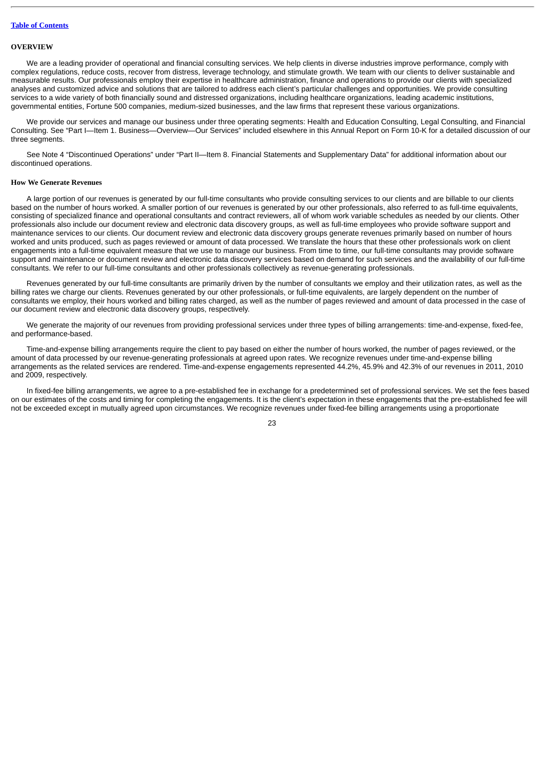## OVERVIEW

We are a leading provider of operational and financial consulting services. We help clients in diverse industries improve performance, comply with complex regulations, reduce costs, recover from distress, leverage technology, and stimulate growth. We team with our clients to deliver sustainable and measurable results. Our professionals employ their expertise in healthcare administration, finance and operations to provide our clients with specialized analyses and customized advice and solutions that are tailored to address each client's particular challenges and opportunities. We provide consulting services to a wide variety of both financially sound and distressed organizations, including healthcare organizations, leading academic institutions, governmental entities, Fortune 500 companies, medium-sized businesses, and the law firms that represent these various organizations.

We provide our services and manage our business under three operating segments: Health and Education Consulting, Legal Consulting, and Financial Consulting. See "Part I—Item 1. Business—Overview—Our Services" included elsewhere in this Annual Report on Form 10-K for a detailed discussion of our three segments.

See Note 4 "Discontinued Operations" under "Part II—Item 8. Financial Statements and Supplementary Data" for additional information about our discontinued operations.

### How We Generate Revenues

A large portion of our revenues is generated by our full-time consultants who provide consulting services to our clients and are billable to our clients based on the number of hours worked. A smaller portion of our revenues is generated by our other professionals, also referred to as full-time equivalents, consisting of specialized finance and operational consultants and contract reviewers, all of whom work variable schedules as needed by our clients. Other professionals also include our document review and electronic data discovery groups, as well as full-time employees who provide software support and maintenance services to our clients. Our document review and electronic data discovery groups generate revenues primarily based on number of hours worked and units produced, such as pages reviewed or amount of data processed. We translate the hours that these other professionals work on client engagements into a full-time equivalent measure that we use to manage our business. From time to time, our full-time consultants may provide software support and maintenance or document review and electronic data discovery services based on demand for such services and the availability of our full-time consultants. We refer to our full-time consultants and other professionals collectively as revenue-generating professionals.

Revenues generated by our full-time consultants are primarily driven by the number of consultants we employ and their utilization rates, as well as the billing rates we charge our clients. Revenues generated by our other professionals, or full-time equivalents, are largely dependent on the number of consultants we employ, their hours worked and billing rates charged, as well as the number of pages reviewed and amount of data processed in the case of our document review and electronic data discovery groups, respectively.

We generate the majority of our revenues from providing professional services under three types of billing arrangements: time-and-expense, fixed-fee, and performance-based.

Time-and-expense billing arrangements require the client to pay based on either the number of hours worked, the number of pages reviewed, or the amount of data processed by our revenue-generating professionals at agreed upon rates. We recognize revenues under time-and-expense billing arrangements as the related services are rendered. Time-and-expense engagements represented 44.2%, 45.9% and 42.3% of our revenues in 2011, 2010 and 2009, respectively.

In fixed-fee billing arrangements, we agree to a pre-established fee in exchange for a predetermined set of professional services. We set the fees based on our estimates of the costs and timing for completing the engagements. It is the client's expectation in these engagements that the pre-established fee will not be exceeded except in mutually agreed upon circumstances. We recognize revenues under fixed-fee billing arrangements using a proportionate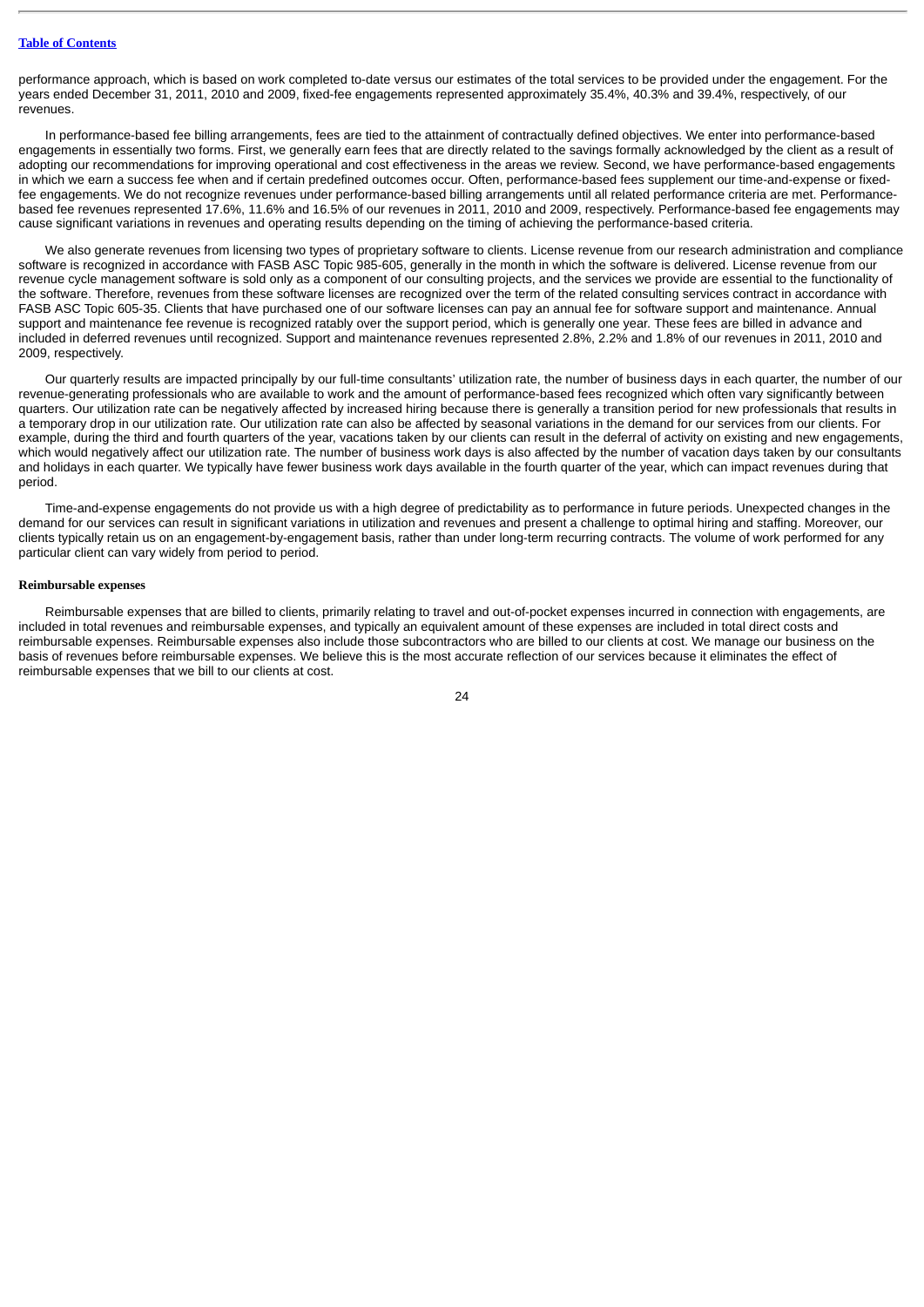performance approach, which is based on work completed to-date versus our estimates of the total services to be provided under the engagement. For the years ended December 31, 2011, 2010 and 2009, fixed-fee engagements represented approximately 35.4%, 40.3% and 39.4%, respectively, of our revenues.

In performance-based fee billing arrangements, fees are tied to the attainment of contractually defined objectives. We enter into performance-based engagements in essentially two forms. First, we generally earn fees that are directly related to the savings formally acknowledged by the client as a result of adopting our recommendations for improving operational and cost effectiveness in the areas we review. Second, we have performance-based engagements in which we earn a success fee when and if certain predefined outcomes occur. Often, performance-based fees supplement our time-and-expense or fixed-fee engagements. We do not recognize revenues under performance-based billing arrangements until all related performance criteria are met. Performance-based fee revenues represented 17.6%, 11.6% and 16.5% of our revenues in 2011, 2010 and 2009, respectively. Performance-based fee engagements may cause significant variations in revenues and operating results depending on the timing of achieving the performance-based criteria.

We also generate revenues from licensing two types of proprietary software to clients. License revenue from our research administration and compliance software is recognized in accordance with FASB ASC Topic 985-605, generally in the month in which the software is delivered. License revenue from our revenue cycle management software is sold only as a component of our consulting projects, and the services we provide are essential to the functionality of the software. Therefore, revenues from these software licenses are recognized over the term of the related consulting services contract in accordance with FASB ASC Topic 605-35. Clients that have purchased one of our software licenses can pay an annual fee for software support and maintenance. Annual support and maintenance fee revenue is recognized ratably over the support period, which is generally one year. These fees are billed in advance and included in deferred revenues until recognized. Support and maintenance revenues represented 2.8%, 2.2% and 1.8% of our revenues in 2011, 2010 and 2009, respectively.

Our quarterly results are impacted principally by our full-time consultants' utilization rate, the number of business days in each quarter, the number of our revenue-generating professionals who are available to work and the amount of performance-based fees recognized which often vary significantly between quarters. Our utilization rate can be negatively affected by increased hiring because there is generally a transition period for new professionals that results in a temporary drop in our utilization rate. Our utilization rate can also be affected by seasonal variations in the demand for our services from our clients. For example, during the third and fourth quarters of the year, vacations taken by our clients can result in the deferral of activity on existing and new engagements, which would negatively affect our utilization rate. The number of business work days is also affected by the number of vacation days taken by our consultants and holidays in each quarter. We typically have fewer business work days available in the fourth quarter of the year, which can impact revenues during that period.

Time-and-expense engagements do not provide us with a high degree of predictability as to performance in future periods. Unexpected changes in the demand for our services can result in significant variations in utilization and revenues and present a challenge to optimal hiring and staffing. Moreover, our clients typically retain us on an engagement-by-engagement basis, rather than under long-term recurring contracts. The volume of work performed for any particular client can vary widely from period to period.

**Reimbursable expenses**

Reimbursable expenses that are billed to clients, primarily relating to travel and out-of-pocket expenses incurred in connection with engagements, are included in total revenues and reimbursable expenses, and typically an equivalent amount of these expenses are included in total direct costs and reimbursable expenses. Reimbursable expenses also include those subcontractors who are billed to our clients at cost. We manage our business on the basis of revenues before reimbursable expenses. We believe this is the most accurate reflection of our services because it eliminates the effect of reimbursable expenses that we bill to our clients at cost.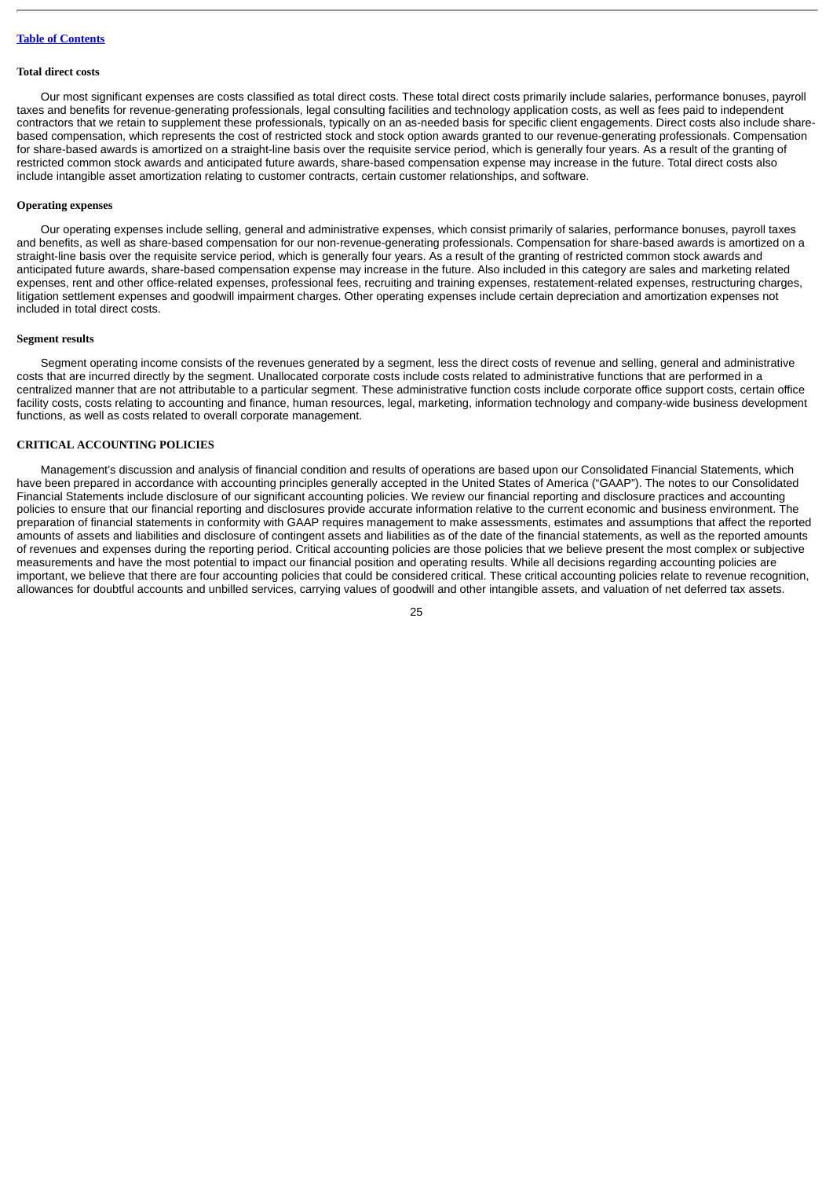**Total direct costs**

Our most significant expenses are costs classified as total direct costs. These total direct costs primarily include salaries, performance bonuses, payroll taxes and benefits for revenue-generating professionals, legal consulting facilities and technology application costs, as well as fees paid to independent contractors that we retain to supplement these professionals, typically on an as-needed basis for specific client engagements. Direct costs also include share-based compensation, which represents the cost of restricted stock and stock option awards granted to our revenue-generating professionals. Compensation for share-based awards is amortized on a straight-line basis over the requisite service period, which is generally four years. As a result of the granting of restricted common stock awards and anticipated future awards, share-based compensation expense may increase in the future. Total direct costs also include intangible asset amortization relating to customer contracts, certain customer relationships, and software.

**Operating expenses**

Our operating expenses include selling, general and administrative expenses, which consist primarily of salaries, performance bonuses, payroll taxes and benefits, as well as share-based compensation for our non-revenue-generating professionals. Compensation for share-based awards is amortized on a straight-line basis over the requisite service period, which is generally four years. As a result of the granting of restricted common stock awards and anticipated future awards, share-based compensation expense may increase in the future. Also included in this category are sales and marketing related expenses, rent and other office-related expenses, professional fees, recruiting and training expenses, restatement-related expenses, restructuring charges, litigation settlement expenses and goodwill impairment charges. Other operating expenses include certain depreciation and amortization expenses not included in total direct costs.

**Segment results**

Segment operating income consists of the revenues generated by a segment, less the direct costs of revenue and selling, general and administrative costs that are incurred directly by the segment. Unallocated corporate costs include costs related to administrative functions that are performed in a centralized manner that are not attributable to a particular segment. These administrative function costs include corporate office support costs, certain office facility costs, costs relating to accounting and finance, human resources, legal, marketing, information technology and company-wide business development functions, as well as costs related to overall corporate management.

**CRITICAL ACCOUNTING POLICIES**

Management's discussion and analysis of financial condition and results of operations are based upon our Consolidated Financial Statements, which have been prepared in accordance with accounting principles generally accepted in the United States of America ("GAAP"). The notes to our Consolidated Financial Statements include disclosure of our significant accounting policies. We review our financial reporting and disclosure practices and accounting policies to ensure that our financial reporting and disclosures provide accurate information relative to the current economic and business environment. The preparation of financial statements in conformity with GAAP requires management to make assessments, estimates and assumptions that affect the reported amounts of assets and liabilities and disclosure of contingent assets and liabilities as of the date of the financial statements, as well as the reported amounts of revenues and expenses during the reporting period. Critical accounting policies are those policies that we believe present the most complex or subjective measurements and have the most potential to impact our financial position and operating results. While all decisions regarding accounting policies are important, we believe that there are four accounting policies that could be considered critical. These critical accounting policies relate to revenue recognition, allowances for doubtful accounts and unbilled services, carrying values of goodwill and other intangible assets, and valuation of net deferred tax assets.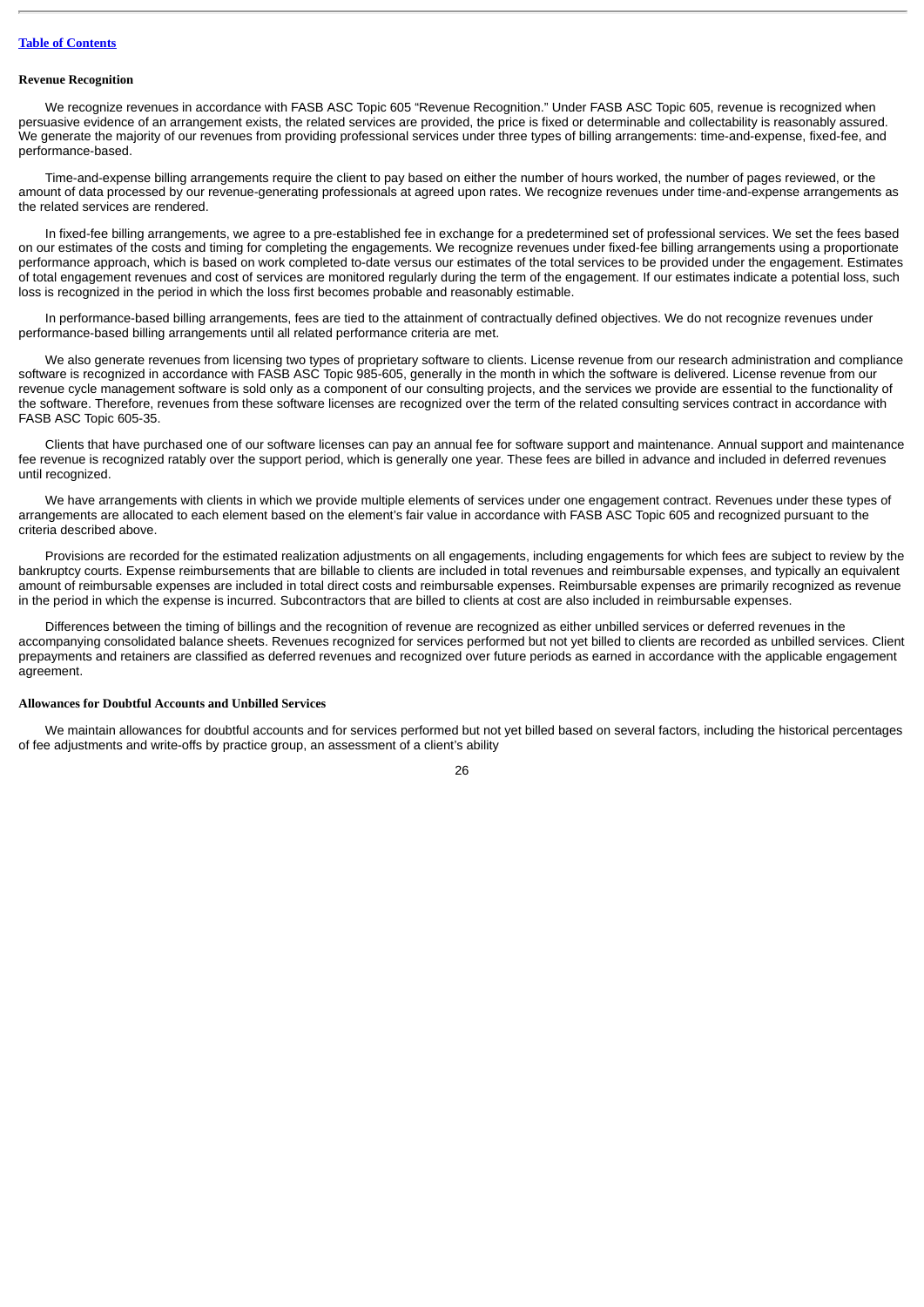**Revenue Recognition**

We recognize revenues in accordance with FASB ASC Topic 605 "Revenue Recognition." Under FASB ASC Topic 605, revenue is recognized when persuasive evidence of an arrangement exists, the related services are provided, the price is fixed or determinable and collectability is reasonably assured. We generate the majority of our revenues from providing professional services under three types of billing arrangements: time-and-expense, fixed-fee, and performance-based.

Time-and-expense billing arrangements require the client to pay based on either the number of hours worked, the number of pages reviewed, or the amount of data processed by our revenue-generating professionals at agreed upon rates. We recognize revenues under time-and-expense arrangements as the related services are rendered.

In fixed-fee billing arrangements, we agree to a pre-established fee in exchange for a predetermined set of professional services. We set the fees based on our estimates of the costs and timing for completing the engagements. We recognize revenues under fixed-fee billing arrangements using a proportionate performance approach, which is based on work completed to-date versus our estimates of the total services to be provided under the engagement. Estimates of total engagement revenues and cost of services are monitored regularly during the term of the engagement. If our estimates indicate a potential loss, such loss is recognized in the period in which the loss first becomes probable and reasonably estimable.

In performance-based billing arrangements, fees are tied to the attainment of contractually defined objectives. We do not recognize revenues under performance-based billing arrangements until all related performance criteria are met.

We also generate revenues from licensing two types of proprietary software to clients. License revenue from our research administration and compliance software is recognized in accordance with FASB ASC Topic 985-605, generally in the month in which the software is delivered. License revenue from our revenue cycle management software is sold only as a component of our consulting projects, and the services we provide are essential to the functionality of the software. Therefore, revenues from these software licenses are recognized over the term of the related consulting services contract in accordance with FASB ASC Topic 605-35.

Clients that have purchased one of our software licenses can pay an annual fee for software support and maintenance. Annual support and maintenance fee revenue is recognized ratably over the support period, which is generally one year. These fees are billed in advance and included in deferred revenues until recognized.

We have arrangements with clients in which we provide multiple elements of services under one engagement contract. Revenues under these types of arrangements are allocated to each element based on the element's fair value in accordance with FASB ASC Topic 605 and recognized pursuant to the criteria described above.

Provisions are recorded for the estimated realization adjustments on all engagements, including engagements for which fees are subject to review by the bankruptcy courts. Expense reimbursements that are billable to clients are included in total revenues and reimbursable expenses, and typically an equivalent amount of reimbursable expenses are included in total direct costs and reimbursable expenses. Reimbursable expenses are primarily recognized as revenue in the period in which the expense is incurred. Subcontractors that are billed to clients at cost are also included in reimbursable expenses.

Differences between the timing of billings and the recognition of revenue are recognized as either unbilled services or deferred revenues in the accompanying consolidated balance sheets. Revenues recognized for services performed but not yet billed to clients are recorded as unbilled services. Client prepayments and retainers are classified as deferred revenues and recognized over future periods as earned in accordance with the applicable engagement agreement.

**Allowances for Doubtful Accounts and Unbilled Services**

We maintain allowances for doubtful accounts and for services performed but not yet billed based on several factors, including the historical percentages of fee adjustments and write-offs by practice group, an assessment of a client's ability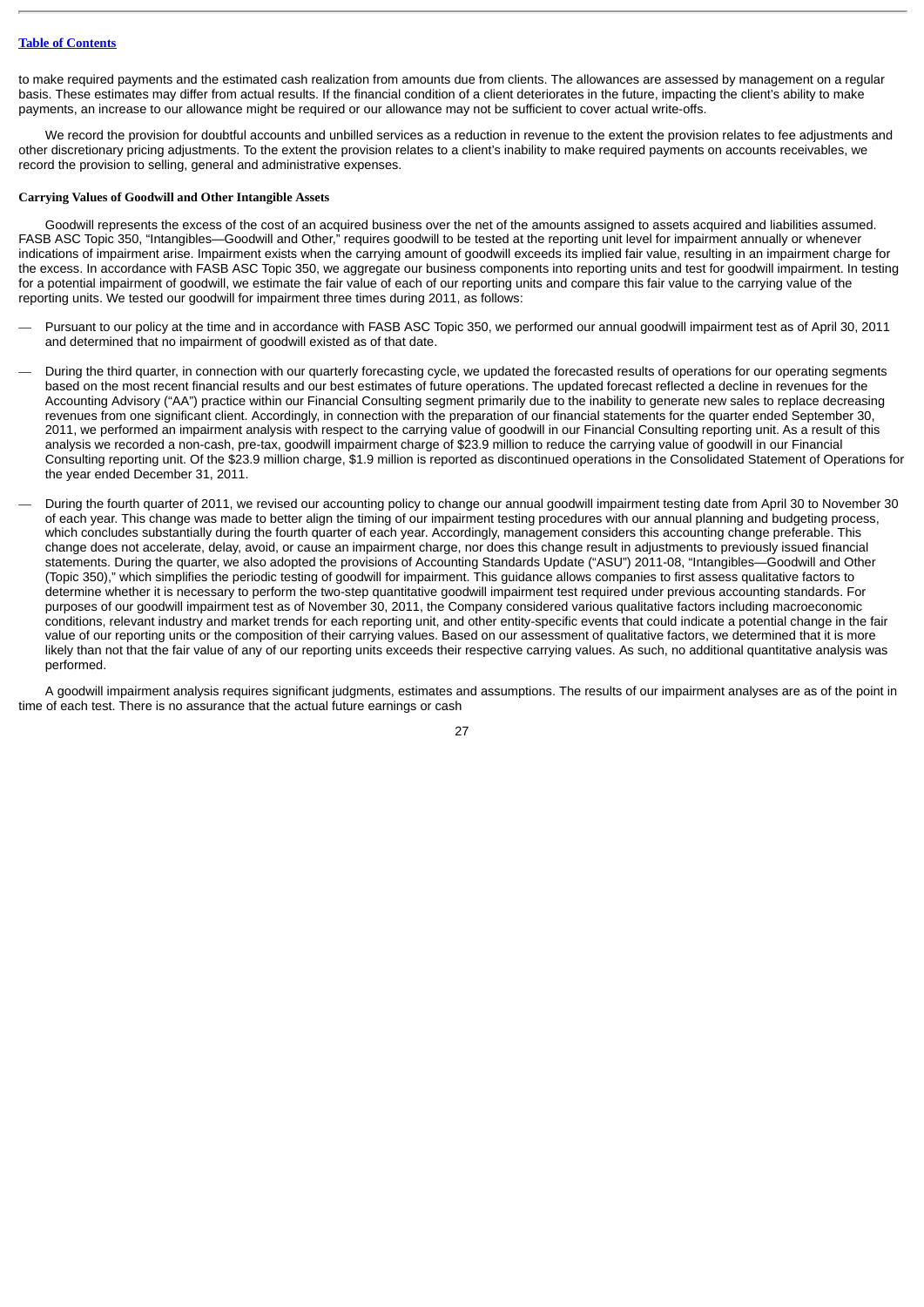to make required payments and the estimated cash realization from amounts due from clients. The allowances are assessed by management on a regular basis. These estimates may differ from actual results. If the financial condition of a client deteriorates in the future, impacting the client's ability to make payments, an increase to our allowance might be required or our allowance may not be sufficient to cover actual write-offs.

We record the provision for doubtful accounts and unbilled services as a reduction in revenue to the extent the provision relates to fee adjustments and other discretionary pricing adjustments. To the extent the provision relates to a client's inability to make required payments on accounts receivables, we record the provision to selling, general and administrative expenses.

**Carrying Values of Goodwill and Other Intangible Assets**

Goodwill represents the excess of the cost of an acquired business over the net of the amounts assigned to assets acquired and liabilities assumed. FASB ASC Topic 350, "Intangibles—Goodwill and Other," requires goodwill to be tested at the reporting unit level for impairment annually or whenever indications of impairment arise. Impairment exists when the carrying amount of goodwill exceeds its implied fair value, resulting in an impairment charge for the excess. In accordance with FASB ASC Topic 350, we aggregate our business components into reporting units and test for goodwill impairment. In testing for a potential impairment of goodwill, we estimate the fair value of each of our reporting units and compare this fair value to the carrying value of the reporting units. We tested our goodwill for impairment three times during 2011, as follows:

- Pursuant to our policy at the time and in accordance with FASB ASC Topic 350, we performed our annual goodwill impairment test as of April 30, 2011 and determined that no impairment of goodwill existed as of that date.
- During the third quarter, in connection with our quarterly forecasting cycle, we updated the forecasted results of operations for our operating segments based on the most recent financial results and our best estimates of future operations. The updated forecast reflected a decline in revenues for the Accounting Advisory ("AA") practice within our Financial Consulting segment primarily due to the inability to generate new sales to replace decreasing revenues from one significant client. Accordingly, in connection with the preparation of our financial statements for the quarter ended September 30, 2011, we performed an impairment analysis with respect to the carrying value of goodwill in our Financial Consulting reporting unit. As a result of this analysis we recorded a non-cash, pre-tax, goodwill impairment charge of \$23.9 million to reduce the carrying value of goodwill in our Financial Consulting reporting unit. Of the \$23.9 million charge, \$1.9 million is reported as discontinued operations in the Consolidated Statement of Operations for the year ended December 31, 2011.
- During the fourth quarter of 2011, we revised our accounting policy to change our annual goodwill impairment testing date from April 30 to November 30 of each year. This change was made to better align the timing of our impairment testing procedures with our annual planning and budgeting process, which concludes substantially during the fourth quarter of each year. Accordingly, management considers this accounting change preferable. This change does not accelerate, delay, avoid, or cause an impairment charge, nor does this change result in adjustments to previously issued financial statements. During the quarter, we also adopted the provisions of Accounting Standards Update ("ASU") 2011-08, "Intangibles—Goodwill and Other (Topic 350)," which simplifies the periodic testing of goodwill for impairment. This guidance allows companies to first assess qualitative factors to determine whether it is necessary to perform the two-step quantitative goodwill impairment test required under previous accounting standards. For purposes of our goodwill impairment test as of November 30, 2011, the Company considered various qualitative factors including macroeconomic conditions, relevant industry and market trends for each reporting unit, and other entity-specific events that could indicate a potential change in the fair value of our reporting units or the composition of their carrying values. Based on our assessment of qualitative factors, we determined that it is more likely than not that the fair value of any of our reporting units exceeds their respective carrying values. As such, no additional quantitative analysis was performed.

A goodwill impairment analysis requires significant judgments, estimates and assumptions. The results of our impairment analyses are as of the point in time of each test. There is no assurance that the actual future earnings or cash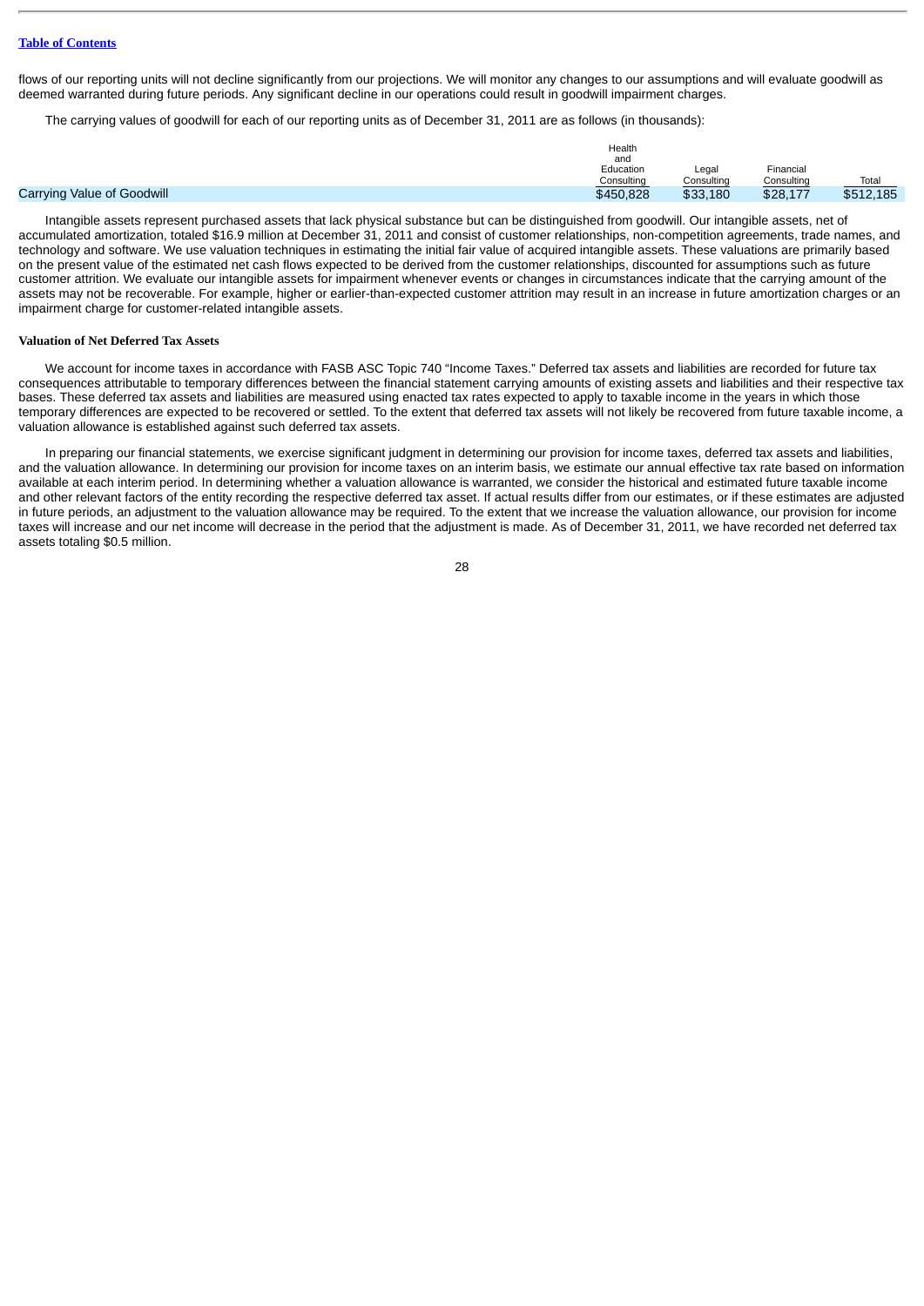flows of our reporting units will not decline significantly from our projections. We will monitor any changes to our assumptions and will evaluate goodwill as deemed warranted during future periods. Any significant decline in our operations could result in goodwill impairment charges.

The carrying values of goodwill for each of our reporting units as of December 31, 2011 are as follows (in thousands):

| | Health and Education Consulting | Legal Consulting | Financial Consulting | Total |
|---|---|---|---|---|
| Carrying Value of Goodwill | $450,828 | $33,180 | $28,177 | $512,185 |

Intangible assets represent purchased assets that lack physical substance but can be distinguished from goodwill. Our intangible assets, net of accumulated amortization, totaled $16.9 million at December 31, 2011 and consist of customer relationships, non-competition agreements, trade names, and technology and software. We use valuation techniques in estimating the initial fair value of acquired intangible assets. These valuations are primarily based on the present value of the estimated net cash flows expected to be derived from the customer relationships, discounted for assumptions such as future customer attrition. We evaluate our intangible assets for impairment whenever events or changes in circumstances indicate that the carrying amount of the assets may not be recoverable. For example, higher or earlier-than-expected customer attrition may result in an increase in future amortization charges or an impairment charge for customer-related intangible assets.

**Valuation of Net Deferred Tax Assets**

We account for income taxes in accordance with FASB ASC Topic 740 "Income Taxes." Deferred tax assets and liabilities are recorded for future tax consequences attributable to temporary differences between the financial statement carrying amounts of existing assets and liabilities and their respective tax bases. These deferred tax assets and liabilities are measured using enacted tax rates expected to apply to taxable income in the years in which those temporary differences are expected to be recovered or settled. To the extent that deferred tax assets will not likely be recovered from future taxable income, a valuation allowance is established against such deferred tax assets.

In preparing our financial statements, we exercise significant judgment in determining our provision for income taxes, deferred tax assets and liabilities, and the valuation allowance. In determining our provision for income taxes on an interim basis, we estimate our annual effective tax rate based on information available at each interim period. In determining whether a valuation allowance is warranted, we consider the historical and estimated future taxable income and other relevant factors of the entity recording the respective deferred tax asset. If actual results differ from our estimates, or if these estimates are adjusted in future periods, an adjustment to the valuation allowance may be required. To the extent that we increase the valuation allowance, our provision for income taxes will increase and our net income will decrease in the period that the adjustment is made. As of December 31, 2011, we have recorded net deferred tax assets totaling $0.5 million.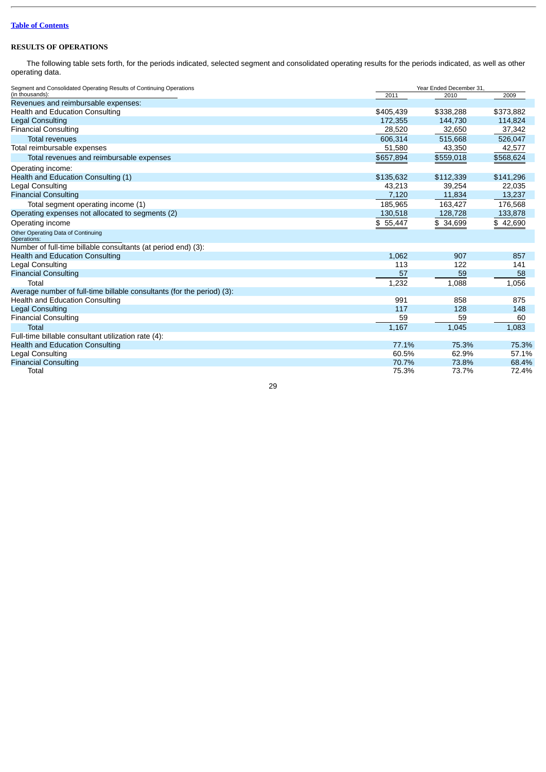[Table of Contents](#)

**RESULTS OF OPERATIONS**

The following table sets forth, for the periods indicated, selected segment and consolidated operating results for the periods indicated, as well as other operating data.

| Segment and Consolidated Operating Results of Continuing Operations (in thousands): | Year Ended December 31, 2011 | 2010 | 2009 |
|---|---|---|---|
| Revenues and reimbursable expenses: | | | |
| Health and Education Consulting | $405,439 | $338,288 | $373,882 |
| Legal Consulting | 172,355 | 144,730 | 114,824 |
| Financial Consulting | 28,520 | 32,650 | 37,342 |
| Total revenues | 606,314 | 515,668 | 526,047 |
| Total reimbursable expenses | 51,580 | 43,350 | 42,577 |
| Total revenues and reimbursable expenses | $657,894 | $559,018 | $568,624 |
| Operating income: | | | |
| Health and Education Consulting (1) | $135,632 | $112,339 | $141,296 |
| Legal Consulting | 43,213 | 39,254 | 22,035 |
| Financial Consulting | 7,120 | 11,834 | 13,237 |
| Total segment operating income (1) | 185,965 | 163,427 | 176,568 |
| Operating expenses not allocated to segments (2) | 130,518 | 128,728 | 133,878 |
| Operating income | $ 55,447 | $ 34,699 | $ 42,690 |
| Other Operating Data of Continuing Operations: | | | |
| Number of full-time billable consultants (at period end) (3): | | | |
| Health and Education Consulting | 1,062 | 907 | 857 |
| Legal Consulting | 113 | 122 | 141 |
| Financial Consulting | 57 | 59 | 58 |
| Total | 1,232 | 1,088 | 1,056 |
| Average number of full-time billable consultants (for the period) (3): | | | |
| Health and Education Consulting | 991 | 858 | 875 |
| Legal Consulting | 117 | 128 | 148 |
| Financial Consulting | 59 | 59 | 60 |
| Total | 1,167 | 1,045 | 1,083 |
| Full-time billable consultant utilization rate (4): | | | |
| Health and Education Consulting | 77.1% | 75.3% | 75.3% |
| Legal Consulting | 60.5% | 62.9% | 57.1% |
| Financial Consulting | 70.7% | 73.8% | 68.4% |
| Total | 75.3% | 73.7% | 72.4% |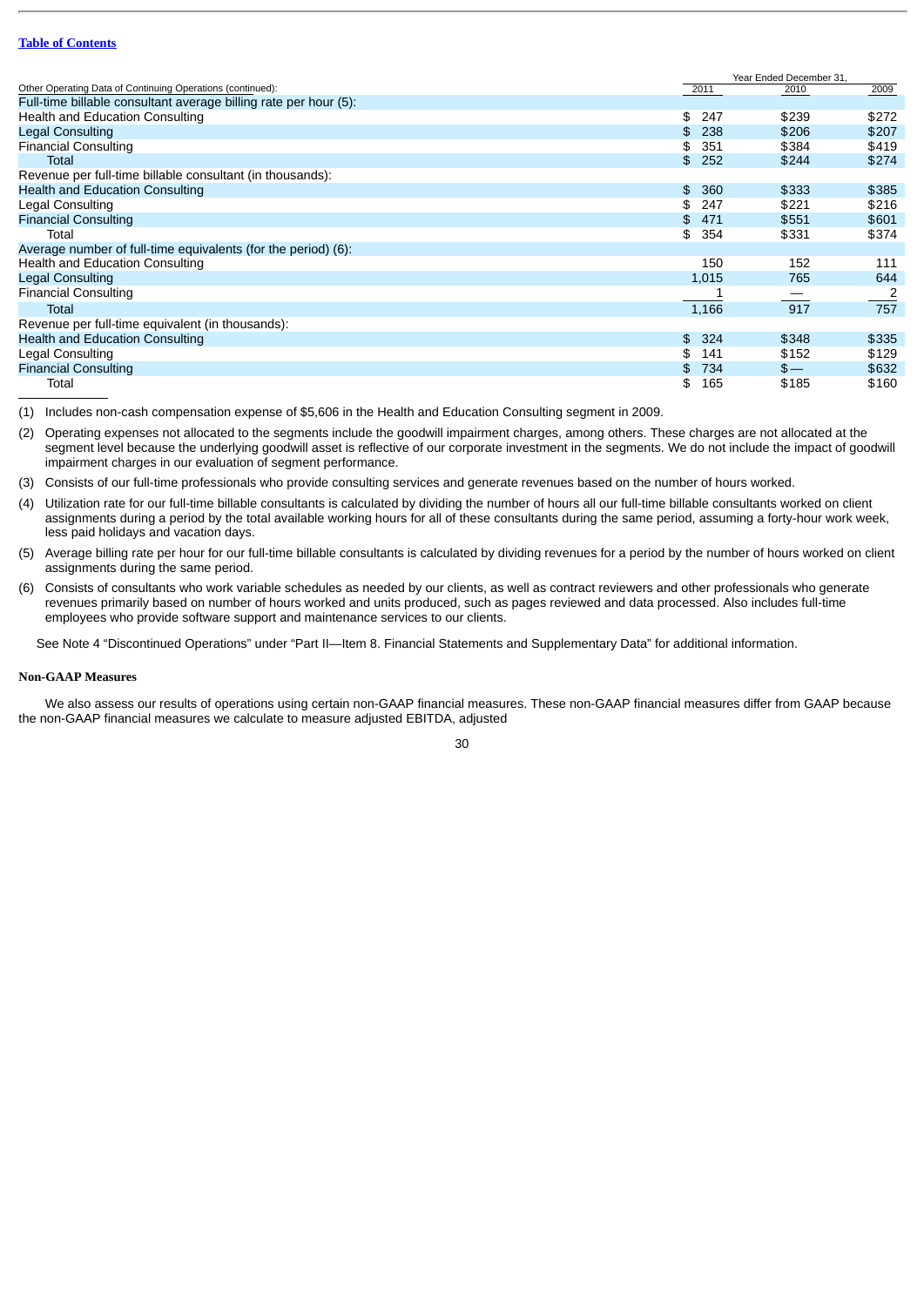| Other Operating Data of Continuing Operations (continued): | Year Ended December 31, 2011 | 2010 | 2009 |
|---|---|---|---|
| Full-time billable consultant average billing rate per hour (5): | | | |
| Health and Education Consulting | $ 247 | $239 | $272 |
| Legal Consulting | $ 238 | $206 | $207 |
| Financial Consulting | $ 351 | $384 | $419 |
| Total | $ 252 | $244 | $274 |
| Revenue per full-time billable consultant (in thousands): | | | |
| Health and Education Consulting | $ 360 | $333 | $385 |
| Legal Consulting | $ 247 | $221 | $216 |
| Financial Consulting | $ 471 | $551 | $601 |
| Total | $ 354 | $331 | $374 |
| Average number of full-time equivalents (for the period) (6): | | | |
| Health and Education Consulting | 150 | 152 | 111 |
| Legal Consulting | 1,015 | 765 | 644 |
| Financial Consulting | 1 | — | 2 |
| Total | 1,166 | 917 | 757 |
| Revenue per full-time equivalent (in thousands): | | | |
| Health and Education Consulting | $ 324 | $348 | $335 |
| Legal Consulting | $ 141 | $152 | $129 |
| Financial Consulting | $ 734 | $— | $632 |
| Total | $ 165 | $185 | $160 |

(1) Includes non-cash compensation expense of $5,606 in the Health and Education Consulting segment in 2009.

(2) Operating expenses not allocated to the segments include the goodwill impairment charges, among others. These charges are not allocated at the segment level because the underlying goodwill asset is reflective of our corporate investment in the segments. We do not include the impact of goodwill impairment charges in our evaluation of segment performance.

(3) Consists of our full-time professionals who provide consulting services and generate revenues based on the number of hours worked.

(4) Utilization rate for our full-time billable consultants is calculated by dividing the number of hours all our full-time billable consultants worked on client assignments during a period by the total available working hours for all of these consultants during the same period, assuming a forty-hour work week, less paid holidays and vacation days.

(5) Average billing rate per hour for our full-time billable consultants is calculated by dividing revenues for a period by the number of hours worked on client assignments during the same period.

(6) Consists of consultants who work variable schedules as needed by our clients, as well as contract reviewers and other professionals who generate revenues primarily based on number of hours worked and units produced, such as pages reviewed and data processed. Also includes full-time employees who provide software support and maintenance services to our clients.

See Note 4 "Discontinued Operations" under "Part II—Item 8. Financial Statements and Supplementary Data" for additional information.

**Non-GAAP Measures**

We also assess our results of operations using certain non-GAAP financial measures. These non-GAAP financial measures differ from GAAP because the non-GAAP financial measures we calculate to measure adjusted EBITDA, adjusted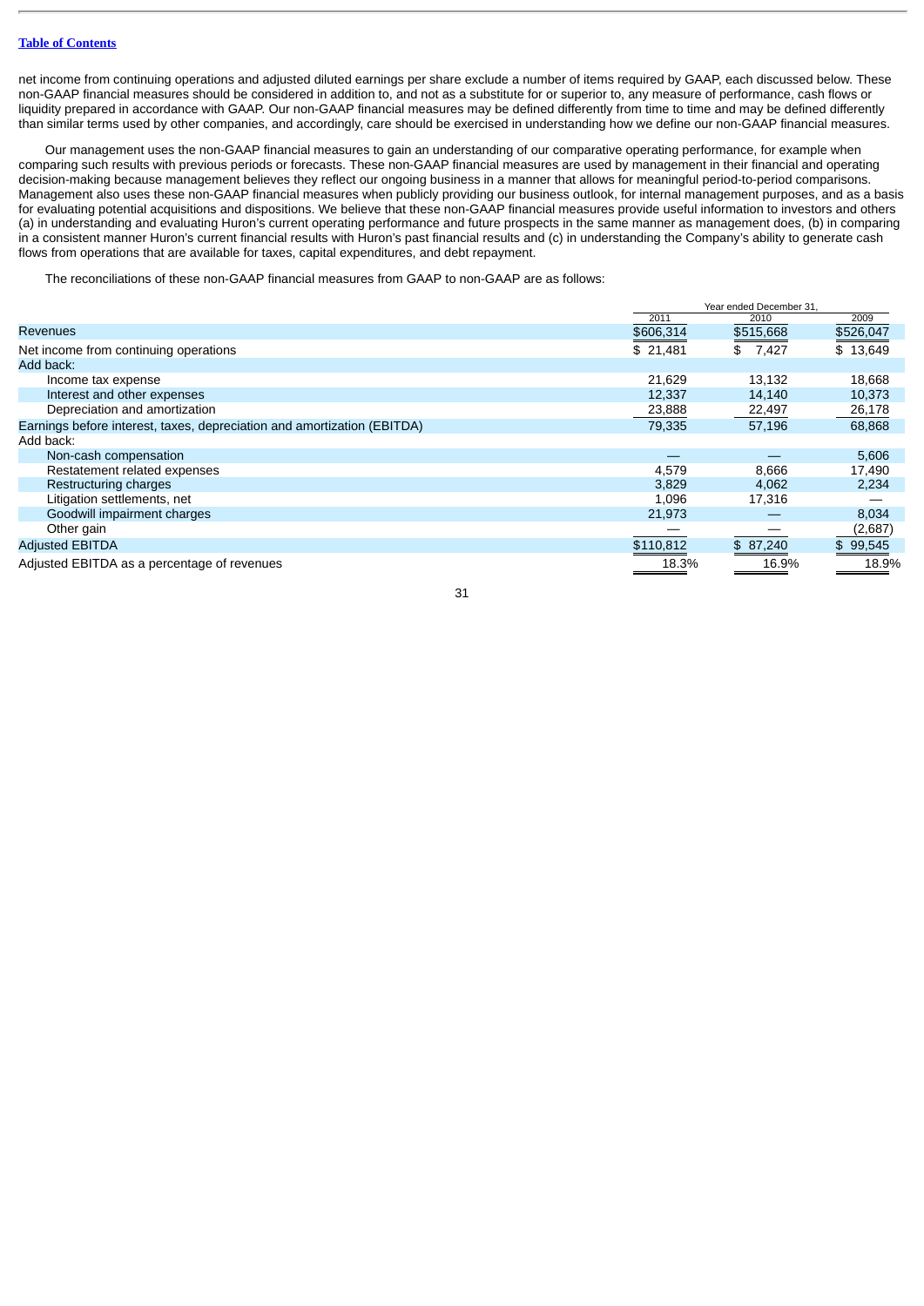net income from continuing operations and adjusted diluted earnings per share exclude a number of items required by GAAP, each discussed below. These non-GAAP financial measures should be considered in addition to, and not as a substitute for or superior to, any measure of performance, cash flows or liquidity prepared in accordance with GAAP. Our non-GAAP financial measures may be defined differently from time to time and may be defined differently than similar terms used by other companies, and accordingly, care should be exercised in understanding how we define our non-GAAP financial measures.

Our management uses the non-GAAP financial measures to gain an understanding of our comparative operating performance, for example when comparing such results with previous periods or forecasts. These non-GAAP financial measures are used by management in their financial and operating decision-making because management believes they reflect our ongoing business in a manner that allows for meaningful period-to-period comparisons. Management also uses these non-GAAP financial measures when publicly providing our business outlook, for internal management purposes, and as a basis for evaluating potential acquisitions and dispositions. We believe that these non-GAAP financial measures provide useful information to investors and others (a) in understanding and evaluating Huron's current operating performance and future prospects in the same manner as management does, (b) in comparing in a consistent manner Huron's current financial results with Huron's past financial results and (c) in understanding the Company's ability to generate cash flows from operations that are available for taxes, capital expenditures, and debt repayment.

The reconciliations of these non-GAAP financial measures from GAAP to non-GAAP are as follows:

| | Year ended December 31, | | |
|---|---|---|---|
| | 2011 | 2010 | 2009 |
| Revenues | $606,314 | $515,668 | $526,047 |
| Net income from continuing operations | $ 21,481 | $ 7,427 | $ 13,649 |
| Add back: | | | |
| Income tax expense | 21,629 | 13,132 | 18,668 |
| Interest and other expenses | 12,337 | 14,140 | 10,373 |
| Depreciation and amortization | 23,888 | 22,497 | 26,178 |
| Earnings before interest, taxes, depreciation and amortization (EBITDA) | 79,335 | 57,196 | 68,868 |
| Add back: | | | |
| Non-cash compensation | — | — | 5,606 |
| Restatement related expenses | 4,579 | 8,666 | 17,490 |
| Restructuring charges | 3,829 | 4,062 | 2,234 |
| Litigation settlements, net | 1,096 | 17,316 | — |
| Goodwill impairment charges | 21,973 | — | 8,034 |
| Other gain | — | — | (2,687) |
| Adjusted EBITDA | $110,812 | $ 87,240 | $ 99,545 |
| Adjusted EBITDA as a percentage of revenues | 18.3% | 16.9% | 18.9% |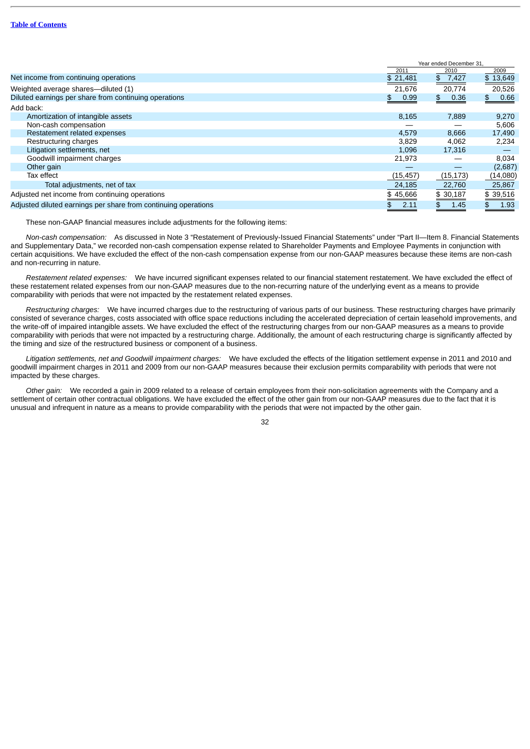| | Year ended December 31, | | |
|---|---|---|---|
| | 2011 | 2010 | 2009 |
| Net income from continuing operations | $ 21,481 | $ 7,427 | $ 13,649 |
| Weighted average shares—diluted (1) | 21,676 | 20,774 | 20,526 |
| Diluted earnings per share from continuing operations | $ 0.99 | $ 0.36 | $ 0.66 |
| Add back: | | | |
| Amortization of intangible assets | 8,165 | 7,889 | 9,270 |
| Non-cash compensation | — | — | 5,606 |
| Restatement related expenses | 4,579 | 8,666 | 17,490 |
| Restructuring charges | 3,829 | 4,062 | 2,234 |
| Litigation settlements, net | 1,096 | 17,316 | — |
| Goodwill impairment charges | 21,973 | — | 8,034 |
| Other gain | — | — | (2,687) |
| Tax effect | (15,457) | (15,173) | (14,080) |
| Total adjustments, net of tax | 24,185 | 22,760 | 25,867 |
| Adjusted net income from continuing operations | $ 45,666 | $ 30,187 | $ 39,516 |
| Adjusted diluted earnings per share from continuing operations | $ 2.11 | $ 1.45 | $ 1.93 |

These non-GAAP financial measures include adjustments for the following items:

*Non-cash compensation:* As discussed in Note 3 "Restatement of Previously-Issued Financial Statements" under "Part II—Item 8. Financial Statements and Supplementary Data," we recorded non-cash compensation expense related to Shareholder Payments and Employee Payments in conjunction with certain acquisitions. We have excluded the effect of the non-cash compensation expense from our non-GAAP measures because these items are non-cash and non-recurring in nature.

*Restatement related expenses:* We have incurred significant expenses related to our financial statement restatement. We have excluded the effect of these restatement related expenses from our non-GAAP measures due to the non-recurring nature of the underlying event as a means to provide comparability with periods that were not impacted by the restatement related expenses.

*Restructuring charges:* We have incurred charges due to the restructuring of various parts of our business. These restructuring charges have primarily consisted of severance charges, costs associated with office space reductions including the accelerated depreciation of certain leasehold improvements, and the write-off of impaired intangible assets. We have excluded the effect of the restructuring charges from our non-GAAP measures as a means to provide comparability with periods that were not impacted by a restructuring charge. Additionally, the amount of each restructuring charge is significantly affected by the timing and size of the restructured business or component of a business.

*Litigation settlements, net and Goodwill impairment charges:* We have excluded the effects of the litigation settlement expense in 2011 and 2010 and goodwill impairment charges in 2011 and 2009 from our non-GAAP measures because their exclusion permits comparability with periods that were not impacted by these charges.

*Other gain:* We recorded a gain in 2009 related to a release of certain employees from their non-solicitation agreements with the Company and a settlement of certain other contractual obligations. We have excluded the effect of the other gain from our non-GAAP measures due to the fact that it is unusual and infrequent in nature as a means to provide comparability with the periods that were not impacted by the other gain.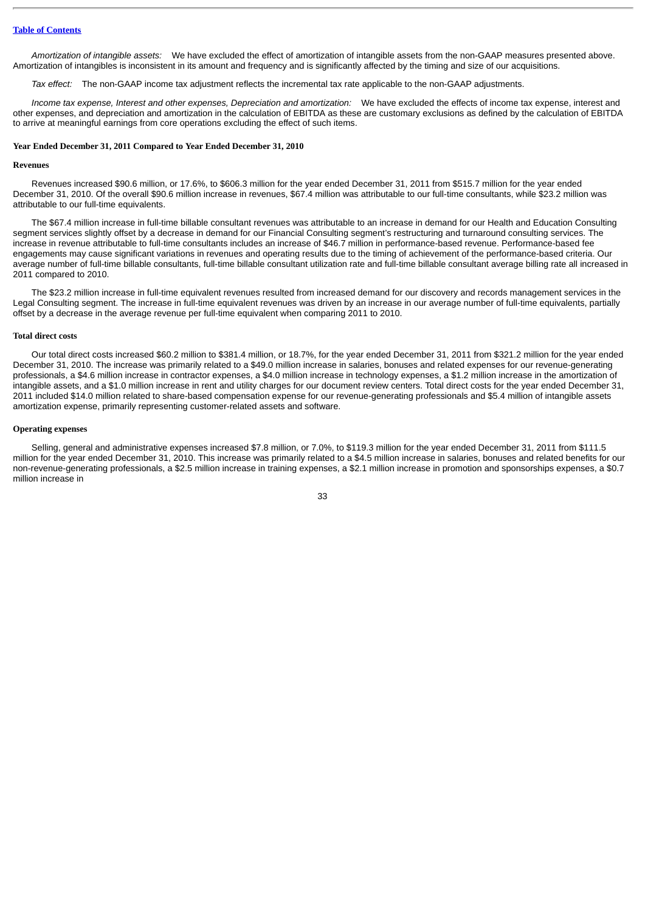*Amortization of intangible assets:* We have excluded the effect of amortization of intangible assets from the non-GAAP measures presented above. Amortization of intangibles is inconsistent in its amount and frequency and is significantly affected by the timing and size of our acquisitions.

*Tax effect:* The non-GAAP income tax adjustment reflects the incremental tax rate applicable to the non-GAAP adjustments.

*Income tax expense, Interest and other expenses, Depreciation and amortization:* We have excluded the effects of income tax expense, interest and other expenses, and depreciation and amortization in the calculation of EBITDA as these are customary exclusions as defined by the calculation of EBITDA to arrive at meaningful earnings from core operations excluding the effect of such items.

**Year Ended December 31, 2011 Compared to Year Ended December 31, 2010**

**Revenues**

Revenues increased $90.6 million, or 17.6%, to $606.3 million for the year ended December 31, 2011 from $515.7 million for the year ended December 31, 2010. Of the overall $90.6 million increase in revenues, $67.4 million was attributable to our full-time consultants, while $23.2 million was attributable to our full-time equivalents.

The $67.4 million increase in full-time billable consultant revenues was attributable to an increase in demand for our Health and Education Consulting segment services slightly offset by a decrease in demand for our Financial Consulting segment's restructuring and turnaround consulting services. The increase in revenue attributable to full-time consultants includes an increase of $46.7 million in performance-based revenue. Performance-based fee engagements may cause significant variations in revenues and operating results due to the timing of achievement of the performance-based criteria. Our average number of full-time billable consultants, full-time billable consultant utilization rate and full-time billable consultant average billing rate all increased in 2011 compared to 2010.

The $23.2 million increase in full-time equivalent revenues resulted from increased demand for our discovery and records management services in the Legal Consulting segment. The increase in full-time equivalent revenues was driven by an increase in our average number of full-time equivalents, partially offset by a decrease in the average revenue per full-time equivalent when comparing 2011 to 2010.

**Total direct costs**

Our total direct costs increased $60.2 million to $381.4 million, or 18.7%, for the year ended December 31, 2011 from $321.2 million for the year ended December 31, 2010. The increase was primarily related to a $49.0 million increase in salaries, bonuses and related expenses for our revenue-generating professionals, a $4.6 million increase in contractor expenses, a $4.0 million increase in technology expenses, a $1.2 million increase in the amortization of intangible assets, and a $1.0 million increase in rent and utility charges for our document review centers. Total direct costs for the year ended December 31, 2011 included $14.0 million related to share-based compensation expense for our revenue-generating professionals and $5.4 million of intangible assets amortization expense, primarily representing customer-related assets and software.

**Operating expenses**

Selling, general and administrative expenses increased $7.8 million, or 7.0%, to $119.3 million for the year ended December 31, 2011 from $111.5 million for the year ended December 31, 2010. This increase was primarily related to a $4.5 million increase in salaries, bonuses and related benefits for our non-revenue-generating professionals, a $2.5 million increase in training expenses, a $2.1 million increase in promotion and sponsorships expenses, a $0.7 million increase in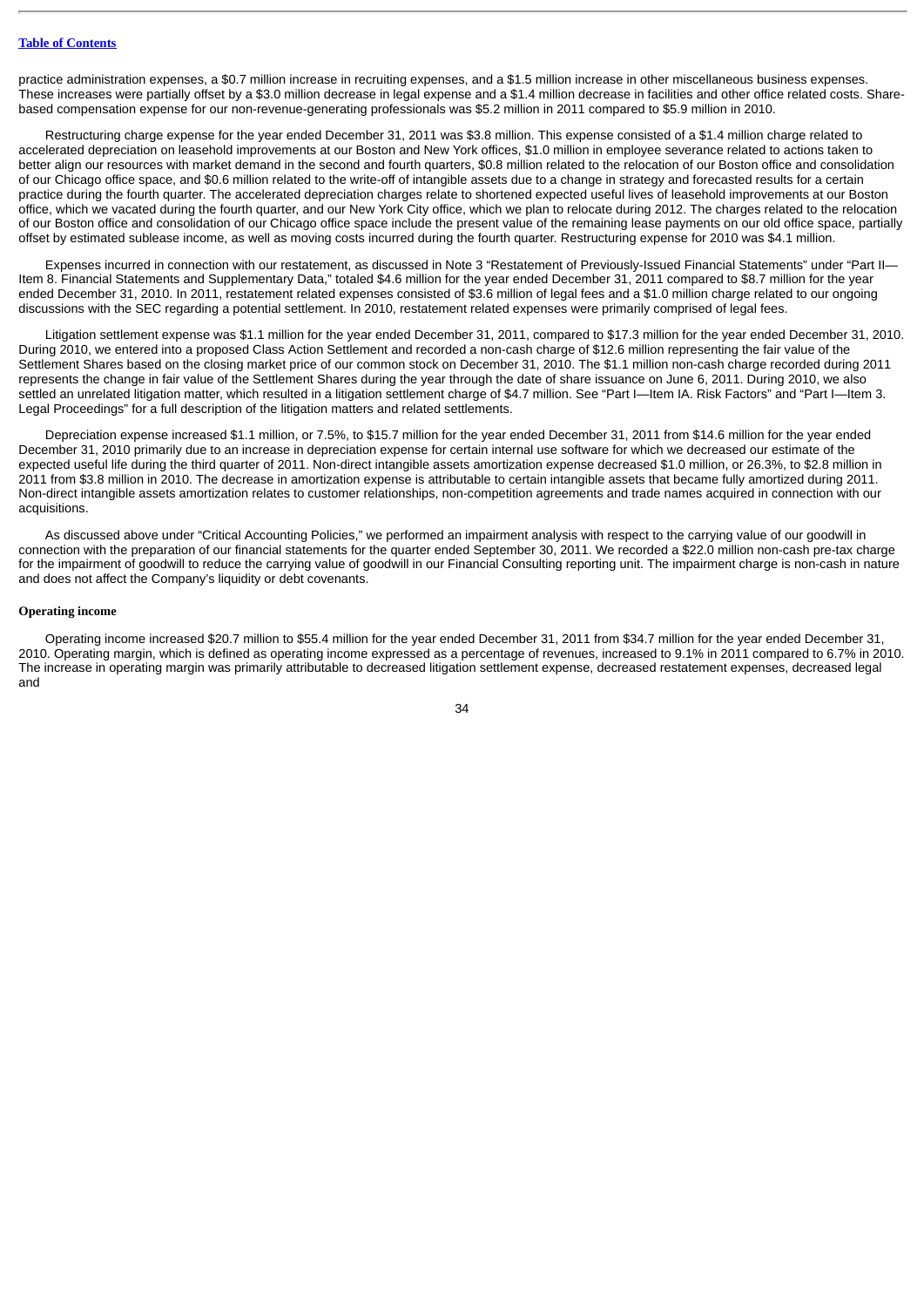practice administration expenses, a $0.7 million increase in recruiting expenses, and a $1.5 million increase in other miscellaneous business expenses. These increases were partially offset by a $3.0 million decrease in legal expense and a $1.4 million decrease in facilities and other office related costs. Share-based compensation expense for our non-revenue-generating professionals was $5.2 million in 2011 compared to $5.9 million in 2010.

Restructuring charge expense for the year ended December 31, 2011 was $3.8 million. This expense consisted of a $1.4 million charge related to accelerated depreciation on leasehold improvements at our Boston and New York offices, $1.0 million in employee severance related to actions taken to better align our resources with market demand in the second and fourth quarters, $0.8 million related to the relocation of our Boston office and consolidation of our Chicago office space, and $0.6 million related to the write-off of intangible assets due to a change in strategy and forecasted results for a certain practice during the fourth quarter. The accelerated depreciation charges relate to shortened expected useful lives of leasehold improvements at our Boston office, which we vacated during the fourth quarter, and our New York City office, which we plan to relocate during 2012. The charges related to the relocation of our Boston office and consolidation of our Chicago office space include the present value of the remaining lease payments on our old office space, partially offset by estimated sublease income, as well as moving costs incurred during the fourth quarter. Restructuring expense for 2010 was $4.1 million.

Expenses incurred in connection with our restatement, as discussed in Note 3 "Restatement of Previously-Issued Financial Statements" under "Part II—Item 8. Financial Statements and Supplementary Data," totaled $4.6 million for the year ended December 31, 2011 compared to $8.7 million for the year ended December 31, 2010. In 2011, restatement related expenses consisted of $3.6 million of legal fees and a $1.0 million charge related to our ongoing discussions with the SEC regarding a potential settlement. In 2010, restatement related expenses were primarily comprised of legal fees.

Litigation settlement expense was $1.1 million for the year ended December 31, 2011, compared to $17.3 million for the year ended December 31, 2010. During 2010, we entered into a proposed Class Action Settlement and recorded a non-cash charge of $12.6 million representing the fair value of the Settlement Shares based on the closing market price of our common stock on December 31, 2010. The $1.1 million non-cash charge recorded during 2011 represents the change in fair value of the Settlement Shares during the year through the date of share issuance on June 6, 2011. During 2010, we also settled an unrelated litigation matter, which resulted in a litigation settlement charge of $4.7 million. See "Part I—Item IA. Risk Factors" and "Part I—Item 3. Legal Proceedings" for a full description of the litigation matters and related settlements.

Depreciation expense increased $1.1 million, or 7.5%, to $15.7 million for the year ended December 31, 2011 from $14.6 million for the year ended December 31, 2010 primarily due to an increase in depreciation expense for certain internal use software for which we decreased our estimate of the expected useful life during the third quarter of 2011. Non-direct intangible assets amortization expense decreased $1.0 million, or 26.3%, to $2.8 million in 2011 from $3.8 million in 2010. The decrease in amortization expense is attributable to certain intangible assets that became fully amortized during 2011. Non-direct intangible assets amortization relates to customer relationships, non-competition agreements and trade names acquired in connection with our acquisitions.

As discussed above under "Critical Accounting Policies," we performed an impairment analysis with respect to the carrying value of our goodwill in connection with the preparation of our financial statements for the quarter ended September 30, 2011. We recorded a $22.0 million non-cash pre-tax charge for the impairment of goodwill to reduce the carrying value of goodwill in our Financial Consulting reporting unit. The impairment charge is non-cash in nature and does not affect the Company's liquidity or debt covenants.

**Operating income**

Operating income increased $20.7 million to $55.4 million for the year ended December 31, 2011 from $34.7 million for the year ended December 31, 2010. Operating margin, which is defined as operating income expressed as a percentage of revenues, increased to 9.1% in 2011 compared to 6.7% in 2010. The increase in operating margin was primarily attributable to decreased litigation settlement expense, decreased restatement expenses, decreased legal and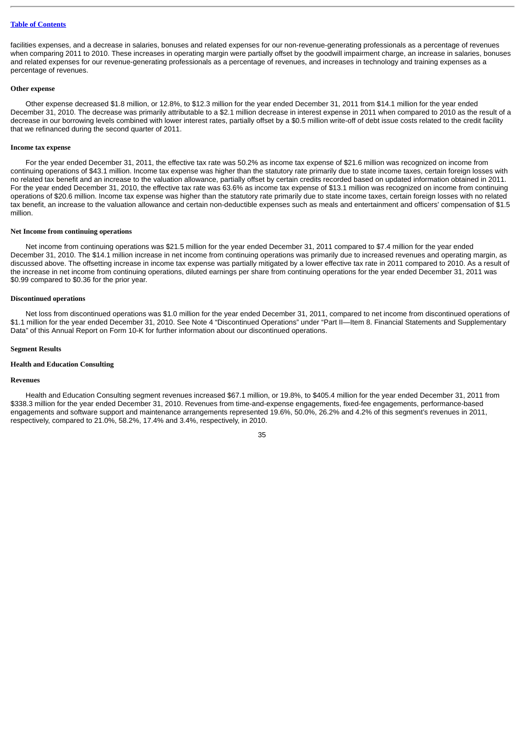facilities expenses, and a decrease in salaries, bonuses and related expenses for our non-revenue-generating professionals as a percentage of revenues when comparing 2011 to 2010. These increases in operating margin were partially offset by the goodwill impairment charge, an increase in salaries, bonuses and related expenses for our revenue-generating professionals as a percentage of revenues, and increases in technology and training expenses as a percentage of revenues.

**Other expense**

Other expense decreased $1.8 million, or 12.8%, to $12.3 million for the year ended December 31, 2011 from $14.1 million for the year ended December 31, 2010. The decrease was primarily attributable to a $2.1 million decrease in interest expense in 2011 when compared to 2010 as the result of a decrease in our borrowing levels combined with lower interest rates, partially offset by a $0.5 million write-off of debt issue costs related to the credit facility that we refinanced during the second quarter of 2011.

**Income tax expense**

For the year ended December 31, 2011, the effective tax rate was 50.2% as income tax expense of $21.6 million was recognized on income from continuing operations of $43.1 million. Income tax expense was higher than the statutory rate primarily due to state income taxes, certain foreign losses with no related tax benefit and an increase to the valuation allowance, partially offset by certain credits recorded based on updated information obtained in 2011. For the year ended December 31, 2010, the effective tax rate was 63.6% as income tax expense of $13.1 million was recognized on income from continuing operations of $20.6 million. Income tax expense was higher than the statutory rate primarily due to state income taxes, certain foreign losses with no related tax benefit, an increase to the valuation allowance and certain non-deductible expenses such as meals and entertainment and officers' compensation of $1.5 million.

**Net Income from continuing operations**

Net income from continuing operations was $21.5 million for the year ended December 31, 2011 compared to $7.4 million for the year ended December 31, 2010. The $14.1 million increase in net income from continuing operations was primarily due to increased revenues and operating margin, as discussed above. The offsetting increase in income tax expense was partially mitigated by a lower effective tax rate in 2011 compared to 2010. As a result of the increase in net income from continuing operations, diluted earnings per share from continuing operations for the year ended December 31, 2011 was $0.99 compared to $0.36 for the prior year.

**Discontinued operations**

Net loss from discontinued operations was $1.0 million for the year ended December 31, 2011, compared to net income from discontinued operations of $1.1 million for the year ended December 31, 2010. See Note 4 "Discontinued Operations" under "Part II—Item 8. Financial Statements and Supplementary Data" of this Annual Report on Form 10-K for further information about our discontinued operations.

**Segment Results**

**Health and Education Consulting**

**Revenues**

Health and Education Consulting segment revenues increased $67.1 million, or 19.8%, to $405.4 million for the year ended December 31, 2011 from $338.3 million for the year ended December 31, 2010. Revenues from time-and-expense engagements, fixed-fee engagements, performance-based engagements and software support and maintenance arrangements represented 19.6%, 50.0%, 26.2% and 4.2% of this segment's revenues in 2011, respectively, compared to 21.0%, 58.2%, 17.4% and 3.4%, respectively, in 2010.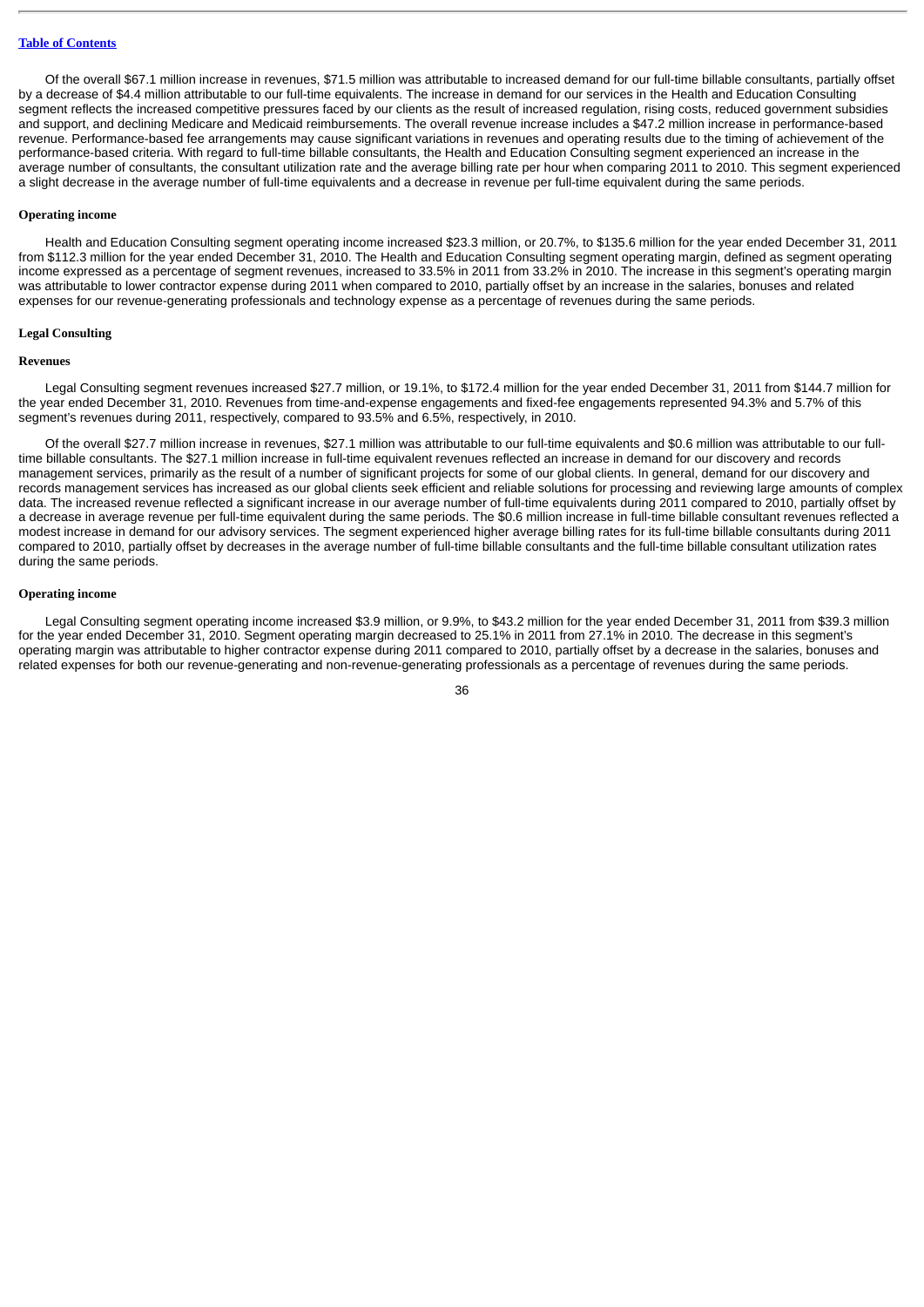Of the overall $67.1 million increase in revenues, $71.5 million was attributable to increased demand for our full-time billable consultants, partially offset by a decrease of $4.4 million attributable to our full-time equivalents. The increase in demand for our services in the Health and Education Consulting segment reflects the increased competitive pressures faced by our clients as the result of increased regulation, rising costs, reduced government subsidies and support, and declining Medicare and Medicaid reimbursements. The overall revenue increase includes a $47.2 million increase in performance-based revenue. Performance-based fee arrangements may cause significant variations in revenues and operating results due to the timing of achievement of the performance-based criteria. With regard to full-time billable consultants, the Health and Education Consulting segment experienced an increase in the average number of consultants, the consultant utilization rate and the average billing rate per hour when comparing 2011 to 2010. This segment experienced a slight decrease in the average number of full-time equivalents and a decrease in revenue per full-time equivalent during the same periods.

**Operating income**

Health and Education Consulting segment operating income increased $23.3 million, or 20.7%, to $135.6 million for the year ended December 31, 2011 from $112.3 million for the year ended December 31, 2010. The Health and Education Consulting segment operating margin, defined as segment operating income expressed as a percentage of segment revenues, increased to 33.5% in 2011 from 33.2% in 2010. The increase in this segment's operating margin was attributable to lower contractor expense during 2011 when compared to 2010, partially offset by an increase in the salaries, bonuses and related expenses for our revenue-generating professionals and technology expense as a percentage of revenues during the same periods.

**Legal Consulting**

**Revenues**

Legal Consulting segment revenues increased $27.7 million, or 19.1%, to $172.4 million for the year ended December 31, 2011 from $144.7 million for the year ended December 31, 2010. Revenues from time-and-expense engagements and fixed-fee engagements represented 94.3% and 5.7% of this segment's revenues during 2011, respectively, compared to 93.5% and 6.5%, respectively, in 2010.

Of the overall $27.7 million increase in revenues, $27.1 million was attributable to our full-time equivalents and $0.6 million was attributable to our full-time billable consultants. The $27.1 million increase in full-time equivalent revenues reflected an increase in demand for our discovery and records management services, primarily as the result of a number of significant projects for some of our global clients. In general, demand for our discovery and records management services has increased as our global clients seek efficient and reliable solutions for processing and reviewing large amounts of complex data. The increased revenue reflected a significant increase in our average number of full-time equivalents during 2011 compared to 2010, partially offset by a decrease in average revenue per full-time equivalent during the same periods. The $0.6 million increase in full-time billable consultant revenues reflected a modest increase in demand for our advisory services. The segment experienced higher average billing rates for its full-time billable consultants during 2011 compared to 2010, partially offset by decreases in the average number of full-time billable consultants and the full-time billable consultant utilization rates during the same periods.

**Operating income**

Legal Consulting segment operating income increased $3.9 million, or 9.9%, to $43.2 million for the year ended December 31, 2011 from $39.3 million for the year ended December 31, 2010. Segment operating margin decreased to 25.1% in 2011 from 27.1% in 2010. The decrease in this segment's operating margin was attributable to higher contractor expense during 2011 compared to 2010, partially offset by a decrease in the salaries, bonuses and related expenses for both our revenue-generating and non-revenue-generating professionals as a percentage of revenues during the same periods.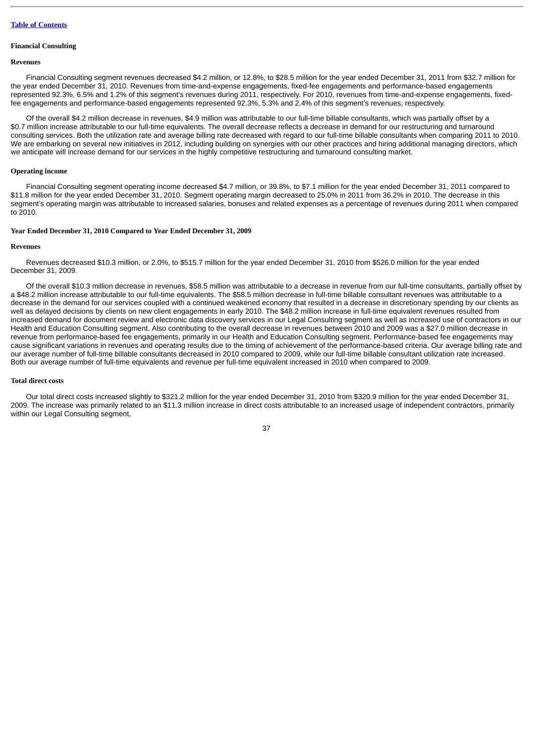**Financial Consulting**

**Revenues**

Financial Consulting segment revenues decreased $4.2 million, or 12.8%, to $28.5 million for the year ended December 31, 2011 from $32.7 million for the year ended December 31, 2010. Revenues from time-and-expense engagements, fixed-fee engagements and performance-based engagements represented 92.3%, 6.5% and 1.2% of this segment's revenues during 2011, respectively. For 2010, revenues from time-and-expense engagements, fixed-fee engagements and performance-based engagements represented 92.3%, 5.3% and 2.4% of this segment's revenues, respectively.

Of the overall $4.2 million decrease in revenues, $4.9 million was attributable to our full-time billable consultants, which was partially offset by a $0.7 million increase attributable to our full-time equivalents. The overall decrease reflects a decrease in demand for our restructuring and turnaround consulting services. Both the utilization rate and average billing rate decreased with regard to our full-time billable consultants when comparing 2011 to 2010. We are embarking on several new initiatives in 2012, including building on synergies with our other practices and hiring additional managing directors, which we anticipate will increase demand for our services in the highly competitive restructuring and turnaround consulting market.

**Operating income**

Financial Consulting segment operating income decreased $4.7 million, or 39.8%, to $7.1 million for the year ended December 31, 2011 compared to $11.8 million for the year ended December 31, 2010. Segment operating margin decreased to 25.0% in 2011 from 36.2% in 2010. The decrease in this segment's operating margin was attributable to increased salaries, bonuses and related expenses as a percentage of revenues during 2011 when compared to 2010.

**Year Ended December 31, 2010 Compared to Year Ended December 31, 2009**

**Revenues**

Revenues decreased $10.3 million, or 2.0%, to $515.7 million for the year ended December 31, 2010 from $526.0 million for the year ended December 31, 2009.

Of the overall $10.3 million decrease in revenues, $58.5 million was attributable to a decrease in revenue from our full-time consultants, partially offset by a $48.2 million increase attributable to our full-time equivalents. The $58.5 million decrease in full-time billable consultant revenues was attributable to a decrease in the demand for our services coupled with a continued weakened economy that resulted in a decrease in discretionary spending by our clients as well as delayed decisions by clients on new client engagements in early 2010. The $48.2 million increase in full-time equivalent revenues resulted from increased demand for document review and electronic data discovery services in our Legal Consulting segment as well as increased use of contractors in our Health and Education Consulting segment. Also contributing to the overall decrease in revenues between 2010 and 2009 was a $27.0 million decrease in revenue from performance-based fee engagements, primarily in our Health and Education Consulting segment. Performance-based fee engagements may cause significant variations in revenues and operating results due to the timing of achievement of the performance-based criteria. Our average billing rate and our average number of full-time billable consultants decreased in 2010 compared to 2009, while our full-time billable consultant utilization rate increased. Both our average number of full-time equivalents and revenue per full-time equivalent increased in 2010 when compared to 2009.

**Total direct costs**

Our total direct costs increased slightly to $321.2 million for the year ended December 31, 2010 from $320.9 million for the year ended December 31, 2009. The increase was primarily related to an $11.3 million increase in direct costs attributable to an increased usage of independent contractors, primarily within our Legal Consulting segment,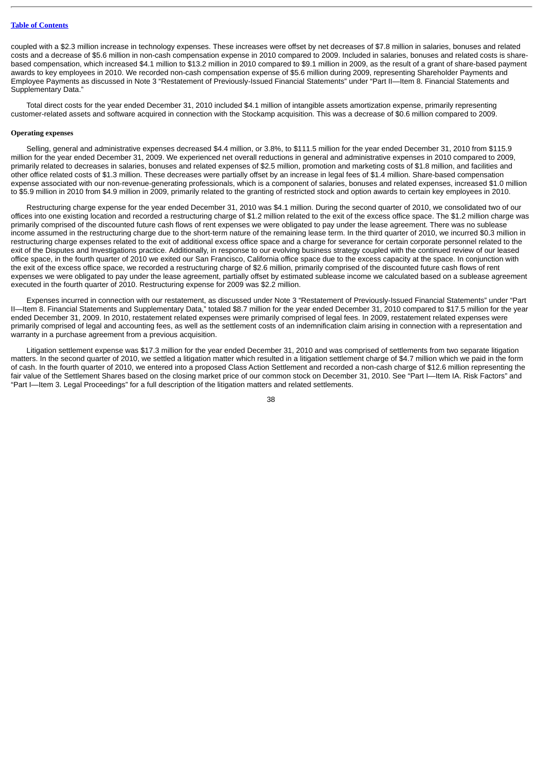coupled with a $2.3 million increase in technology expenses. These increases were offset by net decreases of $7.8 million in salaries, bonuses and related costs and a decrease of $5.6 million in non-cash compensation expense in 2010 compared to 2009. Included in salaries, bonuses and related costs is share-based compensation, which increased $4.1 million to $13.2 million in 2010 compared to $9.1 million in 2009, as the result of a grant of share-based payment awards to key employees in 2010. We recorded non-cash compensation expense of $5.6 million during 2009, representing Shareholder Payments and Employee Payments as discussed in Note 3 "Restatement of Previously-Issued Financial Statements" under "Part II—Item 8. Financial Statements and Supplementary Data."

Total direct costs for the year ended December 31, 2010 included $4.1 million of intangible assets amortization expense, primarily representing customer-related assets and software acquired in connection with the Stockamp acquisition. This was a decrease of $0.6 million compared to 2009.

**Operating expenses**

Selling, general and administrative expenses decreased $4.4 million, or 3.8%, to $111.5 million for the year ended December 31, 2010 from $115.9 million for the year ended December 31, 2009. We experienced net overall reductions in general and administrative expenses in 2010 compared to 2009, primarily related to decreases in salaries, bonuses and related expenses of $2.5 million, promotion and marketing costs of $1.8 million, and facilities and other office related costs of $1.3 million. These decreases were partially offset by an increase in legal fees of $1.4 million. Share-based compensation expense associated with our non-revenue-generating professionals, which is a component of salaries, bonuses and related expenses, increased $1.0 million to $5.9 million in 2010 from $4.9 million in 2009, primarily related to the granting of restricted stock and option awards to certain key employees in 2010.

Restructuring charge expense for the year ended December 31, 2010 was $4.1 million. During the second quarter of 2010, we consolidated two of our offices into one existing location and recorded a restructuring charge of $1.2 million related to the exit of the excess office space. The $1.2 million charge was primarily comprised of the discounted future cash flows of rent expenses we were obligated to pay under the lease agreement. There was no sublease income assumed in the restructuring charge due to the short-term nature of the remaining lease term. In the third quarter of 2010, we incurred $0.3 million in restructuring charge expenses related to the exit of additional excess office space and a charge for severance for certain corporate personnel related to the exit of the Disputes and Investigations practice. Additionally, in response to our evolving business strategy coupled with the continued review of our leased office space, in the fourth quarter of 2010 we exited our San Francisco, California office space due to the excess capacity at the space. In conjunction with the exit of the excess office space, we recorded a restructuring charge of $2.6 million, primarily comprised of the discounted future cash flows of rent expenses we were obligated to pay under the lease agreement, partially offset by estimated sublease income we calculated based on a sublease agreement executed in the fourth quarter of 2010. Restructuring expense for 2009 was $2.2 million.

Expenses incurred in connection with our restatement, as discussed under Note 3 "Restatement of Previously-Issued Financial Statements" under "Part II—Item 8. Financial Statements and Supplementary Data," totaled $8.7 million for the year ended December 31, 2010 compared to $17.5 million for the year ended December 31, 2009. In 2010, restatement related expenses were primarily comprised of legal fees. In 2009, restatement related expenses were primarily comprised of legal and accounting fees, as well as the settlement costs of an indemnification claim arising in connection with a representation and warranty in a purchase agreement from a previous acquisition.

Litigation settlement expense was $17.3 million for the year ended December 31, 2010 and was comprised of settlements from two separate litigation matters. In the second quarter of 2010, we settled a litigation matter which resulted in a litigation settlement charge of $4.7 million which we paid in the form of cash. In the fourth quarter of 2010, we entered into a proposed Class Action Settlement and recorded a non-cash charge of $12.6 million representing the fair value of the Settlement Shares based on the closing market price of our common stock on December 31, 2010. See "Part I—Item IA. Risk Factors" and "Part I—Item 3. Legal Proceedings" for a full description of the litigation matters and related settlements.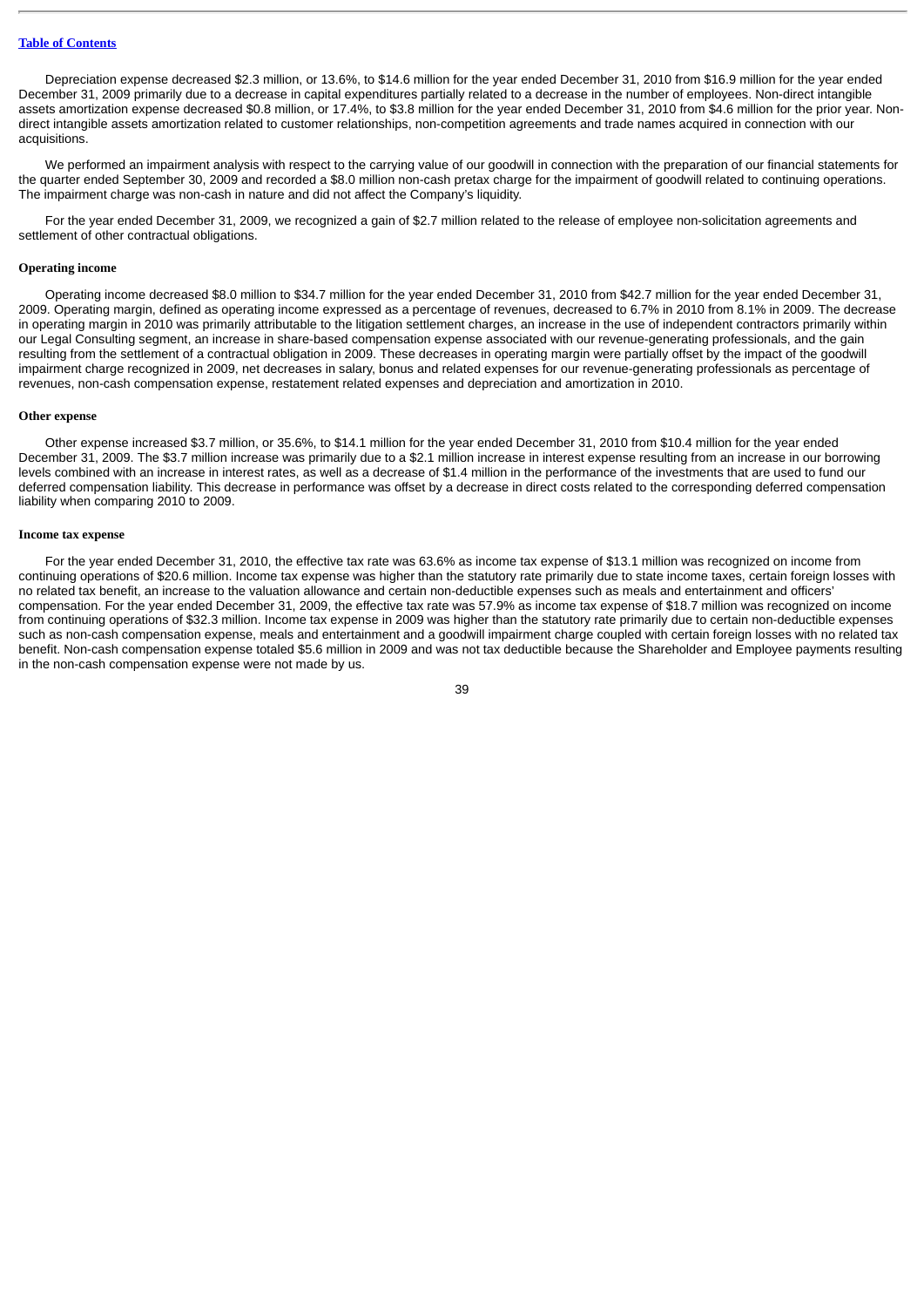Depreciation expense decreased $2.3 million, or 13.6%, to $14.6 million for the year ended December 31, 2010 from $16.9 million for the year ended December 31, 2009 primarily due to a decrease in capital expenditures partially related to a decrease in the number of employees. Non-direct intangible assets amortization expense decreased $0.8 million, or 17.4%, to $3.8 million for the year ended December 31, 2010 from $4.6 million for the prior year. Non-direct intangible assets amortization related to customer relationships, non-competition agreements and trade names acquired in connection with our acquisitions.

We performed an impairment analysis with respect to the carrying value of our goodwill in connection with the preparation of our financial statements for the quarter ended September 30, 2009 and recorded a $8.0 million non-cash pretax charge for the impairment of goodwill related to continuing operations. The impairment charge was non-cash in nature and did not affect the Company's liquidity.

For the year ended December 31, 2009, we recognized a gain of $2.7 million related to the release of employee non-solicitation agreements and settlement of other contractual obligations.

**Operating income**

Operating income decreased $8.0 million to $34.7 million for the year ended December 31, 2010 from $42.7 million for the year ended December 31, 2009. Operating margin, defined as operating income expressed as a percentage of revenues, decreased to 6.7% in 2010 from 8.1% in 2009. The decrease in operating margin in 2010 was primarily attributable to the litigation settlement charges, an increase in the use of independent contractors primarily within our Legal Consulting segment, an increase in share-based compensation expense associated with our revenue-generating professionals, and the gain resulting from the settlement of a contractual obligation in 2009. These decreases in operating margin were partially offset by the impact of the goodwill impairment charge recognized in 2009, net decreases in salary, bonus and related expenses for our revenue-generating professionals as percentage of revenues, non-cash compensation expense, restatement related expenses and depreciation and amortization in 2010.

**Other expense**

Other expense increased $3.7 million, or 35.6%, to $14.1 million for the year ended December 31, 2010 from $10.4 million for the year ended December 31, 2009. The $3.7 million increase was primarily due to a $2.1 million increase in interest expense resulting from an increase in our borrowing levels combined with an increase in interest rates, as well as a decrease of $1.4 million in the performance of the investments that are used to fund our deferred compensation liability. This decrease in performance was offset by a decrease in direct costs related to the corresponding deferred compensation liability when comparing 2010 to 2009.

**Income tax expense**

For the year ended December 31, 2010, the effective tax rate was 63.6% as income tax expense of $13.1 million was recognized on income from continuing operations of $20.6 million. Income tax expense was higher than the statutory rate primarily due to state income taxes, certain foreign losses with no related tax benefit, an increase to the valuation allowance and certain non-deductible expenses such as meals and entertainment and officers' compensation. For the year ended December 31, 2009, the effective tax rate was 57.9% as income tax expense of $18.7 million was recognized on income from continuing operations of $32.3 million. Income tax expense in 2009 was higher than the statutory rate primarily due to certain non-deductible expenses such as non-cash compensation expense, meals and entertainment and a goodwill impairment charge coupled with certain foreign losses with no related tax benefit. Non-cash compensation expense totaled $5.6 million in 2009 and was not tax deductible because the Shareholder and Employee payments resulting in the non-cash compensation expense were not made by us.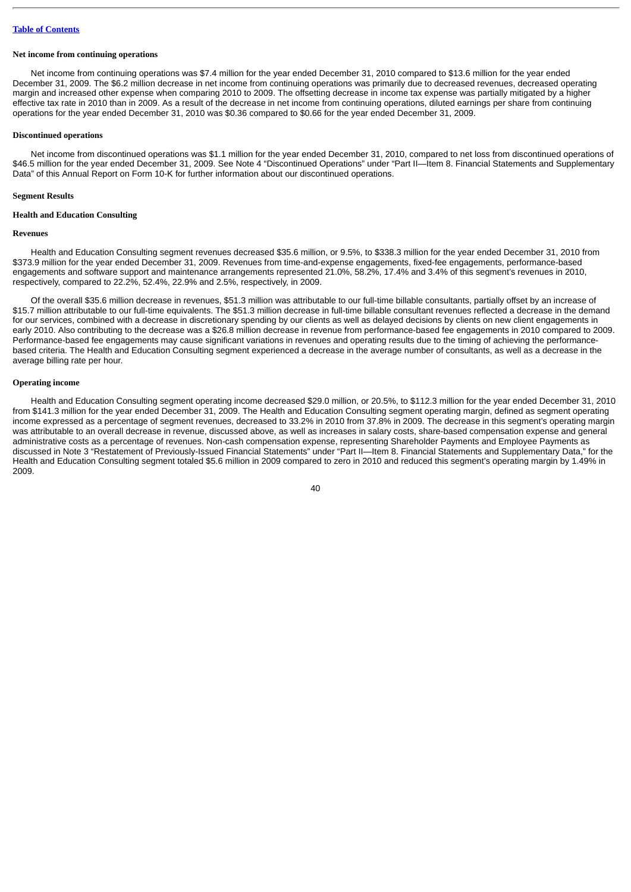**Net income from continuing operations**

Net income from continuing operations was $7.4 million for the year ended December 31, 2010 compared to $13.6 million for the year ended December 31, 2009. The $6.2 million decrease in net income from continuing operations was primarily due to decreased revenues, decreased operating margin and increased other expense when comparing 2010 to 2009. The offsetting decrease in income tax expense was partially mitigated by a higher effective tax rate in 2010 than in 2009. As a result of the decrease in net income from continuing operations, diluted earnings per share from continuing operations for the year ended December 31, 2010 was $0.36 compared to $0.66 for the year ended December 31, 2009.

**Discontinued operations**

Net income from discontinued operations was $1.1 million for the year ended December 31, 2010, compared to net loss from discontinued operations of $46.5 million for the year ended December 31, 2009. See Note 4 "Discontinued Operations" under "Part II—Item 8. Financial Statements and Supplementary Data" of this Annual Report on Form 10-K for further information about our discontinued operations.

**Segment Results**

**Health and Education Consulting**

**Revenues**

Health and Education Consulting segment revenues decreased $35.6 million, or 9.5%, to $338.3 million for the year ended December 31, 2010 from $373.9 million for the year ended December 31, 2009. Revenues from time-and-expense engagements, fixed-fee engagements, performance-based engagements and software support and maintenance arrangements represented 21.0%, 58.2%, 17.4% and 3.4% of this segment's revenues in 2010, respectively, compared to 22.2%, 52.4%, 22.9% and 2.5%, respectively, in 2009.

Of the overall $35.6 million decrease in revenues, $51.3 million was attributable to our full-time billable consultants, partially offset by an increase of $15.7 million attributable to our full-time equivalents. The $51.3 million decrease in full-time billable consultant revenues reflected a decrease in the demand for our services, combined with a decrease in discretionary spending by our clients as well as delayed decisions by clients on new client engagements in early 2010. Also contributing to the decrease was a $26.8 million decrease in revenue from performance-based fee engagements in 2010 compared to 2009. Performance-based fee engagements may cause significant variations in revenues and operating results due to the timing of achieving the performance-based criteria. The Health and Education Consulting segment experienced a decrease in the average number of consultants, as well as a decrease in the average billing rate per hour.

**Operating income**

Health and Education Consulting segment operating income decreased $29.0 million, or 20.5%, to $112.3 million for the year ended December 31, 2010 from $141.3 million for the year ended December 31, 2009. The Health and Education Consulting segment operating margin, defined as segment operating income expressed as a percentage of segment revenues, decreased to 33.2% in 2010 from 37.8% in 2009. The decrease in this segment's operating margin was attributable to an overall decrease in revenue, discussed above, as well as increases in salary costs, share-based compensation expense and general administrative costs as a percentage of revenues. Non-cash compensation expense, representing Shareholder Payments and Employee Payments as discussed in Note 3 "Restatement of Previously-Issued Financial Statements" under "Part II—Item 8. Financial Statements and Supplementary Data," for the Health and Education Consulting segment totaled $5.6 million in 2009 compared to zero in 2010 and reduced this segment's operating margin by 1.49% in 2009.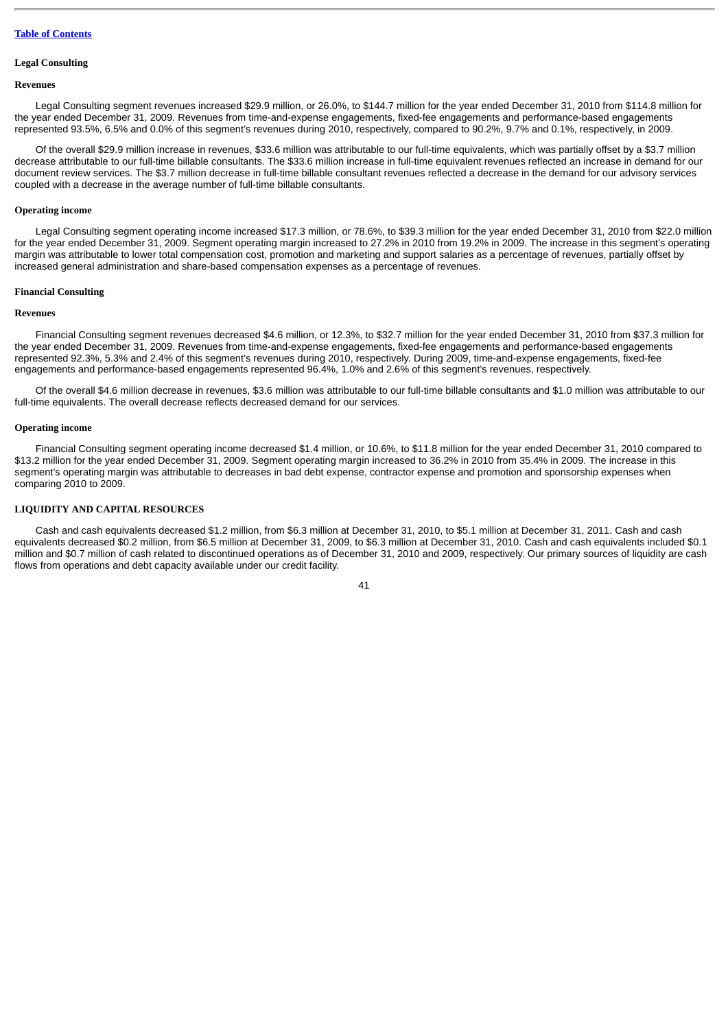[Table of Contents](#)

### Legal Consulting

#### Revenues

Legal Consulting segment revenues increased $29.9 million, or 26.0%, to $144.7 million for the year ended December 31, 2010 from $114.8 million for the year ended December 31, 2009. Revenues from time-and-expense engagements, fixed-fee engagements and performance-based engagements represented 93.5%, 6.5% and 0.0% of this segment's revenues during 2010, respectively, compared to 90.2%, 9.7% and 0.1%, respectively, in 2009.

Of the overall $29.9 million increase in revenues, $33.6 million was attributable to our full-time equivalents, which was partially offset by a $3.7 million decrease attributable to our full-time billable consultants. The $33.6 million increase in full-time equivalent revenues reflected an increase in demand for our document review services. The $3.7 million decrease in full-time billable consultant revenues reflected a decrease in the demand for our advisory services coupled with a decrease in the average number of full-time billable consultants.

#### Operating income

Legal Consulting segment operating income increased $17.3 million, or 78.6%, to $39.3 million for the year ended December 31, 2010 from $22.0 million for the year ended December 31, 2009. Segment operating margin increased to 27.2% in 2010 from 19.2% in 2009. The increase in this segment's operating margin was attributable to lower total compensation cost, promotion and marketing and support salaries as a percentage of revenues, partially offset by increased general administration and share-based compensation expenses as a percentage of revenues.

### Financial Consulting

#### Revenues

Financial Consulting segment revenues decreased $4.6 million, or 12.3%, to $32.7 million for the year ended December 31, 2010 from $37.3 million for the year ended December 31, 2009. Revenues from time-and-expense engagements, fixed-fee engagements and performance-based engagements represented 92.3%, 5.3% and 2.4% of this segment's revenues during 2010, respectively. During 2009, time-and-expense engagements, fixed-fee engagements and performance-based engagements represented 96.4%, 1.0% and 2.6% of this segment's revenues, respectively.

Of the overall $4.6 million decrease in revenues, $3.6 million was attributable to our full-time billable consultants and $1.0 million was attributable to our full-time equivalents. The overall decrease reflects decreased demand for our services.

#### Operating income

Financial Consulting segment operating income decreased $1.4 million, or 10.6%, to $11.8 million for the year ended December 31, 2010 compared to $13.2 million for the year ended December 31, 2009. Segment operating margin increased to 36.2% in 2010 from 35.4% in 2009. The increase in this segment's operating margin was attributable to decreases in bad debt expense, contractor expense and promotion and sponsorship expenses when comparing 2010 to 2009.

## LIQUIDITY AND CAPITAL RESOURCES

Cash and cash equivalents decreased $1.2 million, from $6.3 million at December 31, 2010, to $5.1 million at December 31, 2011. Cash and cash equivalents decreased $0.2 million, from $6.5 million at December 31, 2009, to $6.3 million at December 31, 2010. Cash and cash equivalents included $0.1 million and $0.7 million of cash related to discontinued operations as of December 31, 2010 and 2009, respectively. Our primary sources of liquidity are cash flows from operations and debt capacity available under our credit facility.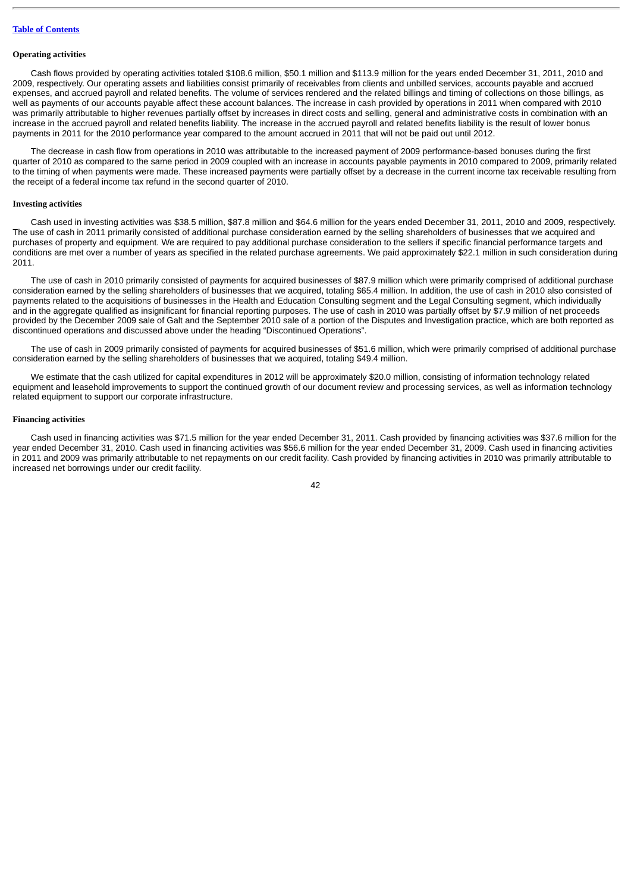#### Operating activities

Cash flows provided by operating activities totaled $108.6 million, $50.1 million and $113.9 million for the years ended December 31, 2011, 2010 and 2009, respectively. Our operating assets and liabilities consist primarily of receivables from clients and unbilled services, accounts payable and accrued expenses, and accrued payroll and related benefits. The volume of services rendered and the related billings and timing of collections on those billings, as well as payments of our accounts payable affect these account balances. The increase in cash provided by operations in 2011 when compared with 2010 was primarily attributable to higher revenues partially offset by increases in direct costs and selling, general and administrative costs in combination with an increase in the accrued payroll and related benefits liability. The increase in the accrued payroll and related benefits liability is the result of lower bonus payments in 2011 for the 2010 performance year compared to the amount accrued in 2011 that will not be paid out until 2012.

The decrease in cash flow from operations in 2010 was attributable to the increased payment of 2009 performance-based bonuses during the first quarter of 2010 as compared to the same period in 2009 coupled with an increase in accounts payable payments in 2010 compared to 2009, primarily related to the timing of when payments were made. These increased payments were partially offset by a decrease in the current income tax receivable resulting from the receipt of a federal income tax refund in the second quarter of 2010.

#### Investing activities

Cash used in investing activities was $38.5 million, $87.8 million and $64.6 million for the years ended December 31, 2011, 2010 and 2009, respectively. The use of cash in 2011 primarily consisted of additional purchase consideration earned by the selling shareholders of businesses that we acquired and purchases of property and equipment. We are required to pay additional purchase consideration to the sellers if specific financial performance targets and conditions are met over a number of years as specified in the related purchase agreements. We paid approximately $22.1 million in such consideration during 2011.

The use of cash in 2010 primarily consisted of payments for acquired businesses of $87.9 million which were primarily comprised of additional purchase consideration earned by the selling shareholders of businesses that we acquired, totaling $65.4 million. In addition, the use of cash in 2010 also consisted of payments related to the acquisitions of businesses in the Health and Education Consulting segment and the Legal Consulting segment, which individually and in the aggregate qualified as insignificant for financial reporting purposes. The use of cash in 2010 was partially offset by $7.9 million of net proceeds provided by the December 2009 sale of Galt and the September 2010 sale of a portion of the Disputes and Investigation practice, which are both reported as discontinued operations and discussed above under the heading "Discontinued Operations".

The use of cash in 2009 primarily consisted of payments for acquired businesses of $51.6 million, which were primarily comprised of additional purchase consideration earned by the selling shareholders of businesses that we acquired, totaling $49.4 million.

We estimate that the cash utilized for capital expenditures in 2012 will be approximately $20.0 million, consisting of information technology related equipment and leasehold improvements to support the continued growth of our document review and processing services, as well as information technology related equipment to support our corporate infrastructure.

#### Financing activities

Cash used in financing activities was $71.5 million for the year ended December 31, 2011. Cash provided by financing activities was $37.6 million for the year ended December 31, 2010. Cash used in financing activities was $56.6 million for the year ended December 31, 2009. Cash used in financing activities in 2011 and 2009 was primarily attributable to net repayments on our credit facility. Cash provided by financing activities in 2010 was primarily attributable to increased net borrowings under our credit facility.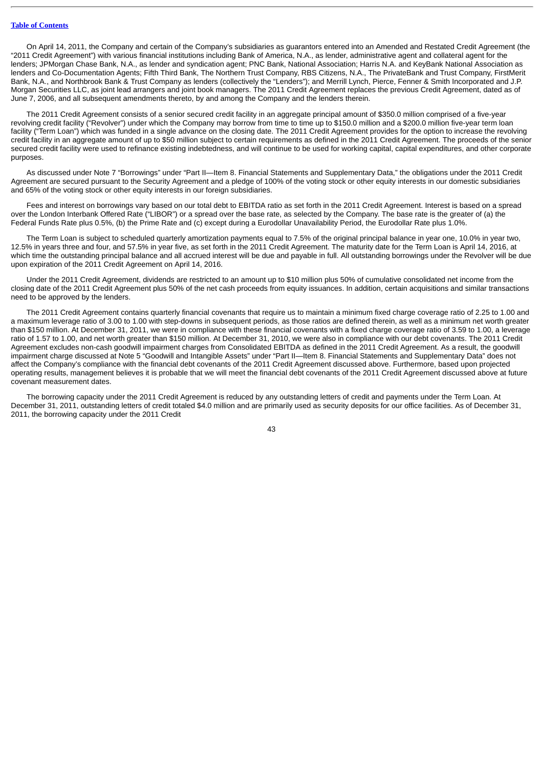On April 14, 2011, the Company and certain of the Company's subsidiaries as guarantors entered into an Amended and Restated Credit Agreement (the "2011 Credit Agreement") with various financial institutions including Bank of America, N.A., as lender, administrative agent and collateral agent for the lenders; JPMorgan Chase Bank, N.A., as lender and syndication agent; PNC Bank, National Association; Harris N.A. and KeyBank National Association as lenders and Co-Documentation Agents; Fifth Third Bank, The Northern Trust Company, RBS Citizens, N.A., The PrivateBank and Trust Company, FirstMerit Bank, N.A., and Northbrook Bank & Trust Company as lenders (collectively the "Lenders"); and Merrill Lynch, Pierce, Fenner & Smith Incorporated and J.P. Morgan Securities LLC, as joint lead arrangers and joint book managers. The 2011 Credit Agreement replaces the previous Credit Agreement, dated as of June 7, 2006, and all subsequent amendments thereto, by and among the Company and the lenders therein.

The 2011 Credit Agreement consists of a senior secured credit facility in an aggregate principal amount of $350.0 million comprised of a five-year revolving credit facility ("Revolver") under which the Company may borrow from time to time up to $150.0 million and a $200.0 million five-year term loan facility ("Term Loan") which was funded in a single advance on the closing date. The 2011 Credit Agreement provides for the option to increase the revolving credit facility in an aggregate amount of up to $50 million subject to certain requirements as defined in the 2011 Credit Agreement. The proceeds of the senior secured credit facility were used to refinance existing indebtedness, and will continue to be used for working capital, capital expenditures, and other corporate purposes.

As discussed under Note 7 "Borrowings" under "Part II—Item 8. Financial Statements and Supplementary Data," the obligations under the 2011 Credit Agreement are secured pursuant to the Security Agreement and a pledge of 100% of the voting stock or other equity interests in our domestic subsidiaries and 65% of the voting stock or other equity interests in our foreign subsidiaries.

Fees and interest on borrowings vary based on our total debt to EBITDA ratio as set forth in the 2011 Credit Agreement. Interest is based on a spread over the London Interbank Offered Rate ("LIBOR") or a spread over the base rate, as selected by the Company. The base rate is the greater of (a) the Federal Funds Rate plus 0.5%, (b) the Prime Rate and (c) except during a Eurodollar Unavailability Period, the Eurodollar Rate plus 1.0%.

The Term Loan is subject to scheduled quarterly amortization payments equal to 7.5% of the original principal balance in year one, 10.0% in year two, 12.5% in years three and four, and 57.5% in year five, as set forth in the 2011 Credit Agreement. The maturity date for the Term Loan is April 14, 2016, at which time the outstanding principal balance and all accrued interest will be due and payable in full. All outstanding borrowings under the Revolver will be due upon expiration of the 2011 Credit Agreement on April 14, 2016.

Under the 2011 Credit Agreement, dividends are restricted to an amount up to $10 million plus 50% of cumulative consolidated net income from the closing date of the 2011 Credit Agreement plus 50% of the net cash proceeds from equity issuances. In addition, certain acquisitions and similar transactions need to be approved by the lenders.

The 2011 Credit Agreement contains quarterly financial covenants that require us to maintain a minimum fixed charge coverage ratio of 2.25 to 1.00 and a maximum leverage ratio of 3.00 to 1.00 with step-downs in subsequent periods, as those ratios are defined therein, as well as a minimum net worth greater than $150 million. At December 31, 2011, we were in compliance with these financial covenants with a fixed charge coverage ratio of 3.59 to 1.00, a leverage ratio of 1.57 to 1.00, and net worth greater than $150 million. At December 31, 2010, we were also in compliance with our debt covenants. The 2011 Credit Agreement excludes non-cash goodwill impairment charges from Consolidated EBITDA as defined in the 2011 Credit Agreement. As a result, the goodwill impairment charge discussed at Note 5 "Goodwill and Intangible Assets" under "Part II—Item 8. Financial Statements and Supplementary Data" does not affect the Company's compliance with the financial debt covenants of the 2011 Credit Agreement discussed above. Furthermore, based upon projected operating results, management believes it is probable that we will meet the financial debt covenants of the 2011 Credit Agreement discussed above at future covenant measurement dates.

The borrowing capacity under the 2011 Credit Agreement is reduced by any outstanding letters of credit and payments under the Term Loan. At December 31, 2011, outstanding letters of credit totaled $4.0 million and are primarily used as security deposits for our office facilities. As of December 31, 2011, the borrowing capacity under the 2011 Credit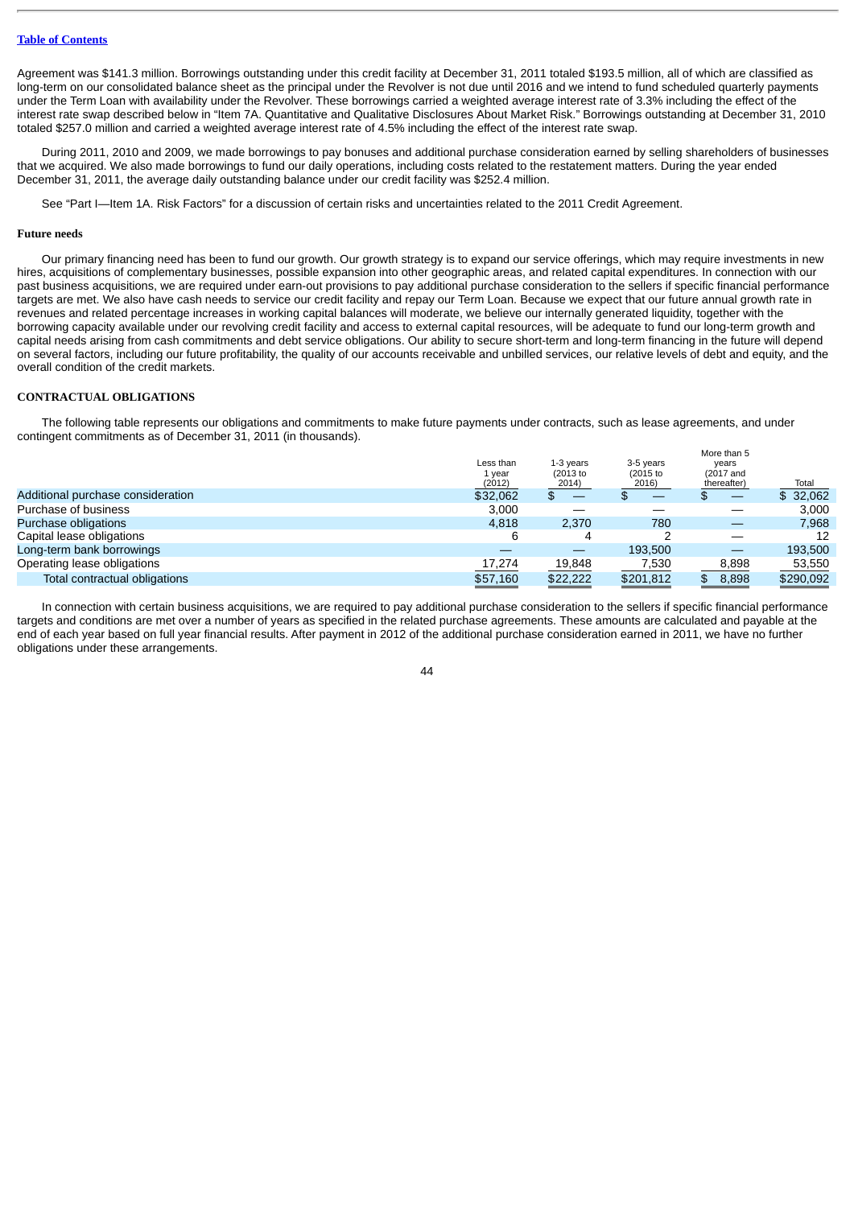Agreement was $141.3 million. Borrowings outstanding under this credit facility at December 31, 2011 totaled $193.5 million, all of which are classified as long-term on our consolidated balance sheet as the principal under the Revolver is not due until 2016 and we intend to fund scheduled quarterly payments under the Term Loan with availability under the Revolver. These borrowings carried a weighted average interest rate of 3.3% including the effect of the interest rate swap described below in "Item 7A. Quantitative and Qualitative Disclosures About Market Risk." Borrowings outstanding at December 31, 2010 totaled $257.0 million and carried a weighted average interest rate of 4.5% including the effect of the interest rate swap.

During 2011, 2010 and 2009, we made borrowings to pay bonuses and additional purchase consideration earned by selling shareholders of businesses that we acquired. We also made borrowings to fund our daily operations, including costs related to the restatement matters. During the year ended December 31, 2011, the average daily outstanding balance under our credit facility was $252.4 million.

See "Part I—Item 1A. Risk Factors" for a discussion of certain risks and uncertainties related to the 2011 Credit Agreement.

#### Future needs

Our primary financing need has been to fund our growth. Our growth strategy is to expand our service offerings, which may require investments in new hires, acquisitions of complementary businesses, possible expansion into other geographic areas, and related capital expenditures. In connection with our past business acquisitions, we are required under earn-out provisions to pay additional purchase consideration to the sellers if specific financial performance targets are met. We also have cash needs to service our credit facility and repay our Term Loan. Because we expect that our future annual growth rate in revenues and related percentage increases in working capital balances will moderate, we believe our internally generated liquidity, together with the borrowing capacity available under our revolving credit facility and access to external capital resources, will be adequate to fund our long-term growth and capital needs arising from cash commitments and debt service obligations. Our ability to secure short-term and long-term financing in the future will depend on several factors, including our future profitability, the quality of our accounts receivable and unbilled services, our relative levels of debt and equity, and the overall condition of the credit markets.

### CONTRACTUAL OBLIGATIONS

The following table represents our obligations and commitments to make future payments under contracts, such as lease agreements, and under contingent commitments as of December 31, 2011 (in thousands).

| | Less than 1 year (2012) | 1-3 years (2013 to 2014) | 3-5 years (2015 to 2016) | More than 5 years (2017 and thereafter) | Total |
|---|---|---|---|---|---|
| Additional purchase consideration | $32,062 | $ — | $ — | $ — | $ 32,062 |
| Purchase of business | 3,000 | — | — | — | 3,000 |
| Purchase obligations | 4,818 | 2,370 | 780 | — | 7,968 |
| Capital lease obligations | 6 | 4 | 2 | — | 12 |
| Long-term bank borrowings | — | — | 193,500 | — | 193,500 |
| Operating lease obligations | 17,274 | 19,848 | 7,530 | 8,898 | 53,550 |
| Total contractual obligations | $57,160 | $22,222 | $201,812 | $ 8,898 | $290,092 |

In connection with certain business acquisitions, we are required to pay additional purchase consideration to the sellers if specific financial performance targets and conditions are met over a number of years as specified in the related purchase agreements. These amounts are calculated and payable at the end of each year based on full year financial results. After payment in 2012 of the additional purchase consideration earned in 2011, we have no further obligations under these arrangements.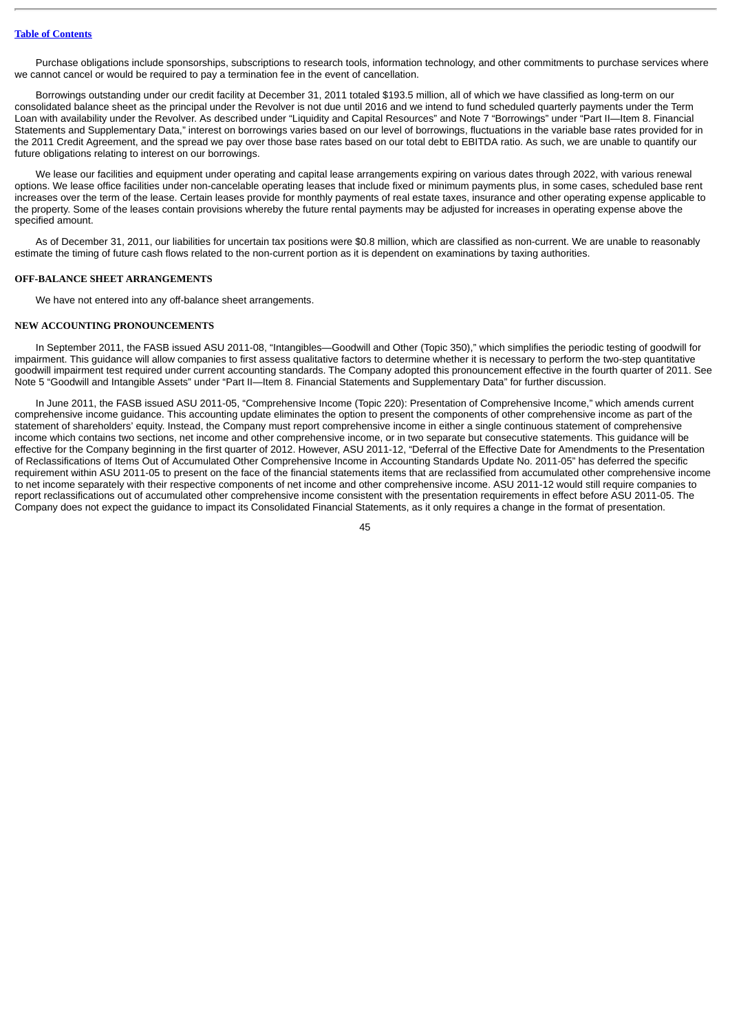Purchase obligations include sponsorships, subscriptions to research tools, information technology, and other commitments to purchase services where we cannot cancel or would be required to pay a termination fee in the event of cancellation.

Borrowings outstanding under our credit facility at December 31, 2011 totaled $193.5 million, all of which we have classified as long-term on our consolidated balance sheet as the principal under the Revolver is not due until 2016 and we intend to fund scheduled quarterly payments under the Term Loan with availability under the Revolver. As described under "Liquidity and Capital Resources" and Note 7 "Borrowings" under "Part II—Item 8. Financial Statements and Supplementary Data," interest on borrowings varies based on our level of borrowings, fluctuations in the variable base rates provided for in the 2011 Credit Agreement, and the spread we pay over those base rates based on our total debt to EBITDA ratio. As such, we are unable to quantify our future obligations relating to interest on our borrowings.

We lease our facilities and equipment under operating and capital lease arrangements expiring on various dates through 2022, with various renewal options. We lease office facilities under non-cancelable operating leases that include fixed or minimum payments plus, in some cases, scheduled base rent increases over the term of the lease. Certain leases provide for monthly payments of real estate taxes, insurance and other operating expense applicable to the property. Some of the leases contain provisions whereby the future rental payments may be adjusted for increases in operating expense above the specified amount.

As of December 31, 2011, our liabilities for uncertain tax positions were $0.8 million, which are classified as non-current. We are unable to reasonably estimate the timing of future cash flows related to the non-current portion as it is dependent on examinations by taxing authorities.

## OFF-BALANCE SHEET ARRANGEMENTS

We have not entered into any off-balance sheet arrangements.

## NEW ACCOUNTING PRONOUNCEMENTS

In September 2011, the FASB issued ASU 2011-08, "Intangibles—Goodwill and Other (Topic 350)," which simplifies the periodic testing of goodwill for impairment. This guidance will allow companies to first assess qualitative factors to determine whether it is necessary to perform the two-step quantitative goodwill impairment test required under current accounting standards. The Company adopted this pronouncement effective in the fourth quarter of 2011. See Note 5 "Goodwill and Intangible Assets" under "Part II—Item 8. Financial Statements and Supplementary Data" for further discussion.

In June 2011, the FASB issued ASU 2011-05, "Comprehensive Income (Topic 220): Presentation of Comprehensive Income," which amends current comprehensive income guidance. This accounting update eliminates the option to present the components of other comprehensive income as part of the statement of shareholders' equity. Instead, the Company must report comprehensive income in either a single continuous statement of comprehensive income which contains two sections, net income and other comprehensive income, or in two separate but consecutive statements. This guidance will be effective for the Company beginning in the first quarter of 2012. However, ASU 2011-12, "Deferral of the Effective Date for Amendments to the Presentation of Reclassifications of Items Out of Accumulated Other Comprehensive Income in Accounting Standards Update No. 2011-05" has deferred the specific requirement within ASU 2011-05 to present on the face of the financial statements items that are reclassified from accumulated other comprehensive income to net income separately with their respective components of net income and other comprehensive income. ASU 2011-12 would still require companies to report reclassifications out of accumulated other comprehensive income consistent with the presentation requirements in effect before ASU 2011-05. The Company does not expect the guidance to impact its Consolidated Financial Statements, as it only requires a change in the format of presentation.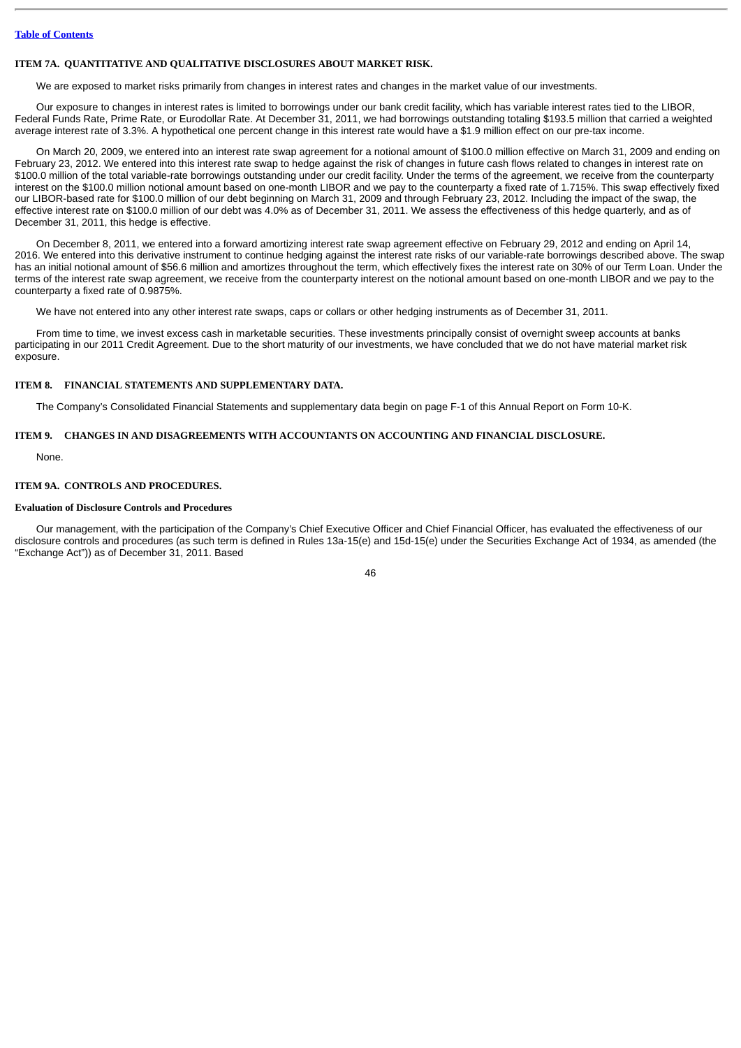## ITEM 7A. QUANTITATIVE AND QUALITATIVE DISCLOSURES ABOUT MARKET RISK.

We are exposed to market risks primarily from changes in interest rates and changes in the market value of our investments.

Our exposure to changes in interest rates is limited to borrowings under our bank credit facility, which has variable interest rates tied to the LIBOR, Federal Funds Rate, Prime Rate, or Eurodollar Rate. At December 31, 2011, we had borrowings outstanding totaling $193.5 million that carried a weighted average interest rate of 3.3%. A hypothetical one percent change in this interest rate would have a $1.9 million effect on our pre-tax income.

On March 20, 2009, we entered into an interest rate swap agreement for a notional amount of $100.0 million effective on March 31, 2009 and ending on February 23, 2012. We entered into this interest rate swap to hedge against the risk of changes in future cash flows related to changes in interest rate on $100.0 million of the total variable-rate borrowings outstanding under our credit facility. Under the terms of the agreement, we receive from the counterparty interest on the $100.0 million notional amount based on one-month LIBOR and we pay to the counterparty a fixed rate of 1.715%. This swap effectively fixed our LIBOR-based rate for $100.0 million of our debt beginning on March 31, 2009 and through February 23, 2012. Including the impact of the swap, the effective interest rate on $100.0 million of our debt was 4.0% as of December 31, 2011. We assess the effectiveness of this hedge quarterly, and as of December 31, 2011, this hedge is effective.

On December 8, 2011, we entered into a forward amortizing interest rate swap agreement effective on February 29, 2012 and ending on April 14, 2016. We entered into this derivative instrument to continue hedging against the interest rate risks of our variable-rate borrowings described above. The swap has an initial notional amount of $56.6 million and amortizes throughout the term, which effectively fixes the interest rate on 30% of our Term Loan. Under the terms of the interest rate swap agreement, we receive from the counterparty interest on the notional amount based on one-month LIBOR and we pay to the counterparty a fixed rate of 0.9875%.

We have not entered into any other interest rate swaps, caps or collars or other hedging instruments as of December 31, 2011.

From time to time, we invest excess cash in marketable securities. These investments principally consist of overnight sweep accounts at banks participating in our 2011 Credit Agreement. Due to the short maturity of our investments, we have concluded that we do not have material market risk exposure.

## ITEM 8. FINANCIAL STATEMENTS AND SUPPLEMENTARY DATA.

The Company's Consolidated Financial Statements and supplementary data begin on page F-1 of this Annual Report on Form 10-K.

## ITEM 9. CHANGES IN AND DISAGREEMENTS WITH ACCOUNTANTS ON ACCOUNTING AND FINANCIAL DISCLOSURE.

None.

## ITEM 9A. CONTROLS AND PROCEDURES.

### Evaluation of Disclosure Controls and Procedures

Our management, with the participation of the Company's Chief Executive Officer and Chief Financial Officer, has evaluated the effectiveness of our disclosure controls and procedures (as such term is defined in Rules 13a-15(e) and 15d-15(e) under the Securities Exchange Act of 1934, as amended (the "Exchange Act")) as of December 31, 2011. Based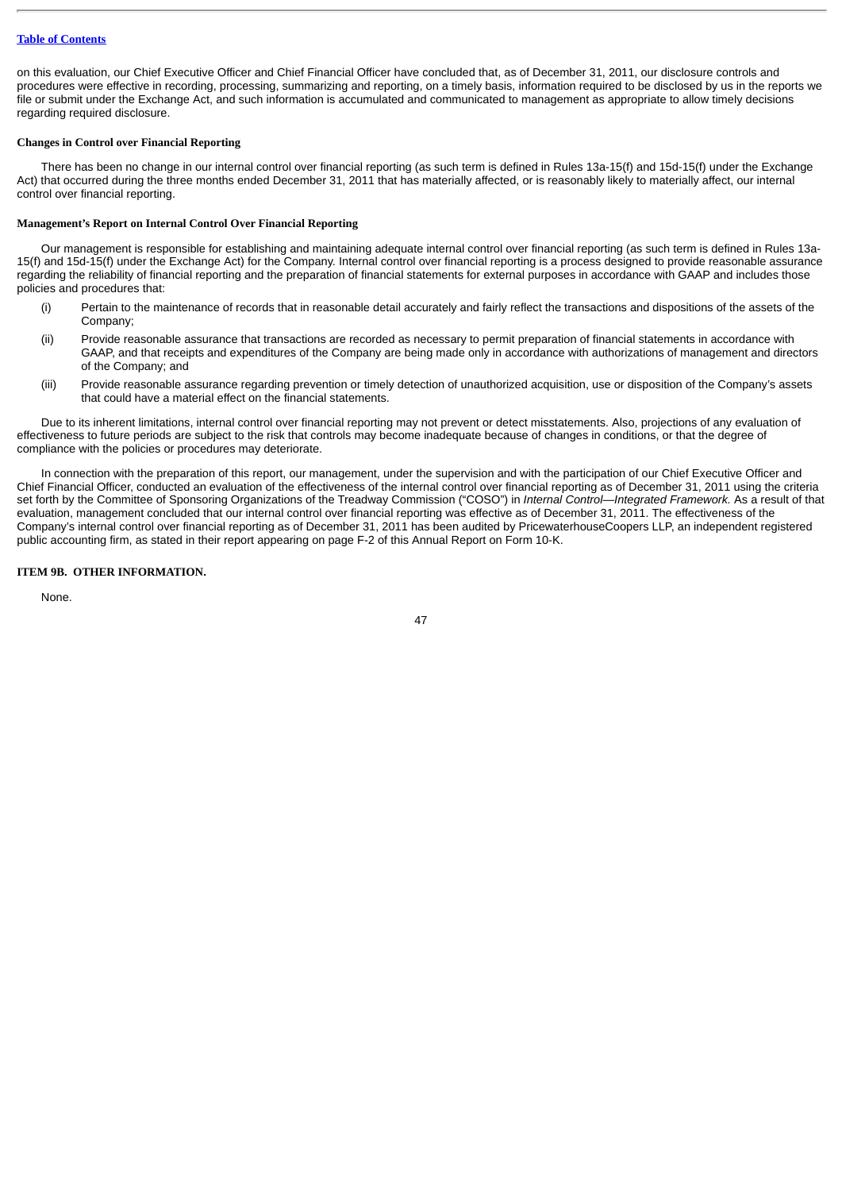on this evaluation, our Chief Executive Officer and Chief Financial Officer have concluded that, as of December 31, 2011, our disclosure controls and procedures were effective in recording, processing, summarizing and reporting, on a timely basis, information required to be disclosed by us in the reports we file or submit under the Exchange Act, and such information is accumulated and communicated to management as appropriate to allow timely decisions regarding required disclosure.

**Changes in Control over Financial Reporting**

There has been no change in our internal control over financial reporting (as such term is defined in Rules 13a-15(f) and 15d-15(f) under the Exchange Act) that occurred during the three months ended December 31, 2011 that has materially affected, or is reasonably likely to materially affect, our internal control over financial reporting.

**Management's Report on Internal Control Over Financial Reporting**

Our management is responsible for establishing and maintaining adequate internal control over financial reporting (as such term is defined in Rules 13a-15(f) and 15d-15(f) under the Exchange Act) for the Company. Internal control over financial reporting is a process designed to provide reasonable assurance regarding the reliability of financial reporting and the preparation of financial statements for external purposes in accordance with GAAP and includes those policies and procedures that:

(i) Pertain to the maintenance of records that in reasonable detail accurately and fairly reflect the transactions and dispositions of the assets of the Company;

(ii) Provide reasonable assurance that transactions are recorded as necessary to permit preparation of financial statements in accordance with GAAP, and that receipts and expenditures of the Company are being made only in accordance with authorizations of management and directors of the Company; and

(iii) Provide reasonable assurance regarding prevention or timely detection of unauthorized acquisition, use or disposition of the Company's assets that could have a material effect on the financial statements.

Due to its inherent limitations, internal control over financial reporting may not prevent or detect misstatements. Also, projections of any evaluation of effectiveness to future periods are subject to the risk that controls may become inadequate because of changes in conditions, or that the degree of compliance with the policies or procedures may deteriorate.

In connection with the preparation of this report, our management, under the supervision and with the participation of our Chief Executive Officer and Chief Financial Officer, conducted an evaluation of the effectiveness of the internal control over financial reporting as of December 31, 2011 using the criteria set forth by the Committee of Sponsoring Organizations of the Treadway Commission ("COSO") in *Internal Control—Integrated Framework.* As a result of that evaluation, management concluded that our internal control over financial reporting was effective as of December 31, 2011. The effectiveness of the Company's internal control over financial reporting as of December 31, 2011 has been audited by PricewaterhouseCoopers LLP, an independent registered public accounting firm, as stated in their report appearing on page F-2 of this Annual Report on Form 10-K.

**ITEM 9B. OTHER INFORMATION.**

None.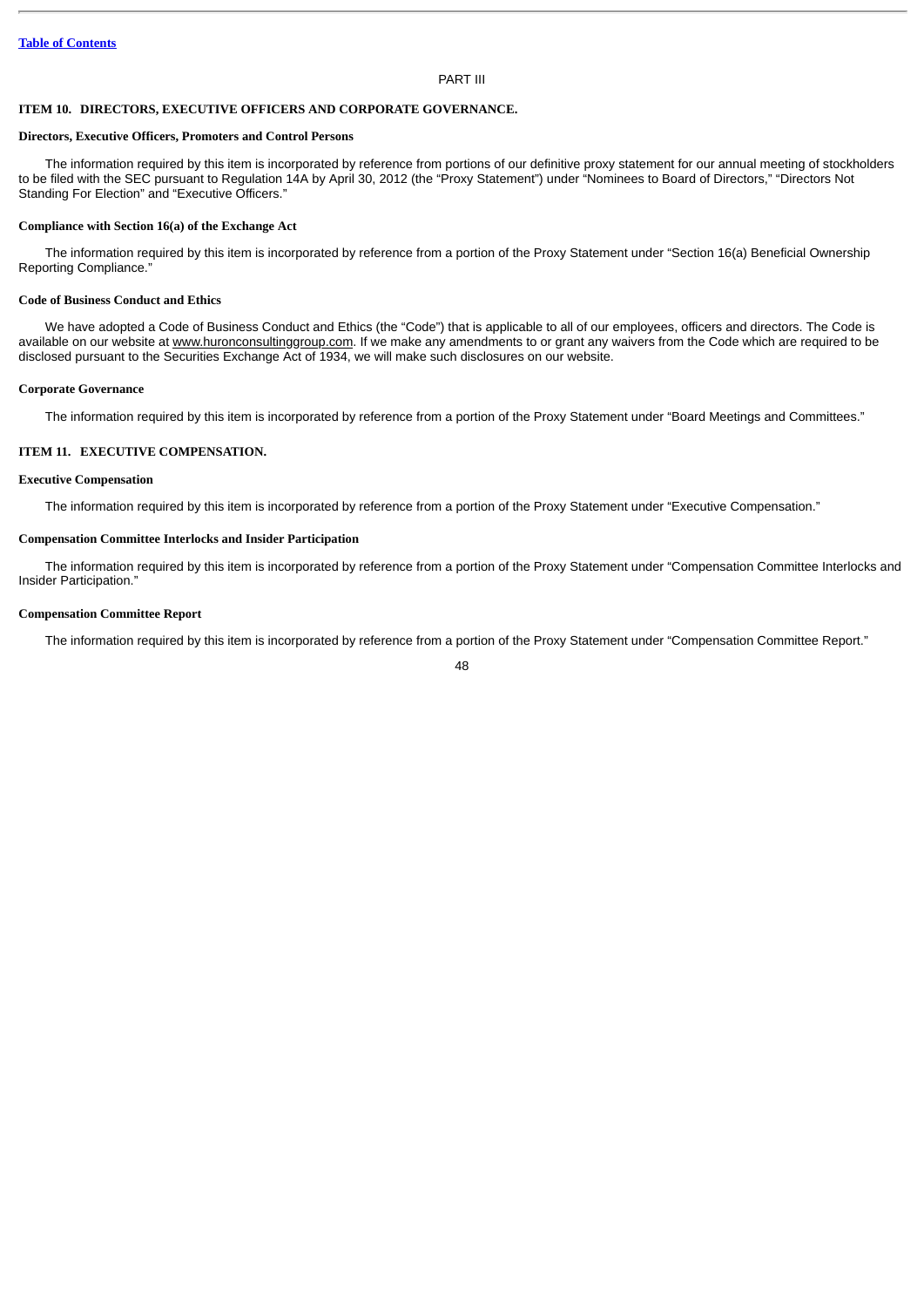PART III

## ITEM 10. DIRECTORS, EXECUTIVE OFFICERS AND CORPORATE GOVERNANCE.

### Directors, Executive Officers, Promoters and Control Persons

The information required by this item is incorporated by reference from portions of our definitive proxy statement for our annual meeting of stockholders to be filed with the SEC pursuant to Regulation 14A by April 30, 2012 (the "Proxy Statement") under "Nominees to Board of Directors," "Directors Not Standing For Election" and "Executive Officers."

### Compliance with Section 16(a) of the Exchange Act

The information required by this item is incorporated by reference from a portion of the Proxy Statement under "Section 16(a) Beneficial Ownership Reporting Compliance."

### Code of Business Conduct and Ethics

We have adopted a Code of Business Conduct and Ethics (the "Code") that is applicable to all of our employees, officers and directors. The Code is available on our website at www.huronconsultinggroup.com. If we make any amendments to or grant any waivers from the Code which are required to be disclosed pursuant to the Securities Exchange Act of 1934, we will make such disclosures on our website.

### Corporate Governance

The information required by this item is incorporated by reference from a portion of the Proxy Statement under "Board Meetings and Committees."

## ITEM 11. EXECUTIVE COMPENSATION.

### Executive Compensation

The information required by this item is incorporated by reference from a portion of the Proxy Statement under "Executive Compensation."

### Compensation Committee Interlocks and Insider Participation

The information required by this item is incorporated by reference from a portion of the Proxy Statement under "Compensation Committee Interlocks and Insider Participation."

### Compensation Committee Report

The information required by this item is incorporated by reference from a portion of the Proxy Statement under "Compensation Committee Report."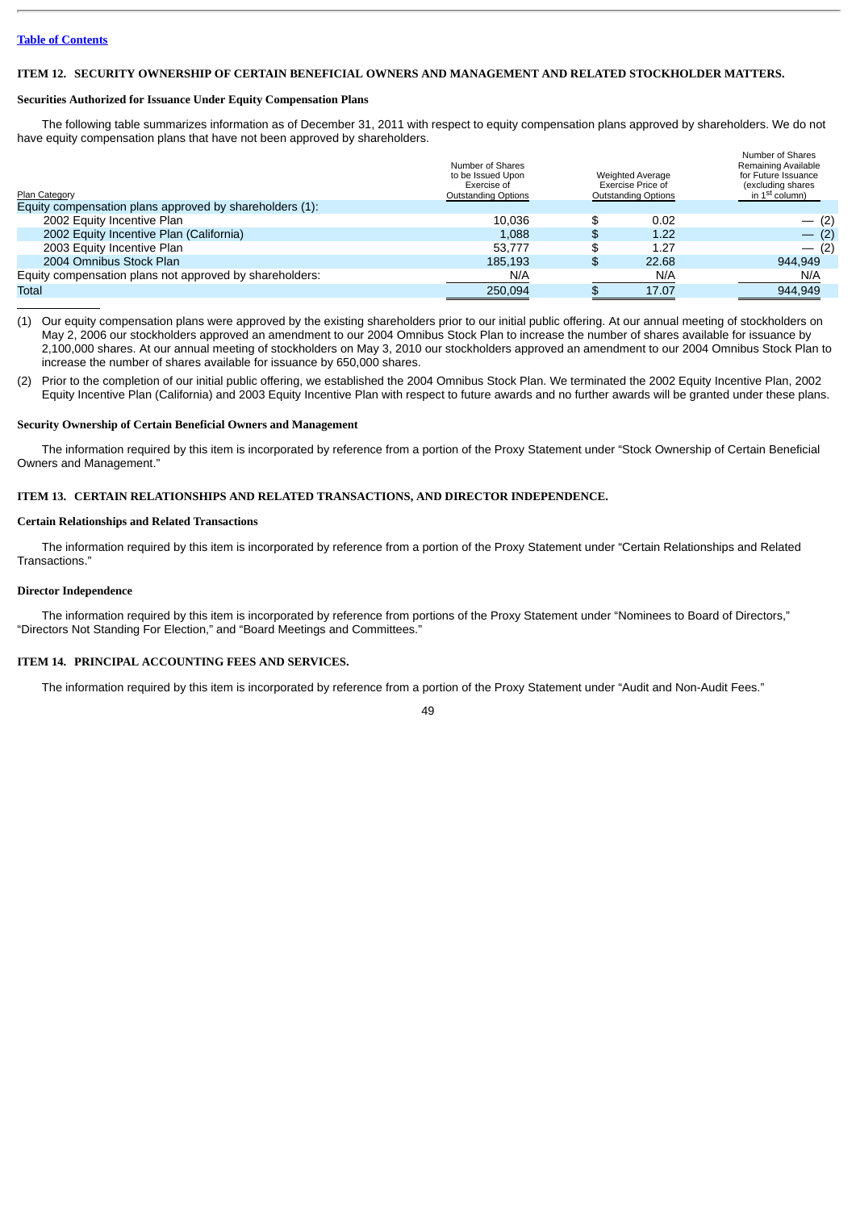[Table of Contents](#)

## ITEM 12. SECURITY OWNERSHIP OF CERTAIN BENEFICIAL OWNERS AND MANAGEMENT AND RELATED STOCKHOLDER MATTERS.

### Securities Authorized for Issuance Under Equity Compensation Plans

The following table summarizes information as of December 31, 2011 with respect to equity compensation plans approved by shareholders. We do not have equity compensation plans that have not been approved by shareholders.

| Plan Category | Number of Shares to be Issued Upon Exercise of Outstanding Options | Weighted Average Exercise Price of Outstanding Options | Number of Shares Remaining Available for Future Issuance (excluding shares in 1st column) |
|---|---|---|---|
| Equity compensation plans approved by shareholders (1): | | | |
| 2002 Equity Incentive Plan | 10,036 | $ 0.02 | — (2) |
| 2002 Equity Incentive Plan (California) | 1,088 | $ 1.22 | — (2) |
| 2003 Equity Incentive Plan | 53,777 | $ 1.27 | — (2) |
| 2004 Omnibus Stock Plan | 185,193 | $ 22.68 | 944,949 |
| Equity compensation plans not approved by shareholders: | N/A | N/A | N/A |
| Total | 250,094 | $ 17.07 | 944,949 |

(1) Our equity compensation plans were approved by the existing shareholders prior to our initial public offering. At our annual meeting of stockholders on May 2, 2006 our stockholders approved an amendment to our 2004 Omnibus Stock Plan to increase the number of shares available for issuance by 2,100,000 shares. At our annual meeting of stockholders on May 3, 2010 our stockholders approved an amendment to our 2004 Omnibus Stock Plan to increase the number of shares available for issuance by 650,000 shares.

(2) Prior to the completion of our initial public offering, we established the 2004 Omnibus Stock Plan. We terminated the 2002 Equity Incentive Plan, 2002 Equity Incentive Plan (California) and 2003 Equity Incentive Plan with respect to future awards and no further awards will be granted under these plans.

### Security Ownership of Certain Beneficial Owners and Management

The information required by this item is incorporated by reference from a portion of the Proxy Statement under "Stock Ownership of Certain Beneficial Owners and Management."

## ITEM 13. CERTAIN RELATIONSHIPS AND RELATED TRANSACTIONS, AND DIRECTOR INDEPENDENCE.

### Certain Relationships and Related Transactions

The information required by this item is incorporated by reference from a portion of the Proxy Statement under "Certain Relationships and Related Transactions."

### Director Independence

The information required by this item is incorporated by reference from portions of the Proxy Statement under "Nominees to Board of Directors," "Directors Not Standing For Election," and "Board Meetings and Committees."

## ITEM 14. PRINCIPAL ACCOUNTING FEES AND SERVICES.

The information required by this item is incorporated by reference from a portion of the Proxy Statement under "Audit and Non-Audit Fees."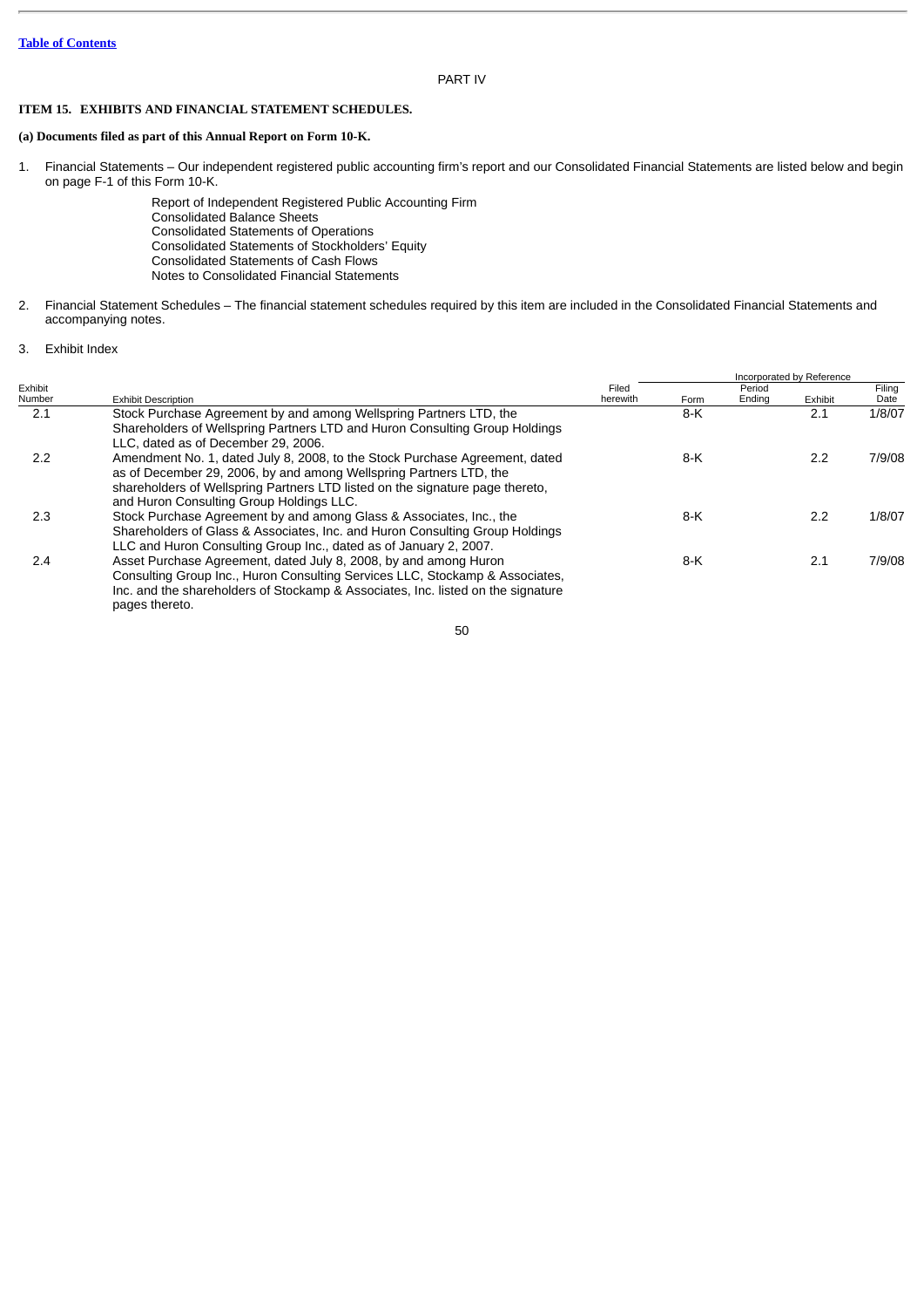[Table of Contents](#)

PART IV

## ITEM 15. EXHIBITS AND FINANCIAL STATEMENT SCHEDULES.

**(a) Documents filed as part of this Annual Report on Form 10-K.**

1. Financial Statements – Our independent registered public accounting firm's report and our Consolidated Financial Statements are listed below and begin on page F-1 of this Form 10-K.

   Report of Independent Registered Public Accounting Firm
   Consolidated Balance Sheets
   Consolidated Statements of Operations
   Consolidated Statements of Stockholders' Equity
   Consolidated Statements of Cash Flows
   Notes to Consolidated Financial Statements

2. Financial Statement Schedules – The financial statement schedules required by this item are included in the Consolidated Financial Statements and accompanying notes.

3. Exhibit Index

| Exhibit Number | Exhibit Description | Filed herewith | Incorporated by Reference | | | |
|---|---|---|---|---|---|---|
| | | | Form | Period Ending | Exhibit | Filing Date |
| 2.1 | Stock Purchase Agreement by and among Wellspring Partners LTD, the Shareholders of Wellspring Partners LTD and Huron Consulting Group Holdings LLC, dated as of December 29, 2006. | | 8-K | | 2.1 | 1/8/07 |
| 2.2 | Amendment No. 1, dated July 8, 2008, to the Stock Purchase Agreement, dated as of December 29, 2006, by and among Wellspring Partners LTD, the shareholders of Wellspring Partners LTD listed on the signature page thereto, and Huron Consulting Group Holdings LLC. | | 8-K | | 2.2 | 7/9/08 |
| 2.3 | Stock Purchase Agreement by and among Glass & Associates, Inc., the Shareholders of Glass & Associates, Inc. and Huron Consulting Group Holdings LLC and Huron Consulting Group Inc., dated as of January 2, 2007. | | 8-K | | 2.2 | 1/8/07 |
| 2.4 | Asset Purchase Agreement, dated July 8, 2008, by and among Huron Consulting Group Inc., Huron Consulting Services LLC, Stockamp & Associates, Inc. and the shareholders of Stockamp & Associates, Inc. listed on the signature pages thereto. | | 8-K | | 2.1 | 7/9/08 |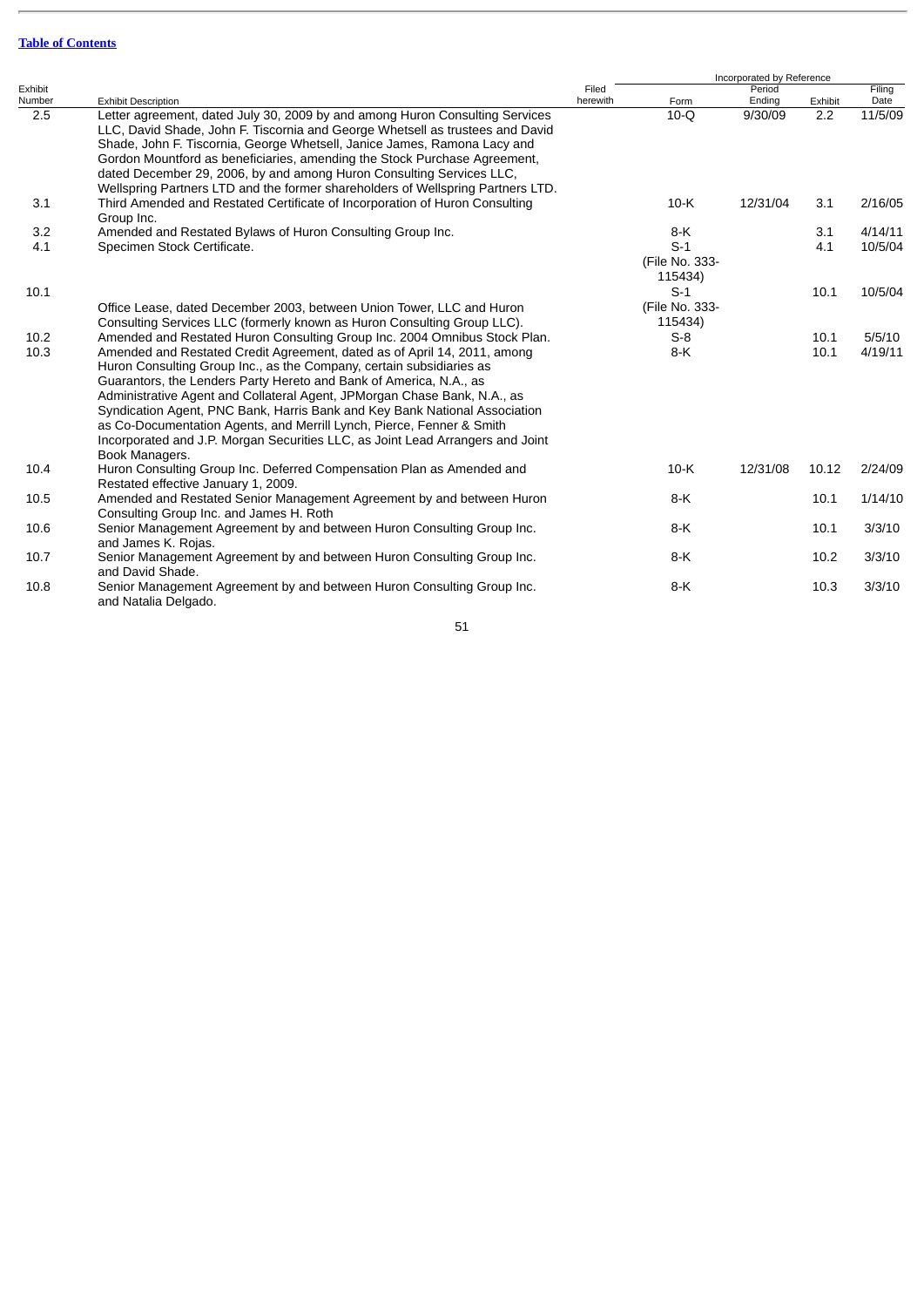[Table of Contents](#)

| Exhibit Number | Exhibit Description | Filed herewith | Incorporated by Reference Form | Period Ending | Exhibit | Filing Date |
|---|---|---|---|---|---|---|
| 2.5 | Letter agreement, dated July 30, 2009 by and among Huron Consulting Services LLC, David Shade, John F. Tiscornia and George Whetsell as trustees and David Shade, John F. Tiscornia, George Whetsell, Janice James, Ramona Lacy and Gordon Mountford as beneficiaries, amending the Stock Purchase Agreement, dated December 29, 2006, by and among Huron Consulting Services LLC, Wellspring Partners LTD and the former shareholders of Wellspring Partners LTD. | | 10-Q | 9/30/09 | 2.2 | 11/5/09 |
| 3.1 | Third Amended and Restated Certificate of Incorporation of Huron Consulting Group Inc. | | 10-K | 12/31/04 | 3.1 | 2/16/05 |
| 3.2 | Amended and Restated Bylaws of Huron Consulting Group Inc. | | 8-K | | 3.1 | 4/14/11 |
| 4.1 | Specimen Stock Certificate. | | S-1 (File No. 333-115434) | | 4.1 | 10/5/04 |
| 10.1 | Office Lease, dated December 2003, between Union Tower, LLC and Huron Consulting Services LLC (formerly known as Huron Consulting Group LLC). | | S-1 (File No. 333-115434) | | 10.1 | 10/5/04 |
| 10.2 | Amended and Restated Huron Consulting Group Inc. 2004 Omnibus Stock Plan. | | S-8 | | 10.1 | 5/5/10 |
| 10.3 | Amended and Restated Credit Agreement, dated as of April 14, 2011, among Huron Consulting Group Inc., as the Company, certain subsidiaries as Guarantors, the Lenders Party Hereto and Bank of America, N.A., as Administrative Agent and Collateral Agent, JPMorgan Chase Bank, N.A., as Syndication Agent, PNC Bank, Harris Bank and Key Bank National Association as Co-Documentation Agents, and Merrill Lynch, Pierce, Fenner & Smith Incorporated and J.P. Morgan Securities LLC, as Joint Lead Arrangers and Joint Book Managers. | | 8-K | | 10.1 | 4/19/11 |
| 10.4 | Huron Consulting Group Inc. Deferred Compensation Plan as Amended and Restated effective January 1, 2009. | | 10-K | 12/31/08 | 10.12 | 2/24/09 |
| 10.5 | Amended and Restated Senior Management Agreement by and between Huron Consulting Group Inc. and James H. Roth | | 8-K | | 10.1 | 1/14/10 |
| 10.6 | Senior Management Agreement by and between Huron Consulting Group Inc. and James K. Rojas. | | 8-K | | 10.1 | 3/3/10 |
| 10.7 | Senior Management Agreement by and between Huron Consulting Group Inc. and David Shade. | | 8-K | | 10.2 | 3/3/10 |
| 10.8 | Senior Management Agreement by and between Huron Consulting Group Inc. and Natalia Delgado. | | 8-K | | 10.3 | 3/3/10 |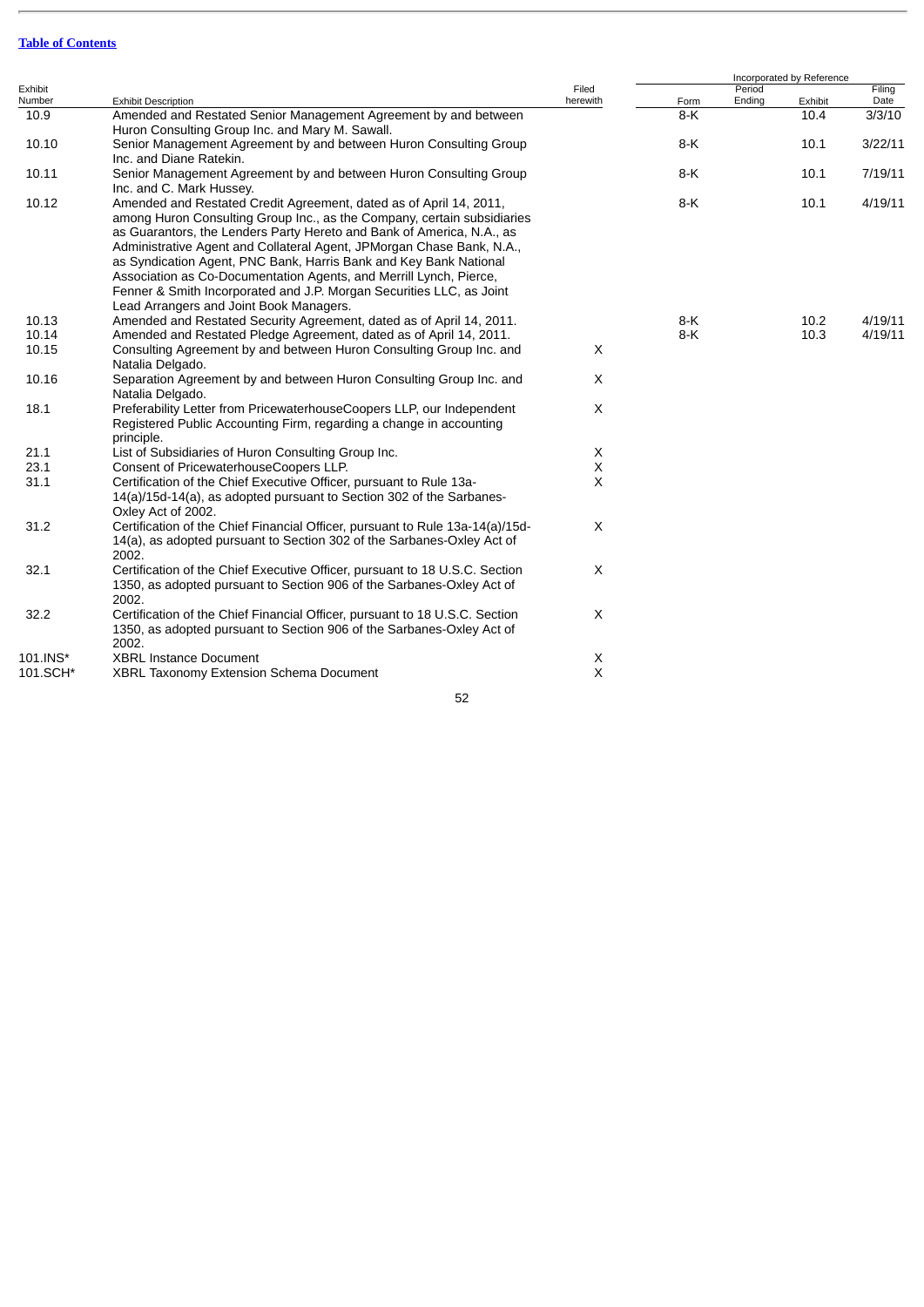[Table of Contents](#)

| Exhibit Number | Exhibit Description | Filed herewith | Incorporated by Reference | | | |
|---|---|---|---|---|---|---|
| | | | Form | Period Ending | Exhibit | Filing Date |
| 10.9 | Amended and Restated Senior Management Agreement by and between Huron Consulting Group Inc. and Mary M. Sawall. | | 8-K | | 10.4 | 3/3/10 |
| 10.10 | Senior Management Agreement by and between Huron Consulting Group Inc. and Diane Ratekin. | | 8-K | | 10.1 | 3/22/11 |
| 10.11 | Senior Management Agreement by and between Huron Consulting Group Inc. and C. Mark Hussey. | | 8-K | | 10.1 | 7/19/11 |
| 10.12 | Amended and Restated Credit Agreement, dated as of April 14, 2011, among Huron Consulting Group Inc., as the Company, certain subsidiaries as Guarantors, the Lenders Party Hereto and Bank of America, N.A., as Administrative Agent and Collateral Agent, JPMorgan Chase Bank, N.A., as Syndication Agent, PNC Bank, Harris Bank and Key Bank National Association as Co-Documentation Agents, and Merrill Lynch, Pierce, Fenner & Smith Incorporated and J.P. Morgan Securities LLC, as Joint Lead Arrangers and Joint Book Managers. | | 8-K | | 10.1 | 4/19/11 |
| 10.13 | Amended and Restated Security Agreement, dated as of April 14, 2011. | | 8-K | | 10.2 | 4/19/11 |
| 10.14 | Amended and Restated Pledge Agreement, dated as of April 14, 2011. | | 8-K | | 10.3 | 4/19/11 |
| 10.15 | Consulting Agreement by and between Huron Consulting Group Inc. and Natalia Delgado. | X | | | | |
| 10.16 | Separation Agreement by and between Huron Consulting Group Inc. and Natalia Delgado. | X | | | | |
| 18.1 | Preferability Letter from PricewaterhouseCoopers LLP, our Independent Registered Public Accounting Firm, regarding a change in accounting principle. | X | | | | |
| 21.1 | List of Subsidiaries of Huron Consulting Group Inc. | X | | | | |
| 23.1 | Consent of PricewaterhouseCoopers LLP. | X | | | | |
| 31.1 | Certification of the Chief Executive Officer, pursuant to Rule 13a-14(a)/15d-14(a), as adopted pursuant to Section 302 of the Sarbanes-Oxley Act of 2002. | X | | | | |
| 31.2 | Certification of the Chief Financial Officer, pursuant to Rule 13a-14(a)/15d-14(a), as adopted pursuant to Section 302 of the Sarbanes-Oxley Act of 2002. | X | | | | |
| 32.1 | Certification of the Chief Executive Officer, pursuant to 18 U.S.C. Section 1350, as adopted pursuant to Section 906 of the Sarbanes-Oxley Act of 2002. | X | | | | |
| 32.2 | Certification of the Chief Financial Officer, pursuant to 18 U.S.C. Section 1350, as adopted pursuant to Section 906 of the Sarbanes-Oxley Act of 2002. | X | | | | |
| 101.INS* | XBRL Instance Document | X | | | | |
| 101.SCH* | XBRL Taxonomy Extension Schema Document | X | | | | |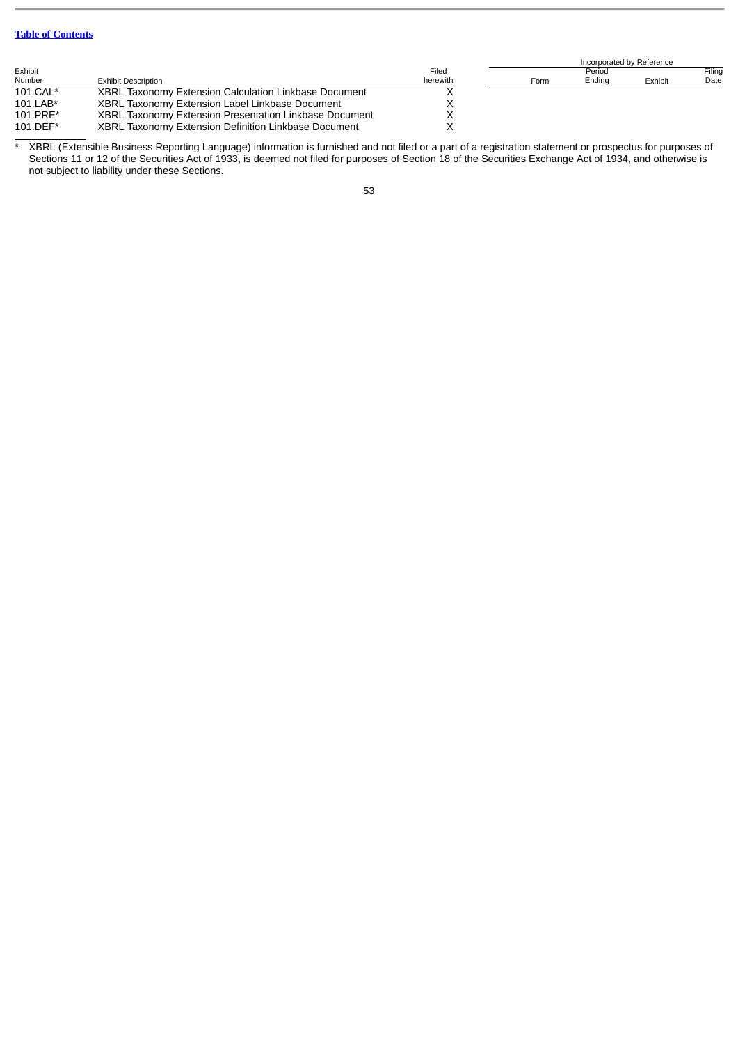[Table of Contents](#)

| Exhibit Number | Exhibit Description | Filed herewith | Incorporated by Reference Form | Period Ending | Exhibit | Filing Date |
|---|---|---|---|---|---|---|
| 101.CAL* | XBRL Taxonomy Extension Calculation Linkbase Document | X | | | | |
| 101.LAB* | XBRL Taxonomy Extension Label Linkbase Document | X | | | | |
| 101.PRE* | XBRL Taxonomy Extension Presentation Linkbase Document | X | | | | |
| 101.DEF* | XBRL Taxonomy Extension Definition Linkbase Document | X | | | | |

\* XBRL (Extensible Business Reporting Language) information is furnished and not filed or a part of a registration statement or prospectus for purposes of Sections 11 or 12 of the Securities Act of 1933, is deemed not filed for purposes of Section 18 of the Securities Exchange Act of 1934, and otherwise is not subject to liability under these Sections.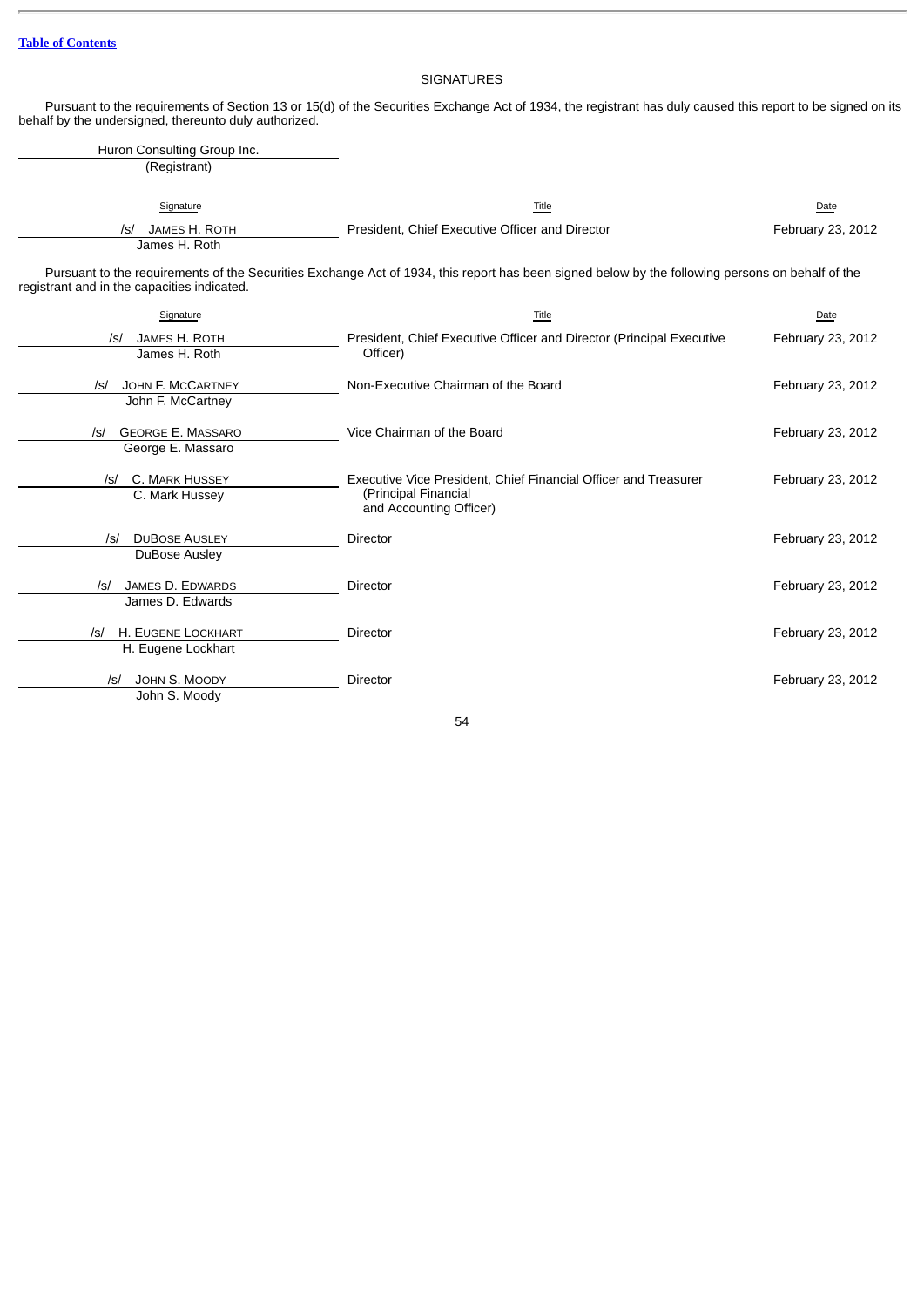## SIGNATURES

Pursuant to the requirements of Section 13 or 15(d) of the Securities Exchange Act of 1934, the registrant has duly caused this report to be signed on its behalf by the undersigned, thereunto duly authorized.

Huron Consulting Group Inc.
(Registrant)

| Signature | Title | Date |
|---|---|---|
| /s/ JAMES H. ROTH<br>James H. Roth | President, Chief Executive Officer and Director | February 23, 2012 |

Pursuant to the requirements of the Securities Exchange Act of 1934, this report has been signed below by the following persons on behalf of the registrant and in the capacities indicated.

| Signature | Title | Date |
|---|---|---|
| /s/ JAMES H. ROTH<br>James H. Roth | President, Chief Executive Officer and Director (Principal Executive Officer) | February 23, 2012 |
| /s/ JOHN F. MCCARTNEY<br>John F. McCartney | Non-Executive Chairman of the Board | February 23, 2012 |
| /s/ GEORGE E. MASSARO<br>George E. Massaro | Vice Chairman of the Board | February 23, 2012 |
| /s/ C. MARK HUSSEY<br>C. Mark Hussey | Executive Vice President, Chief Financial Officer and Treasurer (Principal Financial and Accounting Officer) | February 23, 2012 |
| /s/ DUBOSE AUSLEY<br>DuBose Ausley | Director | February 23, 2012 |
| /s/ JAMES D. EDWARDS<br>James D. Edwards | Director | February 23, 2012 |
| /s/ H. EUGENE LOCKHART<br>H. Eugene Lockhart | Director | February 23, 2012 |
| /s/ JOHN S. MOODY<br>John S. Moody | Director | February 23, 2012 |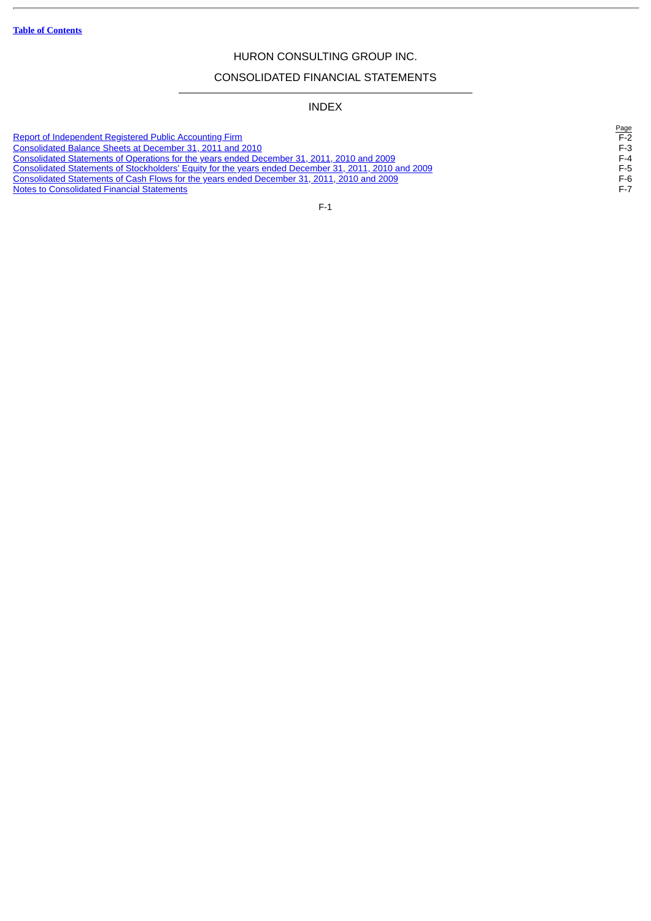# HURON CONSULTING GROUP INC.

## CONSOLIDATED FINANCIAL STATEMENTS

### INDEX

| | Page |
|---|---|
| Report of Independent Registered Public Accounting Firm | F-2 |
| Consolidated Balance Sheets at December 31, 2011 and 2010 | F-3 |
| Consolidated Statements of Operations for the years ended December 31, 2011, 2010 and 2009 | F-4 |
| Consolidated Statements of Stockholders' Equity for the years ended December 31, 2011, 2010 and 2009 | F-5 |
| Consolidated Statements of Cash Flows for the years ended December 31, 2011, 2010 and 2009 | F-6 |
| Notes to Consolidated Financial Statements | F-7 |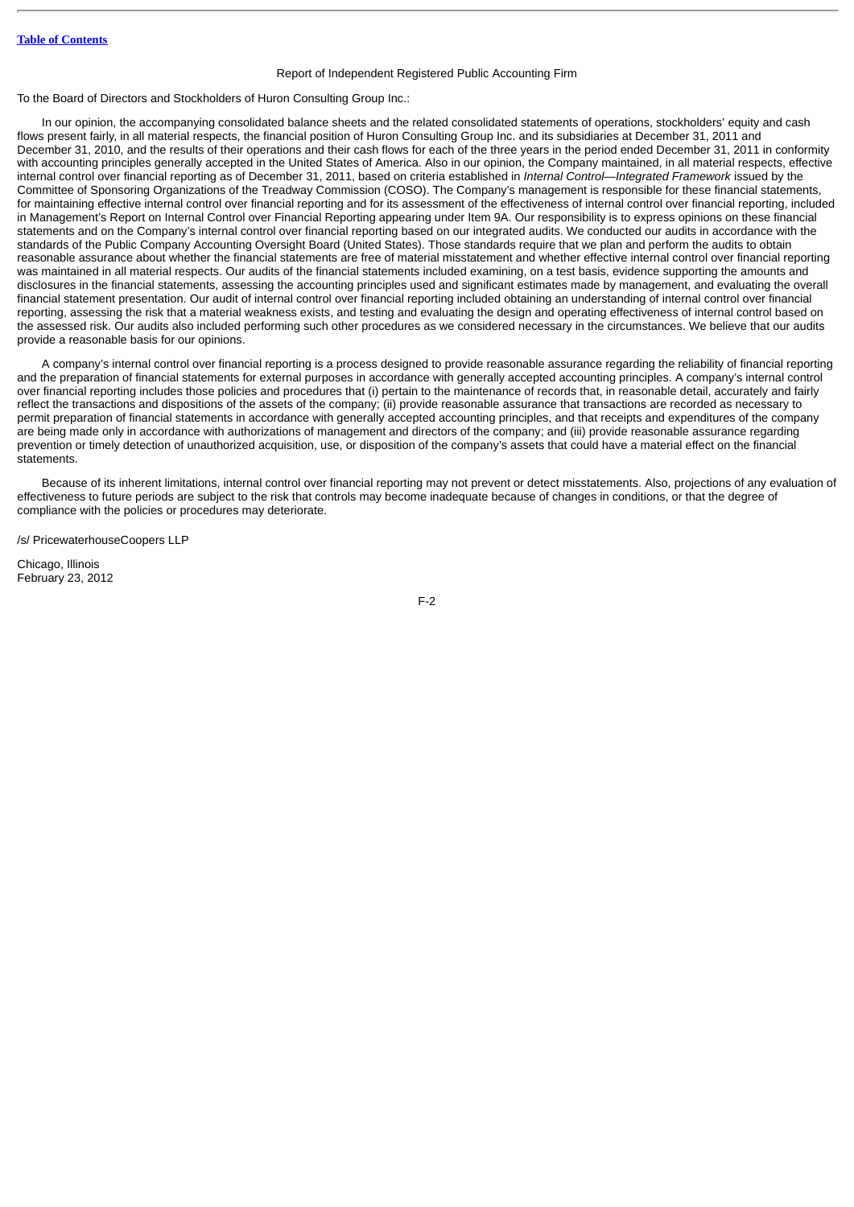[Table of Contents](#)

Report of Independent Registered Public Accounting Firm

To the Board of Directors and Stockholders of Huron Consulting Group Inc.:

In our opinion, the accompanying consolidated balance sheets and the related consolidated statements of operations, stockholders' equity and cash flows present fairly, in all material respects, the financial position of Huron Consulting Group Inc. and its subsidiaries at December 31, 2011 and December 31, 2010, and the results of their operations and their cash flows for each of the three years in the period ended December 31, 2011 in conformity with accounting principles generally accepted in the United States of America. Also in our opinion, the Company maintained, in all material respects, effective internal control over financial reporting as of December 31, 2011, based on criteria established in *Internal Control—Integrated Framework* issued by the Committee of Sponsoring Organizations of the Treadway Commission (COSO). The Company's management is responsible for these financial statements, for maintaining effective internal control over financial reporting and for its assessment of the effectiveness of internal control over financial reporting, included in Management's Report on Internal Control over Financial Reporting appearing under Item 9A. Our responsibility is to express opinions on these financial statements and on the Company's internal control over financial reporting based on our integrated audits. We conducted our audits in accordance with the standards of the Public Company Accounting Oversight Board (United States). Those standards require that we plan and perform the audits to obtain reasonable assurance about whether the financial statements are free of material misstatement and whether effective internal control over financial reporting was maintained in all material respects. Our audits of the financial statements included examining, on a test basis, evidence supporting the amounts and disclosures in the financial statements, assessing the accounting principles used and significant estimates made by management, and evaluating the overall financial statement presentation. Our audit of internal control over financial reporting included obtaining an understanding of internal control over financial reporting, assessing the risk that a material weakness exists, and testing and evaluating the design and operating effectiveness of internal control based on the assessed risk. Our audits also included performing such other procedures as we considered necessary in the circumstances. We believe that our audits provide a reasonable basis for our opinions.

A company's internal control over financial reporting is a process designed to provide reasonable assurance regarding the reliability of financial reporting and the preparation of financial statements for external purposes in accordance with generally accepted accounting principles. A company's internal control over financial reporting includes those policies and procedures that (i) pertain to the maintenance of records that, in reasonable detail, accurately and fairly reflect the transactions and dispositions of the assets of the company; (ii) provide reasonable assurance that transactions are recorded as necessary to permit preparation of financial statements in accordance with generally accepted accounting principles, and that receipts and expenditures of the company are being made only in accordance with authorizations of management and directors of the company; and (iii) provide reasonable assurance regarding prevention or timely detection of unauthorized acquisition, use, or disposition of the company's assets that could have a material effect on the financial statements.

Because of its inherent limitations, internal control over financial reporting may not prevent or detect misstatements. Also, projections of any evaluation of effectiveness to future periods are subject to the risk that controls may become inadequate because of changes in conditions, or that the degree of compliance with the policies or procedures may deteriorate.

/s/ PricewaterhouseCoopers LLP

Chicago, Illinois
February 23, 2012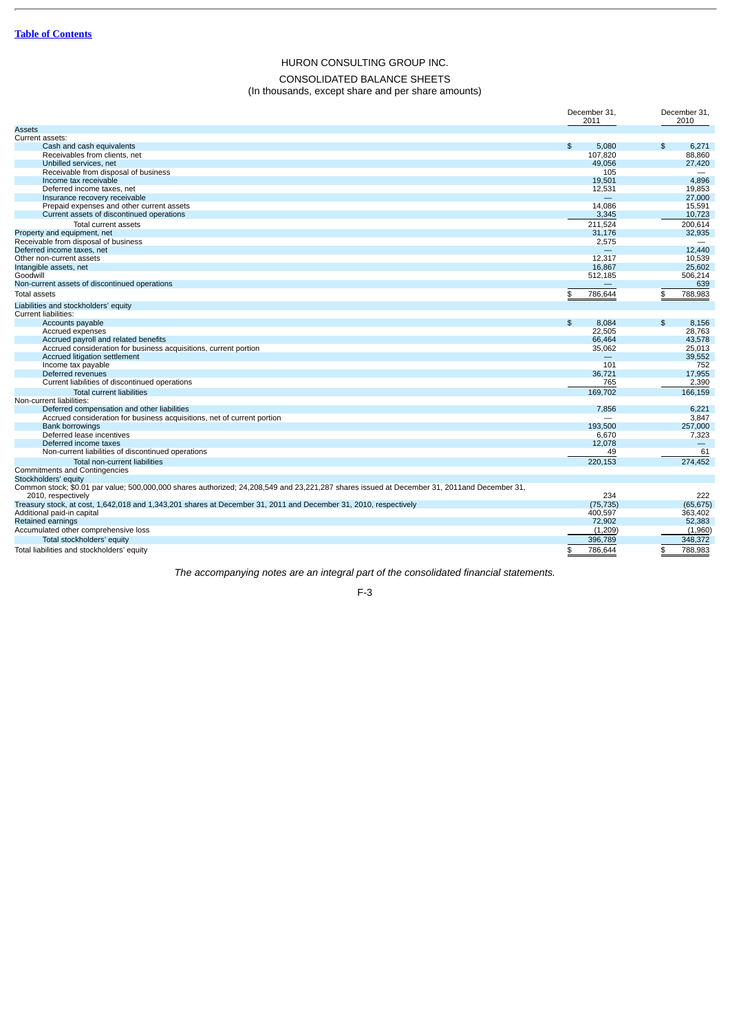[Table of Contents]

# HURON CONSULTING GROUP INC.

## CONSOLIDATED BALANCE SHEETS
(In thousands, except share and per share amounts)

| | December 31, 2011 | December 31, 2010 |
|---|---|---|
| **Assets** | | |
| Current assets: | | |
| Cash and cash equivalents | $ 5,080 | $ 6,271 |
| Receivables from clients, net | 107,820 | 88,860 |
| Unbilled services, net | 49,056 | 27,420 |
| Receivable from disposal of business | 105 | — |
| Income tax receivable | 19,501 | 4,896 |
| Deferred income taxes, net | 12,531 | 19,853 |
| Insurance recovery receivable | — | 27,000 |
| Prepaid expenses and other current assets | 14,086 | 15,591 |
| Current assets of discontinued operations | 3,345 | 10,723 |
| Total current assets | 211,524 | 200,614 |
| Property and equipment, net | 31,176 | 32,935 |
| Receivable from disposal of business | 2,575 | — |
| Deferred income taxes, net | — | 12,440 |
| Other non-current assets | 12,317 | 10,539 |
| Intangible assets, net | 16,867 | 25,602 |
| Goodwill | 512,185 | 506,214 |
| Non-current assets of discontinued operations | — | 639 |
| Total assets | $ 786,644 | $ 788,983 |
| **Liabilities and stockholders' equity** | | |
| Current liabilities: | | |
| Accounts payable | $ 8,084 | $ 8,156 |
| Accrued expenses | 22,505 | 28,763 |
| Accrued payroll and related benefits | 66,464 | 43,578 |
| Accrued consideration for business acquisitions, current portion | 35,062 | 25,013 |
| Accrued litigation settlement | — | 39,552 |
| Income tax payable | 101 | 752 |
| Deferred revenues | 36,721 | 17,955 |
| Current liabilities of discontinued operations | 765 | 2,390 |
| Total current liabilities | 169,702 | 166,159 |
| Non-current liabilities: | | |
| Deferred compensation and other liabilities | 7,856 | 6,221 |
| Accrued consideration for business acquisitions, net of current portion | — | 3,847 |
| Bank borrowings | 193,500 | 257,000 |
| Deferred lease incentives | 6,670 | 7,323 |
| Deferred income taxes | 12,078 | — |
| Non-current liabilities of discontinued operations | 49 | 61 |
| Total non-current liabilities | 220,153 | 274,452 |
| Commitments and Contingencies | | |
| Stockholders' equity | | |
| Common stock; $0.01 par value; 500,000,000 shares authorized; 24,208,549 and 23,221,287 shares issued at December 31, 2011and December 31, 2010, respectively | 234 | 222 |
| Treasury stock, at cost, 1,642,018 and 1,343,201 shares at December 31, 2011 and December 31, 2010, respectively | (75,735) | (65,675) |
| Additional paid-in capital | 400,597 | 363,402 |
| Retained earnings | 72,902 | 52,383 |
| Accumulated other comprehensive loss | (1,209) | (1,960) |
| Total stockholders' equity | 396,789 | 348,372 |
| Total liabilities and stockholders' equity | $ 786,644 | $ 788,983 |

*The accompanying notes are an integral part of the consolidated financial statements.*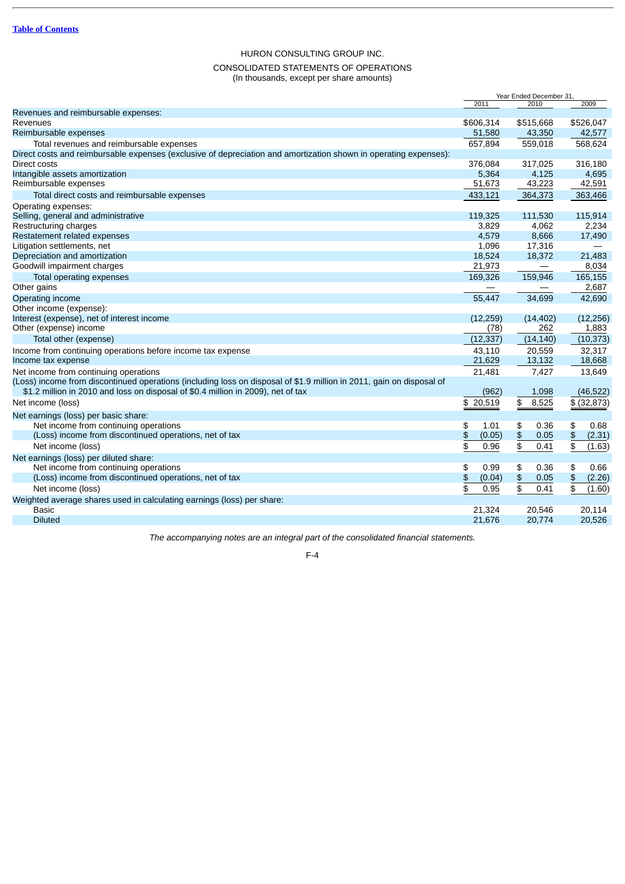[Table of Contents](#)

# HURON CONSULTING GROUP INC.

## CONSOLIDATED STATEMENTS OF OPERATIONS
(In thousands, except per share amounts)

| | Year Ended December 31, | | |
|---|---|---|---|
| | 2011 | 2010 | 2009 |
| Revenues and reimbursable expenses: | | | |
| Revenues | $606,314 | $515,668 | $526,047 |
| Reimbursable expenses | 51,580 | 43,350 | 42,577 |
| Total revenues and reimbursable expenses | 657,894 | 559,018 | 568,624 |
| Direct costs and reimbursable expenses (exclusive of depreciation and amortization shown in operating expenses): | | | |
| Direct costs | 376,084 | 317,025 | 316,180 |
| Intangible assets amortization | 5,364 | 4,125 | 4,695 |
| Reimbursable expenses | 51,673 | 43,223 | 42,591 |
| Total direct costs and reimbursable expenses | 433,121 | 364,373 | 363,466 |
| Operating expenses: | | | |
| Selling, general and administrative | 119,325 | 111,530 | 115,914 |
| Restructuring charges | 3,829 | 4,062 | 2,234 |
| Restatement related expenses | 4,579 | 8,666 | 17,490 |
| Litigation settlements, net | 1,096 | 17,316 | — |
| Depreciation and amortization | 18,524 | 18,372 | 21,483 |
| Goodwill impairment charges | 21,973 | — | 8,034 |
| Total operating expenses | 169,326 | 159,946 | 165,155 |
| Other gains | — | — | 2,687 |
| Operating income | 55,447 | 34,699 | 42,690 |
| Other income (expense): | | | |
| Interest (expense), net of interest income | (12,259) | (14,402) | (12,256) |
| Other (expense) income | (78) | 262 | 1,883 |
| Total other (expense) | (12,337) | (14,140) | (10,373) |
| Income from continuing operations before income tax expense | 43,110 | 20,559 | 32,317 |
| Income tax expense | 21,629 | 13,132 | 18,668 |
| Net income from continuing operations | 21,481 | 7,427 | 13,649 |
| (Loss) income from discontinued operations (including loss on disposal of $1.9 million in 2011, gain on disposal of $1.2 million in 2010 and loss on disposal of $0.4 million in 2009), net of tax | (962) | 1,098 | (46,522) |
| Net income (loss) | $ 20,519 | $ 8,525 | $ (32,873) |
| Net earnings (loss) per basic share: | | | |
| Net income from continuing operations | $ 1.01 | $ 0.36 | $ 0.68 |
| (Loss) income from discontinued operations, net of tax | $ (0.05) | $ 0.05 | $ (2.31) |
| Net income (loss) | $ 0.96 | $ 0.41 | $ (1.63) |
| Net earnings (loss) per diluted share: | | | |
| Net income from continuing operations | $ 0.99 | $ 0.36 | $ 0.66 |
| (Loss) income from discontinued operations, net of tax | $ (0.04) | $ 0.05 | $ (2.26) |
| Net income (loss) | $ 0.95 | $ 0.41 | $ (1.60) |
| Weighted average shares used in calculating earnings (loss) per share: | | | |
| Basic | 21,324 | 20,546 | 20,114 |
| Diluted | 21,676 | 20,774 | 20,526 |

*The accompanying notes are an integral part of the consolidated financial statements.*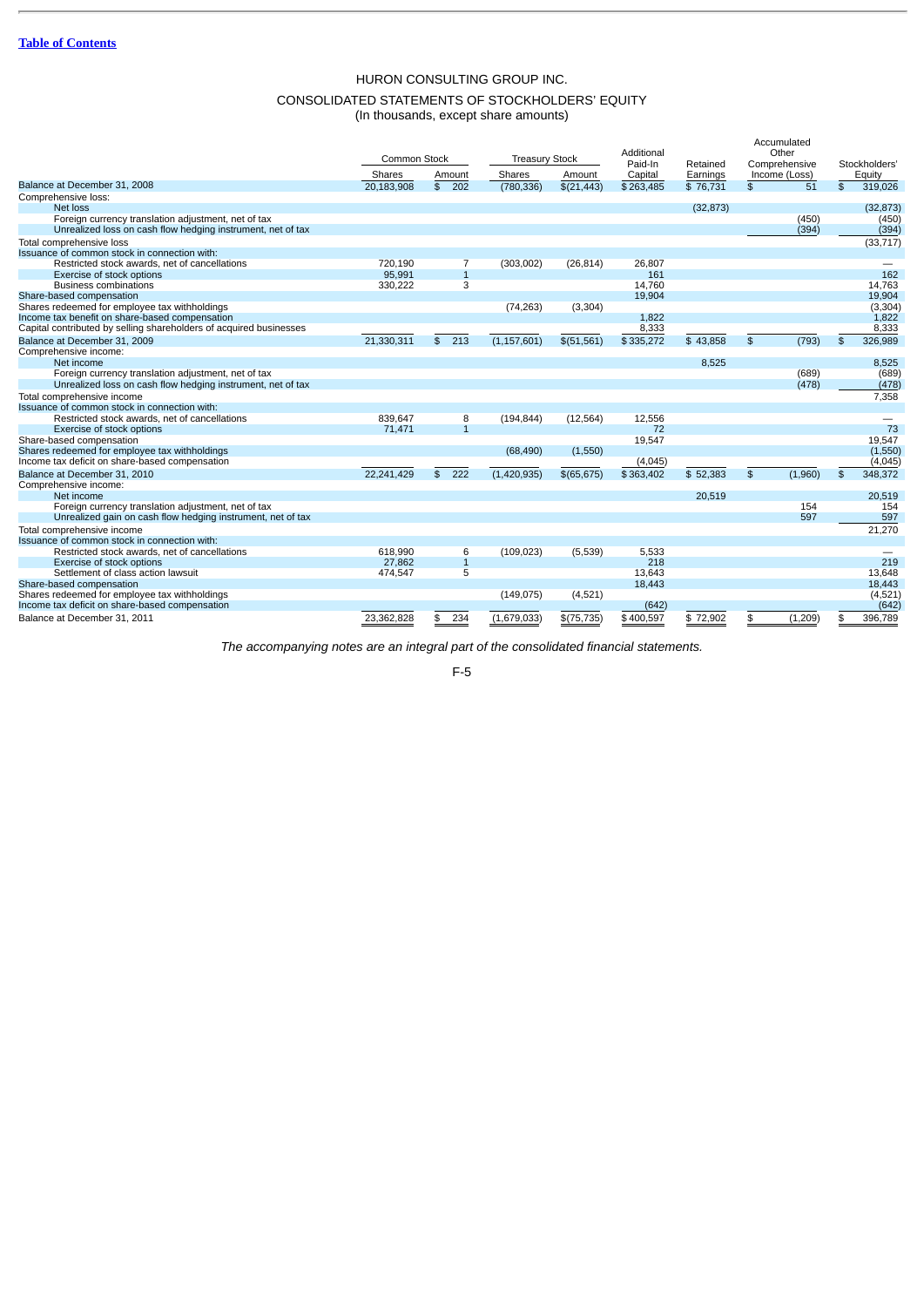HURON CONSULTING GROUP INC.

CONSOLIDATED STATEMENTS OF STOCKHOLDERS' EQUITY
(In thousands, except share amounts)

| | Common Stock | | Treasury Stock | | Additional Paid-In Capital | Retained Earnings | Accumulated Other Comprehensive Income (Loss) | Stockholders' Equity |
|---|---|---|---|---|---|---|---|---|
| | Shares | Amount | Shares | Amount | | | | |
| Balance at December 31, 2008 | 20,183,908 | $ 202 | (780,336) | $(21,443) | $ 263,485 | $ 76,731 | $ 51 | $ 319,026 |
| Comprehensive loss: | | | | | | | | |
| Net loss | | | | | | (32,873) | | (32,873) |
| Foreign currency translation adjustment, net of tax | | | | | | | (450) | (450) |
| Unrealized loss on cash flow hedging instrument, net of tax | | | | | | | (394) | (394) |
| Total comprehensive loss | | | | | | | | (33,717) |
| Issuance of common stock in connection with: | | | | | | | | |
| Restricted stock awards, net of cancellations | 720,190 | 7 | (303,002) | (26,814) | 26,807 | | | — |
| Exercise of stock options | 95,991 | 1 | | | 161 | | | 162 |
| Business combinations | 330,222 | 3 | | | 14,760 | | | 14,763 |
| Share-based compensation | | | | | 19,904 | | | 19,904 |
| Shares redeemed for employee tax withholdings | | | (74,263) | (3,304) | | | | (3,304) |
| Income tax benefit on share-based compensation | | | | | 1,822 | | | 1,822 |
| Capital contributed by selling shareholders of acquired businesses | | | | | 8,333 | | | 8,333 |
| Balance at December 31, 2009 | 21,330,311 | $ 213 | (1,157,601) | $(51,561) | $ 335,272 | $ 43,858 | $ (793) | $ 326,989 |
| Comprehensive income: | | | | | | | | |
| Net income | | | | | | 8,525 | | 8,525 |
| Foreign currency translation adjustment, net of tax | | | | | | | (689) | (689) |
| Unrealized loss on cash flow hedging instrument, net of tax | | | | | | | (478) | (478) |
| Total comprehensive income | | | | | | | | 7,358 |
| Issuance of common stock in connection with: | | | | | | | | |
| Restricted stock awards, net of cancellations | 839,647 | 8 | (194,844) | (12,564) | 12,556 | | | — |
| Exercise of stock options | 71,471 | 1 | | | 72 | | | 73 |
| Share-based compensation | | | | | 19,547 | | | 19,547 |
| Shares redeemed for employee tax withholdings | | | (68,490) | (1,550) | | | | (1,550) |
| Income tax deficit on share-based compensation | | | | | (4,045) | | | (4,045) |
| Balance at December 31, 2010 | 22,241,429 | $ 222 | (1,420,935) | $(65,675) | $ 363,402 | $ 52,383 | $ (1,960) | $ 348,372 |
| Comprehensive income: | | | | | | | | |
| Net income | | | | | | 20,519 | | 20,519 |
| Foreign currency translation adjustment, net of tax | | | | | | | 154 | 154 |
| Unrealized gain on cash flow hedging instrument, net of tax | | | | | | | 597 | 597 |
| Total comprehensive income | | | | | | | | 21,270 |
| Issuance of common stock in connection with: | | | | | | | | |
| Restricted stock awards, net of cancellations | 618,990 | 6 | (109,023) | (5,539) | 5,533 | | | — |
| Exercise of stock options | 27,862 | 1 | | | 218 | | | 219 |
| Settlement of class action lawsuit | 474,547 | 5 | | | 13,643 | | | 13,648 |
| Share-based compensation | | | | | 18,443 | | | 18,443 |
| Shares redeemed for employee tax withholdings | | | (149,075) | (4,521) | | | | (4,521) |
| Income tax deficit on share-based compensation | | | | | (642) | | | (642) |
| Balance at December 31, 2011 | 23,362,828 | $ 234 | (1,679,033) | $(75,735) | $ 400,597 | $ 72,902 | $ (1,209) | $ 396,789 |

*The accompanying notes are an integral part of the consolidated financial statements.*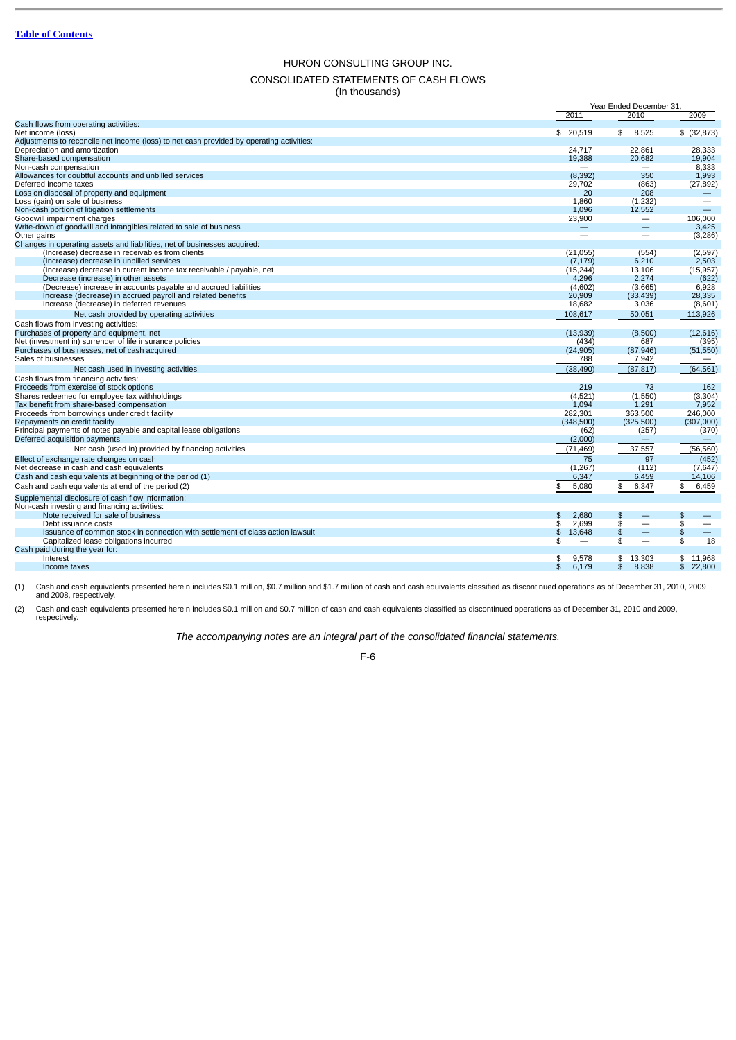[Table of Contents](#)

# HURON CONSULTING GROUP INC.

## CONSOLIDATED STATEMENTS OF CASH FLOWS
(In thousands)

| | Year Ended December 31, | | |
|---|---|---|---|
| | 2011 | 2010 | 2009 |
| **Cash flows from operating activities:** | | | |
| Net income (loss) | $ 20,519 | $ 8,525 | $ (32,873) |
| Adjustments to reconcile net income (loss) to net cash provided by operating activities: | | | |
| Depreciation and amortization | 24,717 | 22,861 | 28,333 |
| Share-based compensation | 19,388 | 20,682 | 19,904 |
| Non-cash compensation | — | — | 8,333 |
| Allowances for doubtful accounts and unbilled services | (8,392) | 350 | 1,993 |
| Deferred income taxes | 29,702 | (863) | (27,892) |
| Loss on disposal of property and equipment | 20 | 208 | — |
| Loss (gain) on sale of business | 1,860 | (1,232) | — |
| Non-cash portion of litigation settlements | 1,096 | 12,552 | — |
| Goodwill impairment charges | 23,900 | — | 106,000 |
| Write-down of goodwill and intangibles related to sale of business | — | — | 3,425 |
| Other gains | — | — | (3,286) |
| Changes in operating assets and liabilities, net of businesses acquired: | | | |
| (Increase) decrease in receivables from clients | (21,055) | (554) | (2,597) |
| (Increase) decrease in unbilled services | (7,179) | 6,210 | 2,503 |
| (Increase) decrease in current income tax receivable / payable, net | (15,244) | 13,106 | (15,957) |
| Decrease (increase) in other assets | 4,296 | 2,274 | (622) |
| (Decrease) increase in accounts payable and accrued liabilities | (4,602) | (3,665) | 6,928 |
| Increase (decrease) in accrued payroll and related benefits | 20,909 | (33,439) | 28,335 |
| Increase (decrease) in deferred revenues | 18,682 | 3,036 | (8,601) |
| Net cash provided by operating activities | 108,617 | 50,051 | 113,926 |
| **Cash flows from investing activities:** | | | |
| Purchases of property and equipment, net | (13,939) | (8,500) | (12,616) |
| Net (investment in) surrender of life insurance policies | (434) | 687 | (395) |
| Purchases of businesses, net of cash acquired | (24,905) | (87,946) | (51,550) |
| Sales of businesses | 788 | 7,942 | — |
| Net cash used in investing activities | (38,490) | (87,817) | (64,561) |
| **Cash flows from financing activities:** | | | |
| Proceeds from exercise of stock options | 219 | 73 | 162 |
| Shares redeemed for employee tax withholdings | (4,521) | (1,550) | (3,304) |
| Tax benefit from share-based compensation | 1,094 | 1,291 | 7,952 |
| Proceeds from borrowings under credit facility | 282,301 | 363,500 | 246,000 |
| Repayments on credit facility | (348,500) | (325,500) | (307,000) |
| Principal payments of notes payable and capital lease obligations | (62) | (257) | (370) |
| Deferred acquisition payments | (2,000) | — | — |
| Net cash (used in) provided by financing activities | (71,469) | 37,557 | (56,560) |
| Effect of exchange rate changes on cash | 75 | 97 | (452) |
| Net decrease in cash and cash equivalents | (1,267) | (112) | (7,647) |
| Cash and cash equivalents at beginning of the period (1) | 6,347 | 6,459 | 14,106 |
| Cash and cash equivalents at end of the period (2) | $ 5,080 | $ 6,347 | $ 6,459 |
| **Supplemental disclosure of cash flow information:** | | | |
| Non-cash investing and financing activities: | | | |
| Note received for sale of business | $ 2,680 | $ — | $ — |
| Debt issuance costs | $ 2,699 | $ — | $ — |
| Issuance of common stock in connection with settlement of class action lawsuit | $ 13,648 | $ — | $ — |
| Capitalized lease obligations incurred | $ — | $ — | $ 18 |
| Cash paid during the year for: | | | |
| Interest | $ 9,578 | $ 13,303 | $ 11,968 |
| Income taxes | $ 6,179 | $ 8,838 | $ 22,800 |

(1) Cash and cash equivalents presented herein includes $0.1 million, $0.7 million and $1.7 million of cash and cash equivalents classified as discontinued operations as of December 31, 2010, 2009 and 2008, respectively.

(2) Cash and cash equivalents presented herein includes $0.1 million and $0.7 million of cash and cash equivalents classified as discontinued operations as of December 31, 2010 and 2009, respectively.

*The accompanying notes are an integral part of the consolidated financial statements.*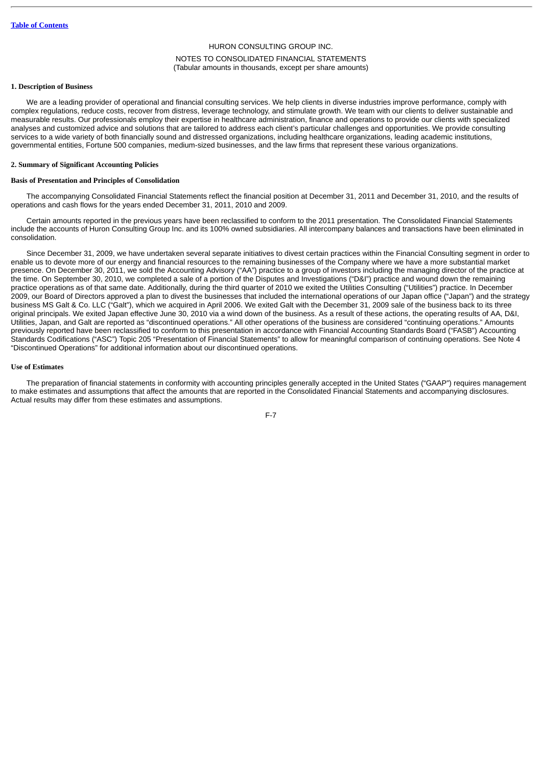HURON CONSULTING GROUP INC.

NOTES TO CONSOLIDATED FINANCIAL STATEMENTS
(Tabular amounts in thousands, except per share amounts)

### 1. Description of Business

We are a leading provider of operational and financial consulting services. We help clients in diverse industries improve performance, comply with complex regulations, reduce costs, recover from distress, leverage technology, and stimulate growth. We team with our clients to deliver sustainable and measurable results. Our professionals employ their expertise in healthcare administration, finance and operations to provide our clients with specialized analyses and customized advice and solutions that are tailored to address each client's particular challenges and opportunities. We provide consulting services to a wide variety of both financially sound and distressed organizations, including healthcare organizations, leading academic institutions, governmental entities, Fortune 500 companies, medium-sized businesses, and the law firms that represent these various organizations.

### 2. Summary of Significant Accounting Policies

#### Basis of Presentation and Principles of Consolidation

The accompanying Consolidated Financial Statements reflect the financial position at December 31, 2011 and December 31, 2010, and the results of operations and cash flows for the years ended December 31, 2011, 2010 and 2009.

Certain amounts reported in the previous years have been reclassified to conform to the 2011 presentation. The Consolidated Financial Statements include the accounts of Huron Consulting Group Inc. and its 100% owned subsidiaries. All intercompany balances and transactions have been eliminated in consolidation.

Since December 31, 2009, we have undertaken several separate initiatives to divest certain practices within the Financial Consulting segment in order to enable us to devote more of our energy and financial resources to the remaining businesses of the Company where we have a more substantial market presence. On December 30, 2011, we sold the Accounting Advisory ("AA") practice to a group of investors including the managing director of the practice at the time. On September 30, 2010, we completed a sale of a portion of the Disputes and Investigations ("D&I") practice and wound down the remaining practice operations as of that same date. Additionally, during the third quarter of 2010 we exited the Utilities Consulting ("Utilities") practice. In December 2009, our Board of Directors approved a plan to divest the businesses that included the international operations of our Japan office ("Japan") and the strategy business MS Galt & Co. LLC ("Galt"), which we acquired in April 2006. We exited Galt with the December 31, 2009 sale of the business back to its three original principals. We exited Japan effective June 30, 2010 via a wind down of the business. As a result of these actions, the operating results of AA, D&I, Utilities, Japan, and Galt are reported as "discontinued operations." All other operations of the business are considered "continuing operations." Amounts previously reported have been reclassified to conform to this presentation in accordance with Financial Accounting Standards Board ("FASB") Accounting Standards Codifications ("ASC") Topic 205 "Presentation of Financial Statements" to allow for meaningful comparison of continuing operations. See Note 4 "Discontinued Operations" for additional information about our discontinued operations.

#### Use of Estimates

The preparation of financial statements in conformity with accounting principles generally accepted in the United States ("GAAP") requires management to make estimates and assumptions that affect the amounts that are reported in the Consolidated Financial Statements and accompanying disclosures. Actual results may differ from these estimates and assumptions.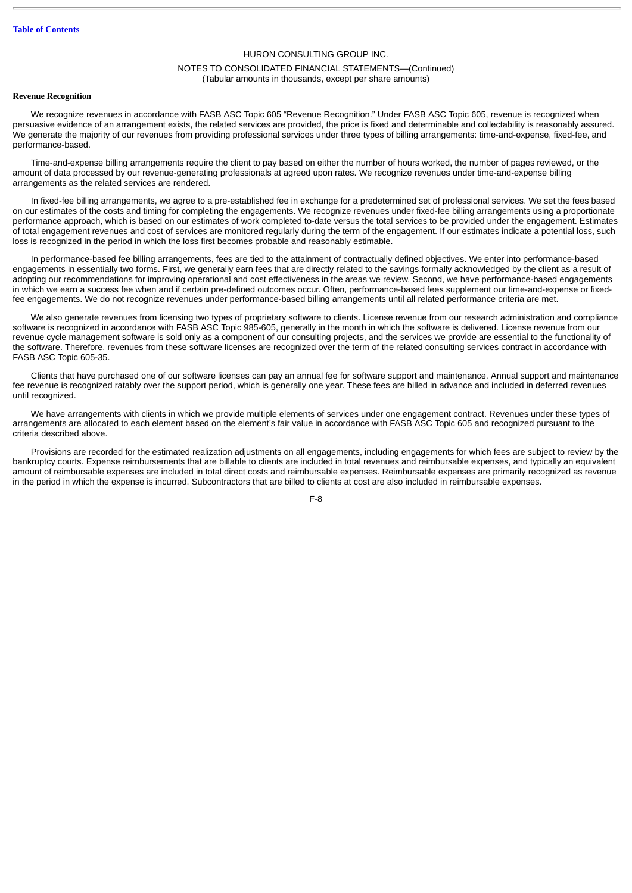HURON CONSULTING GROUP INC.

NOTES TO CONSOLIDATED FINANCIAL STATEMENTS—(Continued)
(Tabular amounts in thousands, except per share amounts)

**Revenue Recognition**

We recognize revenues in accordance with FASB ASC Topic 605 "Revenue Recognition." Under FASB ASC Topic 605, revenue is recognized when persuasive evidence of an arrangement exists, the related services are provided, the price is fixed and determinable and collectability is reasonably assured. We generate the majority of our revenues from providing professional services under three types of billing arrangements: time-and-expense, fixed-fee, and performance-based.

Time-and-expense billing arrangements require the client to pay based on either the number of hours worked, the number of pages reviewed, or the amount of data processed by our revenue-generating professionals at agreed upon rates. We recognize revenues under time-and-expense billing arrangements as the related services are rendered.

In fixed-fee billing arrangements, we agree to a pre-established fee in exchange for a predetermined set of professional services. We set the fees based on our estimates of the costs and timing for completing the engagements. We recognize revenues under fixed-fee billing arrangements using a proportionate performance approach, which is based on our estimates of work completed to-date versus the total services to be provided under the engagement. Estimates of total engagement revenues and cost of services are monitored regularly during the term of the engagement. If our estimates indicate a potential loss, such loss is recognized in the period in which the loss first becomes probable and reasonably estimable.

In performance-based fee billing arrangements, fees are tied to the attainment of contractually defined objectives. We enter into performance-based engagements in essentially two forms. First, we generally earn fees that are directly related to the savings formally acknowledged by the client as a result of adopting our recommendations for improving operational and cost effectiveness in the areas we review. Second, we have performance-based engagements in which we earn a success fee when and if certain pre-defined outcomes occur. Often, performance-based fees supplement our time-and-expense or fixed-fee engagements. We do not recognize revenues under performance-based billing arrangements until all related performance criteria are met.

We also generate revenues from licensing two types of proprietary software to clients. License revenue from our research administration and compliance software is recognized in accordance with FASB ASC Topic 985-605, generally in the month in which the software is delivered. License revenue from our revenue cycle management software is sold only as a component of our consulting projects, and the services we provide are essential to the functionality of the software. Therefore, revenues from these software licenses are recognized over the term of the related consulting services contract in accordance with FASB ASC Topic 605-35.

Clients that have purchased one of our software licenses can pay an annual fee for software support and maintenance. Annual support and maintenance fee revenue is recognized ratably over the support period, which is generally one year. These fees are billed in advance and included in deferred revenues until recognized.

We have arrangements with clients in which we provide multiple elements of services under one engagement contract. Revenues under these types of arrangements are allocated to each element based on the element's fair value in accordance with FASB ASC Topic 605 and recognized pursuant to the criteria described above.

Provisions are recorded for the estimated realization adjustments on all engagements, including engagements for which fees are subject to review by the bankruptcy courts. Expense reimbursements that are billable to clients are included in total revenues and reimbursable expenses, and typically an equivalent amount of reimbursable expenses are included in total direct costs and reimbursable expenses. Reimbursable expenses are primarily recognized as revenue in the period in which the expense is incurred. Subcontractors that are billed to clients at cost are also included in reimbursable expenses.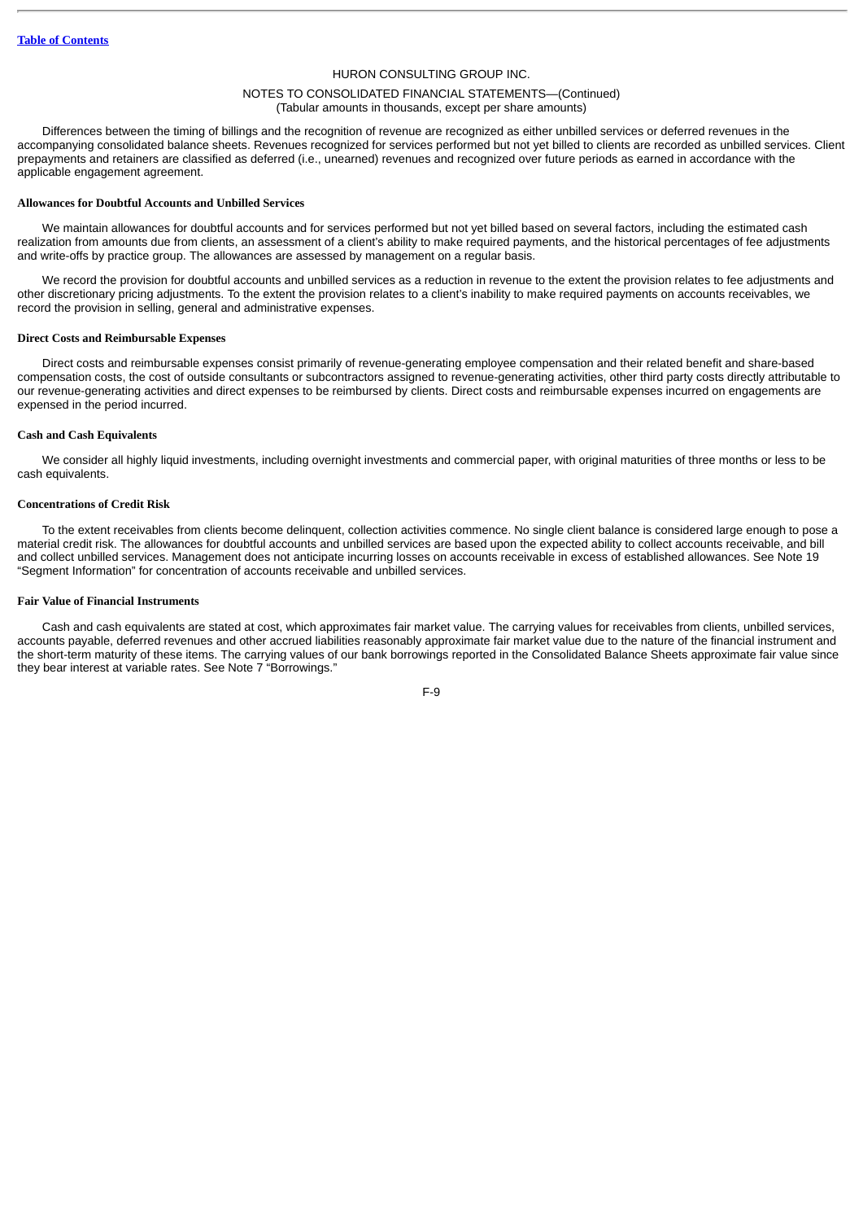Differences between the timing of billings and the recognition of revenue are recognized as either unbilled services or deferred revenues in the accompanying consolidated balance sheets. Revenues recognized for services performed but not yet billed to clients are recorded as unbilled services. Client prepayments and retainers are classified as deferred (i.e., unearned) revenues and recognized over future periods as earned in accordance with the applicable engagement agreement.

**Allowances for Doubtful Accounts and Unbilled Services**

We maintain allowances for doubtful accounts and for services performed but not yet billed based on several factors, including the estimated cash realization from amounts due from clients, an assessment of a client's ability to make required payments, and the historical percentages of fee adjustments and write-offs by practice group. The allowances are assessed by management on a regular basis.

We record the provision for doubtful accounts and unbilled services as a reduction in revenue to the extent the provision relates to fee adjustments and other discretionary pricing adjustments. To the extent the provision relates to a client's inability to make required payments on accounts receivables, we record the provision in selling, general and administrative expenses.

**Direct Costs and Reimbursable Expenses**

Direct costs and reimbursable expenses consist primarily of revenue-generating employee compensation and their related benefit and share-based compensation costs, the cost of outside consultants or subcontractors assigned to revenue-generating activities, other third party costs directly attributable to our revenue-generating activities and direct expenses to be reimbursed by clients. Direct costs and reimbursable expenses incurred on engagements are expensed in the period incurred.

**Cash and Cash Equivalents**

We consider all highly liquid investments, including overnight investments and commercial paper, with original maturities of three months or less to be cash equivalents.

**Concentrations of Credit Risk**

To the extent receivables from clients become delinquent, collection activities commence. No single client balance is considered large enough to pose a material credit risk. The allowances for doubtful accounts and unbilled services are based upon the expected ability to collect accounts receivable, and bill and collect unbilled services. Management does not anticipate incurring losses on accounts receivable in excess of established allowances. See Note 19 "Segment Information" for concentration of accounts receivable and unbilled services.

**Fair Value of Financial Instruments**

Cash and cash equivalents are stated at cost, which approximates fair market value. The carrying values for receivables from clients, unbilled services, accounts payable, deferred revenues and other accrued liabilities reasonably approximate fair market value due to the nature of the financial instrument and the short-term maturity of these items. The carrying values of our bank borrowings reported in the Consolidated Balance Sheets approximate fair value since they bear interest at variable rates. See Note 7 "Borrowings."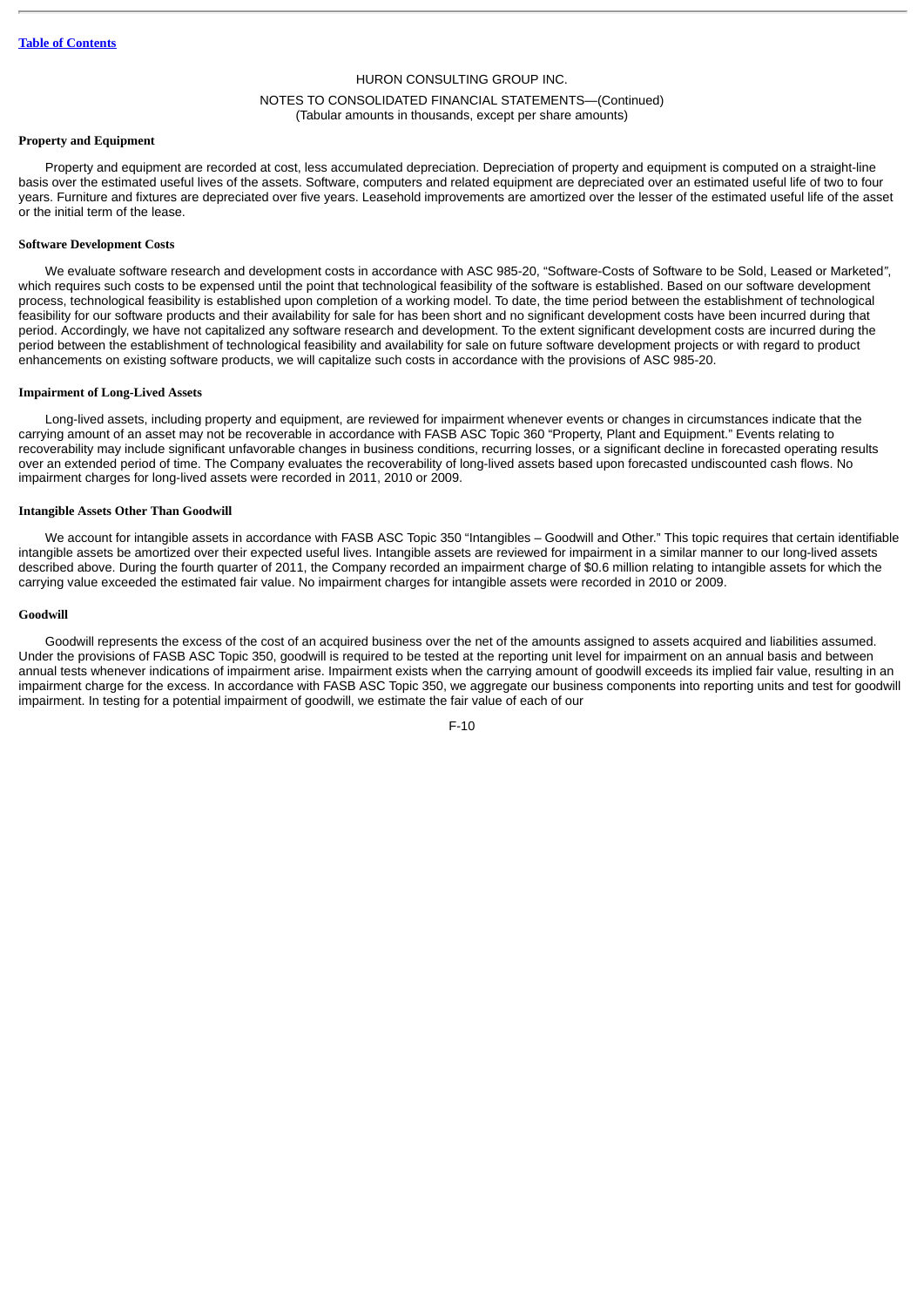### Property and Equipment

Property and equipment are recorded at cost, less accumulated depreciation. Depreciation of property and equipment is computed on a straight-line basis over the estimated useful lives of the assets. Software, computers and related equipment are depreciated over an estimated useful life of two to four years. Furniture and fixtures are depreciated over five years. Leasehold improvements are amortized over the lesser of the estimated useful life of the asset or the initial term of the lease.

### Software Development Costs

We evaluate software research and development costs in accordance with ASC 985-20, "Software-Costs of Software to be Sold, Leased or Marketed", which requires such costs to be expensed until the point that technological feasibility of the software is established. Based on our software development process, technological feasibility is established upon completion of a working model. To date, the time period between the establishment of technological feasibility for our software products and their availability for sale for has been short and no significant development costs have been incurred during that period. Accordingly, we have not capitalized any software research and development. To the extent significant development costs are incurred during the period between the establishment of technological feasibility and availability for sale on future software development projects or with regard to product enhancements on existing software products, we will capitalize such costs in accordance with the provisions of ASC 985-20.

### Impairment of Long-Lived Assets

Long-lived assets, including property and equipment, are reviewed for impairment whenever events or changes in circumstances indicate that the carrying amount of an asset may not be recoverable in accordance with FASB ASC Topic 360 "Property, Plant and Equipment." Events relating to recoverability may include significant unfavorable changes in business conditions, recurring losses, or a significant decline in forecasted operating results over an extended period of time. The Company evaluates the recoverability of long-lived assets based upon forecasted undiscounted cash flows. No impairment charges for long-lived assets were recorded in 2011, 2010 or 2009.

### Intangible Assets Other Than Goodwill

We account for intangible assets in accordance with FASB ASC Topic 350 "Intangibles – Goodwill and Other." This topic requires that certain identifiable intangible assets be amortized over their expected useful lives. Intangible assets are reviewed for impairment in a similar manner to our long-lived assets described above. During the fourth quarter of 2011, the Company recorded an impairment charge of $0.6 million relating to intangible assets for which the carrying value exceeded the estimated fair value. No impairment charges for intangible assets were recorded in 2010 or 2009.

### Goodwill

Goodwill represents the excess of the cost of an acquired business over the net of the amounts assigned to assets acquired and liabilities assumed. Under the provisions of FASB ASC Topic 350, goodwill is required to be tested at the reporting unit level for impairment on an annual basis and between annual tests whenever indications of impairment arise. Impairment exists when the carrying amount of goodwill exceeds its implied fair value, resulting in an impairment charge for the excess. In accordance with FASB ASC Topic 350, we aggregate our business components into reporting units and test for goodwill impairment. In testing for a potential impairment of goodwill, we estimate the fair value of each of our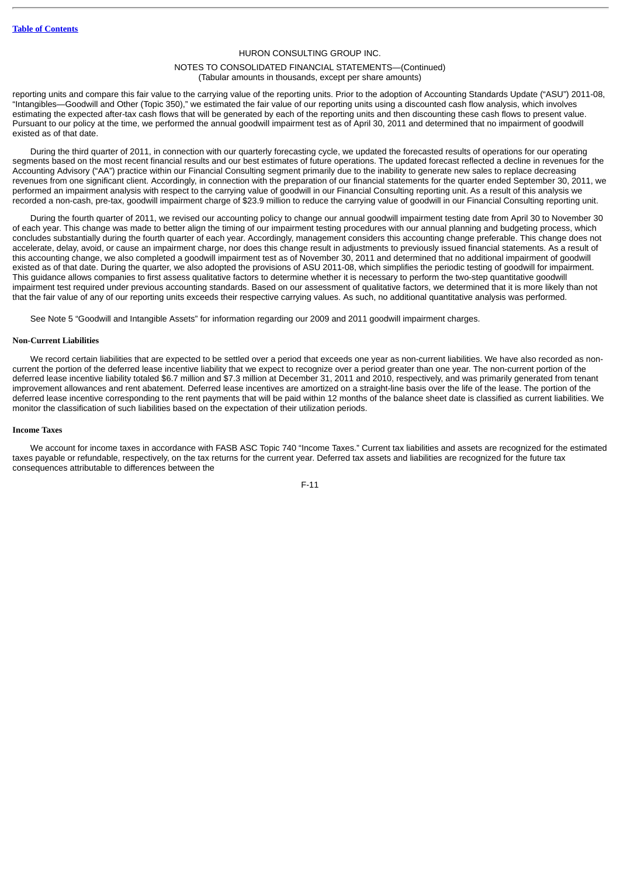reporting units and compare this fair value to the carrying value of the reporting units. Prior to the adoption of Accounting Standards Update ("ASU") 2011-08, "Intangibles—Goodwill and Other (Topic 350)," we estimated the fair value of our reporting units using a discounted cash flow analysis, which involves estimating the expected after-tax cash flows that will be generated by each of the reporting units and then discounting these cash flows to present value. Pursuant to our policy at the time, we performed the annual goodwill impairment test as of April 30, 2011 and determined that no impairment of goodwill existed as of that date.

During the third quarter of 2011, in connection with our quarterly forecasting cycle, we updated the forecasted results of operations for our operating segments based on the most recent financial results and our best estimates of future operations. The updated forecast reflected a decline in revenues for the Accounting Advisory ("AA") practice within our Financial Consulting segment primarily due to the inability to generate new sales to replace decreasing revenues from one significant client. Accordingly, in connection with the preparation of our financial statements for the quarter ended September 30, 2011, we performed an impairment analysis with respect to the carrying value of goodwill in our Financial Consulting reporting unit. As a result of this analysis we recorded a non-cash, pre-tax, goodwill impairment charge of $23.9 million to reduce the carrying value of goodwill in our Financial Consulting reporting unit.

During the fourth quarter of 2011, we revised our accounting policy to change our annual goodwill impairment testing date from April 30 to November 30 of each year. This change was made to better align the timing of our impairment testing procedures with our annual planning and budgeting process, which concludes substantially during the fourth quarter of each year. Accordingly, management considers this accounting change preferable. This change does not accelerate, delay, avoid, or cause an impairment charge, nor does this change result in adjustments to previously issued financial statements. As a result of this accounting change, we also completed a goodwill impairment test as of November 30, 2011 and determined that no additional impairment of goodwill existed as of that date. During the quarter, we also adopted the provisions of ASU 2011-08, which simplifies the periodic testing of goodwill for impairment. This guidance allows companies to first assess qualitative factors to determine whether it is necessary to perform the two-step quantitative goodwill impairment test required under previous accounting standards. Based on our assessment of qualitative factors, we determined that it is more likely than not that the fair value of any of our reporting units exceeds their respective carrying values. As such, no additional quantitative analysis was performed.

See Note 5 "Goodwill and Intangible Assets" for information regarding our 2009 and 2011 goodwill impairment charges.

**Non-Current Liabilities**

We record certain liabilities that are expected to be settled over a period that exceeds one year as non-current liabilities. We have also recorded as non-current the portion of the deferred lease incentive liability that we expect to recognize over a period greater than one year. The non-current portion of the deferred lease incentive liability totaled $6.7 million and $7.3 million at December 31, 2011 and 2010, respectively, and was primarily generated from tenant improvement allowances and rent abatement. Deferred lease incentives are amortized on a straight-line basis over the life of the lease. The portion of the deferred lease incentive corresponding to the rent payments that will be paid within 12 months of the balance sheet date is classified as current liabilities. We monitor the classification of such liabilities based on the expectation of their utilization periods.

**Income Taxes**

We account for income taxes in accordance with FASB ASC Topic 740 "Income Taxes." Current tax liabilities and assets are recognized for the estimated taxes payable or refundable, respectively, on the tax returns for the current year. Deferred tax assets and liabilities are recognized for the future tax consequences attributable to differences between the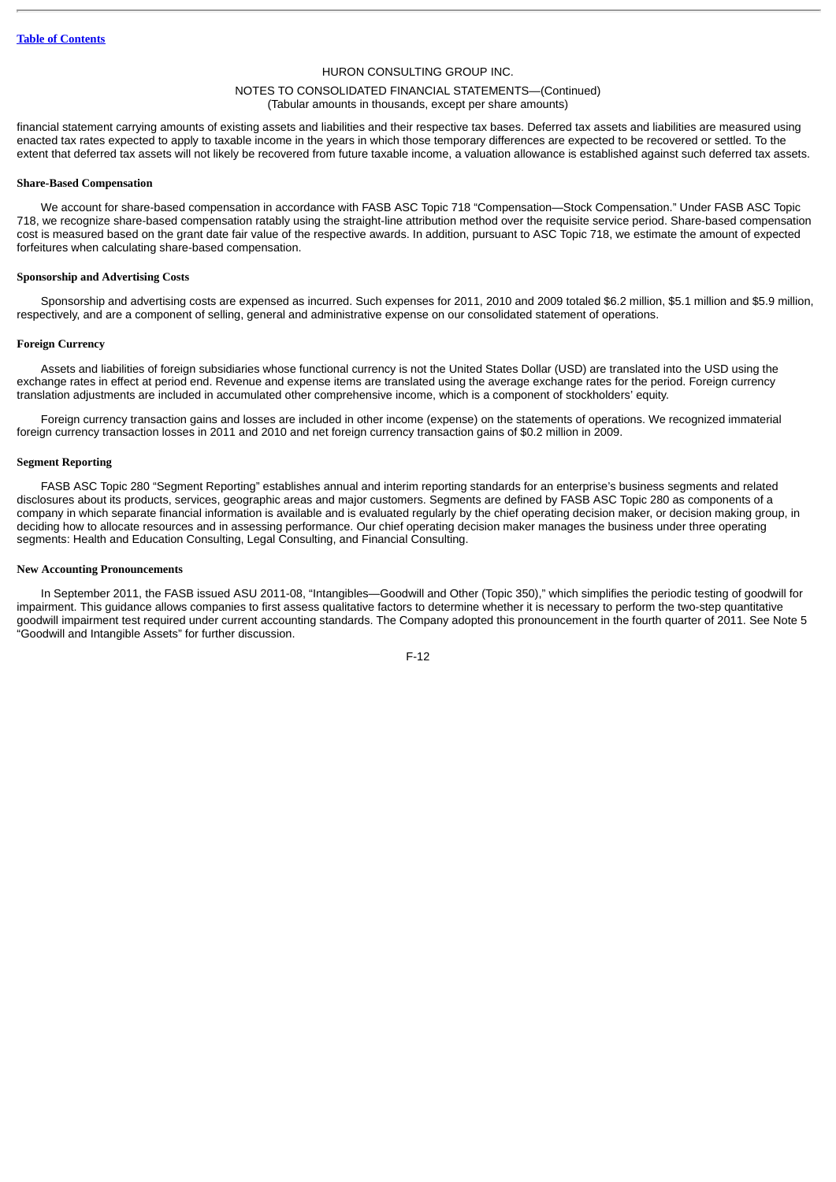financial statement carrying amounts of existing assets and liabilities and their respective tax bases. Deferred tax assets and liabilities are measured using enacted tax rates expected to apply to taxable income in the years in which those temporary differences are expected to be recovered or settled. To the extent that deferred tax assets will not likely be recovered from future taxable income, a valuation allowance is established against such deferred tax assets.

**Share-Based Compensation**

We account for share-based compensation in accordance with FASB ASC Topic 718 "Compensation—Stock Compensation." Under FASB ASC Topic 718, we recognize share-based compensation ratably using the straight-line attribution method over the requisite service period. Share-based compensation cost is measured based on the grant date fair value of the respective awards. In addition, pursuant to ASC Topic 718, we estimate the amount of expected forfeitures when calculating share-based compensation.

**Sponsorship and Advertising Costs**

Sponsorship and advertising costs are expensed as incurred. Such expenses for 2011, 2010 and 2009 totaled $6.2 million, $5.1 million and $5.9 million, respectively, and are a component of selling, general and administrative expense on our consolidated statement of operations.

**Foreign Currency**

Assets and liabilities of foreign subsidiaries whose functional currency is not the United States Dollar (USD) are translated into the USD using the exchange rates in effect at period end. Revenue and expense items are translated using the average exchange rates for the period. Foreign currency translation adjustments are included in accumulated other comprehensive income, which is a component of stockholders' equity.

Foreign currency transaction gains and losses are included in other income (expense) on the statements of operations. We recognized immaterial foreign currency transaction losses in 2011 and 2010 and net foreign currency transaction gains of $0.2 million in 2009.

**Segment Reporting**

FASB ASC Topic 280 "Segment Reporting" establishes annual and interim reporting standards for an enterprise's business segments and related disclosures about its products, services, geographic areas and major customers. Segments are defined by FASB ASC Topic 280 as components of a company in which separate financial information is available and is evaluated regularly by the chief operating decision maker, or decision making group, in deciding how to allocate resources and in assessing performance. Our chief operating decision maker manages the business under three operating segments: Health and Education Consulting, Legal Consulting, and Financial Consulting.

**New Accounting Pronouncements**

In September 2011, the FASB issued ASU 2011-08, "Intangibles—Goodwill and Other (Topic 350)," which simplifies the periodic testing of goodwill for impairment. This guidance allows companies to first assess qualitative factors to determine whether it is necessary to perform the two-step quantitative goodwill impairment test required under current accounting standards. The Company adopted this pronouncement in the fourth quarter of 2011. See Note 5 "Goodwill and Intangible Assets" for further discussion.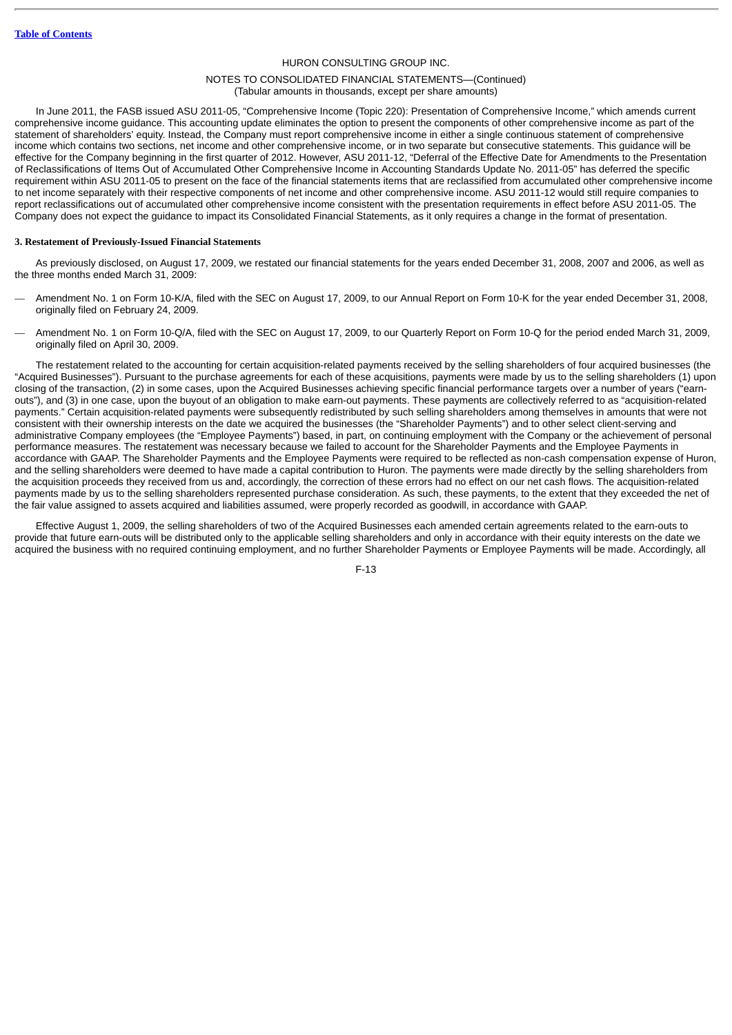In June 2011, the FASB issued ASU 2011-05, "Comprehensive Income (Topic 220): Presentation of Comprehensive Income," which amends current comprehensive income guidance. This accounting update eliminates the option to present the components of other comprehensive income as part of the statement of shareholders' equity. Instead, the Company must report comprehensive income in either a single continuous statement of comprehensive income which contains two sections, net income and other comprehensive income, or in two separate but consecutive statements. This guidance will be effective for the Company beginning in the first quarter of 2012. However, ASU 2011-12, "Deferral of the Effective Date for Amendments to the Presentation of Reclassifications of Items Out of Accumulated Other Comprehensive Income in Accounting Standards Update No. 2011-05" has deferred the specific requirement within ASU 2011-05 to present on the face of the financial statements items that are reclassified from accumulated other comprehensive income to net income separately with their respective components of net income and other comprehensive income. ASU 2011-12 would still require companies to report reclassifications out of accumulated other comprehensive income consistent with the presentation requirements in effect before ASU 2011-05. The Company does not expect the guidance to impact its Consolidated Financial Statements, as it only requires a change in the format of presentation.

**3. Restatement of Previously-Issued Financial Statements**

As previously disclosed, on August 17, 2009, we restated our financial statements for the years ended December 31, 2008, 2007 and 2006, as well as the three months ended March 31, 2009:

— Amendment No. 1 on Form 10-K/A, filed with the SEC on August 17, 2009, to our Annual Report on Form 10-K for the year ended December 31, 2008, originally filed on February 24, 2009.

— Amendment No. 1 on Form 10-Q/A, filed with the SEC on August 17, 2009, to our Quarterly Report on Form 10-Q for the period ended March 31, 2009, originally filed on April 30, 2009.

The restatement related to the accounting for certain acquisition-related payments received by the selling shareholders of four acquired businesses (the "Acquired Businesses"). Pursuant to the purchase agreements for each of these acquisitions, payments were made by us to the selling shareholders (1) upon closing of the transaction, (2) in some cases, upon the Acquired Businesses achieving specific financial performance targets over a number of years ("earn-outs"), and (3) in one case, upon the buyout of an obligation to make earn-out payments. These payments are collectively referred to as "acquisition-related payments." Certain acquisition-related payments were subsequently redistributed by such selling shareholders among themselves in amounts that were not consistent with their ownership interests on the date we acquired the businesses (the "Shareholder Payments") and to other select client-serving and administrative Company employees (the "Employee Payments") based, in part, on continuing employment with the Company or the achievement of personal performance measures. The restatement was necessary because we failed to account for the Shareholder Payments and the Employee Payments in accordance with GAAP. The Shareholder Payments and the Employee Payments were required to be reflected as non-cash compensation expense of Huron, and the selling shareholders were deemed to have made a capital contribution to Huron. The payments were made directly by the selling shareholders from the acquisition proceeds they received from us and, accordingly, the correction of these errors had no effect on our net cash flows. The acquisition-related payments made by us to the selling shareholders represented purchase consideration. As such, these payments, to the extent that they exceeded the net of the fair value assigned to assets acquired and liabilities assumed, were properly recorded as goodwill, in accordance with GAAP.

Effective August 1, 2009, the selling shareholders of two of the Acquired Businesses each amended certain agreements related to the earn-outs to provide that future earn-outs will be distributed only to the applicable selling shareholders and only in accordance with their equity interests on the date we acquired the business with no required continuing employment, and no further Shareholder Payments or Employee Payments will be made. Accordingly, all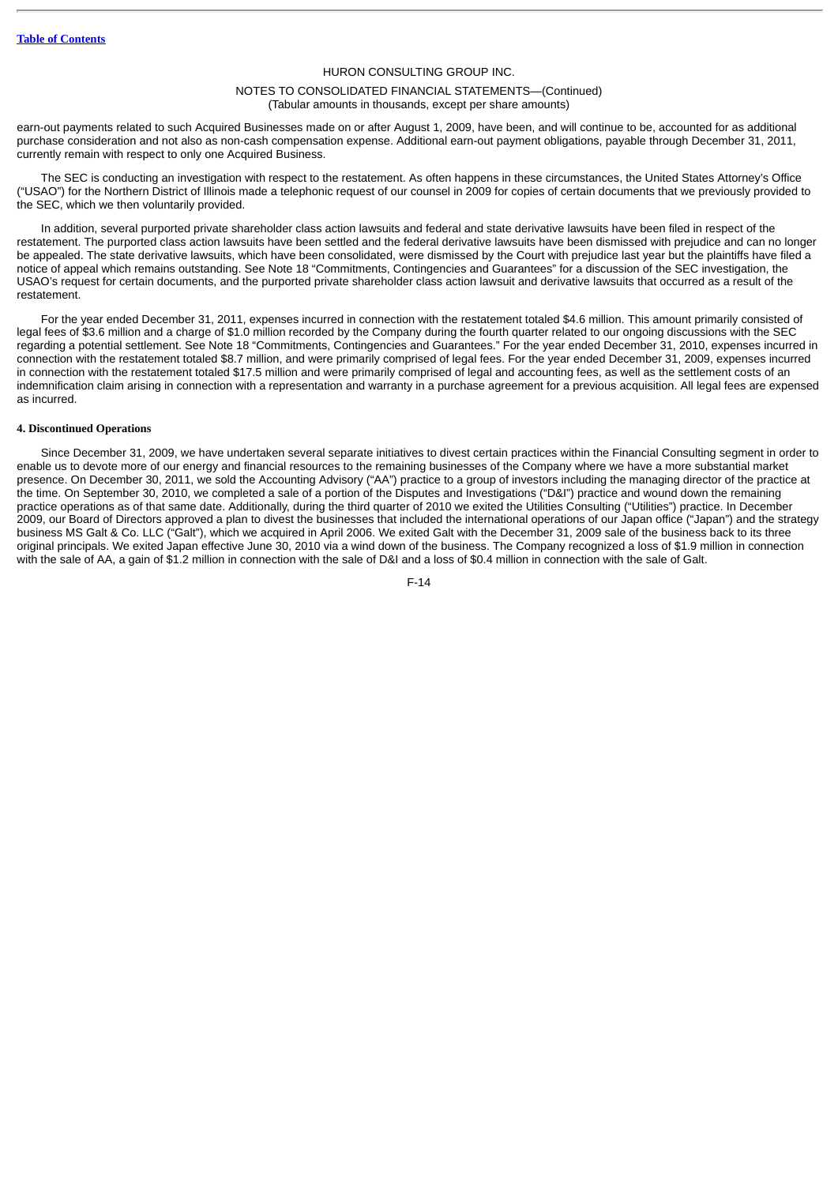earn-out payments related to such Acquired Businesses made on or after August 1, 2009, have been, and will continue to be, accounted for as additional purchase consideration and not also as non-cash compensation expense. Additional earn-out payment obligations, payable through December 31, 2011, currently remain with respect to only one Acquired Business.

The SEC is conducting an investigation with respect to the restatement. As often happens in these circumstances, the United States Attorney's Office ("USAO") for the Northern District of Illinois made a telephonic request of our counsel in 2009 for copies of certain documents that we previously provided to the SEC, which we then voluntarily provided.

In addition, several purported private shareholder class action lawsuits and federal and state derivative lawsuits have been filed in respect of the restatement. The purported class action lawsuits have been settled and the federal derivative lawsuits have been dismissed with prejudice and can no longer be appealed. The state derivative lawsuits, which have been consolidated, were dismissed by the Court with prejudice last year but the plaintiffs have filed a notice of appeal which remains outstanding. See Note 18 "Commitments, Contingencies and Guarantees" for a discussion of the SEC investigation, the USAO's request for certain documents, and the purported private shareholder class action lawsuit and derivative lawsuits that occurred as a result of the restatement.

For the year ended December 31, 2011, expenses incurred in connection with the restatement totaled $4.6 million. This amount primarily consisted of legal fees of $3.6 million and a charge of $1.0 million recorded by the Company during the fourth quarter related to our ongoing discussions with the SEC regarding a potential settlement. See Note 18 "Commitments, Contingencies and Guarantees." For the year ended December 31, 2010, expenses incurred in connection with the restatement totaled $8.7 million, and were primarily comprised of legal fees. For the year ended December 31, 2009, expenses incurred in connection with the restatement totaled $17.5 million and were primarily comprised of legal and accounting fees, as well as the settlement costs of an indemnification claim arising in connection with a representation and warranty in a purchase agreement for a previous acquisition. All legal fees are expensed as incurred.

#### 4. Discontinued Operations

Since December 31, 2009, we have undertaken several separate initiatives to divest certain practices within the Financial Consulting segment in order to enable us to devote more of our energy and financial resources to the remaining businesses of the Company where we have a more substantial market presence. On December 30, 2011, we sold the Accounting Advisory ("AA") practice to a group of investors including the managing director of the practice at the time. On September 30, 2010, we completed a sale of a portion of the Disputes and Investigations ("D&I") practice and wound down the remaining practice operations as of that same date. Additionally, during the third quarter of 2010 we exited the Utilities Consulting ("Utilities") practice. In December 2009, our Board of Directors approved a plan to divest the businesses that included the international operations of our Japan office ("Japan") and the strategy business MS Galt & Co. LLC ("Galt"), which we acquired in April 2006. We exited Galt with the December 31, 2009 sale of the business back to its three original principals. We exited Japan effective June 30, 2010 via a wind down of the business. The Company recognized a loss of $1.9 million in connection with the sale of AA, a gain of $1.2 million in connection with the sale of D&I and a loss of $0.4 million in connection with the sale of Galt.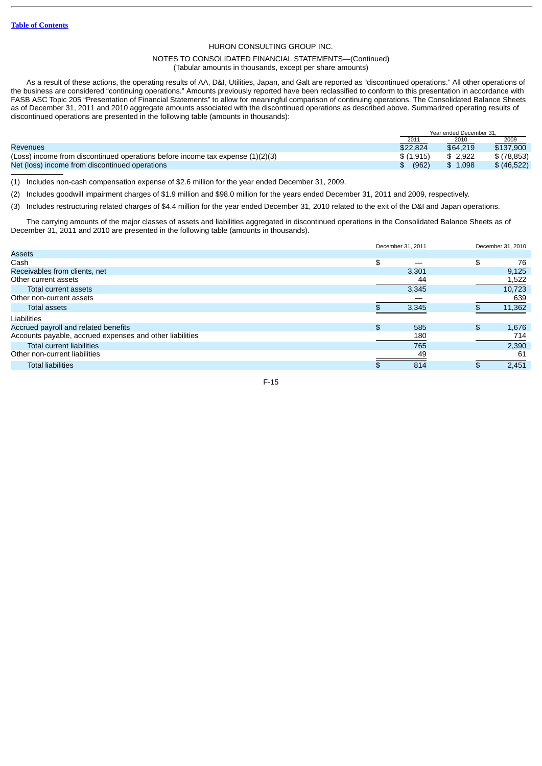Table of Contents

HURON CONSULTING GROUP INC.

NOTES TO CONSOLIDATED FINANCIAL STATEMENTS—(Continued)
(Tabular amounts in thousands, except per share amounts)

As a result of these actions, the operating results of AA, D&I, Utilities, Japan, and Galt are reported as "discontinued operations." All other operations of the business are considered "continuing operations." Amounts previously reported have been reclassified to conform to this presentation in accordance with FASB ASC Topic 205 "Presentation of Financial Statements" to allow for meaningful comparison of continuing operations. The Consolidated Balance Sheets as of December 31, 2011 and 2010 aggregate amounts associated with the discontinued operations as described above. Summarized operating results of discontinued operations are presented in the following table (amounts in thousands):

| | Year ended December 31, | | |
|---|---|---|---|
| | 2011 | 2010 | 2009 |
| Revenues | $22,824 | $64,219 | $137,900 |
| (Loss) income from discontinued operations before income tax expense (1)(2)(3) | $ (1,915) | $ 2,922 | $ (78,853) |
| Net (loss) income from discontinued operations | $ (962) | $ 1,098 | $ (46,522) |

(1) Includes non-cash compensation expense of $2.6 million for the year ended December 31, 2009.

(2) Includes goodwill impairment charges of $1.9 million and $98.0 million for the years ended December 31, 2011 and 2009, respectively.

(3) Includes restructuring related charges of $4.4 million for the year ended December 31, 2010 related to the exit of the D&I and Japan operations.

The carrying amounts of the major classes of assets and liabilities aggregated in discontinued operations in the Consolidated Balance Sheets as of December 31, 2011 and 2010 are presented in the following table (amounts in thousands).

| | December 31, 2011 | December 31, 2010 |
|---|---|---|
| Assets | | |
| Cash | $ — | $ 76 |
| Receivables from clients, net | 3,301 | 9,125 |
| Other current assets | 44 | 1,522 |
| Total current assets | 3,345 | 10,723 |
| Other non-current assets | — | 639 |
| Total assets | $ 3,345 | $ 11,362 |
| Liabilities | | |
| Accrued payroll and related benefits | $ 585 | $ 1,676 |
| Accounts payable, accrued expenses and other liabilities | 180 | 714 |
| Total current liabilities | 765 | 2,390 |
| Other non-current liabilities | 49 | 61 |
| Total liabilities | $ 814 | $ 2,451 |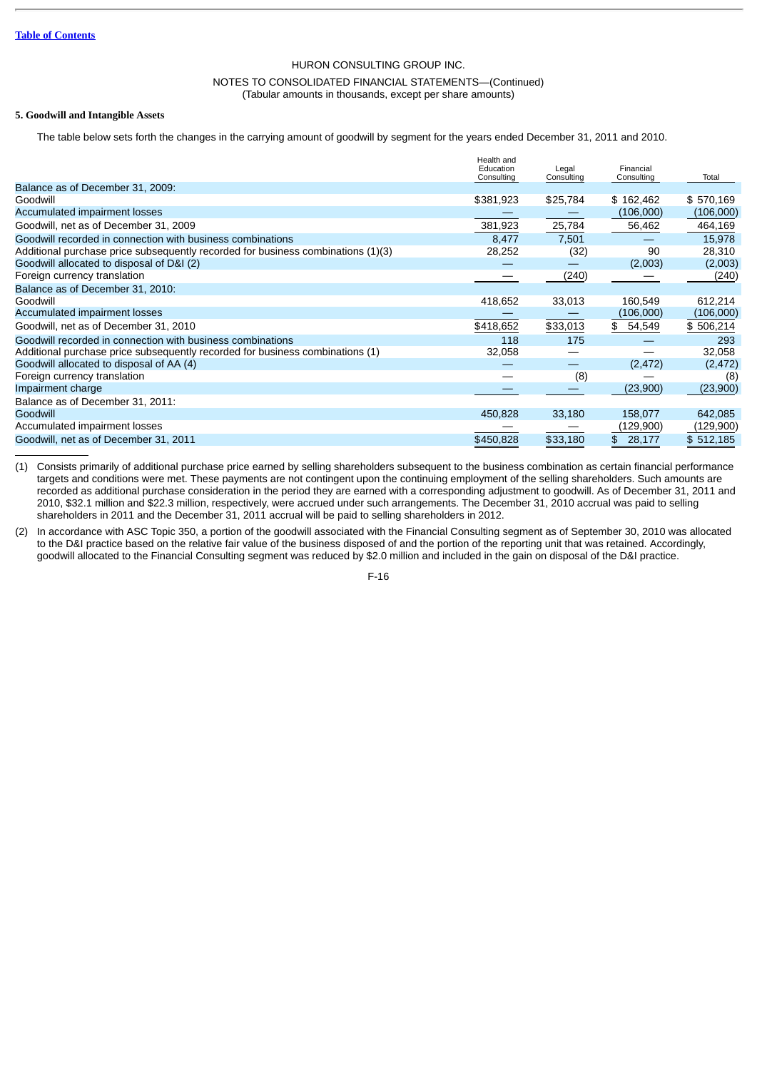HURON CONSULTING GROUP INC.

NOTES TO CONSOLIDATED FINANCIAL STATEMENTS—(Continued)
(Tabular amounts in thousands, except per share amounts)

**5. Goodwill and Intangible Assets**

The table below sets forth the changes in the carrying amount of goodwill by segment for the years ended December 31, 2011 and 2010.

| | Health and Education Consulting | Legal Consulting | Financial Consulting | Total |
|---|---|---|---|---|
| Balance as of December 31, 2009: | | | | |
| Goodwill | $381,923 | $25,784 | $ 162,462 | $ 570,169 |
| Accumulated impairment losses | — | — | (106,000) | (106,000) |
| Goodwill, net as of December 31, 2009 | 381,923 | 25,784 | 56,462 | 464,169 |
| Goodwill recorded in connection with business combinations | 8,477 | 7,501 | — | 15,978 |
| Additional purchase price subsequently recorded for business combinations (1)(3) | 28,252 | (32) | 90 | 28,310 |
| Goodwill allocated to disposal of D&I (2) | — | — | (2,003) | (2,003) |
| Foreign currency translation | — | (240) | — | (240) |
| Balance as of December 31, 2010: | | | | |
| Goodwill | 418,652 | 33,013 | 160,549 | 612,214 |
| Accumulated impairment losses | — | — | (106,000) | (106,000) |
| Goodwill, net as of December 31, 2010 | $418,652 | $33,013 | $ 54,549 | $ 506,214 |
| Goodwill recorded in connection with business combinations | 118 | 175 | — | 293 |
| Additional purchase price subsequently recorded for business combinations (1) | 32,058 | — | — | 32,058 |
| Goodwill allocated to disposal of AA (4) | — | — | (2,472) | (2,472) |
| Foreign currency translation | — | (8) | — | (8) |
| Impairment charge | — | — | (23,900) | (23,900) |
| Balance as of December 31, 2011: | | | | |
| Goodwill | 450,828 | 33,180 | 158,077 | 642,085 |
| Accumulated impairment losses | — | — | (129,900) | (129,900) |
| Goodwill, net as of December 31, 2011 | $450,828 | $33,180 | $ 28,177 | $ 512,185 |

(1) Consists primarily of additional purchase price earned by selling shareholders subsequent to the business combination as certain financial performance targets and conditions were met. These payments are not contingent upon the continuing employment of the selling shareholders. Such amounts are recorded as additional purchase consideration in the period they are earned with a corresponding adjustment to goodwill. As of December 31, 2011 and 2010, $32.1 million and $22.3 million, respectively, were accrued under such arrangements. The December 31, 2010 accrual was paid to selling shareholders in 2011 and the December 31, 2011 accrual will be paid to selling shareholders in 2012.

(2) In accordance with ASC Topic 350, a portion of the goodwill associated with the Financial Consulting segment as of September 30, 2010 was allocated to the D&I practice based on the relative fair value of the business disposed of and the portion of the reporting unit that was retained. Accordingly, goodwill allocated to the Financial Consulting segment was reduced by $2.0 million and included in the gain on disposal of the D&I practice.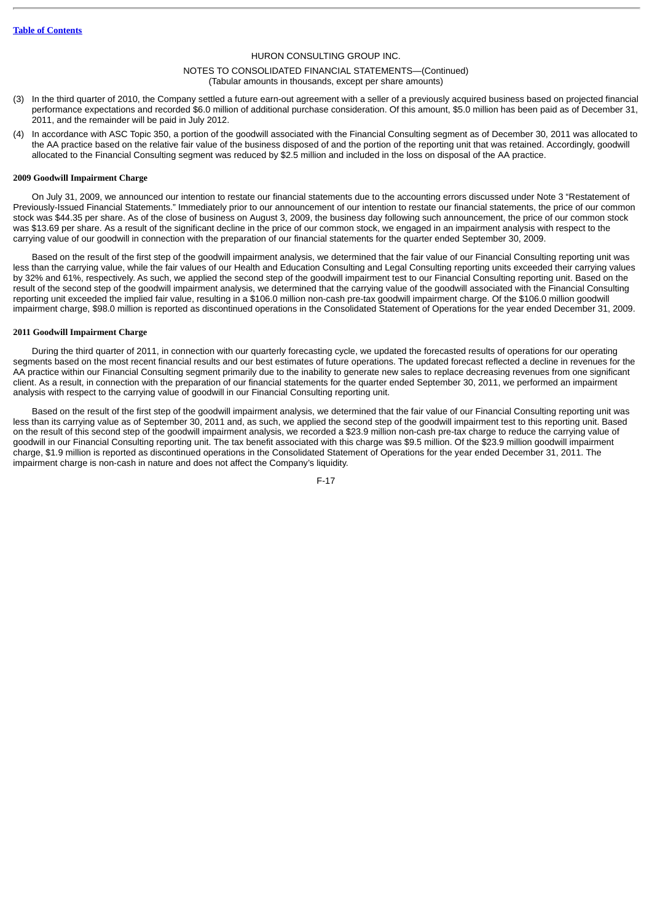(3) In the third quarter of 2010, the Company settled a future earn-out agreement with a seller of a previously acquired business based on projected financial performance expectations and recorded $6.0 million of additional purchase consideration. Of this amount, $5.0 million has been paid as of December 31, 2011, and the remainder will be paid in July 2012.

(4) In accordance with ASC Topic 350, a portion of the goodwill associated with the Financial Consulting segment as of December 30, 2011 was allocated to the AA practice based on the relative fair value of the business disposed of and the portion of the reporting unit that was retained. Accordingly, goodwill allocated to the Financial Consulting segment was reduced by $2.5 million and included in the loss on disposal of the AA practice.

**2009 Goodwill Impairment Charge**

On July 31, 2009, we announced our intention to restate our financial statements due to the accounting errors discussed under Note 3 "Restatement of Previously-Issued Financial Statements." Immediately prior to our announcement of our intention to restate our financial statements, the price of our common stock was $44.35 per share. As of the close of business on August 3, 2009, the business day following such announcement, the price of our common stock was $13.69 per share. As a result of the significant decline in the price of our common stock, we engaged in an impairment analysis with respect to the carrying value of our goodwill in connection with the preparation of our financial statements for the quarter ended September 30, 2009.

Based on the result of the first step of the goodwill impairment analysis, we determined that the fair value of our Financial Consulting reporting unit was less than the carrying value, while the fair values of our Health and Education Consulting and Legal Consulting reporting units exceeded their carrying values by 32% and 61%, respectively. As such, we applied the second step of the goodwill impairment test to our Financial Consulting reporting unit. Based on the result of the second step of the goodwill impairment analysis, we determined that the carrying value of the goodwill associated with the Financial Consulting reporting unit exceeded the implied fair value, resulting in a $106.0 million non-cash pre-tax goodwill impairment charge. Of the $106.0 million goodwill impairment charge, $98.0 million is reported as discontinued operations in the Consolidated Statement of Operations for the year ended December 31, 2009.

**2011 Goodwill Impairment Charge**

During the third quarter of 2011, in connection with our quarterly forecasting cycle, we updated the forecasted results of operations for our operating segments based on the most recent financial results and our best estimates of future operations. The updated forecast reflected a decline in revenues for the AA practice within our Financial Consulting segment primarily due to the inability to generate new sales to replace decreasing revenues from one significant client. As a result, in connection with the preparation of our financial statements for the quarter ended September 30, 2011, we performed an impairment analysis with respect to the carrying value of goodwill in our Financial Consulting reporting unit.

Based on the result of the first step of the goodwill impairment analysis, we determined that the fair value of our Financial Consulting reporting unit was less than its carrying value as of September 30, 2011 and, as such, we applied the second step of the goodwill impairment test to this reporting unit. Based on the result of this second step of the goodwill impairment analysis, we recorded a $23.9 million non-cash pre-tax charge to reduce the carrying value of goodwill in our Financial Consulting reporting unit. The tax benefit associated with this charge was $9.5 million. Of the $23.9 million goodwill impairment charge, $1.9 million is reported as discontinued operations in the Consolidated Statement of Operations for the year ended December 31, 2011. The impairment charge is non-cash in nature and does not affect the Company's liquidity.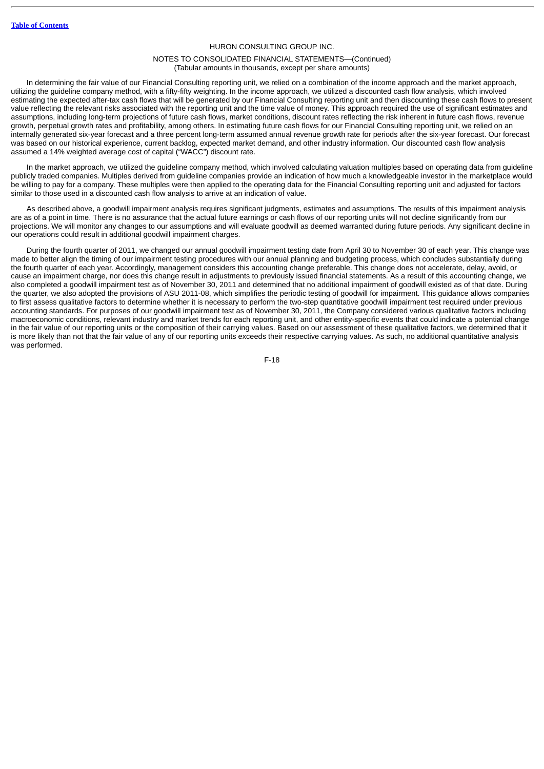In determining the fair value of our Financial Consulting reporting unit, we relied on a combination of the income approach and the market approach, utilizing the guideline company method, with a fifty-fifty weighting. In the income approach, we utilized a discounted cash flow analysis, which involved estimating the expected after-tax cash flows that will be generated by our Financial Consulting reporting unit and then discounting these cash flows to present value reflecting the relevant risks associated with the reporting unit and the time value of money. This approach required the use of significant estimates and assumptions, including long-term projections of future cash flows, market conditions, discount rates reflecting the risk inherent in future cash flows, revenue growth, perpetual growth rates and profitability, among others. In estimating future cash flows for our Financial Consulting reporting unit, we relied on an internally generated six-year forecast and a three percent long-term assumed annual revenue growth rate for periods after the six-year forecast. Our forecast was based on our historical experience, current backlog, expected market demand, and other industry information. Our discounted cash flow analysis assumed a 14% weighted average cost of capital ("WACC") discount rate.

In the market approach, we utilized the guideline company method, which involved calculating valuation multiples based on operating data from guideline publicly traded companies. Multiples derived from guideline companies provide an indication of how much a knowledgeable investor in the marketplace would be willing to pay for a company. These multiples were then applied to the operating data for the Financial Consulting reporting unit and adjusted for factors similar to those used in a discounted cash flow analysis to arrive at an indication of value.

As described above, a goodwill impairment analysis requires significant judgments, estimates and assumptions. The results of this impairment analysis are as of a point in time. There is no assurance that the actual future earnings or cash flows of our reporting units will not decline significantly from our projections. We will monitor any changes to our assumptions and will evaluate goodwill as deemed warranted during future periods. Any significant decline in our operations could result in additional goodwill impairment charges.

During the fourth quarter of 2011, we changed our annual goodwill impairment testing date from April 30 to November 30 of each year. This change was made to better align the timing of our impairment testing procedures with our annual planning and budgeting process, which concludes substantially during the fourth quarter of each year. Accordingly, management considers this accounting change preferable. This change does not accelerate, delay, avoid, or cause an impairment charge, nor does this change result in adjustments to previously issued financial statements. As a result of this accounting change, we also completed a goodwill impairment test as of November 30, 2011 and determined that no additional impairment of goodwill existed as of that date. During the quarter, we also adopted the provisions of ASU 2011-08, which simplifies the periodic testing of goodwill for impairment. This guidance allows companies to first assess qualitative factors to determine whether it is necessary to perform the two-step quantitative goodwill impairment test required under previous accounting standards. For purposes of our goodwill impairment test as of November 30, 2011, the Company considered various qualitative factors including macroeconomic conditions, relevant industry and market trends for each reporting unit, and other entity-specific events that could indicate a potential change in the fair value of our reporting units or the composition of their carrying values. Based on our assessment of these qualitative factors, we determined that it is more likely than not that the fair value of any of our reporting units exceeds their respective carrying values. As such, no additional quantitative analysis was performed.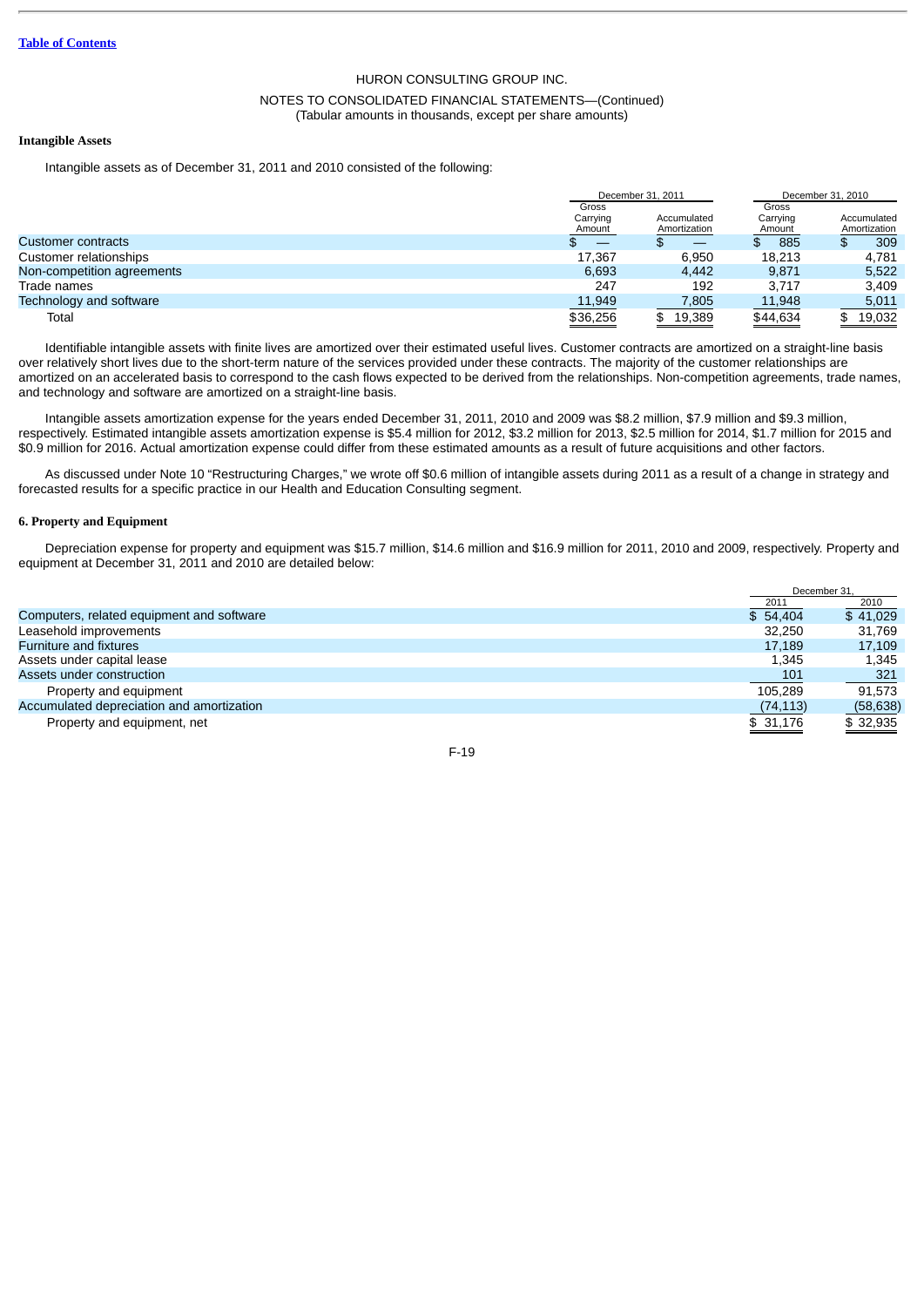HURON CONSULTING GROUP INC.

NOTES TO CONSOLIDATED FINANCIAL STATEMENTS—(Continued)
(Tabular amounts in thousands, except per share amounts)

**Intangible Assets**

Intangible assets as of December 31, 2011 and 2010 consisted of the following:

| | December 31, 2011 | | December 31, 2010 | |
|---|---|---|---|---|
| | Gross Carrying Amount | Accumulated Amortization | Gross Carrying Amount | Accumulated Amortization |
| Customer contracts | $ — | $ — | $ 885 | $ 309 |
| Customer relationships | 17,367 | 6,950 | 18,213 | 4,781 |
| Non-competition agreements | 6,693 | 4,442 | 9,871 | 5,522 |
| Trade names | 247 | 192 | 3,717 | 3,409 |
| Technology and software | 11,949 | 7,805 | 11,948 | 5,011 |
| Total | $36,256 | $ 19,389 | $44,634 | $ 19,032 |

Identifiable intangible assets with finite lives are amortized over their estimated useful lives. Customer contracts are amortized on a straight-line basis over relatively short lives due to the short-term nature of the services provided under these contracts. The majority of the customer relationships are amortized on an accelerated basis to correspond to the cash flows expected to be derived from the relationships. Non-competition agreements, trade names, and technology and software are amortized on a straight-line basis.

Intangible assets amortization expense for the years ended December 31, 2011, 2010 and 2009 was $8.2 million, $7.9 million and $9.3 million, respectively. Estimated intangible assets amortization expense is $5.4 million for 2012, $3.2 million for 2013, $2.5 million for 2014, $1.7 million for 2015 and $0.9 million for 2016. Actual amortization expense could differ from these estimated amounts as a result of future acquisitions and other factors.

As discussed under Note 10 "Restructuring Charges," we wrote off $0.6 million of intangible assets during 2011 as a result of a change in strategy and forecasted results for a specific practice in our Health and Education Consulting segment.

**6. Property and Equipment**

Depreciation expense for property and equipment was $15.7 million, $14.6 million and $16.9 million for 2011, 2010 and 2009, respectively. Property and equipment at December 31, 2011 and 2010 are detailed below:

| | December 31, | |
|---|---|---|
| | 2011 | 2010 |
| Computers, related equipment and software | $ 54,404 | $ 41,029 |
| Leasehold improvements | 32,250 | 31,769 |
| Furniture and fixtures | 17,189 | 17,109 |
| Assets under capital lease | 1,345 | 1,345 |
| Assets under construction | 101 | 321 |
| Property and equipment | 105,289 | 91,573 |
| Accumulated depreciation and amortization | (74,113) | (58,638) |
| Property and equipment, net | $ 31,176 | $ 32,935 |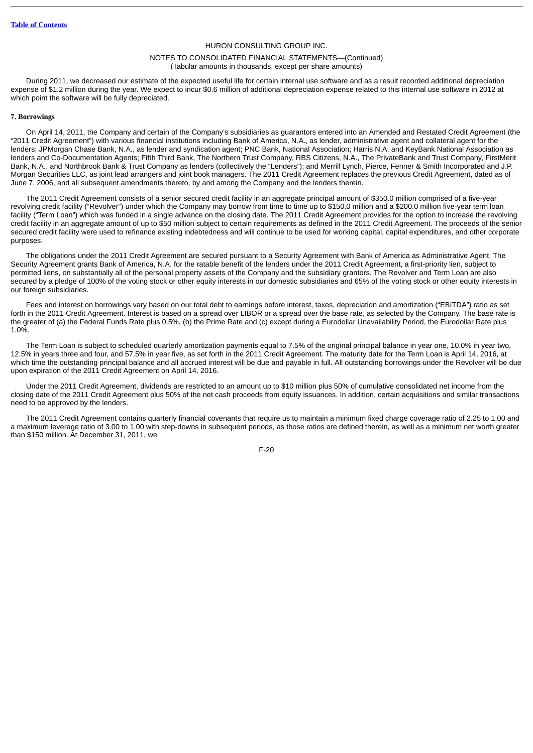During 2011, we decreased our estimate of the expected useful life for certain internal use software and as a result recorded additional depreciation expense of $1.2 million during the year. We expect to incur $0.6 million of additional depreciation expense related to this internal use software in 2012 at which point the software will be fully depreciated.

**7. Borrowings**

On April 14, 2011, the Company and certain of the Company's subsidiaries as guarantors entered into an Amended and Restated Credit Agreement (the "2011 Credit Agreement") with various financial institutions including Bank of America, N.A., as lender, administrative agent and collateral agent for the lenders; JPMorgan Chase Bank, N.A., as lender and syndication agent; PNC Bank, National Association; Harris N.A. and KeyBank National Association as lenders and Co-Documentation Agents; Fifth Third Bank, The Northern Trust Company, RBS Citizens, N.A., The PrivateBank and Trust Company, FirstMerit Bank, N.A., and Northbrook Bank & Trust Company as lenders (collectively the "Lenders"); and Merrill Lynch, Pierce, Fenner & Smith Incorporated and J.P. Morgan Securities LLC, as joint lead arrangers and joint book managers. The 2011 Credit Agreement replaces the previous Credit Agreement, dated as of June 7, 2006, and all subsequent amendments thereto, by and among the Company and the lenders therein.

The 2011 Credit Agreement consists of a senior secured credit facility in an aggregate principal amount of $350.0 million comprised of a five-year revolving credit facility ("Revolver") under which the Company may borrow from time to time up to $150.0 million and a $200.0 million five-year term loan facility ("Term Loan") which was funded in a single advance on the closing date. The 2011 Credit Agreement provides for the option to increase the revolving credit facility in an aggregate amount of up to $50 million subject to certain requirements as defined in the 2011 Credit Agreement. The proceeds of the senior secured credit facility were used to refinance existing indebtedness and will continue to be used for working capital, capital expenditures, and other corporate purposes.

The obligations under the 2011 Credit Agreement are secured pursuant to a Security Agreement with Bank of America as Administrative Agent. The Security Agreement grants Bank of America, N.A. for the ratable benefit of the lenders under the 2011 Credit Agreement, a first-priority lien, subject to permitted liens, on substantially all of the personal property assets of the Company and the subsidiary grantors. The Revolver and Term Loan are also secured by a pledge of 100% of the voting stock or other equity interests in our domestic subsidiaries and 65% of the voting stock or other equity interests in our foreign subsidiaries.

Fees and interest on borrowings vary based on our total debt to earnings before interest, taxes, depreciation and amortization ("EBITDA") ratio as set forth in the 2011 Credit Agreement. Interest is based on a spread over LIBOR or a spread over the base rate, as selected by the Company. The base rate is the greater of (a) the Federal Funds Rate plus 0.5%, (b) the Prime Rate and (c) except during a Eurodollar Unavailability Period, the Eurodollar Rate plus 1.0%.

The Term Loan is subject to scheduled quarterly amortization payments equal to 7.5% of the original principal balance in year one, 10.0% in year two, 12.5% in years three and four, and 57.5% in year five, as set forth in the 2011 Credit Agreement. The maturity date for the Term Loan is April 14, 2016, at which time the outstanding principal balance and all accrued interest will be due and payable in full. All outstanding borrowings under the Revolver will be due upon expiration of the 2011 Credit Agreement on April 14, 2016.

Under the 2011 Credit Agreement, dividends are restricted to an amount up to $10 million plus 50% of cumulative consolidated net income from the closing date of the 2011 Credit Agreement plus 50% of the net cash proceeds from equity issuances. In addition, certain acquisitions and similar transactions need to be approved by the lenders.

The 2011 Credit Agreement contains quarterly financial covenants that require us to maintain a minimum fixed charge coverage ratio of 2.25 to 1.00 and a maximum leverage ratio of 3.00 to 1.00 with step-downs in subsequent periods, as those ratios are defined therein, as well as a minimum net worth greater than $150 million. At December 31, 2011, we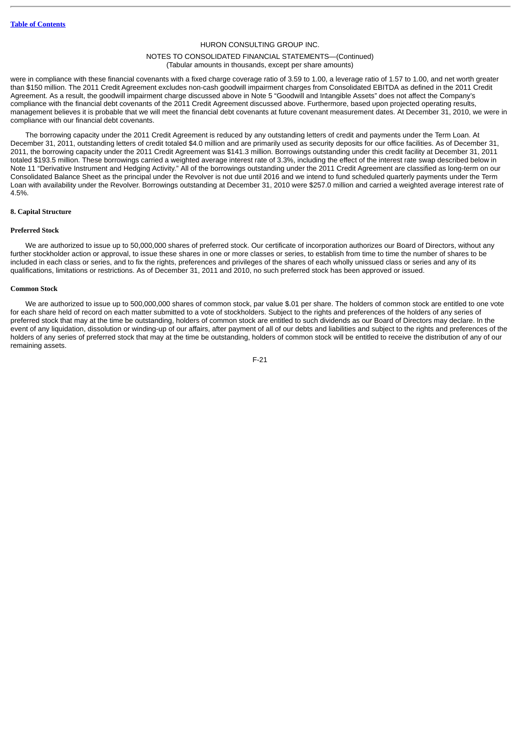were in compliance with these financial covenants with a fixed charge coverage ratio of 3.59 to 1.00, a leverage ratio of 1.57 to 1.00, and net worth greater than $150 million. The 2011 Credit Agreement excludes non-cash goodwill impairment charges from Consolidated EBITDA as defined in the 2011 Credit Agreement. As a result, the goodwill impairment charge discussed above in Note 5 "Goodwill and Intangible Assets" does not affect the Company's compliance with the financial debt covenants of the 2011 Credit Agreement discussed above. Furthermore, based upon projected operating results, management believes it is probable that we will meet the financial debt covenants at future covenant measurement dates. At December 31, 2010, we were in compliance with our financial debt covenants.

The borrowing capacity under the 2011 Credit Agreement is reduced by any outstanding letters of credit and payments under the Term Loan. At December 31, 2011, outstanding letters of credit totaled $4.0 million and are primarily used as security deposits for our office facilities. As of December 31, 2011, the borrowing capacity under the 2011 Credit Agreement was $141.3 million. Borrowings outstanding under this credit facility at December 31, 2011 totaled $193.5 million. These borrowings carried a weighted average interest rate of 3.3%, including the effect of the interest rate swap described below in Note 11 "Derivative Instrument and Hedging Activity." All of the borrowings outstanding under the 2011 Credit Agreement are classified as long-term on our Consolidated Balance Sheet as the principal under the Revolver is not due until 2016 and we intend to fund scheduled quarterly payments under the Term Loan with availability under the Revolver. Borrowings outstanding at December 31, 2010 were $257.0 million and carried a weighted average interest rate of 4.5%.

## 8. Capital Structure

### Preferred Stock

We are authorized to issue up to 50,000,000 shares of preferred stock. Our certificate of incorporation authorizes our Board of Directors, without any further stockholder action or approval, to issue these shares in one or more classes or series, to establish from time to time the number of shares to be included in each class or series, and to fix the rights, preferences and privileges of the shares of each wholly unissued class or series and any of its qualifications, limitations or restrictions. As of December 31, 2011 and 2010, no such preferred stock has been approved or issued.

### Common Stock

We are authorized to issue up to 500,000,000 shares of common stock, par value $.01 per share. The holders of common stock are entitled to one vote for each share held of record on each matter submitted to a vote of stockholders. Subject to the rights and preferences of the holders of any series of preferred stock that may at the time be outstanding, holders of common stock are entitled to such dividends as our Board of Directors may declare. In the event of any liquidation, dissolution or winding-up of our affairs, after payment of all of our debts and liabilities and subject to the rights and preferences of the holders of any series of preferred stock that may at the time be outstanding, holders of common stock will be entitled to receive the distribution of any of our remaining assets.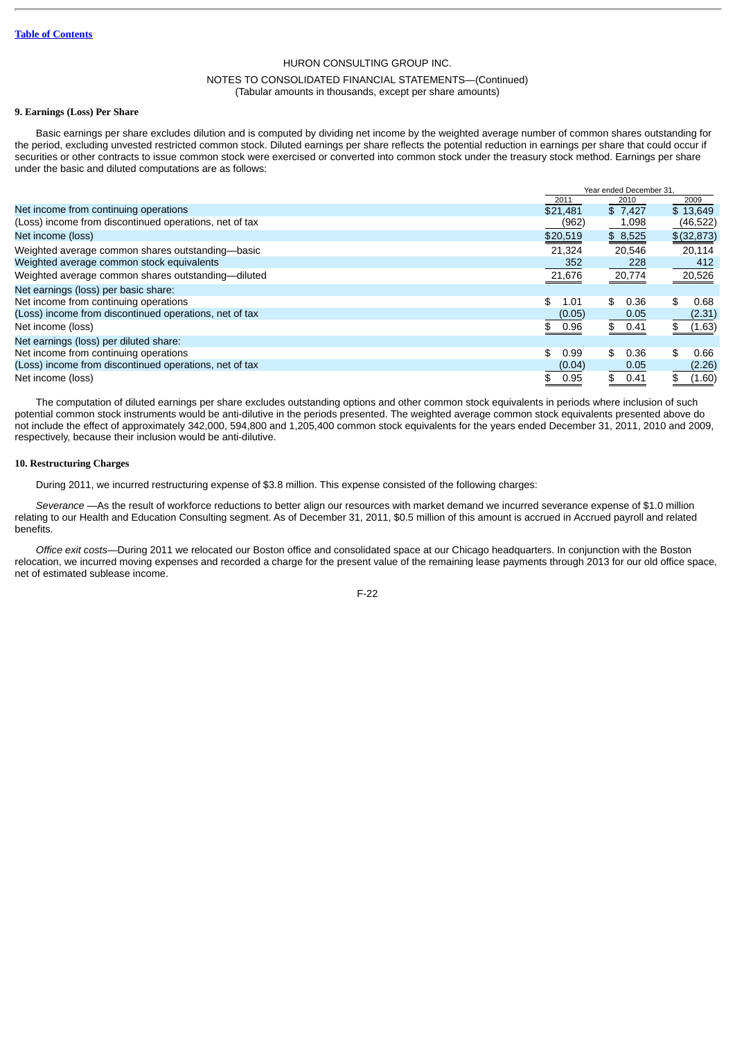HURON CONSULTING GROUP INC.

NOTES TO CONSOLIDATED FINANCIAL STATEMENTS—(Continued)
(Tabular amounts in thousands, except per share amounts)

### 9. Earnings (Loss) Per Share

Basic earnings per share excludes dilution and is computed by dividing net income by the weighted average number of common shares outstanding for the period, excluding unvested restricted common stock. Diluted earnings per share reflects the potential reduction in earnings per share that could occur if securities or other contracts to issue common stock were exercised or converted into common stock under the treasury stock method. Earnings per share under the basic and diluted computations are as follows:

| | Year ended December 31, | | |
|---|---|---|---|
| | 2011 | 2010 | 2009 |
| Net income from continuing operations | $21,481 | $ 7,427 | $ 13,649 |
| (Loss) income from discontinued operations, net of tax | (962) | 1,098 | (46,522) |
| Net income (loss) | $20,519 | $ 8,525 | $(32,873) |
| Weighted average common shares outstanding—basic | 21,324 | 20,546 | 20,114 |
| Weighted average common stock equivalents | 352 | 228 | 412 |
| Weighted average common shares outstanding—diluted | 21,676 | 20,774 | 20,526 |
| Net earnings (loss) per basic share: | | | |
| Net income from continuing operations | $ 1.01 | $ 0.36 | $ 0.68 |
| (Loss) income from discontinued operations, net of tax | (0.05) | 0.05 | (2.31) |
| Net income (loss) | $ 0.96 | $ 0.41 | $ (1.63) |
| Net earnings (loss) per diluted share: | | | |
| Net income from continuing operations | $ 0.99 | $ 0.36 | $ 0.66 |
| (Loss) income from discontinued operations, net of tax | (0.04) | 0.05 | (2.26) |
| Net income (loss) | $ 0.95 | $ 0.41 | $ (1.60) |

The computation of diluted earnings per share excludes outstanding options and other common stock equivalents in periods where inclusion of such potential common stock instruments would be anti-dilutive in the periods presented. The weighted average common stock equivalents presented above do not include the effect of approximately 342,000, 594,800 and 1,205,400 common stock equivalents for the years ended December 31, 2011, 2010 and 2009, respectively, because their inclusion would be anti-dilutive.

### 10. Restructuring Charges

During 2011, we incurred restructuring expense of $3.8 million. This expense consisted of the following charges:

*Severance* —As the result of workforce reductions to better align our resources with market demand we incurred severance expense of $1.0 million relating to our Health and Education Consulting segment. As of December 31, 2011, $0.5 million of this amount is accrued in Accrued payroll and related benefits.

*Office exit costs*—During 2011 we relocated our Boston office and consolidated space at our Chicago headquarters. In conjunction with the Boston relocation, we incurred moving expenses and recorded a charge for the present value of the remaining lease payments through 2013 for our old office space, net of estimated sublease income.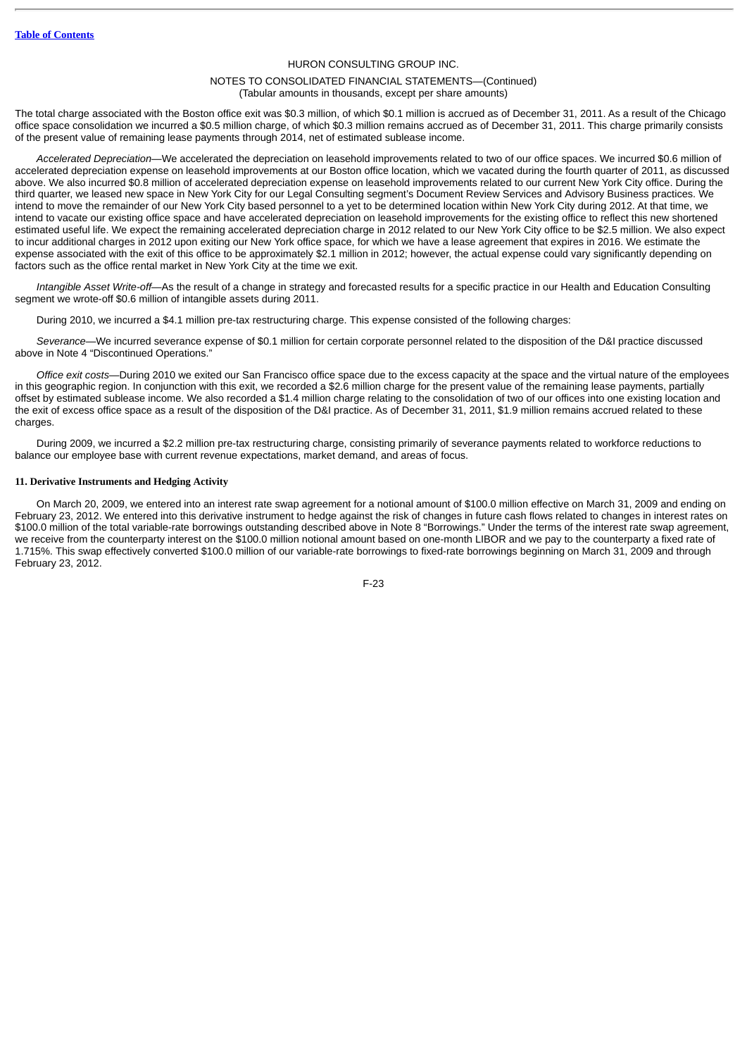The total charge associated with the Boston office exit was \$0.3 million, of which \$0.1 million is accrued as of December 31, 2011. As a result of the Chicago office space consolidation we incurred a \$0.5 million charge, of which \$0.3 million remains accrued as of December 31, 2011. This charge primarily consists of the present value of remaining lease payments through 2014, net of estimated sublease income.

*Accelerated Depreciation*—We accelerated the depreciation on leasehold improvements related to two of our office spaces. We incurred \$0.6 million of accelerated depreciation expense on leasehold improvements at our Boston office location, which we vacated during the fourth quarter of 2011, as discussed above. We also incurred \$0.8 million of accelerated depreciation expense on leasehold improvements related to our current New York City office. During the third quarter, we leased new space in New York City for our Legal Consulting segment's Document Review Services and Advisory Business practices. We intend to move the remainder of our New York City based personnel to a yet to be determined location within New York City during 2012. At that time, we intend to vacate our existing office space and have accelerated depreciation on leasehold improvements for the existing office to reflect this new shortened estimated useful life. We expect the remaining accelerated depreciation charge in 2012 related to our New York City office to be \$2.5 million. We also expect to incur additional charges in 2012 upon exiting our New York office space, for which we have a lease agreement that expires in 2016. We estimate the expense associated with the exit of this office to be approximately \$2.1 million in 2012; however, the actual expense could vary significantly depending on factors such as the office rental market in New York City at the time we exit.

*Intangible Asset Write-off*—As the result of a change in strategy and forecasted results for a specific practice in our Health and Education Consulting segment we wrote-off \$0.6 million of intangible assets during 2011.

During 2010, we incurred a \$4.1 million pre-tax restructuring charge. This expense consisted of the following charges:

*Severance*—We incurred severance expense of \$0.1 million for certain corporate personnel related to the disposition of the D&I practice discussed above in Note 4 "Discontinued Operations."

*Office exit costs*—During 2010 we exited our San Francisco office space due to the excess capacity at the space and the virtual nature of the employees in this geographic region. In conjunction with this exit, we recorded a \$2.6 million charge for the present value of the remaining lease payments, partially offset by estimated sublease income. We also recorded a \$1.4 million charge relating to the consolidation of two of our offices into one existing location and the exit of excess office space as a result of the disposition of the D&I practice. As of December 31, 2011, \$1.9 million remains accrued related to these charges.

During 2009, we incurred a \$2.2 million pre-tax restructuring charge, consisting primarily of severance payments related to workforce reductions to balance our employee base with current revenue expectations, market demand, and areas of focus.

#### 11. Derivative Instruments and Hedging Activity

On March 20, 2009, we entered into an interest rate swap agreement for a notional amount of \$100.0 million effective on March 31, 2009 and ending on February 23, 2012. We entered into this derivative instrument to hedge against the risk of changes in future cash flows related to changes in interest rates on \$100.0 million of the total variable-rate borrowings outstanding described above in Note 8 "Borrowings." Under the terms of the interest rate swap agreement, we receive from the counterparty interest on the \$100.0 million notional amount based on one-month LIBOR and we pay to the counterparty a fixed rate of 1.715%. This swap effectively converted \$100.0 million of our variable-rate borrowings to fixed-rate borrowings beginning on March 31, 2009 and through February 23, 2012.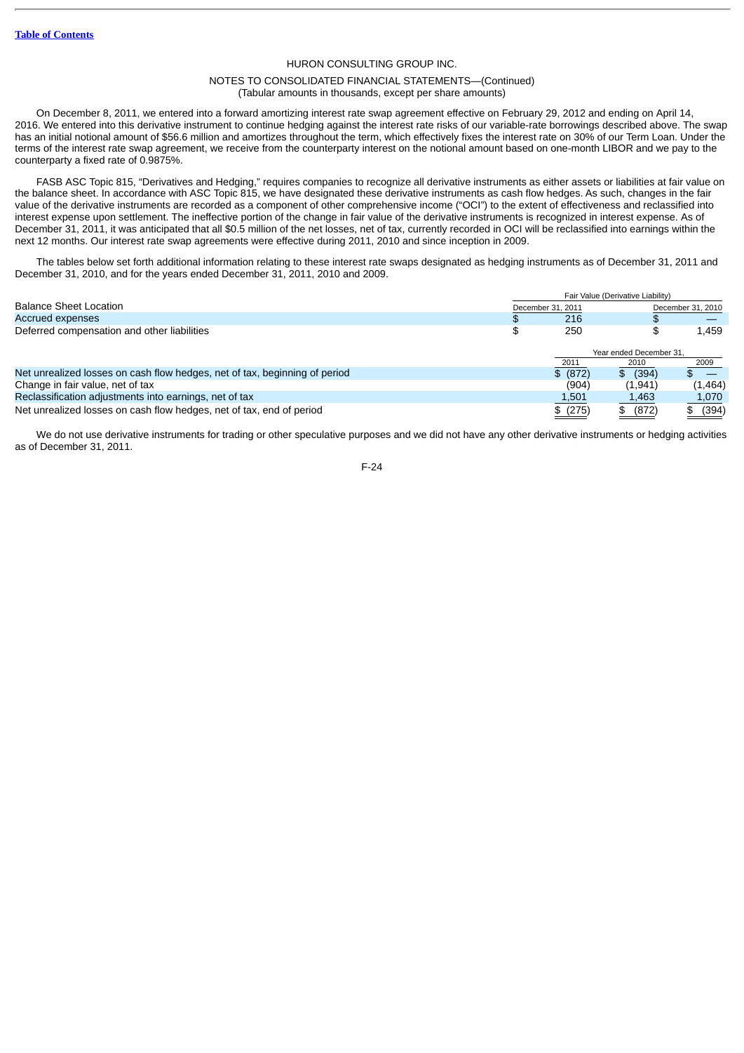HURON CONSULTING GROUP INC.

NOTES TO CONSOLIDATED FINANCIAL STATEMENTS—(Continued)
(Tabular amounts in thousands, except per share amounts)

On December 8, 2011, we entered into a forward amortizing interest rate swap agreement effective on February 29, 2012 and ending on April 14, 2016. We entered into this derivative instrument to continue hedging against the interest rate risks of our variable-rate borrowings described above. The swap has an initial notional amount of $56.6 million and amortizes throughout the term, which effectively fixes the interest rate on 30% of our Term Loan. Under the terms of the interest rate swap agreement, we receive from the counterparty interest on the notional amount based on one-month LIBOR and we pay to the counterparty a fixed rate of 0.9875%.

FASB ASC Topic 815, "Derivatives and Hedging," requires companies to recognize all derivative instruments as either assets or liabilities at fair value on the balance sheet. In accordance with ASC Topic 815, we have designated these derivative instruments as cash flow hedges. As such, changes in the fair value of the derivative instruments are recorded as a component of other comprehensive income ("OCI") to the extent of effectiveness and reclassified into interest expense upon settlement. The ineffective portion of the change in fair value of the derivative instruments is recognized in interest expense. As of December 31, 2011, it was anticipated that all $0.5 million of the net losses, net of tax, currently recorded in OCI will be reclassified into earnings within the next 12 months. Our interest rate swap agreements were effective during 2011, 2010 and since inception in 2009.

The tables below set forth additional information relating to these interest rate swaps designated as hedging instruments as of December 31, 2011 and December 31, 2010, and for the years ended December 31, 2011, 2010 and 2009.

| Balance Sheet Location | Fair Value (Derivative Liability) | |
|---|---|---|
| | December 31, 2011 | December 31, 2010 |
| Accrued expenses | $ 216 | $ — |
| Deferred compensation and other liabilities | $ 250 | $ 1,459 |

| | Year ended December 31, | | |
|---|---|---|---|
| | 2011 | 2010 | 2009 |
| Net unrealized losses on cash flow hedges, net of tax, beginning of period | $ (872) | $ (394) | $ — |
| Change in fair value, net of tax | (904) | (1,941) | (1,464) |
| Reclassification adjustments into earnings, net of tax | 1,501 | 1,463 | 1,070 |
| Net unrealized losses on cash flow hedges, net of tax, end of period | $ (275) | $ (872) | $ (394) |

We do not use derivative instruments for trading or other speculative purposes and we did not have any other derivative instruments or hedging activities as of December 31, 2011.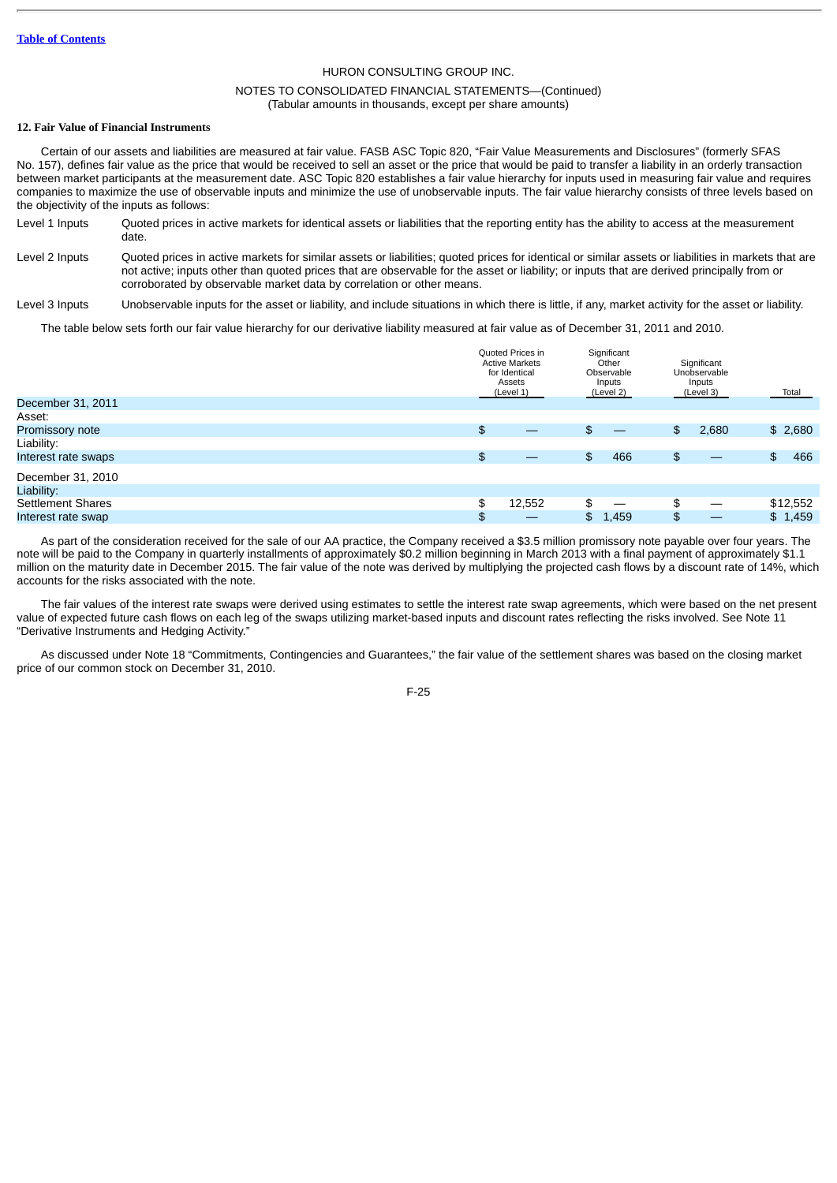HURON CONSULTING GROUP INC.

NOTES TO CONSOLIDATED FINANCIAL STATEMENTS—(Continued)
(Tabular amounts in thousands, except per share amounts)

**12. Fair Value of Financial Instruments**

Certain of our assets and liabilities are measured at fair value. FASB ASC Topic 820, "Fair Value Measurements and Disclosures" (formerly SFAS No. 157), defines fair value as the price that would be received to sell an asset or the price that would be paid to transfer a liability in an orderly transaction between market participants at the measurement date. ASC Topic 820 establishes a fair value hierarchy for inputs used in measuring fair value and requires companies to maximize the use of observable inputs and minimize the use of unobservable inputs. The fair value hierarchy consists of three levels based on the objectivity of the inputs as follows:

| | |
|---|---|
| Level 1 Inputs | Quoted prices in active markets for identical assets or liabilities that the reporting entity has the ability to access at the measurement date. |
| Level 2 Inputs | Quoted prices in active markets for similar assets or liabilities; quoted prices for identical or similar assets or liabilities in markets that are not active; inputs other than quoted prices that are observable for the asset or liability; or inputs that are derived principally from or corroborated by observable market data by correlation or other means. |
| Level 3 Inputs | Unobservable inputs for the asset or liability, and include situations in which there is little, if any, market activity for the asset or liability. |

The table below sets forth our fair value hierarchy for our derivative liability measured at fair value as of December 31, 2011 and 2010.

| | Quoted Prices in Active Markets for Identical Assets (Level 1) | Significant Other Observable Inputs (Level 2) | Significant Unobservable Inputs (Level 3) | Total |
|---|---|---|---|---|
| December 31, 2011 | | | | |
| Asset: | | | | |
| Promissory note | $ — | $ — | $ 2,680 | $ 2,680 |
| Liability: | | | | |
| Interest rate swaps | $ — | $ 466 | $ — | $ 466 |
| December 31, 2010 | | | | |
| Liability: | | | | |
| Settlement Shares | $ 12,552 | $ — | $ — | $12,552 |
| Interest rate swap | $ — | $ 1,459 | $ — | $ 1,459 |

As part of the consideration received for the sale of our AA practice, the Company received a $3.5 million promissory note payable over four years. The note will be paid to the Company in quarterly installments of approximately $0.2 million beginning in March 2013 with a final payment of approximately $1.1 million on the maturity date in December 2015. The fair value of the note was derived by multiplying the projected cash flows by a discount rate of 14%, which accounts for the risks associated with the note.

The fair values of the interest rate swaps were derived using estimates to settle the interest rate swap agreements, which were based on the net present value of expected future cash flows on each leg of the swaps utilizing market-based inputs and discount rates reflecting the risks involved. See Note 11 "Derivative Instruments and Hedging Activity."

As discussed under Note 18 "Commitments, Contingencies and Guarantees," the fair value of the settlement shares was based on the closing market price of our common stock on December 31, 2010.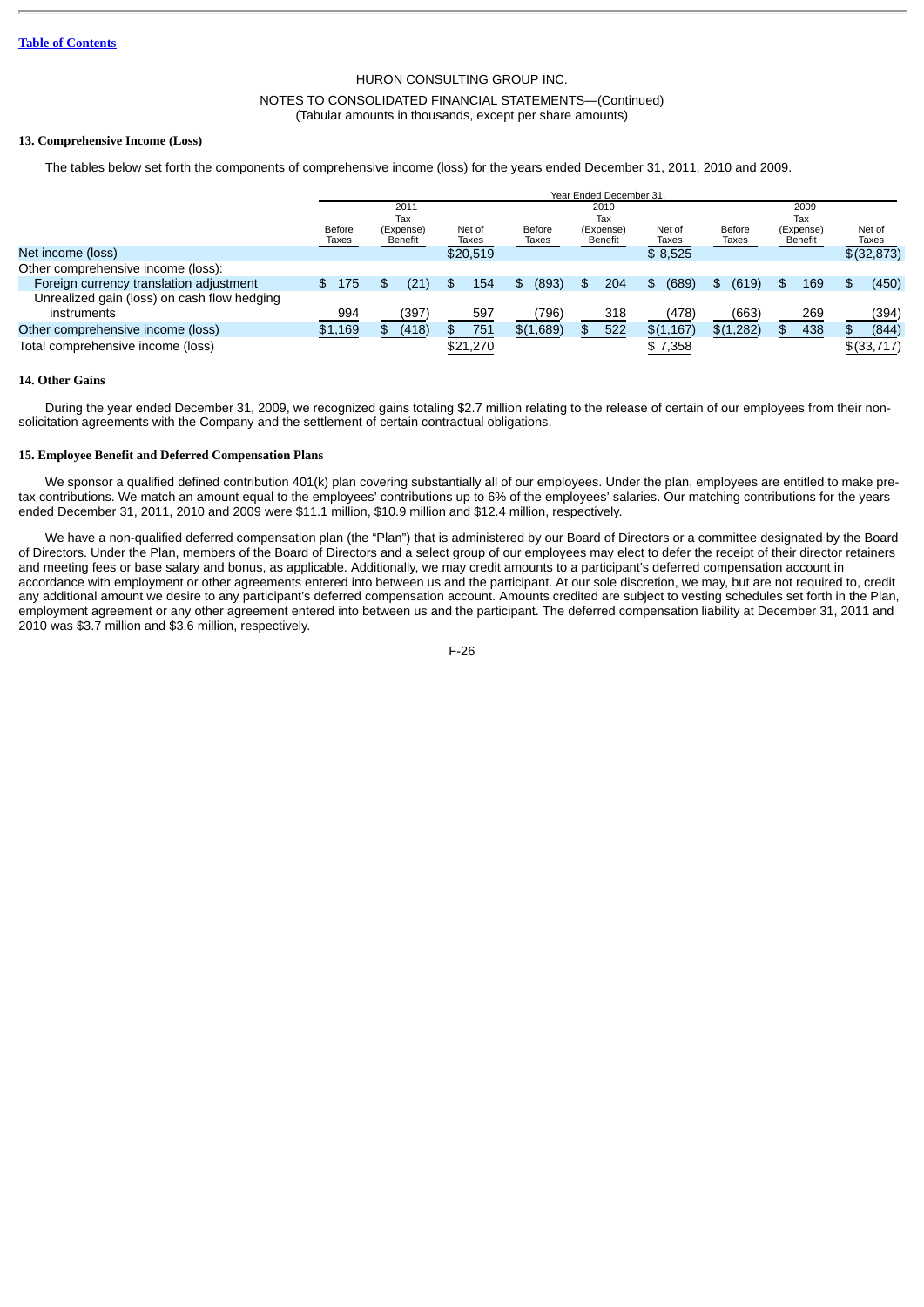HURON CONSULTING GROUP INC.

NOTES TO CONSOLIDATED FINANCIAL STATEMENTS—(Continued)
(Tabular amounts in thousands, except per share amounts)

### 13. Comprehensive Income (Loss)

The tables below set forth the components of comprehensive income (loss) for the years ended December 31, 2011, 2010 and 2009.

| | Year Ended December 31, | | | | | | | | |
|---|---|---|---|---|---|---|---|---|---|
| | 2011 | | | 2010 | | | 2009 | | |
| | Before Taxes | Tax (Expense) Benefit | Net of Taxes | Before Taxes | Tax (Expense) Benefit | Net of Taxes | Before Taxes | Tax (Expense) Benefit | Net of Taxes |
| Net income (loss) | | | $20,519 | | | $ 8,525 | | | $(32,873) |
| Other comprehensive income (loss): | | | | | | | | | |
| Foreign currency translation adjustment | $ 175 | $ (21) | $ 154 | $ (893) | $ 204 | $ (689) | $ (619) | $ 169 | $ (450) |
| Unrealized gain (loss) on cash flow hedging instruments | 994 | (397) | 597 | (796) | 318 | (478) | (663) | 269 | (394) |
| Other comprehensive income (loss) | $1,169 | $ (418) | $ 751 | $(1,689) | $ 522 | $(1,167) | $(1,282) | $ 438 | $ (844) |
| Total comprehensive income (loss) | | | $21,270 | | | $ 7,358 | | | $(33,717) |

### 14. Other Gains

During the year ended December 31, 2009, we recognized gains totaling $2.7 million relating to the release of certain of our employees from their non-solicitation agreements with the Company and the settlement of certain contractual obligations.

### 15. Employee Benefit and Deferred Compensation Plans

We sponsor a qualified defined contribution 401(k) plan covering substantially all of our employees. Under the plan, employees are entitled to make pre-tax contributions. We match an amount equal to the employees' contributions up to 6% of the employees' salaries. Our matching contributions for the years ended December 31, 2011, 2010 and 2009 were $11.1 million, $10.9 million and $12.4 million, respectively.

We have a non-qualified deferred compensation plan (the "Plan") that is administered by our Board of Directors or a committee designated by the Board of Directors. Under the Plan, members of the Board of Directors and a select group of our employees may elect to defer the receipt of their director retainers and meeting fees or base salary and bonus, as applicable. Additionally, we may credit amounts to a participant's deferred compensation account in accordance with employment or other agreements entered into between us and the participant. At our sole discretion, we may, but are not required to, credit any additional amount we desire to any participant's deferred compensation account. Amounts credited are subject to vesting schedules set forth in the Plan, employment agreement or any other agreement entered into between us and the participant. The deferred compensation liability at December 31, 2011 and 2010 was $3.7 million and $3.6 million, respectively.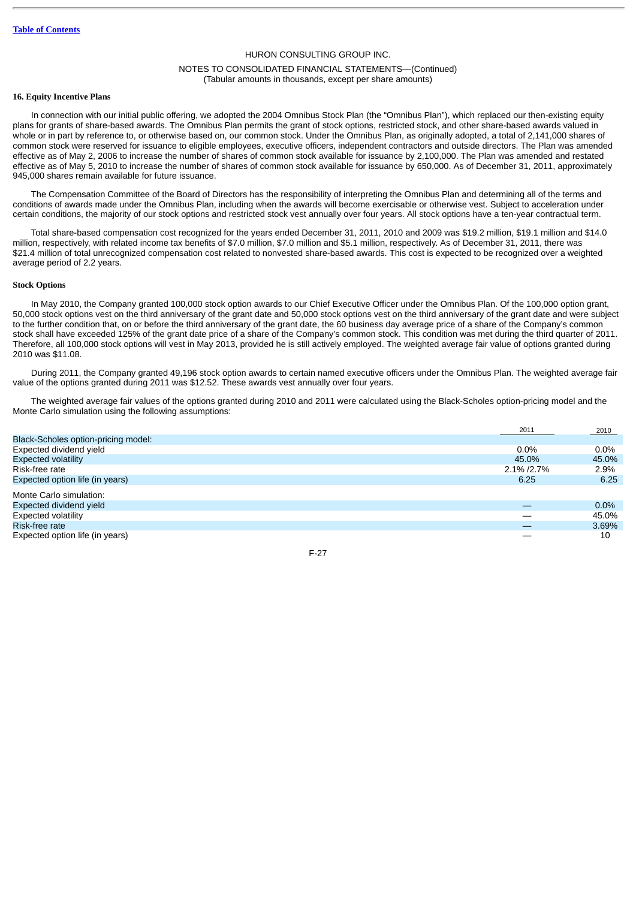HURON CONSULTING GROUP INC.

NOTES TO CONSOLIDATED FINANCIAL STATEMENTS—(Continued)
(Tabular amounts in thousands, except per share amounts)

**16. Equity Incentive Plans**

In connection with our initial public offering, we adopted the 2004 Omnibus Stock Plan (the "Omnibus Plan"), which replaced our then-existing equity plans for grants of share-based awards. The Omnibus Plan permits the grant of stock options, restricted stock, and other share-based awards valued in whole or in part by reference to, or otherwise based on, our common stock. Under the Omnibus Plan, as originally adopted, a total of 2,141,000 shares of common stock were reserved for issuance to eligible employees, executive officers, independent contractors and outside directors. The Plan was amended effective as of May 2, 2006 to increase the number of shares of common stock available for issuance by 2,100,000. The Plan was amended and restated effective as of May 5, 2010 to increase the number of shares of common stock available for issuance by 650,000. As of December 31, 2011, approximately 945,000 shares remain available for future issuance.

The Compensation Committee of the Board of Directors has the responsibility of interpreting the Omnibus Plan and determining all of the terms and conditions of awards made under the Omnibus Plan, including when the awards will become exercisable or otherwise vest. Subject to acceleration under certain conditions, the majority of our stock options and restricted stock vest annually over four years. All stock options have a ten-year contractual term.

Total share-based compensation cost recognized for the years ended December 31, 2011, 2010 and 2009 was $19.2 million, $19.1 million and $14.0 million, respectively, with related income tax benefits of $7.0 million, $7.0 million and $5.1 million, respectively. As of December 31, 2011, there was $21.4 million of total unrecognized compensation cost related to nonvested share-based awards. This cost is expected to be recognized over a weighted average period of 2.2 years.

**Stock Options**

In May 2010, the Company granted 100,000 stock option awards to our Chief Executive Officer under the Omnibus Plan. Of the 100,000 option grant, 50,000 stock options vest on the third anniversary of the grant date and 50,000 stock options vest on the third anniversary of the grant date and were subject to the further condition that, on or before the third anniversary of the grant date, the 60 business day average price of a share of the Company's common stock shall have exceeded 125% of the grant date price of a share of the Company's common stock. This condition was met during the third quarter of 2011. Therefore, all 100,000 stock options will vest in May 2013, provided he is still actively employed. The weighted average fair value of options granted during 2010 was $11.08.

During 2011, the Company granted 49,196 stock option awards to certain named executive officers under the Omnibus Plan. The weighted average fair value of the options granted during 2011 was $12.52. These awards vest annually over four years.

The weighted average fair values of the options granted during 2010 and 2011 were calculated using the Black-Scholes option-pricing model and the Monte Carlo simulation using the following assumptions:

| | 2011 | 2010 |
|---|---|---|
| Black-Scholes option-pricing model: | | |
| Expected dividend yield | 0.0% | 0.0% |
| Expected volatility | 45.0% | 45.0% |
| Risk-free rate | 2.1% /2.7% | 2.9% |
| Expected option life (in years) | 6.25 | 6.25 |
| Monte Carlo simulation: | | |
| Expected dividend yield | — | 0.0% |
| Expected volatility | — | 45.0% |
| Risk-free rate | — | 3.69% |
| Expected option life (in years) | — | 10 |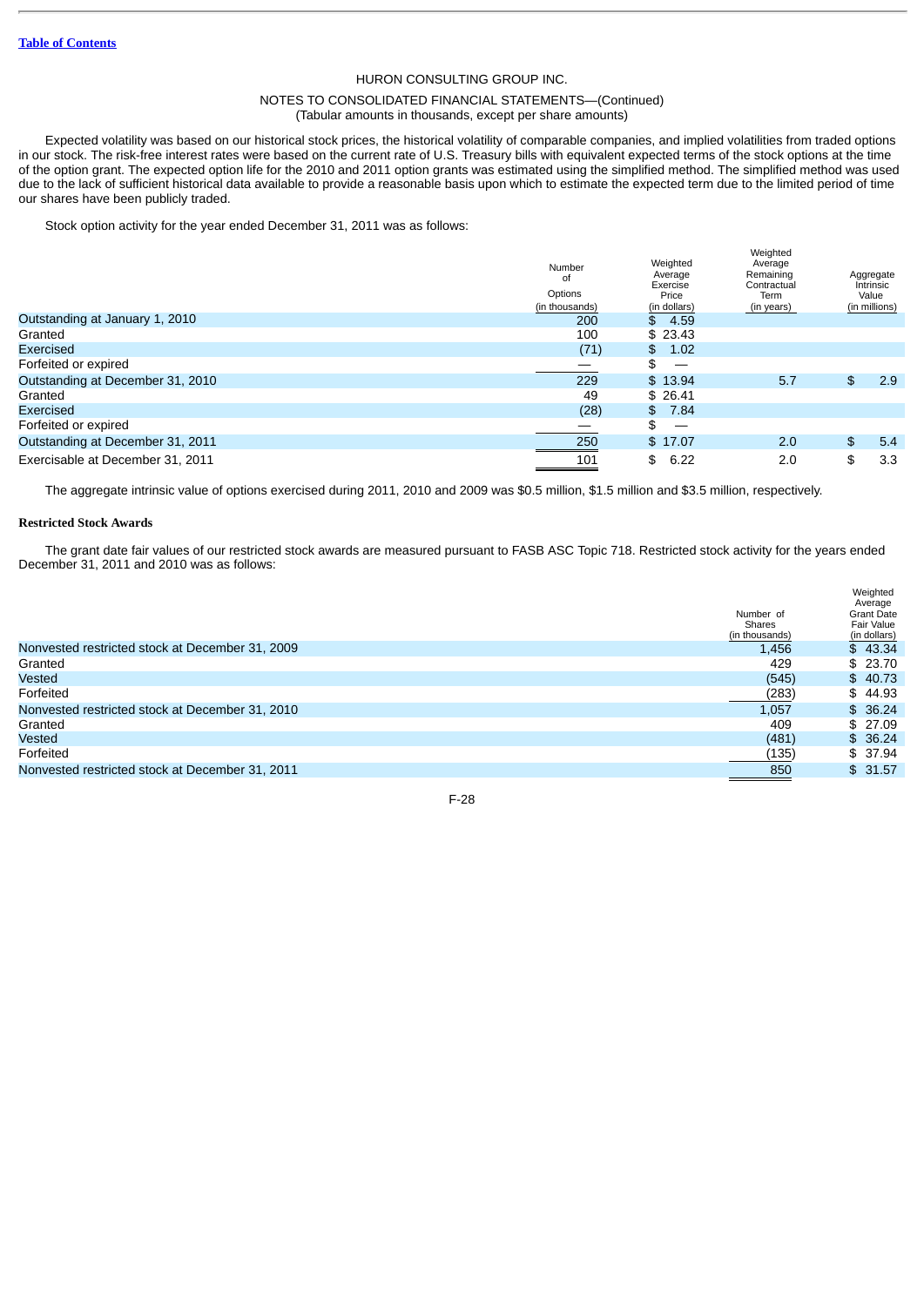[Table of Contents](#)

HURON CONSULTING GROUP INC.

NOTES TO CONSOLIDATED FINANCIAL STATEMENTS—(Continued)
(Tabular amounts in thousands, except per share amounts)

Expected volatility was based on our historical stock prices, the historical volatility of comparable companies, and implied volatilities from traded options in our stock. The risk-free interest rates were based on the current rate of U.S. Treasury bills with equivalent expected terms of the stock options at the time of the option grant. The expected option life for the 2010 and 2011 option grants was estimated using the simplified method. The simplified method was used due to the lack of sufficient historical data available to provide a reasonable basis upon which to estimate the expected term due to the limited period of time our shares have been publicly traded.

Stock option activity for the year ended December 31, 2011 was as follows:

| | Number of Options (in thousands) | Weighted Average Exercise Price (in dollars) | Weighted Average Remaining Contractual Term (in years) | Aggregate Intrinsic Value (in millions) |
|---|---|---|---|---|
| Outstanding at January 1, 2010 | 200 | $ 4.59 | | |
| Granted | 100 | $ 23.43 | | |
| Exercised | (71) | $ 1.02 | | |
| Forfeited or expired | — | $ — | | |
| Outstanding at December 31, 2010 | 229 | $ 13.94 | 5.7 | $ 2.9 |
| Granted | 49 | $ 26.41 | | |
| Exercised | (28) | $ 7.84 | | |
| Forfeited or expired | — | $ — | | |
| Outstanding at December 31, 2011 | 250 | $ 17.07 | 2.0 | $ 5.4 |
| Exercisable at December 31, 2011 | 101 | $ 6.22 | 2.0 | $ 3.3 |

The aggregate intrinsic value of options exercised during 2011, 2010 and 2009 was $0.5 million, $1.5 million and $3.5 million, respectively.

**Restricted Stock Awards**

The grant date fair values of our restricted stock awards are measured pursuant to FASB ASC Topic 718. Restricted stock activity for the years ended December 31, 2011 and 2010 was as follows:

| | Number of Shares (in thousands) | Weighted Average Grant Date Fair Value (in dollars) |
|---|---|---|
| Nonvested restricted stock at December 31, 2009 | 1,456 | $ 43.34 |
| Granted | 429 | $ 23.70 |
| Vested | (545) | $ 40.73 |
| Forfeited | (283) | $ 44.93 |
| Nonvested restricted stock at December 31, 2010 | 1,057 | $ 36.24 |
| Granted | 409 | $ 27.09 |
| Vested | (481) | $ 36.24 |
| Forfeited | (135) | $ 37.94 |
| Nonvested restricted stock at December 31, 2011 | 850 | $ 31.57 |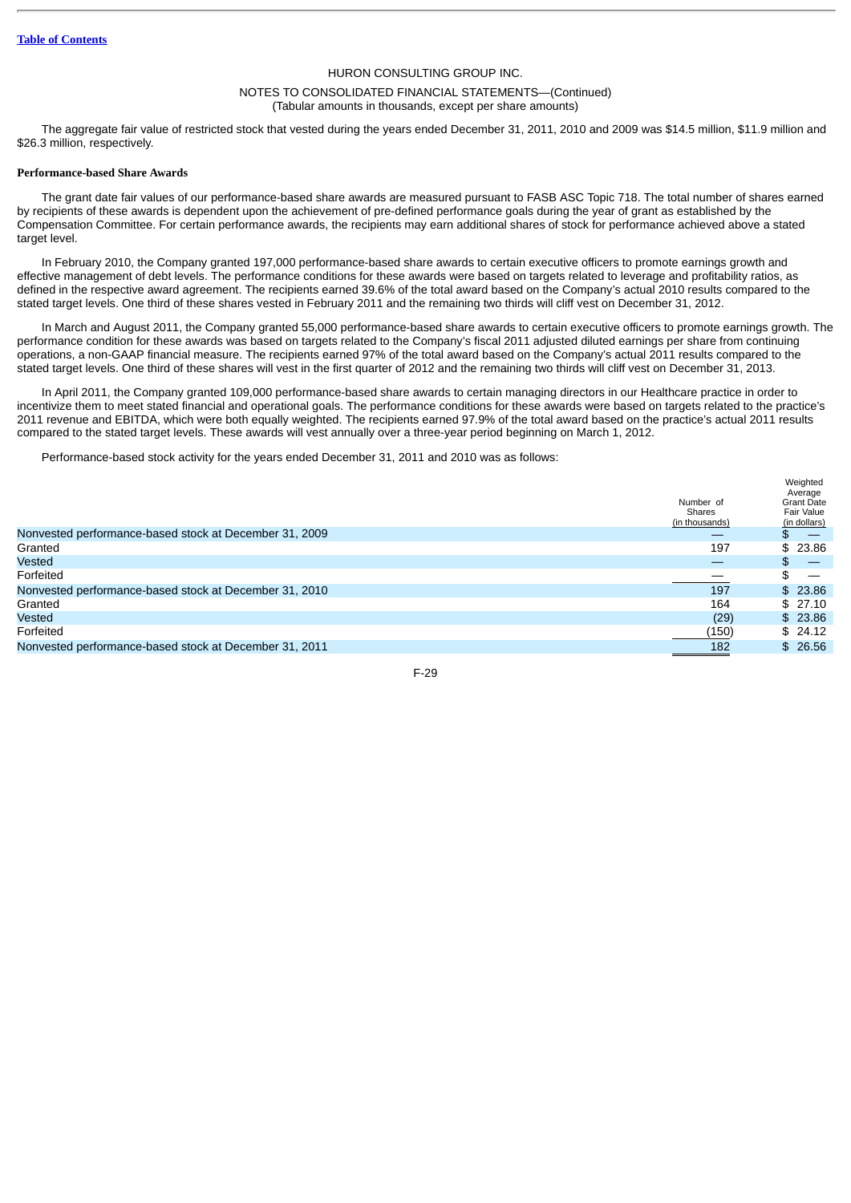HURON CONSULTING GROUP INC.

NOTES TO CONSOLIDATED FINANCIAL STATEMENTS—(Continued)
(Tabular amounts in thousands, except per share amounts)

The aggregate fair value of restricted stock that vested during the years ended December 31, 2011, 2010 and 2009 was $14.5 million, $11.9 million and $26.3 million, respectively.

**Performance-based Share Awards**

The grant date fair values of our performance-based share awards are measured pursuant to FASB ASC Topic 718. The total number of shares earned by recipients of these awards is dependent upon the achievement of pre-defined performance goals during the year of grant as established by the Compensation Committee. For certain performance awards, the recipients may earn additional shares of stock for performance achieved above a stated target level.

In February 2010, the Company granted 197,000 performance-based share awards to certain executive officers to promote earnings growth and effective management of debt levels. The performance conditions for these awards were based on targets related to leverage and profitability ratios, as defined in the respective award agreement. The recipients earned 39.6% of the total award based on the Company's actual 2010 results compared to the stated target levels. One third of these shares vested in February 2011 and the remaining two thirds will cliff vest on December 31, 2012.

In March and August 2011, the Company granted 55,000 performance-based share awards to certain executive officers to promote earnings growth. The performance condition for these awards was based on targets related to the Company's fiscal 2011 adjusted diluted earnings per share from continuing operations, a non-GAAP financial measure. The recipients earned 97% of the total award based on the Company's actual 2011 results compared to the stated target levels. One third of these shares will vest in the first quarter of 2012 and the remaining two thirds will cliff vest on December 31, 2013.

In April 2011, the Company granted 109,000 performance-based share awards to certain managing directors in our Healthcare practice in order to incentivize them to meet stated financial and operational goals. The performance conditions for these awards were based on targets related to the practice's 2011 revenue and EBITDA, which were both equally weighted. The recipients earned 97.9% of the total award based on the practice's actual 2011 results compared to the stated target levels. These awards will vest annually over a three-year period beginning on March 1, 2012.

Performance-based stock activity for the years ended December 31, 2011 and 2010 was as follows:

| | Number of Shares (in thousands) | Weighted Average Grant Date Fair Value (in dollars) |
|---|---|---|
| Nonvested performance-based stock at December 31, 2009 | — | $ — |
| Granted | 197 | $ 23.86 |
| Vested | — | $ — |
| Forfeited | — | $ — |
| Nonvested performance-based stock at December 31, 2010 | 197 | $ 23.86 |
| Granted | 164 | $ 27.10 |
| Vested | (29) | $ 23.86 |
| Forfeited | (150) | $ 24.12 |
| Nonvested performance-based stock at December 31, 2011 | 182 | $ 26.56 |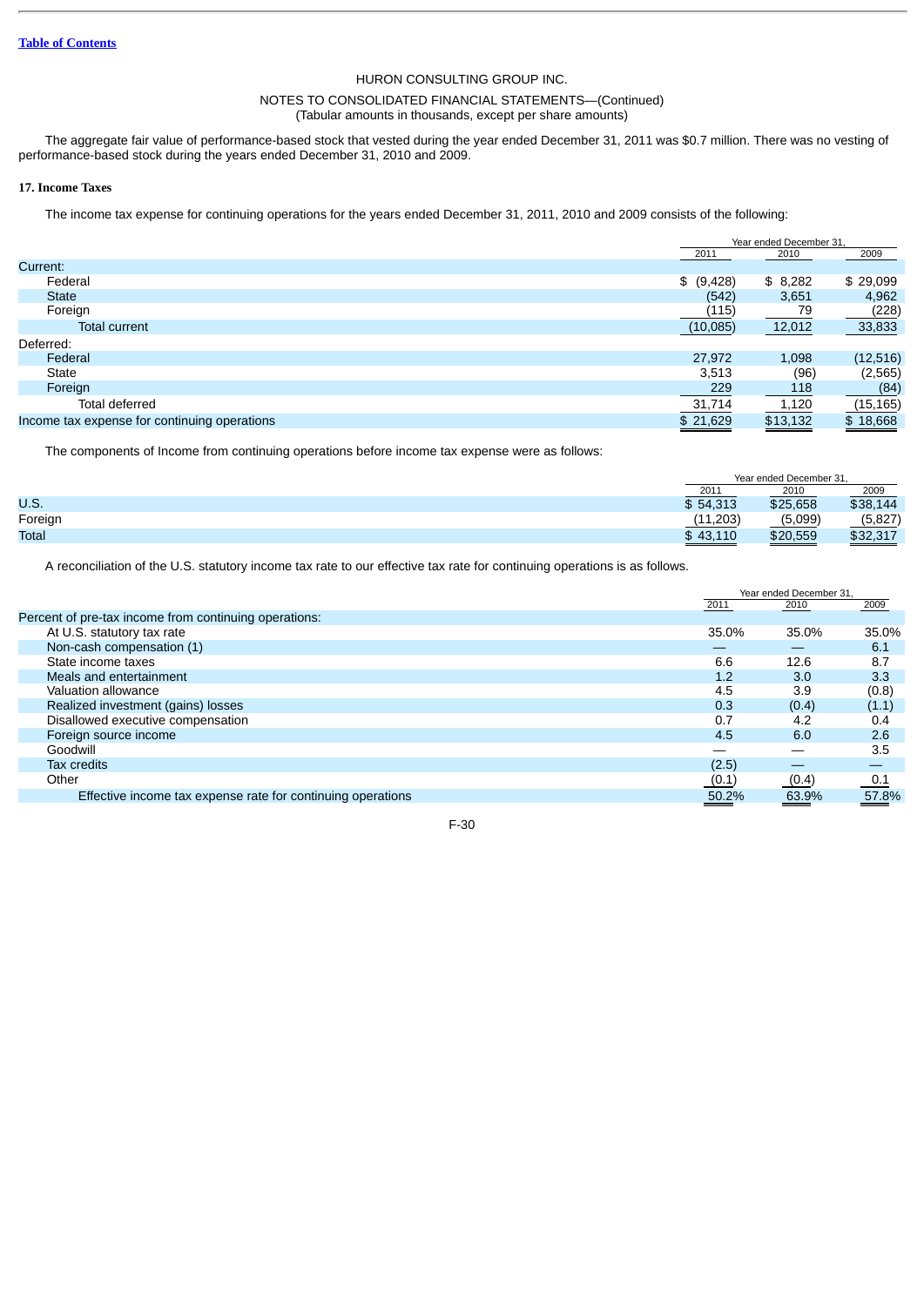HURON CONSULTING GROUP INC.

NOTES TO CONSOLIDATED FINANCIAL STATEMENTS—(Continued)
(Tabular amounts in thousands, except per share amounts)

The aggregate fair value of performance-based stock that vested during the year ended December 31, 2011 was $0.7 million. There was no vesting of performance-based stock during the years ended December 31, 2010 and 2009.

**17. Income Taxes**

The income tax expense for continuing operations for the years ended December 31, 2011, 2010 and 2009 consists of the following:

| | Year ended December 31, | | |
|---|---|---|---|
| | 2011 | 2010 | 2009 |
| Current: | | | |
| Federal | $ (9,428) | $ 8,282 | $ 29,099 |
| State | (542) | 3,651 | 4,962 |
| Foreign | (115) | 79 | (228) |
| Total current | (10,085) | 12,012 | 33,833 |
| Deferred: | | | |
| Federal | 27,972 | 1,098 | (12,516) |
| State | 3,513 | (96) | (2,565) |
| Foreign | 229 | 118 | (84) |
| Total deferred | 31,714 | 1,120 | (15,165) |
| Income tax expense for continuing operations | $ 21,629 | $13,132 | $ 18,668 |

The components of Income from continuing operations before income tax expense were as follows:

| | Year ended December 31, | | |
|---|---|---|---|
| | 2011 | 2010 | 2009 |
| U.S. | $ 54,313 | $25,658 | $38,144 |
| Foreign | (11,203) | (5,099) | (5,827) |
| Total | $ 43,110 | $20,559 | $32,317 |

A reconciliation of the U.S. statutory income tax rate to our effective tax rate for continuing operations is as follows.

| | Year ended December 31, | | |
|---|---|---|---|
| | 2011 | 2010 | 2009 |
| Percent of pre-tax income from continuing operations: | | | |
| At U.S. statutory tax rate | 35.0% | 35.0% | 35.0% |
| Non-cash compensation (1) | — | — | 6.1 |
| State income taxes | 6.6 | 12.6 | 8.7 |
| Meals and entertainment | 1.2 | 3.0 | 3.3 |
| Valuation allowance | 4.5 | 3.9 | (0.8) |
| Realized investment (gains) losses | 0.3 | (0.4) | (1.1) |
| Disallowed executive compensation | 0.7 | 4.2 | 0.4 |
| Foreign source income | 4.5 | 6.0 | 2.6 |
| Goodwill | — | — | 3.5 |
| Tax credits | (2.5) | — | — |
| Other | (0.1) | (0.4) | 0.1 |
| Effective income tax expense rate for continuing operations | 50.2% | 63.9% | 57.8% |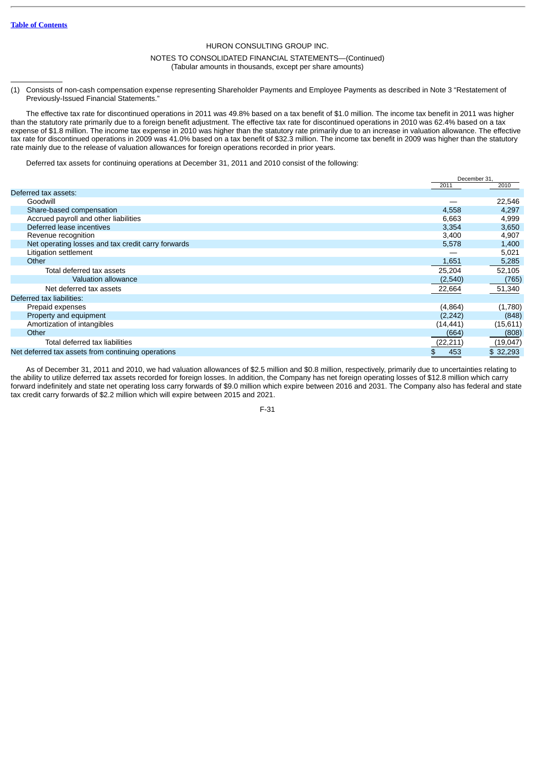HURON CONSULTING GROUP INC.

NOTES TO CONSOLIDATED FINANCIAL STATEMENTS—(Continued)
(Tabular amounts in thousands, except per share amounts)

---

(1) Consists of non-cash compensation expense representing Shareholder Payments and Employee Payments as described in Note 3 "Restatement of Previously-Issued Financial Statements."

The effective tax rate for discontinued operations in 2011 was 49.8% based on a tax benefit of $1.0 million. The income tax benefit in 2011 was higher than the statutory rate primarily due to a foreign benefit adjustment. The effective tax rate for discontinued operations in 2010 was 62.4% based on a tax expense of $1.8 million. The income tax expense in 2010 was higher than the statutory rate primarily due to an increase in valuation allowance. The effective tax rate for discontinued operations in 2009 was 41.0% based on a tax benefit of $32.3 million. The income tax benefit in 2009 was higher than the statutory rate mainly due to the release of valuation allowances for foreign operations recorded in prior years.

Deferred tax assets for continuing operations at December 31, 2011 and 2010 consist of the following:

| | December 31, | |
|---|---|---|
| | 2011 | 2010 |
| Deferred tax assets: | | |
| Goodwill | — | 22,546 |
| Share-based compensation | 4,558 | 4,297 |
| Accrued payroll and other liabilities | 6,663 | 4,999 |
| Deferred lease incentives | 3,354 | 3,650 |
| Revenue recognition | 3,400 | 4,907 |
| Net operating losses and tax credit carry forwards | 5,578 | 1,400 |
| Litigation settlement | — | 5,021 |
| Other | 1,651 | 5,285 |
| Total deferred tax assets | 25,204 | 52,105 |
| Valuation allowance | (2,540) | (765) |
| Net deferred tax assets | 22,664 | 51,340 |
| Deferred tax liabilities: | | |
| Prepaid expenses | (4,864) | (1,780) |
| Property and equipment | (2,242) | (848) |
| Amortization of intangibles | (14,441) | (15,611) |
| Other | (664) | (808) |
| Total deferred tax liabilities | (22,211) | (19,047) |
| Net deferred tax assets from continuing operations | $ 453 | $ 32,293 |

As of December 31, 2011 and 2010, we had valuation allowances of $2.5 million and $0.8 million, respectively, primarily due to uncertainties relating to the ability to utilize deferred tax assets recorded for foreign losses. In addition, the Company has net foreign operating losses of $12.8 million which carry forward indefinitely and state net operating loss carry forwards of $9.0 million which expire between 2016 and 2031. The Company also has federal and state tax credit carry forwards of $2.2 million which will expire between 2015 and 2021.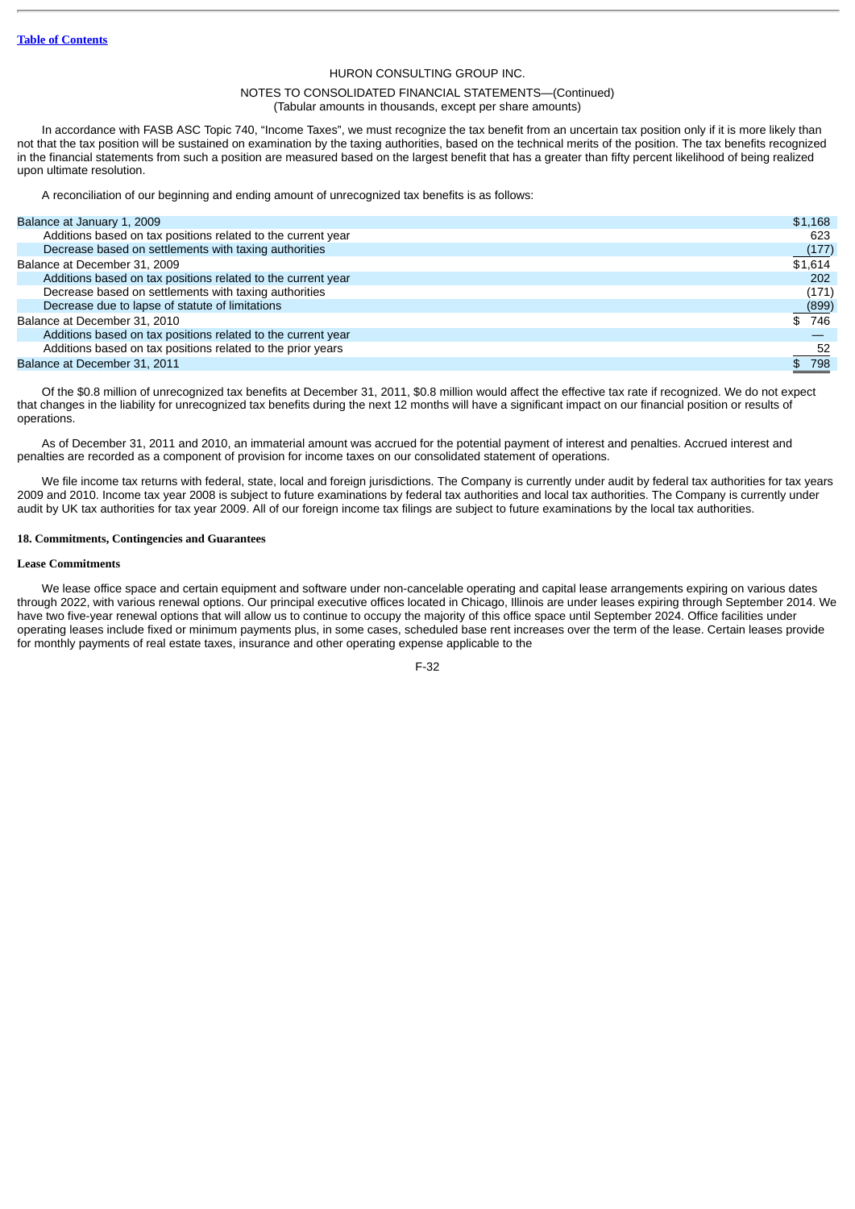HURON CONSULTING GROUP INC.

NOTES TO CONSOLIDATED FINANCIAL STATEMENTS—(Continued)
(Tabular amounts in thousands, except per share amounts)

In accordance with FASB ASC Topic 740, "Income Taxes", we must recognize the tax benefit from an uncertain tax position only if it is more likely than not that the tax position will be sustained on examination by the taxing authorities, based on the technical merits of the position. The tax benefits recognized in the financial statements from such a position are measured based on the largest benefit that has a greater than fifty percent likelihood of being realized upon ultimate resolution.

A reconciliation of our beginning and ending amount of unrecognized tax benefits is as follows:

| | |
|---|---|
| Balance at January 1, 2009 | $1,168 |
| Additions based on tax positions related to the current year | 623 |
| Decrease based on settlements with taxing authorities | (177) |
| Balance at December 31, 2009 | $1,614 |
| Additions based on tax positions related to the current year | 202 |
| Decrease based on settlements with taxing authorities | (171) |
| Decrease due to lapse of statute of limitations | (899) |
| Balance at December 31, 2010 | $ 746 |
| Additions based on tax positions related to the current year | — |
| Additions based on tax positions related to the prior years | 52 |
| Balance at December 31, 2011 | $ 798 |

Of the $0.8 million of unrecognized tax benefits at December 31, 2011, $0.8 million would affect the effective tax rate if recognized. We do not expect that changes in the liability for unrecognized tax benefits during the next 12 months will have a significant impact on our financial position or results of operations.

As of December 31, 2011 and 2010, an immaterial amount was accrued for the potential payment of interest and penalties. Accrued interest and penalties are recorded as a component of provision for income taxes on our consolidated statement of operations.

We file income tax returns with federal, state, local and foreign jurisdictions. The Company is currently under audit by federal tax authorities for tax years 2009 and 2010. Income tax year 2008 is subject to future examinations by federal tax authorities and local tax authorities. The Company is currently under audit by UK tax authorities for tax year 2009. All of our foreign income tax filings are subject to future examinations by the local tax authorities.

## 18. Commitments, Contingencies and Guarantees

### Lease Commitments

We lease office space and certain equipment and software under non-cancelable operating and capital lease arrangements expiring on various dates through 2022, with various renewal options. Our principal executive offices located in Chicago, Illinois are under leases expiring through September 2014. We have two five-year renewal options that will allow us to continue to occupy the majority of this office space until September 2024. Office facilities under operating leases include fixed or minimum payments plus, in some cases, scheduled base rent increases over the term of the lease. Certain leases provide for monthly payments of real estate taxes, insurance and other operating expense applicable to the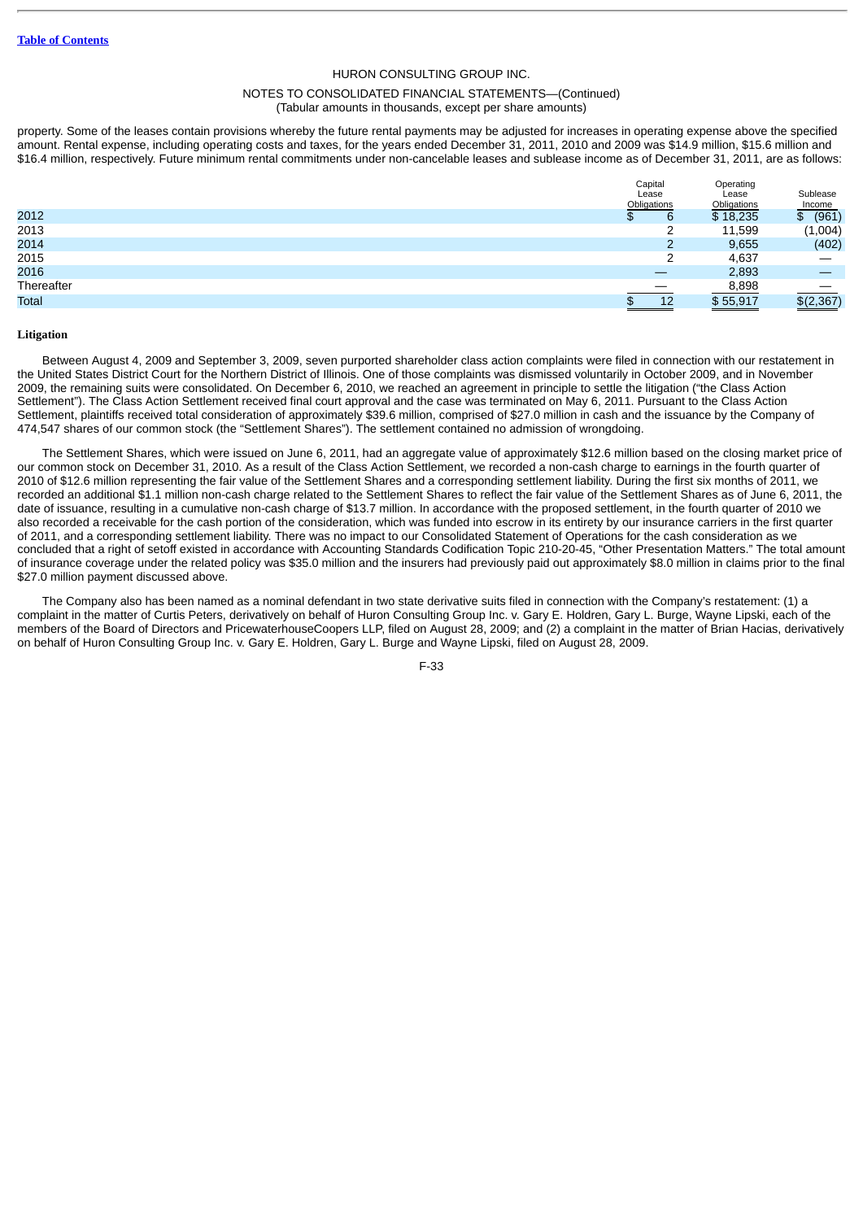property. Some of the leases contain provisions whereby the future rental payments may be adjusted for increases in operating expense above the specified amount. Rental expense, including operating costs and taxes, for the years ended December 31, 2011, 2010 and 2009 was $14.9 million, $15.6 million and $16.4 million, respectively. Future minimum rental commitments under non-cancelable leases and sublease income as of December 31, 2011, are as follows:

| | Capital Lease Obligations | Operating Lease Obligations | Sublease Income |
|---|---|---|---|
| 2012 | $ 6 | $ 18,235 | $ (961) |
| 2013 | 2 | 11,599 | (1,004) |
| 2014 | 2 | 9,655 | (402) |
| 2015 | 2 | 4,637 | — |
| 2016 | — | 2,893 | — |
| Thereafter | — | 8,898 | — |
| Total | $ 12 | $ 55,917 | $(2,367) |

**Litigation**

Between August 4, 2009 and September 3, 2009, seven purported shareholder class action complaints were filed in connection with our restatement in the United States District Court for the Northern District of Illinois. One of those complaints was dismissed voluntarily in October 2009, and in November 2009, the remaining suits were consolidated. On December 6, 2010, we reached an agreement in principle to settle the litigation ("the Class Action Settlement"). The Class Action Settlement received final court approval and the case was terminated on May 6, 2011. Pursuant to the Class Action Settlement, plaintiffs received total consideration of approximately $39.6 million, comprised of $27.0 million in cash and the issuance by the Company of 474,547 shares of our common stock (the "Settlement Shares"). The settlement contained no admission of wrongdoing.

The Settlement Shares, which were issued on June 6, 2011, had an aggregate value of approximately $12.6 million based on the closing market price of our common stock on December 31, 2010. As a result of the Class Action Settlement, we recorded a non-cash charge to earnings in the fourth quarter of 2010 of $12.6 million representing the fair value of the Settlement Shares and a corresponding settlement liability. During the first six months of 2011, we recorded an additional $1.1 million non-cash charge related to the Settlement Shares to reflect the fair value of the Settlement Shares as of June 6, 2011, the date of issuance, resulting in a cumulative non-cash charge of $13.7 million. In accordance with the proposed settlement, in the fourth quarter of 2010 we also recorded a receivable for the cash portion of the consideration, which was funded into escrow in its entirety by our insurance carriers in the first quarter of 2011, and a corresponding settlement liability. There was no impact to our Consolidated Statement of Operations for the cash consideration as we concluded that a right of setoff existed in accordance with Accounting Standards Codification Topic 210-20-45, "Other Presentation Matters." The total amount of insurance coverage under the related policy was $35.0 million and the insurers had previously paid out approximately $8.0 million in claims prior to the final $27.0 million payment discussed above.

The Company also has been named as a nominal defendant in two state derivative suits filed in connection with the Company's restatement: (1) a complaint in the matter of Curtis Peters, derivatively on behalf of Huron Consulting Group Inc. v. Gary E. Holdren, Gary L. Burge, Wayne Lipski, each of the members of the Board of Directors and PricewaterhouseCoopers LLP, filed on August 28, 2009; and (2) a complaint in the matter of Brian Hacias, derivatively on behalf of Huron Consulting Group Inc. v. Gary E. Holdren, Gary L. Burge and Wayne Lipski, filed on August 28, 2009.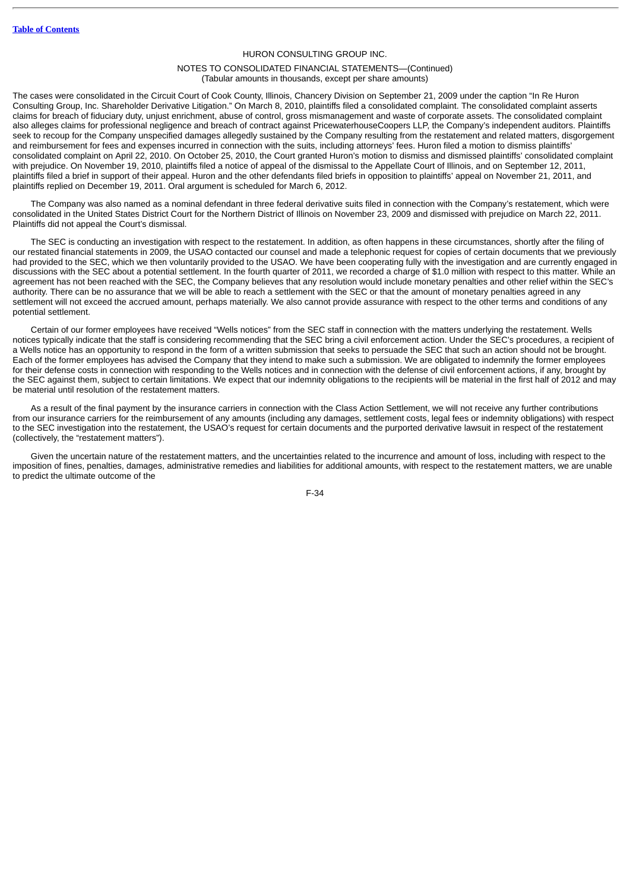The cases were consolidated in the Circuit Court of Cook County, Illinois, Chancery Division on September 21, 2009 under the caption "In Re Huron Consulting Group, Inc. Shareholder Derivative Litigation." On March 8, 2010, plaintiffs filed a consolidated complaint. The consolidated complaint asserts claims for breach of fiduciary duty, unjust enrichment, abuse of control, gross mismanagement and waste of corporate assets. The consolidated complaint also alleges claims for professional negligence and breach of contract against PricewaterhouseCoopers LLP, the Company's independent auditors. Plaintiffs seek to recoup for the Company unspecified damages allegedly sustained by the Company resulting from the restatement and related matters, disgorgement and reimbursement for fees and expenses incurred in connection with the suits, including attorneys' fees. Huron filed a motion to dismiss plaintiffs' consolidated complaint on April 22, 2010. On October 25, 2010, the Court granted Huron's motion to dismiss and dismissed plaintiffs' consolidated complaint with prejudice. On November 19, 2010, plaintiffs filed a notice of appeal of the dismissal to the Appellate Court of Illinois, and on September 12, 2011, plaintiffs filed a brief in support of their appeal. Huron and the other defendants filed briefs in opposition to plaintiffs' appeal on November 21, 2011, and plaintiffs replied on December 19, 2011. Oral argument is scheduled for March 6, 2012.

The Company was also named as a nominal defendant in three federal derivative suits filed in connection with the Company's restatement, which were consolidated in the United States District Court for the Northern District of Illinois on November 23, 2009 and dismissed with prejudice on March 22, 2011. Plaintiffs did not appeal the Court's dismissal.

The SEC is conducting an investigation with respect to the restatement. In addition, as often happens in these circumstances, shortly after the filing of our restated financial statements in 2009, the USAO contacted our counsel and made a telephonic request for copies of certain documents that we previously had provided to the SEC, which we then voluntarily provided to the USAO. We have been cooperating fully with the investigation and are currently engaged in discussions with the SEC about a potential settlement. In the fourth quarter of 2011, we recorded a charge of $1.0 million with respect to this matter. While an agreement has not been reached with the SEC, the Company believes that any resolution would include monetary penalties and other relief within the SEC's authority. There can be no assurance that we will be able to reach a settlement with the SEC or that the amount of monetary penalties agreed in any settlement will not exceed the accrued amount, perhaps materially. We also cannot provide assurance with respect to the other terms and conditions of any potential settlement.

Certain of our former employees have received "Wells notices" from the SEC staff in connection with the matters underlying the restatement. Wells notices typically indicate that the staff is considering recommending that the SEC bring a civil enforcement action. Under the SEC's procedures, a recipient of a Wells notice has an opportunity to respond in the form of a written submission that seeks to persuade the SEC that such an action should not be brought. Each of the former employees has advised the Company that they intend to make such a submission. We are obligated to indemnify the former employees for their defense costs in connection with responding to the Wells notices and in connection with the defense of civil enforcement actions, if any, brought by the SEC against them, subject to certain limitations. We expect that our indemnity obligations to the recipients will be material in the first half of 2012 and may be material until resolution of the restatement matters.

As a result of the final payment by the insurance carriers in connection with the Class Action Settlement, we will not receive any further contributions from our insurance carriers for the reimbursement of any amounts (including any damages, settlement costs, legal fees or indemnity obligations) with respect to the SEC investigation into the restatement, the USAO's request for certain documents and the purported derivative lawsuit in respect of the restatement (collectively, the "restatement matters").

Given the uncertain nature of the restatement matters, and the uncertainties related to the incurrence and amount of loss, including with respect to the imposition of fines, penalties, damages, administrative remedies and liabilities for additional amounts, with respect to the restatement matters, we are unable to predict the ultimate outcome of the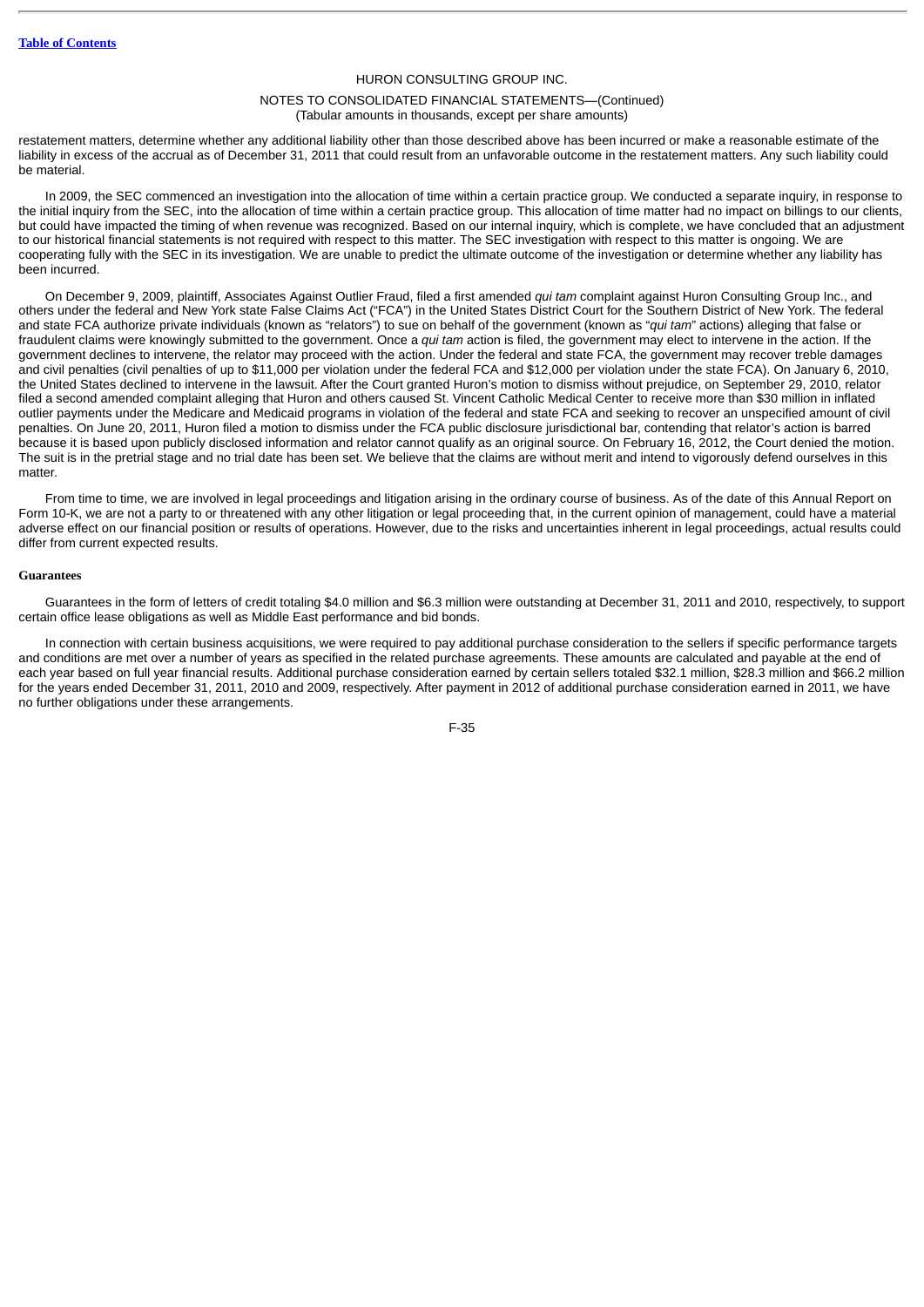restatement matters, determine whether any additional liability other than those described above has been incurred or make a reasonable estimate of the liability in excess of the accrual as of December 31, 2011 that could result from an unfavorable outcome in the restatement matters. Any such liability could be material.

In 2009, the SEC commenced an investigation into the allocation of time within a certain practice group. We conducted a separate inquiry, in response to the initial inquiry from the SEC, into the allocation of time within a certain practice group. This allocation of time matter had no impact on billings to our clients, but could have impacted the timing of when revenue was recognized. Based on our internal inquiry, which is complete, we have concluded that an adjustment to our historical financial statements is not required with respect to this matter. The SEC investigation with respect to this matter is ongoing. We are cooperating fully with the SEC in its investigation. We are unable to predict the ultimate outcome of the investigation or determine whether any liability has been incurred.

On December 9, 2009, plaintiff, Associates Against Outlier Fraud, filed a first amended *qui tam* complaint against Huron Consulting Group Inc., and others under the federal and New York state False Claims Act ("FCA") in the United States District Court for the Southern District of New York. The federal and state FCA authorize private individuals (known as "relators") to sue on behalf of the government (known as "*qui tam*" actions) alleging that false or fraudulent claims were knowingly submitted to the government. Once a *qui tam* action is filed, the government may elect to intervene in the action. If the government declines to intervene, the relator may proceed with the action. Under the federal and state FCA, the government may recover treble damages and civil penalties (civil penalties of up to $11,000 per violation under the federal FCA and $12,000 per violation under the state FCA). On January 6, 2010, the United States declined to intervene in the lawsuit. After the Court granted Huron's motion to dismiss without prejudice, on September 29, 2010, relator filed a second amended complaint alleging that Huron and others caused St. Vincent Catholic Medical Center to receive more than $30 million in inflated outlier payments under the Medicare and Medicaid programs in violation of the federal and state FCA and seeking to recover an unspecified amount of civil penalties. On June 20, 2011, Huron filed a motion to dismiss under the FCA public disclosure jurisdictional bar, contending that relator's action is barred because it is based upon publicly disclosed information and relator cannot qualify as an original source. On February 16, 2012, the Court denied the motion. The suit is in the pretrial stage and no trial date has been set. We believe that the claims are without merit and intend to vigorously defend ourselves in this matter.

From time to time, we are involved in legal proceedings and litigation arising in the ordinary course of business. As of the date of this Annual Report on Form 10-K, we are not a party to or threatened with any other litigation or legal proceeding that, in the current opinion of management, could have a material adverse effect on our financial position or results of operations. However, due to the risks and uncertainties inherent in legal proceedings, actual results could differ from current expected results.

**Guarantees**

Guarantees in the form of letters of credit totaling $4.0 million and $6.3 million were outstanding at December 31, 2011 and 2010, respectively, to support certain office lease obligations as well as Middle East performance and bid bonds.

In connection with certain business acquisitions, we were required to pay additional purchase consideration to the sellers if specific performance targets and conditions are met over a number of years as specified in the related purchase agreements. These amounts are calculated and payable at the end of each year based on full year financial results. Additional purchase consideration earned by certain sellers totaled $32.1 million, $28.3 million and $66.2 million for the years ended December 31, 2011, 2010 and 2009, respectively. After payment in 2012 of additional purchase consideration earned in 2011, we have no further obligations under these arrangements.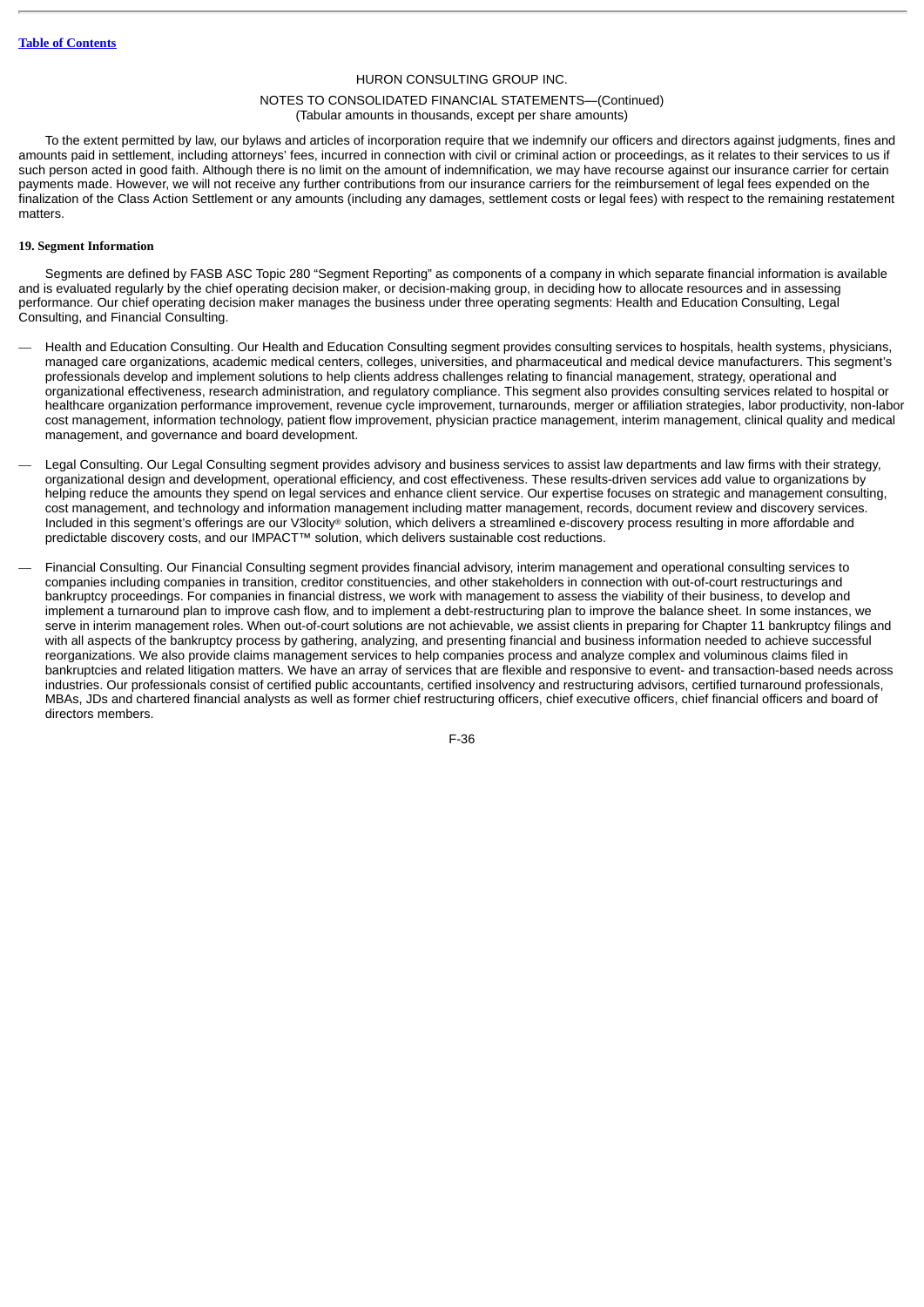To the extent permitted by law, our bylaws and articles of incorporation require that we indemnify our officers and directors against judgments, fines and amounts paid in settlement, including attorneys' fees, incurred in connection with civil or criminal action or proceedings, as it relates to their services to us if such person acted in good faith. Although there is no limit on the amount of indemnification, we may have recourse against our insurance carrier for certain payments made. However, we will not receive any further contributions from our insurance carriers for the reimbursement of legal fees expended on the finalization of the Class Action Settlement or any amounts (including any damages, settlement costs or legal fees) with respect to the remaining restatement matters.

**19. Segment Information**

Segments are defined by FASB ASC Topic 280 "Segment Reporting" as components of a company in which separate financial information is available and is evaluated regularly by the chief operating decision maker, or decision-making group, in deciding how to allocate resources and in assessing performance. Our chief operating decision maker manages the business under three operating segments: Health and Education Consulting, Legal Consulting, and Financial Consulting.

— Health and Education Consulting. Our Health and Education Consulting segment provides consulting services to hospitals, health systems, physicians, managed care organizations, academic medical centers, colleges, universities, and pharmaceutical and medical device manufacturers. This segment's professionals develop and implement solutions to help clients address challenges relating to financial management, strategy, operational and organizational effectiveness, research administration, and regulatory compliance. This segment also provides consulting services related to hospital or healthcare organization performance improvement, revenue cycle improvement, turnarounds, merger or affiliation strategies, labor productivity, non-labor cost management, information technology, patient flow improvement, physician practice management, interim management, clinical quality and medical management, and governance and board development.

— Legal Consulting. Our Legal Consulting segment provides advisory and business services to assist law departments and law firms with their strategy, organizational design and development, operational efficiency, and cost effectiveness. These results-driven services add value to organizations by helping reduce the amounts they spend on legal services and enhance client service. Our expertise focuses on strategic and management consulting, cost management, and technology and information management including matter management, records, document review and discovery services. Included in this segment's offerings are our V3locity® solution, which delivers a streamlined e-discovery process resulting in more affordable and predictable discovery costs, and our IMPACT™ solution, which delivers sustainable cost reductions.

— Financial Consulting. Our Financial Consulting segment provides financial advisory, interim management and operational consulting services to companies including companies in transition, creditor constituencies, and other stakeholders in connection with out-of-court restructurings and bankruptcy proceedings. For companies in financial distress, we work with management to assess the viability of their business, to develop and implement a turnaround plan to improve cash flow, and to implement a debt-restructuring plan to improve the balance sheet. In some instances, we serve in interim management roles. When out-of-court solutions are not achievable, we assist clients in preparing for Chapter 11 bankruptcy filings and with all aspects of the bankruptcy process by gathering, analyzing, and presenting financial and business information needed to achieve successful reorganizations. We also provide claims management services to help companies process and analyze complex and voluminous claims filed in bankruptcies and related litigation matters. We have an array of services that are flexible and responsive to event- and transaction-based needs across industries. Our professionals consist of certified public accountants, certified insolvency and restructuring advisors, certified turnaround professionals, MBAs, JDs and chartered financial analysts as well as former chief restructuring officers, chief executive officers, chief financial officers and board of directors members.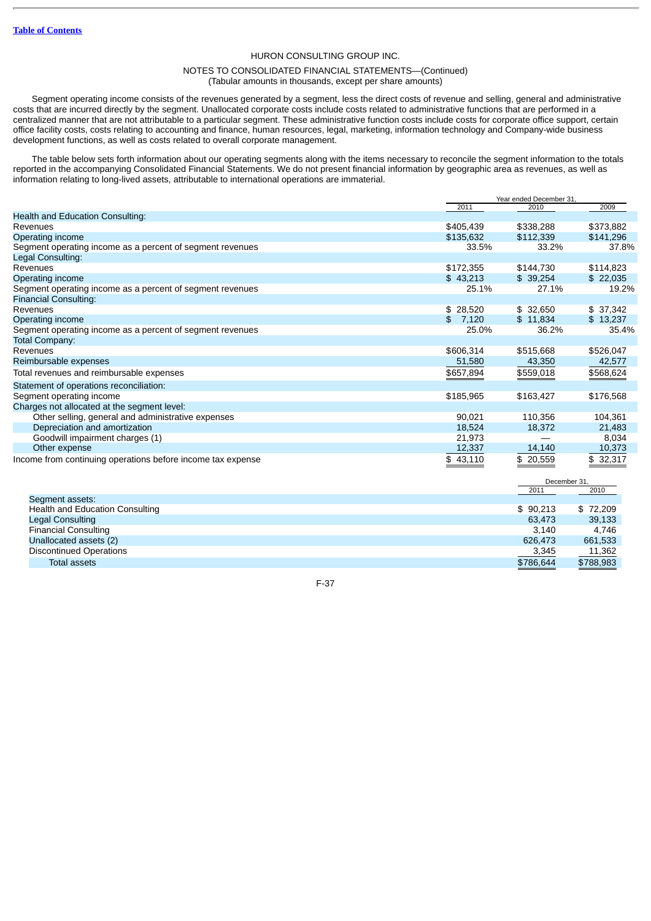HURON CONSULTING GROUP INC.

NOTES TO CONSOLIDATED FINANCIAL STATEMENTS—(Continued)
(Tabular amounts in thousands, except per share amounts)

Segment operating income consists of the revenues generated by a segment, less the direct costs of revenue and selling, general and administrative costs that are incurred directly by the segment. Unallocated corporate costs include costs related to administrative functions that are performed in a centralized manner that are not attributable to a particular segment. These administrative function costs include costs for corporate office support, certain office facility costs, costs relating to accounting and finance, human resources, legal, marketing, information technology and Company-wide business development functions, as well as costs related to overall corporate management.

The table below sets forth information about our operating segments along with the items necessary to reconcile the segment information to the totals reported in the accompanying Consolidated Financial Statements. We do not present financial information by geographic area as revenues, as well as information relating to long-lived assets, attributable to international operations are immaterial.

| | Year ended December 31, | | |
|---|---|---|---|
| | 2011 | 2010 | 2009 |
| Health and Education Consulting: | | | |
| Revenues | $405,439 | $338,288 | $373,882 |
| Operating income | $135,632 | $112,339 | $141,296 |
| Segment operating income as a percent of segment revenues | 33.5% | 33.2% | 37.8% |
| Legal Consulting: | | | |
| Revenues | $172,355 | $144,730 | $114,823 |
| Operating income | $ 43,213 | $ 39,254 | $ 22,035 |
| Segment operating income as a percent of segment revenues | 25.1% | 27.1% | 19.2% |
| Financial Consulting: | | | |
| Revenues | $ 28,520 | $ 32,650 | $ 37,342 |
| Operating income | $ 7,120 | $ 11,834 | $ 13,237 |
| Segment operating income as a percent of segment revenues | 25.0% | 36.2% | 35.4% |
| Total Company: | | | |
| Revenues | $606,314 | $515,668 | $526,047 |
| Reimbursable expenses | 51,580 | 43,350 | 42,577 |
| Total revenues and reimbursable expenses | $657,894 | $559,018 | $568,624 |
| Statement of operations reconciliation: | | | |
| Segment operating income | $185,965 | $163,427 | $176,568 |
| Charges not allocated at the segment level: | | | |
| Other selling, general and administrative expenses | 90,021 | 110,356 | 104,361 |
| Depreciation and amortization | 18,524 | 18,372 | 21,483 |
| Goodwill impairment charges (1) | 21,973 | — | 8,034 |
| Other expense | 12,337 | 14,140 | 10,373 |
| Income from continuing operations before income tax expense | $ 43,110 | $ 20,559 | $ 32,317 |

| | December 31, | |
|---|---|---|
| | 2011 | 2010 |
| Segment assets: | | |
| Health and Education Consulting | $ 90,213 | $ 72,209 |
| Legal Consulting | 63,473 | 39,133 |
| Financial Consulting | 3,140 | 4,746 |
| Unallocated assets (2) | 626,473 | 661,533 |
| Discontinued Operations | 3,345 | 11,362 |
| Total assets | $786,644 | $788,983 |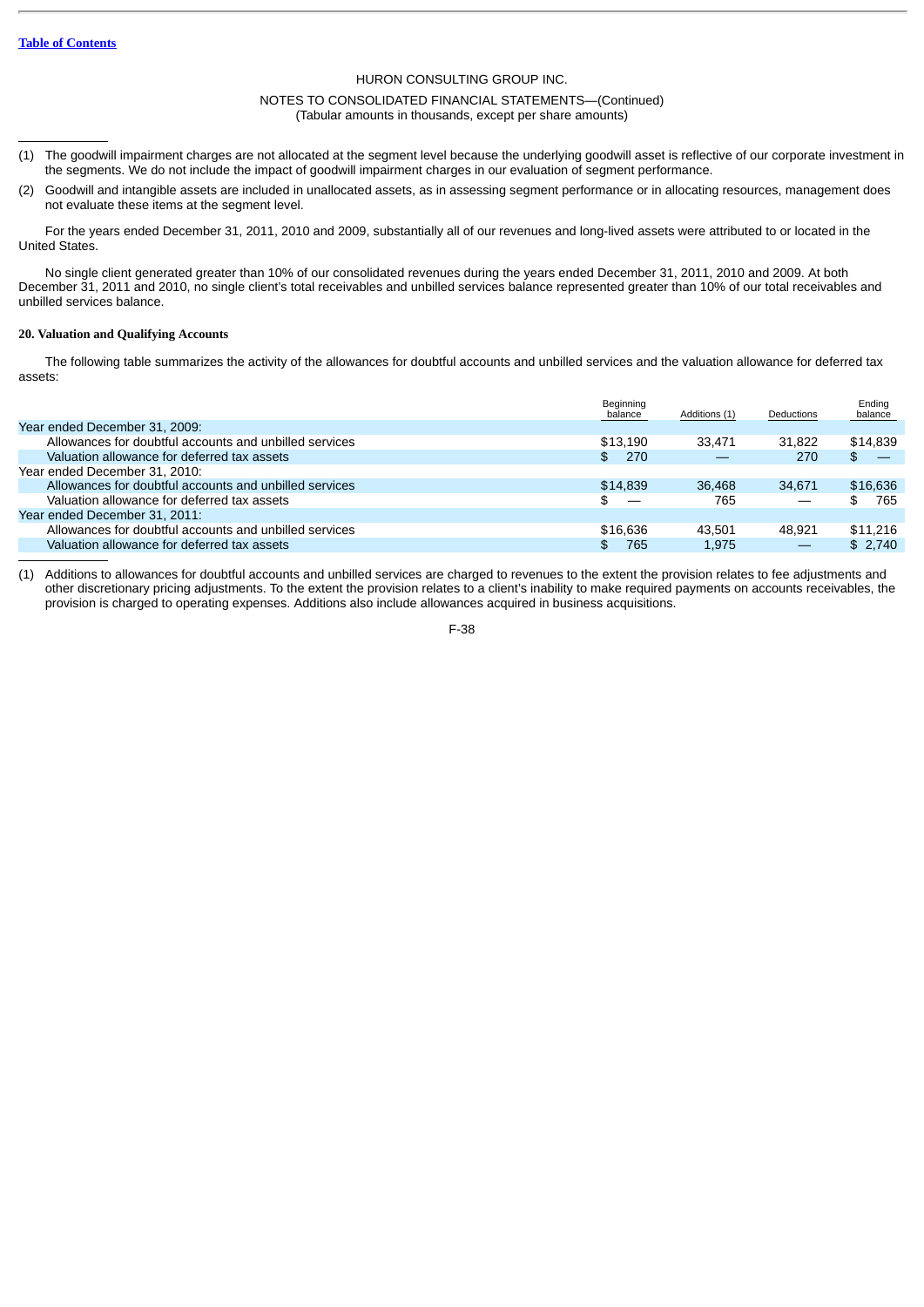HURON CONSULTING GROUP INC.

NOTES TO CONSOLIDATED FINANCIAL STATEMENTS—(Continued)
(Tabular amounts in thousands, except per share amounts)

(1) The goodwill impairment charges are not allocated at the segment level because the underlying goodwill asset is reflective of our corporate investment in the segments. We do not include the impact of goodwill impairment charges in our evaluation of segment performance.

(2) Goodwill and intangible assets are included in unallocated assets, as in assessing segment performance or in allocating resources, management does not evaluate these items at the segment level.

For the years ended December 31, 2011, 2010 and 2009, substantially all of our revenues and long-lived assets were attributed to or located in the United States.

No single client generated greater than 10% of our consolidated revenues during the years ended December 31, 2011, 2010 and 2009. At both December 31, 2011 and 2010, no single client's total receivables and unbilled services balance represented greater than 10% of our total receivables and unbilled services balance.

**20. Valuation and Qualifying Accounts**

The following table summarizes the activity of the allowances for doubtful accounts and unbilled services and the valuation allowance for deferred tax assets:

| | Beginning balance | Additions (1) | Deductions | Ending balance |
|---|---|---|---|---|
| Year ended December 31, 2009: | | | | |
| Allowances for doubtful accounts and unbilled services | $13,190 | 33,471 | 31,822 | $14,839 |
| Valuation allowance for deferred tax assets | $ 270 | — | 270 | $ — |
| Year ended December 31, 2010: | | | | |
| Allowances for doubtful accounts and unbilled services | $14,839 | 36,468 | 34,671 | $16,636 |
| Valuation allowance for deferred tax assets | $ — | 765 | — | $ 765 |
| Year ended December 31, 2011: | | | | |
| Allowances for doubtful accounts and unbilled services | $16,636 | 43,501 | 48,921 | $11,216 |
| Valuation allowance for deferred tax assets | $ 765 | 1,975 | — | $ 2,740 |

(1) Additions to allowances for doubtful accounts and unbilled services are charged to revenues to the extent the provision relates to fee adjustments and other discretionary pricing adjustments. To the extent the provision relates to a client's inability to make required payments on accounts receivables, the provision is charged to operating expenses. Additions also include allowances acquired in business acquisitions.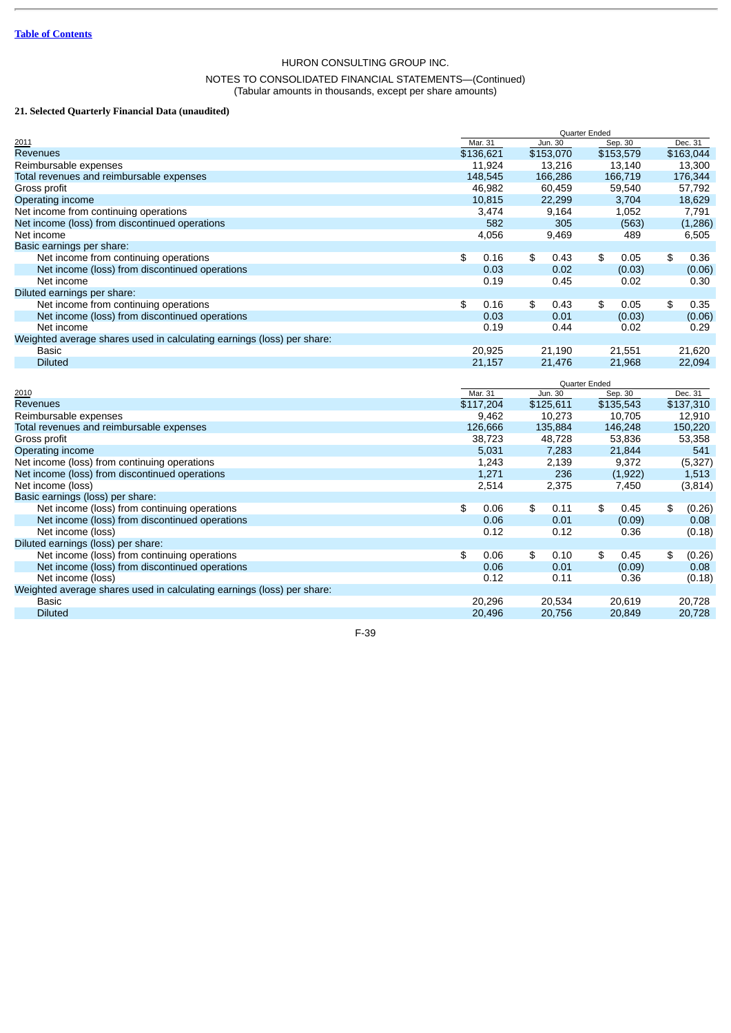HURON CONSULTING GROUP INC.

NOTES TO CONSOLIDATED FINANCIAL STATEMENTS—(Continued)
(Tabular amounts in thousands, except per share amounts)

**21. Selected Quarterly Financial Data (unaudited)**

| 2011 | Quarter Ended | | | |
|---|---|---|---|---|
| | Mar. 31 | Jun. 30 | Sep. 30 | Dec. 31 |
| Revenues | $136,621 | $153,070 | $153,579 | $163,044 |
| Reimbursable expenses | 11,924 | 13,216 | 13,140 | 13,300 |
| Total revenues and reimbursable expenses | 148,545 | 166,286 | 166,719 | 176,344 |
| Gross profit | 46,982 | 60,459 | 59,540 | 57,792 |
| Operating income | 10,815 | 22,299 | 3,704 | 18,629 |
| Net income from continuing operations | 3,474 | 9,164 | 1,052 | 7,791 |
| Net income (loss) from discontinued operations | 582 | 305 | (563) | (1,286) |
| Net income | 4,056 | 9,469 | 489 | 6,505 |
| Basic earnings per share: | | | | |
| Net income from continuing operations | $ 0.16 | $ 0.43 | $ 0.05 | $ 0.36 |
| Net income (loss) from discontinued operations | 0.03 | 0.02 | (0.03) | (0.06) |
| Net income | 0.19 | 0.45 | 0.02 | 0.30 |
| Diluted earnings per share: | | | | |
| Net income from continuing operations | $ 0.16 | $ 0.43 | $ 0.05 | $ 0.35 |
| Net income (loss) from discontinued operations | 0.03 | 0.01 | (0.03) | (0.06) |
| Net income | 0.19 | 0.44 | 0.02 | 0.29 |
| Weighted average shares used in calculating earnings (loss) per share: | | | | |
| Basic | 20,925 | 21,190 | 21,551 | 21,620 |
| Diluted | 21,157 | 21,476 | 21,968 | 22,094 |

| 2010 | Quarter Ended | | | |
|---|---|---|---|---|
| | Mar. 31 | Jun. 30 | Sep. 30 | Dec. 31 |
| Revenues | $117,204 | $125,611 | $135,543 | $137,310 |
| Reimbursable expenses | 9,462 | 10,273 | 10,705 | 12,910 |
| Total revenues and reimbursable expenses | 126,666 | 135,884 | 146,248 | 150,220 |
| Gross profit | 38,723 | 48,728 | 53,836 | 53,358 |
| Operating income | 5,031 | 7,283 | 21,844 | 541 |
| Net income (loss) from continuing operations | 1,243 | 2,139 | 9,372 | (5,327) |
| Net income (loss) from discontinued operations | 1,271 | 236 | (1,922) | 1,513 |
| Net income (loss) | 2,514 | 2,375 | 7,450 | (3,814) |
| Basic earnings (loss) per share: | | | | |
| Net income (loss) from continuing operations | $ 0.06 | $ 0.11 | $ 0.45 | $ (0.26) |
| Net income (loss) from discontinued operations | 0.06 | 0.01 | (0.09) | 0.08 |
| Net income (loss) | 0.12 | 0.12 | 0.36 | (0.18) |
| Diluted earnings (loss) per share: | | | | |
| Net income (loss) from continuing operations | $ 0.06 | $ 0.10 | $ 0.45 | $ (0.26) |
| Net income (loss) from discontinued operations | 0.06 | 0.01 | (0.09) | 0.08 |
| Net income (loss) | 0.12 | 0.11 | 0.36 | (0.18) |
| Weighted average shares used in calculating earnings (loss) per share: | | | | |
| Basic | 20,296 | 20,534 | 20,619 | 20,728 |
| Diluted | 20,496 | 20,756 | 20,849 | 20,728 |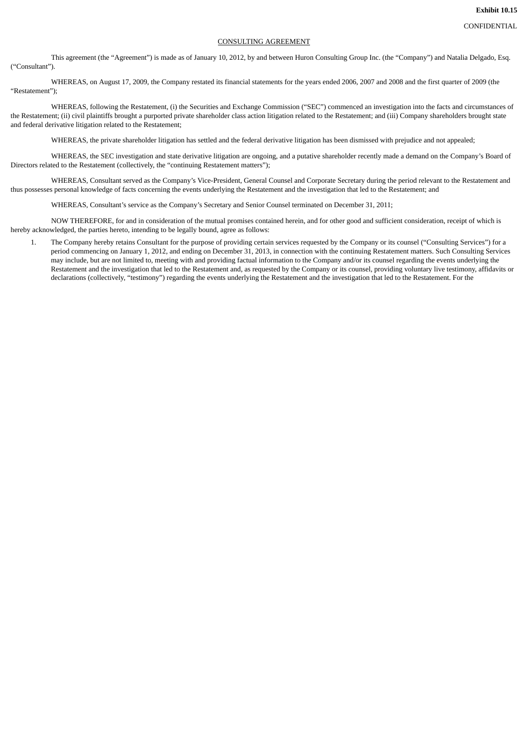**Exhibit 10.15**

CONFIDENTIAL

CONSULTING AGREEMENT

This agreement (the "Agreement") is made as of January 10, 2012, by and between Huron Consulting Group Inc. (the "Company") and Natalia Delgado, Esq. ("Consultant").

WHEREAS, on August 17, 2009, the Company restated its financial statements for the years ended 2006, 2007 and 2008 and the first quarter of 2009 (the "Restatement");

WHEREAS, following the Restatement, (i) the Securities and Exchange Commission ("SEC") commenced an investigation into the facts and circumstances of the Restatement; (ii) civil plaintiffs brought a purported private shareholder class action litigation related to the Restatement; and (iii) Company shareholders brought state and federal derivative litigation related to the Restatement;

WHEREAS, the private shareholder litigation has settled and the federal derivative litigation has been dismissed with prejudice and not appealed;

WHEREAS, the SEC investigation and state derivative litigation are ongoing, and a putative shareholder recently made a demand on the Company's Board of Directors related to the Restatement (collectively, the "continuing Restatement matters");

WHEREAS, Consultant served as the Company's Vice-President, General Counsel and Corporate Secretary during the period relevant to the Restatement and thus possesses personal knowledge of facts concerning the events underlying the Restatement and the investigation that led to the Restatement; and

WHEREAS, Consultant's service as the Company's Secretary and Senior Counsel terminated on December 31, 2011;

NOW THEREFORE, for and in consideration of the mutual promises contained herein, and for other good and sufficient consideration, receipt of which is hereby acknowledged, the parties hereto, intending to be legally bound, agree as follows:

1. The Company hereby retains Consultant for the purpose of providing certain services requested by the Company or its counsel ("Consulting Services") for a period commencing on January 1, 2012, and ending on December 31, 2013, in connection with the continuing Restatement matters. Such Consulting Services may include, but are not limited to, meeting with and providing factual information to the Company and/or its counsel regarding the events underlying the Restatement and the investigation that led to the Restatement and, as requested by the Company or its counsel, providing voluntary live testimony, affidavits or declarations (collectively, "testimony") regarding the events underlying the Restatement and the investigation that led to the Restatement. For the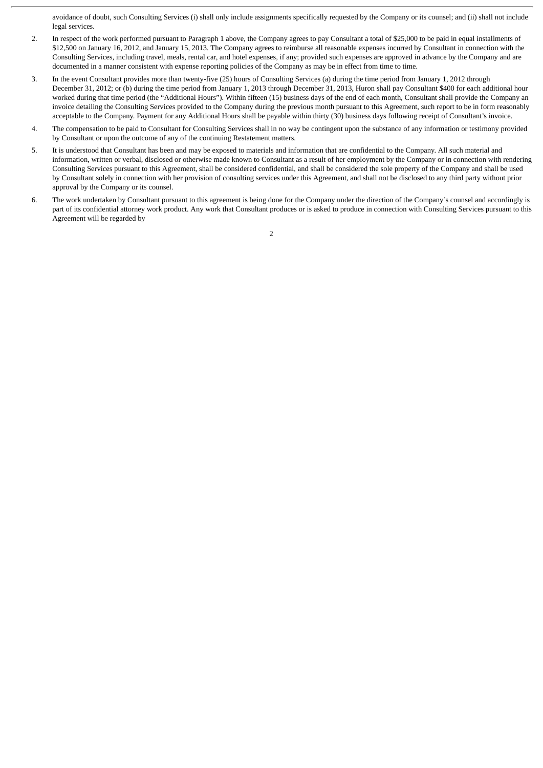avoidance of doubt, such Consulting Services (i) shall only include assignments specifically requested by the Company or its counsel; and (ii) shall not include legal services.

2. In respect of the work performed pursuant to Paragraph 1 above, the Company agrees to pay Consultant a total of $25,000 to be paid in equal installments of $12,500 on January 16, 2012, and January 15, 2013. The Company agrees to reimburse all reasonable expenses incurred by Consultant in connection with the Consulting Services, including travel, meals, rental car, and hotel expenses, if any; provided such expenses are approved in advance by the Company and are documented in a manner consistent with expense reporting policies of the Company as may be in effect from time to time.

3. In the event Consultant provides more than twenty-five (25) hours of Consulting Services (a) during the time period from January 1, 2012 through December 31, 2012; or (b) during the time period from January 1, 2013 through December 31, 2013, Huron shall pay Consultant $400 for each additional hour worked during that time period (the "Additional Hours"). Within fifteen (15) business days of the end of each month, Consultant shall provide the Company an invoice detailing the Consulting Services provided to the Company during the previous month pursuant to this Agreement, such report to be in form reasonably acceptable to the Company. Payment for any Additional Hours shall be payable within thirty (30) business days following receipt of Consultant's invoice.

4. The compensation to be paid to Consultant for Consulting Services shall in no way be contingent upon the substance of any information or testimony provided by Consultant or upon the outcome of any of the continuing Restatement matters.

5. It is understood that Consultant has been and may be exposed to materials and information that are confidential to the Company. All such material and information, written or verbal, disclosed or otherwise made known to Consultant as a result of her employment by the Company or in connection with rendering Consulting Services pursuant to this Agreement, shall be considered confidential, and shall be considered the sole property of the Company and shall be used by Consultant solely in connection with her provision of consulting services under this Agreement, and shall not be disclosed to any third party without prior approval by the Company or its counsel.

6. The work undertaken by Consultant pursuant to this agreement is being done for the Company under the direction of the Company's counsel and accordingly is part of its confidential attorney work product. Any work that Consultant produces or is asked to produce in connection with Consulting Services pursuant to this Agreement will be regarded by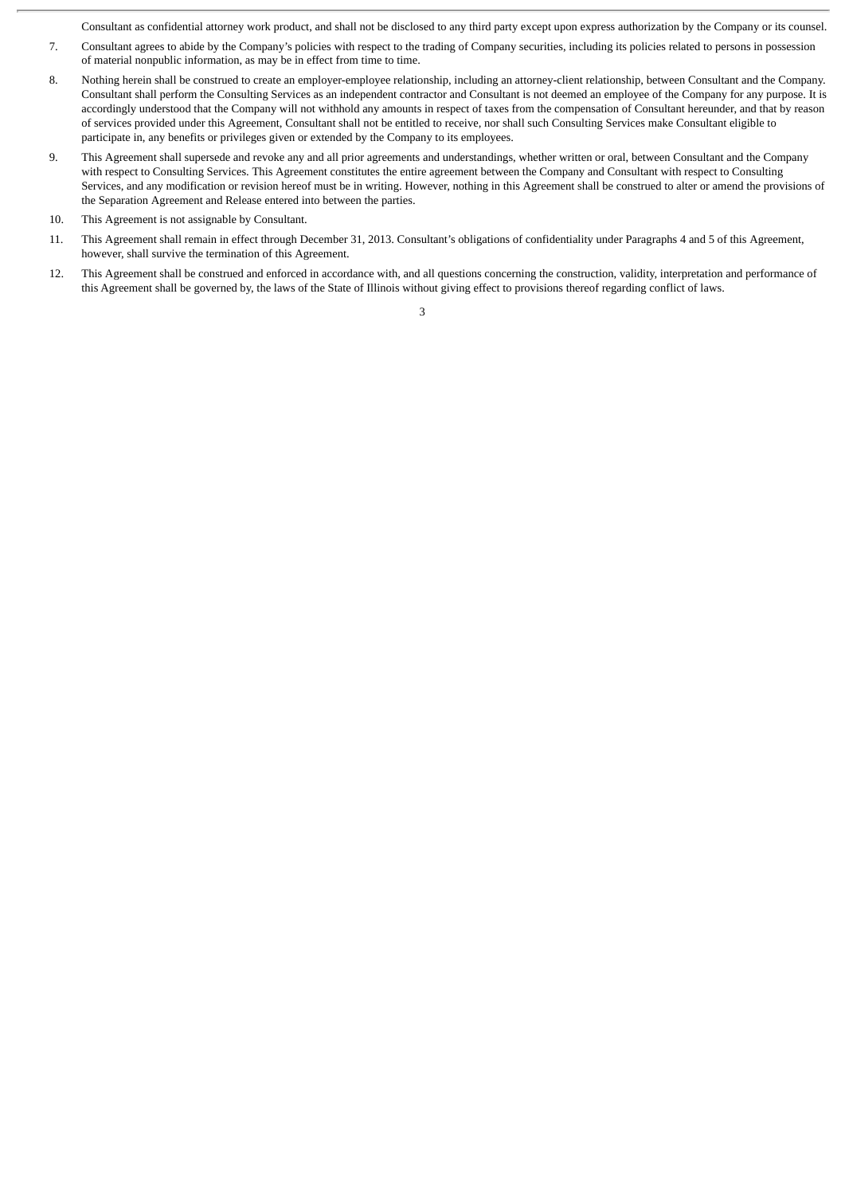Consultant as confidential attorney work product, and shall not be disclosed to any third party except upon express authorization by the Company or its counsel.

7. Consultant agrees to abide by the Company's policies with respect to the trading of Company securities, including its policies related to persons in possession of material nonpublic information, as may be in effect from time to time.

8. Nothing herein shall be construed to create an employer-employee relationship, including an attorney-client relationship, between Consultant and the Company. Consultant shall perform the Consulting Services as an independent contractor and Consultant is not deemed an employee of the Company for any purpose. It is accordingly understood that the Company will not withhold any amounts in respect of taxes from the compensation of Consultant hereunder, and that by reason of services provided under this Agreement, Consultant shall not be entitled to receive, nor shall such Consulting Services make Consultant eligible to participate in, any benefits or privileges given or extended by the Company to its employees.

9. This Agreement shall supersede and revoke any and all prior agreements and understandings, whether written or oral, between Consultant and the Company with respect to Consulting Services. This Agreement constitutes the entire agreement between the Company and Consultant with respect to Consulting Services, and any modification or revision hereof must be in writing. However, nothing in this Agreement shall be construed to alter or amend the provisions of the Separation Agreement and Release entered into between the parties.

10. This Agreement is not assignable by Consultant.

11. This Agreement shall remain in effect through December 31, 2013. Consultant's obligations of confidentiality under Paragraphs 4 and 5 of this Agreement, however, shall survive the termination of this Agreement.

12. This Agreement shall be construed and enforced in accordance with, and all questions concerning the construction, validity, interpretation and performance of this Agreement shall be governed by, the laws of the State of Illinois without giving effect to provisions thereof regarding conflict of laws.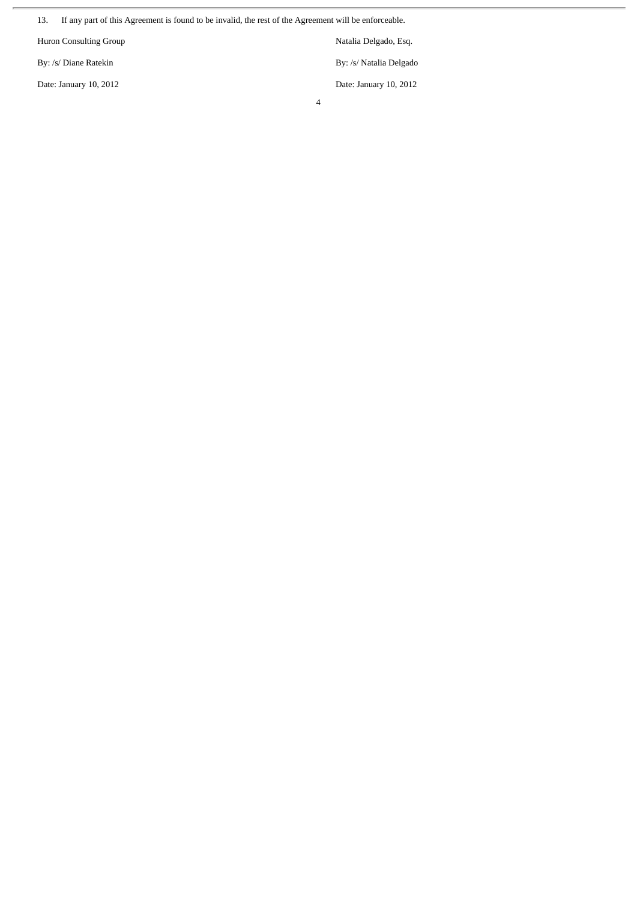13. If any part of this Agreement is found to be invalid, the rest of the Agreement will be enforceable.

| Huron Consulting Group | Natalia Delgado, Esq. |
|---|---|
| By: /s/ Diane Ratekin | By: /s/ Natalia Delgado |
| Date: January 10, 2012 | Date: January 10, 2012 |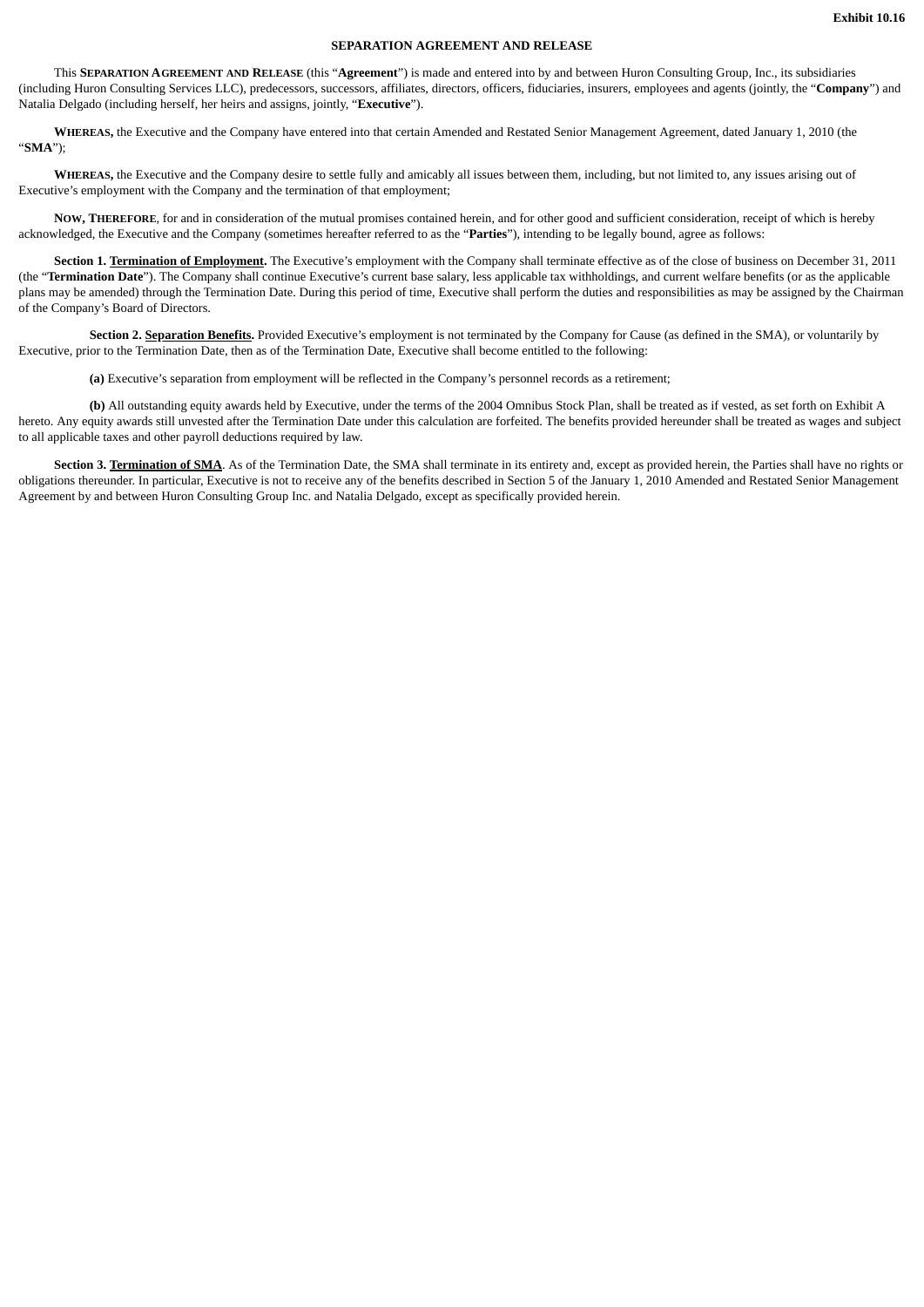Exhibit 10.16

## SEPARATION AGREEMENT AND RELEASE

This **SEPARATION AGREEMENT AND RELEASE** (this "**Agreement**") is made and entered into by and between Huron Consulting Group, Inc., its subsidiaries (including Huron Consulting Services LLC), predecessors, successors, affiliates, directors, officers, fiduciaries, insurers, employees and agents (jointly, the "**Company**") and Natalia Delgado (including herself, her heirs and assigns, jointly, "**Executive**").

**WHEREAS,** the Executive and the Company have entered into that certain Amended and Restated Senior Management Agreement, dated January 1, 2010 (the "**SMA**");

**WHEREAS,** the Executive and the Company desire to settle fully and amicably all issues between them, including, but not limited to, any issues arising out of Executive's employment with the Company and the termination of that employment;

**NOW, THEREFORE**, for and in consideration of the mutual promises contained herein, and for other good and sufficient consideration, receipt of which is hereby acknowledged, the Executive and the Company (sometimes hereafter referred to as the "**Parties**"), intending to be legally bound, agree as follows:

**Section 1. Termination of Employment.** The Executive's employment with the Company shall terminate effective as of the close of business on December 31, 2011 (the "**Termination Date**"). The Company shall continue Executive's current base salary, less applicable tax withholdings, and current welfare benefits (or as the applicable plans may be amended) through the Termination Date. During this period of time, Executive shall perform the duties and responsibilities as may be assigned by the Chairman of the Company's Board of Directors.

**Section 2. Separation Benefits.** Provided Executive's employment is not terminated by the Company for Cause (as defined in the SMA), or voluntarily by Executive, prior to the Termination Date, then as of the Termination Date, Executive shall become entitled to the following:

**(a)** Executive's separation from employment will be reflected in the Company's personnel records as a retirement;

**(b)** All outstanding equity awards held by Executive, under the terms of the 2004 Omnibus Stock Plan, shall be treated as if vested, as set forth on Exhibit A hereto. Any equity awards still unvested after the Termination Date under this calculation are forfeited. The benefits provided hereunder shall be treated as wages and subject to all applicable taxes and other payroll deductions required by law.

**Section 3. Termination of SMA**. As of the Termination Date, the SMA shall terminate in its entirety and, except as provided herein, the Parties shall have no rights or obligations thereunder. In particular, Executive is not to receive any of the benefits described in Section 5 of the January 1, 2010 Amended and Restated Senior Management Agreement by and between Huron Consulting Group Inc. and Natalia Delgado, except as specifically provided herein.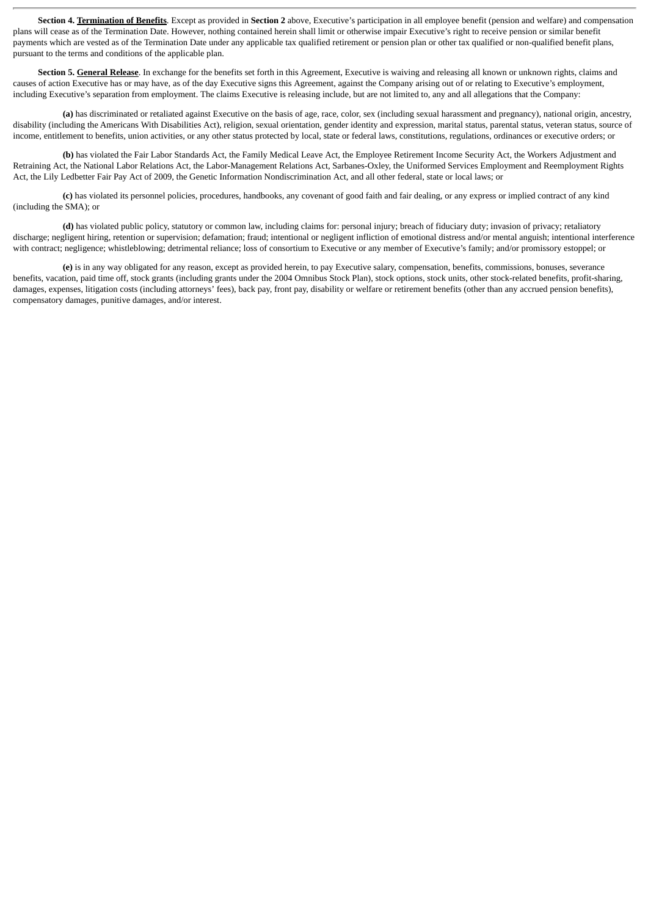**Section 4. Termination of Benefits**. Except as provided in **Section 2** above, Executive's participation in all employee benefit (pension and welfare) and compensation plans will cease as of the Termination Date. However, nothing contained herein shall limit or otherwise impair Executive's right to receive pension or similar benefit payments which are vested as of the Termination Date under any applicable tax qualified retirement or pension plan or other tax qualified or non-qualified benefit plans, pursuant to the terms and conditions of the applicable plan.

**Section 5. General Release**. In exchange for the benefits set forth in this Agreement, Executive is waiving and releasing all known or unknown rights, claims and causes of action Executive has or may have, as of the day Executive signs this Agreement, against the Company arising out of or relating to Executive's employment, including Executive's separation from employment. The claims Executive is releasing include, but are not limited to, any and all allegations that the Company:

**(a)** has discriminated or retaliated against Executive on the basis of age, race, color, sex (including sexual harassment and pregnancy), national origin, ancestry, disability (including the Americans With Disabilities Act), religion, sexual orientation, gender identity and expression, marital status, parental status, veteran status, source of income, entitlement to benefits, union activities, or any other status protected by local, state or federal laws, constitutions, regulations, ordinances or executive orders; or

**(b)** has violated the Fair Labor Standards Act, the Family Medical Leave Act, the Employee Retirement Income Security Act, the Workers Adjustment and Retraining Act, the National Labor Relations Act, the Labor-Management Relations Act, Sarbanes-Oxley, the Uniformed Services Employment and Reemployment Rights Act, the Lily Ledbetter Fair Pay Act of 2009, the Genetic Information Nondiscrimination Act, and all other federal, state or local laws; or

**(c)** has violated its personnel policies, procedures, handbooks, any covenant of good faith and fair dealing, or any express or implied contract of any kind (including the SMA); or

**(d)** has violated public policy, statutory or common law, including claims for: personal injury; breach of fiduciary duty; invasion of privacy; retaliatory discharge; negligent hiring, retention or supervision; defamation; fraud; intentional or negligent infliction of emotional distress and/or mental anguish; intentional interference with contract; negligence; whistleblowing; detrimental reliance; loss of consortium to Executive or any member of Executive's family; and/or promissory estoppel; or

**(e)** is in any way obligated for any reason, except as provided herein, to pay Executive salary, compensation, benefits, commissions, bonuses, severance benefits, vacation, paid time off, stock grants (including grants under the 2004 Omnibus Stock Plan), stock options, stock units, other stock-related benefits, profit-sharing, damages, expenses, litigation costs (including attorneys' fees), back pay, front pay, disability or welfare or retirement benefits (other than any accrued pension benefits), compensatory damages, punitive damages, and/or interest.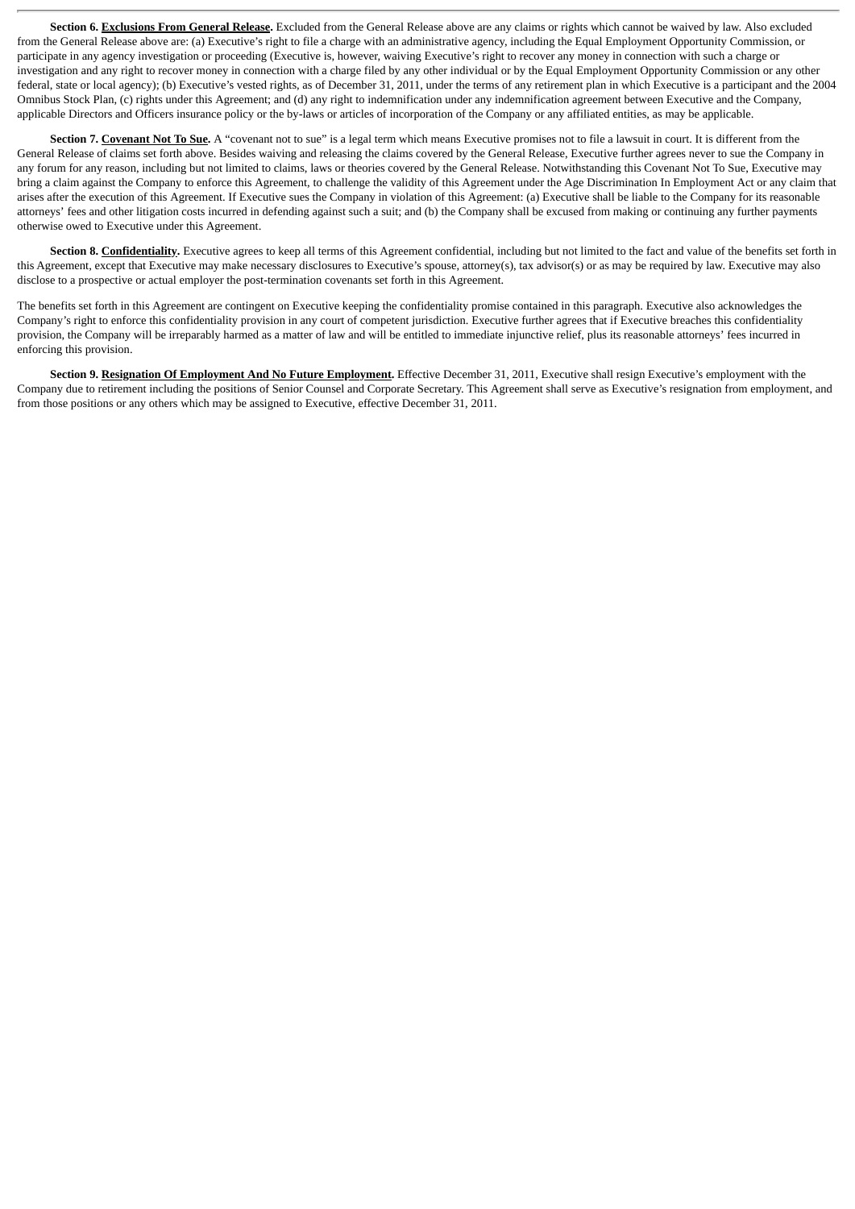**Section 6. Exclusions From General Release.** Excluded from the General Release above are any claims or rights which cannot be waived by law. Also excluded from the General Release above are: (a) Executive's right to file a charge with an administrative agency, including the Equal Employment Opportunity Commission, or participate in any agency investigation or proceeding (Executive is, however, waiving Executive's right to recover any money in connection with such a charge or investigation and any right to recover money in connection with a charge filed by any other individual or by the Equal Employment Opportunity Commission or any other federal, state or local agency); (b) Executive's vested rights, as of December 31, 2011, under the terms of any retirement plan in which Executive is a participant and the 2004 Omnibus Stock Plan, (c) rights under this Agreement; and (d) any right to indemnification under any indemnification agreement between Executive and the Company, applicable Directors and Officers insurance policy or the by-laws or articles of incorporation of the Company or any affiliated entities, as may be applicable.

**Section 7. Covenant Not To Sue.** A "covenant not to sue" is a legal term which means Executive promises not to file a lawsuit in court. It is different from the General Release of claims set forth above. Besides waiving and releasing the claims covered by the General Release, Executive further agrees never to sue the Company in any forum for any reason, including but not limited to claims, laws or theories covered by the General Release. Notwithstanding this Covenant Not To Sue, Executive may bring a claim against the Company to enforce this Agreement, to challenge the validity of this Agreement under the Age Discrimination In Employment Act or any claim that arises after the execution of this Agreement. If Executive sues the Company in violation of this Agreement: (a) Executive shall be liable to the Company for its reasonable attorneys' fees and other litigation costs incurred in defending against such a suit; and (b) the Company shall be excused from making or continuing any further payments otherwise owed to Executive under this Agreement.

**Section 8. Confidentiality.** Executive agrees to keep all terms of this Agreement confidential, including but not limited to the fact and value of the benefits set forth in this Agreement, except that Executive may make necessary disclosures to Executive's spouse, attorney(s), tax advisor(s) or as may be required by law. Executive may also disclose to a prospective or actual employer the post-termination covenants set forth in this Agreement.

The benefits set forth in this Agreement are contingent on Executive keeping the confidentiality promise contained in this paragraph. Executive also acknowledges the Company's right to enforce this confidentiality provision in any court of competent jurisdiction. Executive further agrees that if Executive breaches this confidentiality provision, the Company will be irreparably harmed as a matter of law and will be entitled to immediate injunctive relief, plus its reasonable attorneys' fees incurred in enforcing this provision.

**Section 9. Resignation Of Employment And No Future Employment.** Effective December 31, 2011, Executive shall resign Executive's employment with the Company due to retirement including the positions of Senior Counsel and Corporate Secretary. This Agreement shall serve as Executive's resignation from employment, and from those positions or any others which may be assigned to Executive, effective December 31, 2011.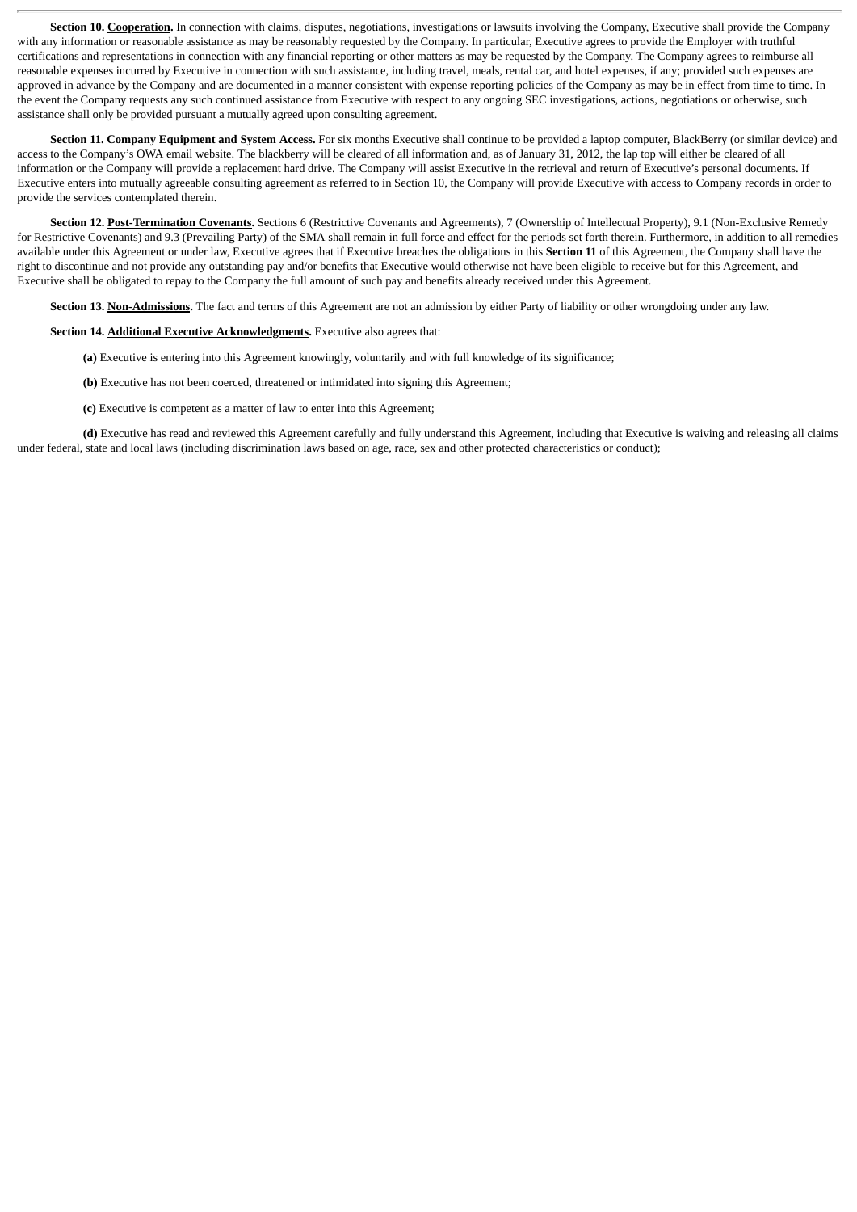**Section 10. Cooperation.** In connection with claims, disputes, negotiations, investigations or lawsuits involving the Company, Executive shall provide the Company with any information or reasonable assistance as may be reasonably requested by the Company. In particular, Executive agrees to provide the Employer with truthful certifications and representations in connection with any financial reporting or other matters as may be requested by the Company. The Company agrees to reimburse all reasonable expenses incurred by Executive in connection with such assistance, including travel, meals, rental car, and hotel expenses, if any; provided such expenses are approved in advance by the Company and are documented in a manner consistent with expense reporting policies of the Company as may be in effect from time to time. In the event the Company requests any such continued assistance from Executive with respect to any ongoing SEC investigations, actions, negotiations or otherwise, such assistance shall only be provided pursuant a mutually agreed upon consulting agreement.

**Section 11. Company Equipment and System Access.** For six months Executive shall continue to be provided a laptop computer, BlackBerry (or similar device) and access to the Company's OWA email website. The blackberry will be cleared of all information and, as of January 31, 2012, the lap top will either be cleared of all information or the Company will provide a replacement hard drive. The Company will assist Executive in the retrieval and return of Executive's personal documents. If Executive enters into mutually agreeable consulting agreement as referred to in Section 10, the Company will provide Executive with access to Company records in order to provide the services contemplated therein.

**Section 12. Post-Termination Covenants.** Sections 6 (Restrictive Covenants and Agreements), 7 (Ownership of Intellectual Property), 9.1 (Non-Exclusive Remedy for Restrictive Covenants) and 9.3 (Prevailing Party) of the SMA shall remain in full force and effect for the periods set forth therein. Furthermore, in addition to all remedies available under this Agreement or under law, Executive agrees that if Executive breaches the obligations in this **Section 11** of this Agreement, the Company shall have the right to discontinue and not provide any outstanding pay and/or benefits that Executive would otherwise not have been eligible to receive but for this Agreement, and Executive shall be obligated to repay to the Company the full amount of such pay and benefits already received under this Agreement.

**Section 13. Non-Admissions.** The fact and terms of this Agreement are not an admission by either Party of liability or other wrongdoing under any law.

**Section 14. Additional Executive Acknowledgments.** Executive also agrees that:

**(a)** Executive is entering into this Agreement knowingly, voluntarily and with full knowledge of its significance;

**(b)** Executive has not been coerced, threatened or intimidated into signing this Agreement;

**(c)** Executive is competent as a matter of law to enter into this Agreement;

**(d)** Executive has read and reviewed this Agreement carefully and fully understand this Agreement, including that Executive is waiving and releasing all claims under federal, state and local laws (including discrimination laws based on age, race, sex and other protected characteristics or conduct);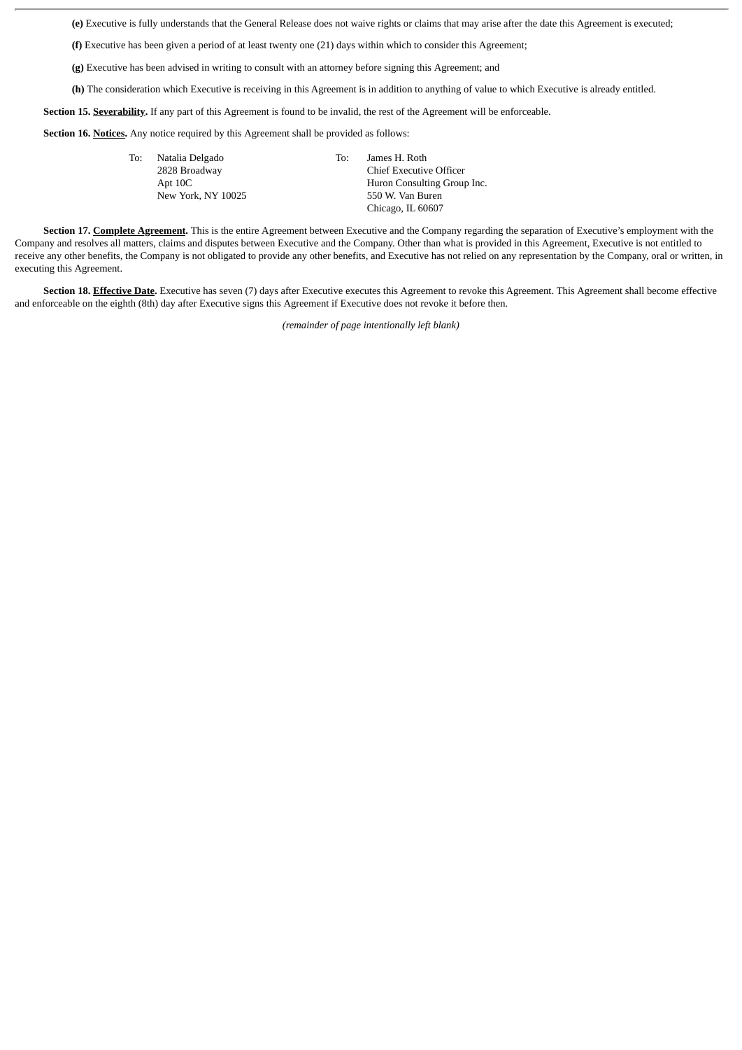**(e)** Executive is fully understands that the General Release does not waive rights or claims that may arise after the date this Agreement is executed;

**(f)** Executive has been given a period of at least twenty one (21) days within which to consider this Agreement;

**(g)** Executive has been advised in writing to consult with an attorney before signing this Agreement; and

**(h)** The consideration which Executive is receiving in this Agreement is in addition to anything of value to which Executive is already entitled.

**Section 15. <u>Severability</u>.** If any part of this Agreement is found to be invalid, the rest of the Agreement will be enforceable.

**Section 16. <u>Notices</u>.** Any notice required by this Agreement shall be provided as follows:

| To: | Natalia Delgado<br>2828 Broadway<br>Apt 10C<br>New York, NY 10025 | To: | James H. Roth<br>Chief Executive Officer<br>Huron Consulting Group Inc.<br>550 W. Van Buren<br>Chicago, IL 60607 |
|---|---|---|---|

**Section 17. <u>Complete Agreement</u>.** This is the entire Agreement between Executive and the Company regarding the separation of Executive's employment with the Company and resolves all matters, claims and disputes between Executive and the Company. Other than what is provided in this Agreement, Executive is not entitled to receive any other benefits, the Company is not obligated to provide any other benefits, and Executive has not relied on any representation by the Company, oral or written, in executing this Agreement.

**Section 18. <u>Effective Date</u>.** Executive has seven (7) days after Executive executes this Agreement to revoke this Agreement. This Agreement shall become effective and enforceable on the eighth (8th) day after Executive signs this Agreement if Executive does not revoke it before then.

*(remainder of page intentionally left blank)*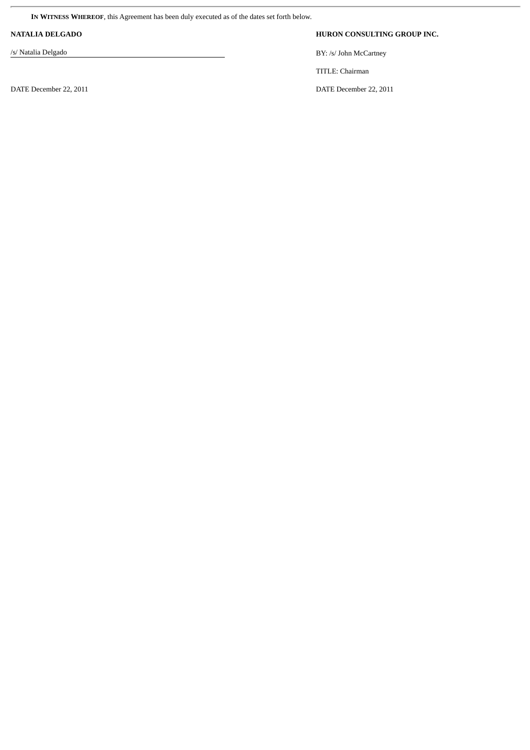**IN WITNESS WHEREOF**, this Agreement has been duly executed as of the dates set forth below.

| **NATALIA DELGADO** | **HURON CONSULTING GROUP INC.** |
|---|---|
| /s/ Natalia Delgado | BY: /s/ John McCartney |
| | TITLE: Chairman |
| DATE December 22, 2011 | DATE December 22, 2011 |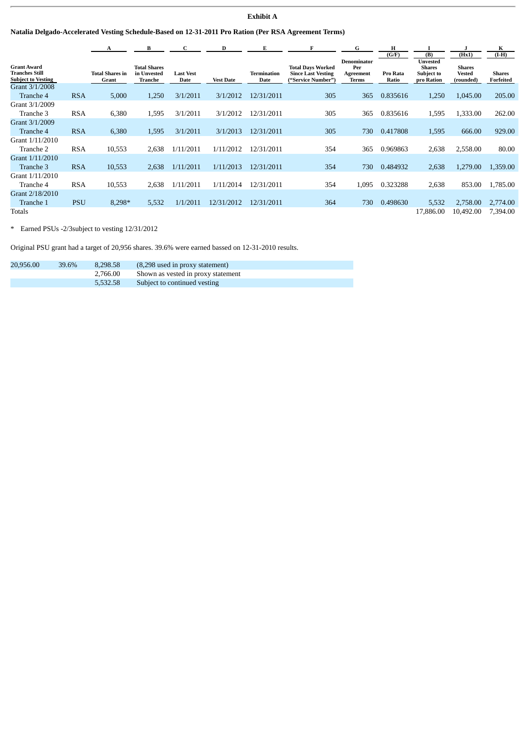**Exhibit A**

**Natalia Delgado-Accelerated Vesting Schedule-Based on 12-31-2011 Pro Ration (Per RSA Agreement Terms)**

| | | A | B | C | D | E | F | G | H | I | J | K |
|---|---|---|---|---|---|---|---|---|---|---|---|---|
| | | | | | | | | | (G/F) | (B) | (Hx1) | (I-H) |
| **Grant Award Tranches Still Subject to Vesting** | | **Total Shares in Grant** | **Total Shares in Unvested Tranche** | **Last Vest Date** | **Vest Date** | **Termination Date** | **Total Days Worked Since Last Vesting ("Service Number")** | **Denominator Per Agreement Terms** | **Pro Rata Ratio** | **Unvested Shares Subject to pro Ration** | **Shares Vested (rounded)** | **Shares Forfeited** |
| Grant 3/1/2008 Tranche 4 | RSA | 5,000 | 1,250 | 3/1/2011 | 3/1/2012 | 12/31/2011 | 305 | 365 | 0.835616 | 1,250 | 1,045.00 | 205.00 |
| Grant 3/1/2009 Tranche 3 | RSA | 6,380 | 1,595 | 3/1/2011 | 3/1/2012 | 12/31/2011 | 305 | 365 | 0.835616 | 1,595 | 1,333.00 | 262.00 |
| Grant 3/1/2009 Tranche 4 | RSA | 6,380 | 1,595 | 3/1/2011 | 3/1/2013 | 12/31/2011 | 305 | 730 | 0.417808 | 1,595 | 666.00 | 929.00 |
| Grant 1/11/2010 Tranche 2 | RSA | 10,553 | 2,638 | 1/11/2011 | 1/11/2012 | 12/31/2011 | 354 | 365 | 0.969863 | 2,638 | 2,558.00 | 80.00 |
| Grant 1/11/2010 Tranche 3 | RSA | 10,553 | 2,638 | 1/11/2011 | 1/11/2013 | 12/31/2011 | 354 | 730 | 0.484932 | 2,638 | 1,279.00 | 1,359.00 |
| Grant 1/11/2010 Tranche 4 | RSA | 10,553 | 2,638 | 1/11/2011 | 1/11/2014 | 12/31/2011 | 354 | 1,095 | 0.323288 | 2,638 | 853.00 | 1,785.00 |
| Grant 2/18/2010 Tranche 1 | PSU | 8,298* | 5,532 | 1/1/2011 | 12/31/2012 | 12/31/2011 | 364 | 730 | 0.498630 | 5,532 | 2,758.00 | 2,774.00 |
| Totals | | | | | | | | | | 17,886.00 | 10,492.00 | 7,394.00 |

\* Earned PSUs -2/3subject to vesting 12/31/2012

Original PSU grant had a target of 20,956 shares. 39.6% were earned bassed on 12-31-2010 results.

| | | | |
|---|---|---|---|
| 20,956.00 | 39.6% | 8,298.58 | (8,298 used in proxy statement) |
| | | 2,766.00 | Shown as vested in proxy statement |
| | | 5,532.58 | Subject to continued vesting |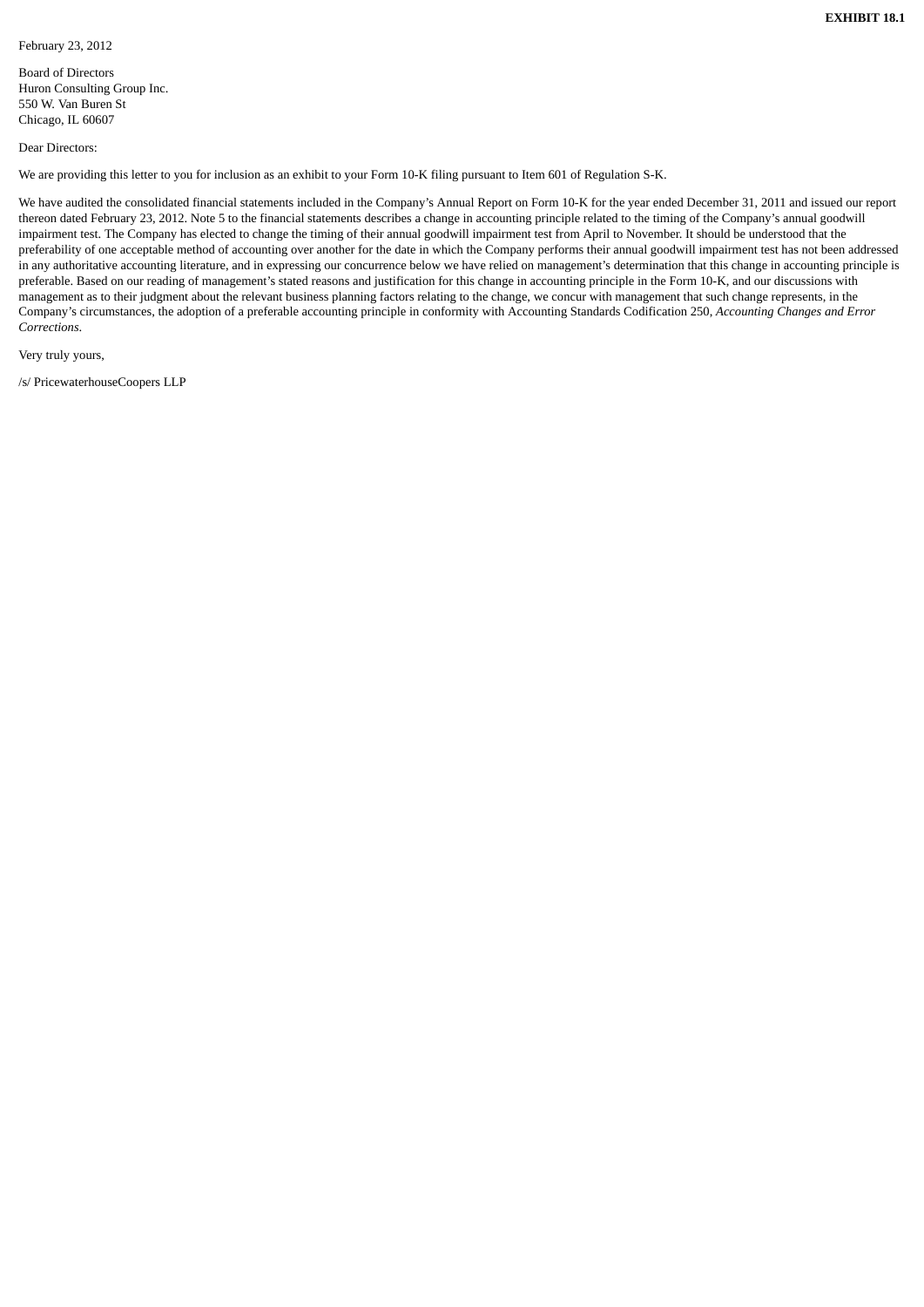**EXHIBIT 18.1**

February 23, 2012

Board of Directors
Huron Consulting Group Inc.
550 W. Van Buren St
Chicago, IL 60607

Dear Directors:

We are providing this letter to you for inclusion as an exhibit to your Form 10-K filing pursuant to Item 601 of Regulation S-K.

We have audited the consolidated financial statements included in the Company's Annual Report on Form 10-K for the year ended December 31, 2011 and issued our report thereon dated February 23, 2012. Note 5 to the financial statements describes a change in accounting principle related to the timing of the Company's annual goodwill impairment test. The Company has elected to change the timing of their annual goodwill impairment test from April to November. It should be understood that the preferability of one acceptable method of accounting over another for the date in which the Company performs their annual goodwill impairment test has not been addressed in any authoritative accounting literature, and in expressing our concurrence below we have relied on management's determination that this change in accounting principle is preferable. Based on our reading of management's stated reasons and justification for this change in accounting principle in the Form 10-K, and our discussions with management as to their judgment about the relevant business planning factors relating to the change, we concur with management that such change represents, in the Company's circumstances, the adoption of a preferable accounting principle in conformity with Accounting Standards Codification 250, *Accounting Changes and Error Corrections.*

Very truly yours,

/s/ PricewaterhouseCoopers LLP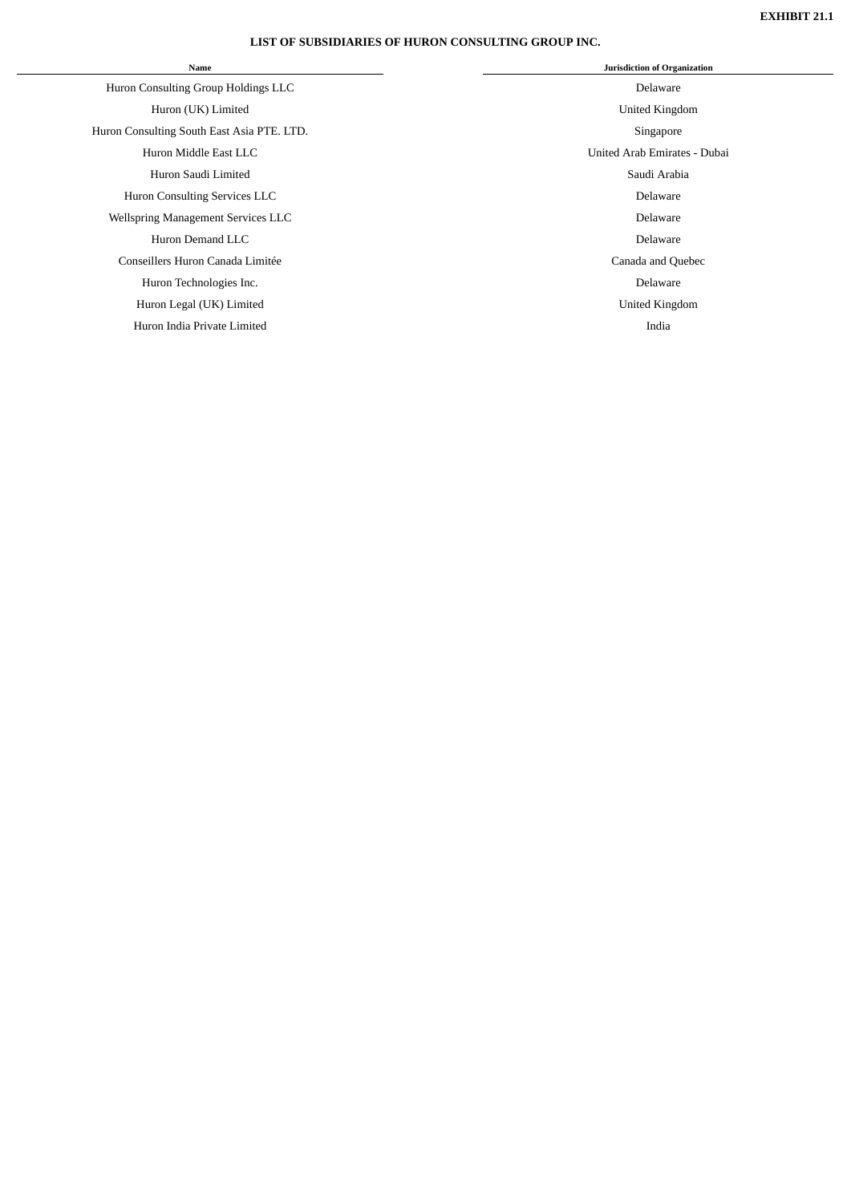**EXHIBIT 21.1**

**LIST OF SUBSIDIARIES OF HURON CONSULTING GROUP INC.**

| Name | Jurisdiction of Organization |
|---|---|
| Huron Consulting Group Holdings LLC | Delaware |
| Huron (UK) Limited | United Kingdom |
| Huron Consulting South East Asia PTE. LTD. | Singapore |
| Huron Middle East LLC | United Arab Emirates - Dubai |
| Huron Saudi Limited | Saudi Arabia |
| Huron Consulting Services LLC | Delaware |
| Wellspring Management Services LLC | Delaware |
| Huron Demand LLC | Delaware |
| Conseillers Huron Canada Limitée | Canada and Quebec |
| Huron Technologies Inc. | Delaware |
| Huron Legal (UK) Limited | United Kingdom |
| Huron India Private Limited | India |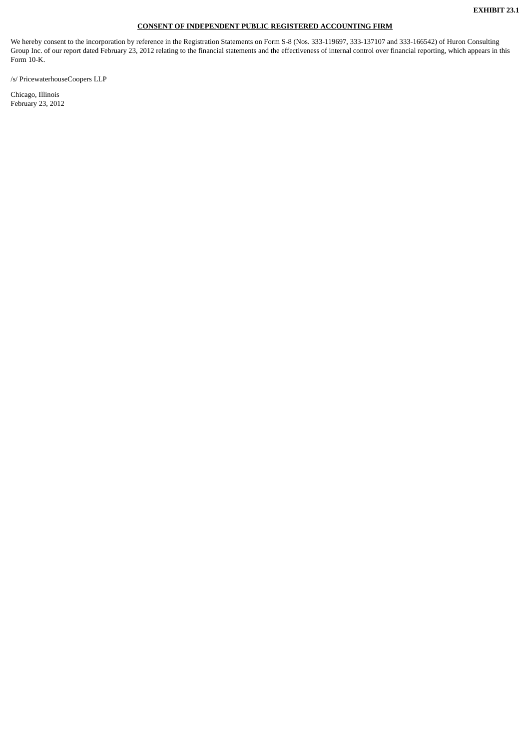**EXHIBIT 23.1**

**CONSENT OF INDEPENDENT PUBLIC REGISTERED ACCOUNTING FIRM**

We hereby consent to the incorporation by reference in the Registration Statements on Form S-8 (Nos. 333-119697, 333-137107 and 333-166542) of Huron Consulting Group Inc. of our report dated February 23, 2012 relating to the financial statements and the effectiveness of internal control over financial reporting, which appears in this Form 10-K.

/s/ PricewaterhouseCoopers LLP

Chicago, Illinois
February 23, 2012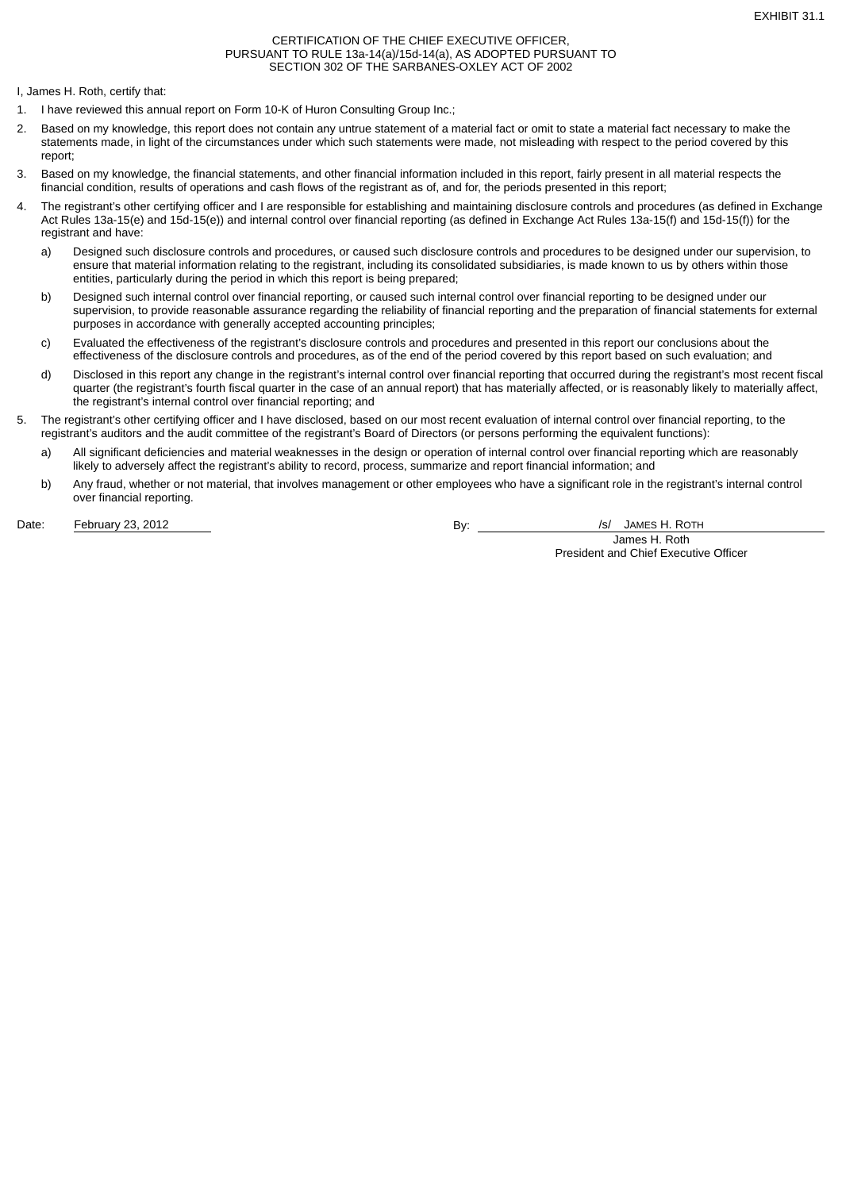EXHIBIT 31.1

CERTIFICATION OF THE CHIEF EXECUTIVE OFFICER,
PURSUANT TO RULE 13a-14(a)/15d-14(a), AS ADOPTED PURSUANT TO
SECTION 302 OF THE SARBANES-OXLEY ACT OF 2002

I, James H. Roth, certify that:

1. I have reviewed this annual report on Form 10-K of Huron Consulting Group Inc.;
2. Based on my knowledge, this report does not contain any untrue statement of a material fact or omit to state a material fact necessary to make the statements made, in light of the circumstances under which such statements were made, not misleading with respect to the period covered by this report;
3. Based on my knowledge, the financial statements, and other financial information included in this report, fairly present in all material respects the financial condition, results of operations and cash flows of the registrant as of, and for, the periods presented in this report;
4. The registrant's other certifying officer and I are responsible for establishing and maintaining disclosure controls and procedures (as defined in Exchange Act Rules 13a-15(e) and 15d-15(e)) and internal control over financial reporting (as defined in Exchange Act Rules 13a-15(f) and 15d-15(f)) for the registrant and have:
   a) Designed such disclosure controls and procedures, or caused such disclosure controls and procedures to be designed under our supervision, to ensure that material information relating to the registrant, including its consolidated subsidiaries, is made known to us by others within those entities, particularly during the period in which this report is being prepared;
   b) Designed such internal control over financial reporting, or caused such internal control over financial reporting to be designed under our supervision, to provide reasonable assurance regarding the reliability of financial reporting and the preparation of financial statements for external purposes in accordance with generally accepted accounting principles;
   c) Evaluated the effectiveness of the registrant's disclosure controls and procedures and presented in this report our conclusions about the effectiveness of the disclosure controls and procedures, as of the end of the period covered by this report based on such evaluation; and
   d) Disclosed in this report any change in the registrant's internal control over financial reporting that occurred during the registrant's most recent fiscal quarter (the registrant's fourth fiscal quarter in the case of an annual report) that has materially affected, or is reasonably likely to materially affect, the registrant's internal control over financial reporting; and
5. The registrant's other certifying officer and I have disclosed, based on our most recent evaluation of internal control over financial reporting, to the registrant's auditors and the audit committee of the registrant's Board of Directors (or persons performing the equivalent functions):
   a) All significant deficiencies and material weaknesses in the design or operation of internal control over financial reporting which are reasonably likely to adversely affect the registrant's ability to record, process, summarize and report financial information; and
   b) Any fraud, whether or not material, that involves management or other employees who have a significant role in the registrant's internal control over financial reporting.

Date: February 23, 2012

By: /s/ JAMES H. ROTH
James H. Roth
President and Chief Executive Officer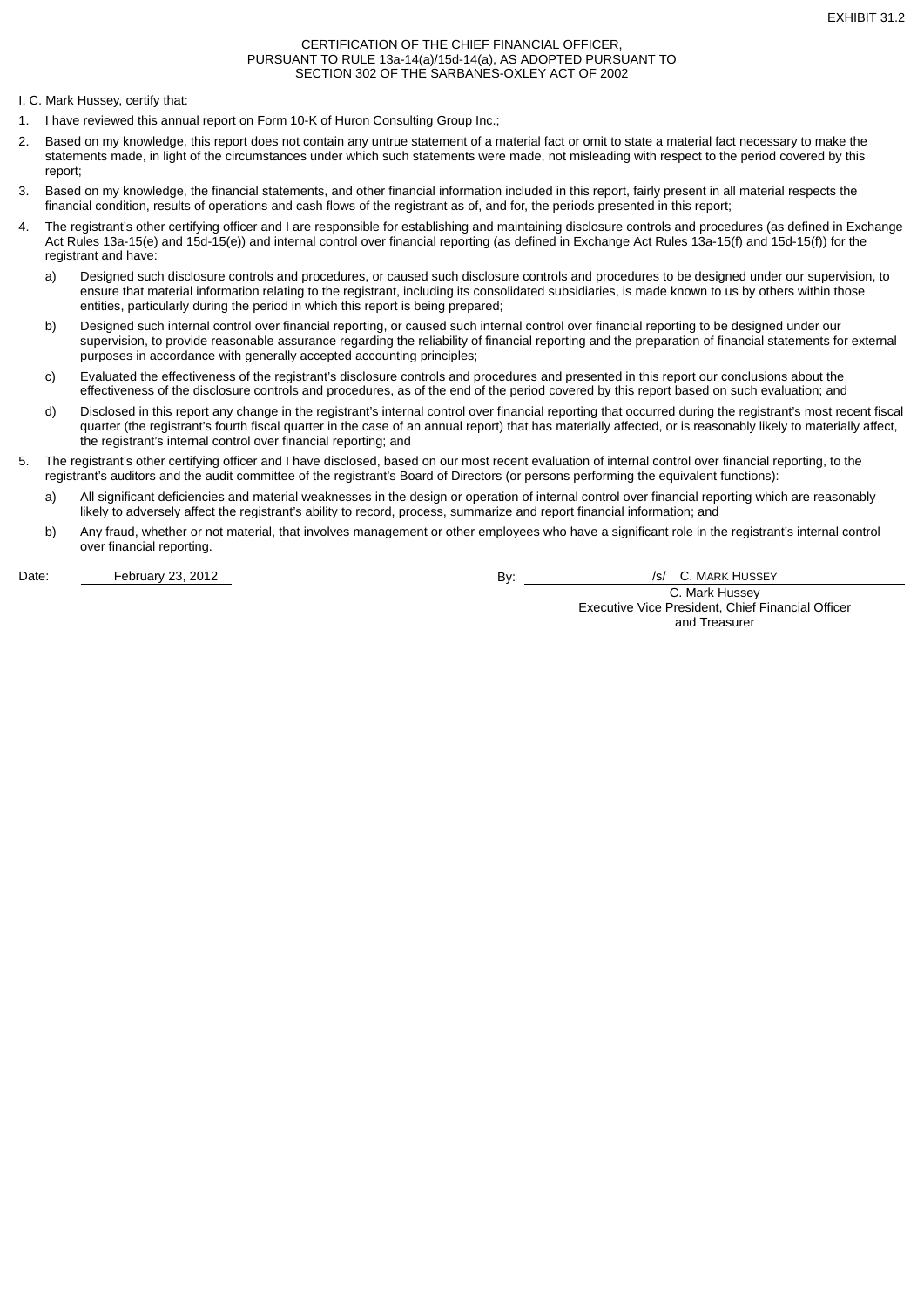EXHIBIT 31.2

CERTIFICATION OF THE CHIEF FINANCIAL OFFICER,
PURSUANT TO RULE 13a-14(a)/15d-14(a), AS ADOPTED PURSUANT TO
SECTION 302 OF THE SARBANES-OXLEY ACT OF 2002

I, C. Mark Hussey, certify that:

1. I have reviewed this annual report on Form 10-K of Huron Consulting Group Inc.;
2. Based on my knowledge, this report does not contain any untrue statement of a material fact or omit to state a material fact necessary to make the statements made, in light of the circumstances under which such statements were made, not misleading with respect to the period covered by this report;
3. Based on my knowledge, the financial statements, and other financial information included in this report, fairly present in all material respects the financial condition, results of operations and cash flows of the registrant as of, and for, the periods presented in this report;
4. The registrant's other certifying officer and I are responsible for establishing and maintaining disclosure controls and procedures (as defined in Exchange Act Rules 13a-15(e) and 15d-15(e)) and internal control over financial reporting (as defined in Exchange Act Rules 13a-15(f) and 15d-15(f)) for the registrant and have:
   a) Designed such disclosure controls and procedures, or caused such disclosure controls and procedures to be designed under our supervision, to ensure that material information relating to the registrant, including its consolidated subsidiaries, is made known to us by others within those entities, particularly during the period in which this report is being prepared;
   b) Designed such internal control over financial reporting, or caused such internal control over financial reporting to be designed under our supervision, to provide reasonable assurance regarding the reliability of financial reporting and the preparation of financial statements for external purposes in accordance with generally accepted accounting principles;
   c) Evaluated the effectiveness of the registrant's disclosure controls and procedures and presented in this report our conclusions about the effectiveness of the disclosure controls and procedures, as of the end of the period covered by this report based on such evaluation; and
   d) Disclosed in this report any change in the registrant's internal control over financial reporting that occurred during the registrant's most recent fiscal quarter (the registrant's fourth fiscal quarter in the case of an annual report) that has materially affected, or is reasonably likely to materially affect, the registrant's internal control over financial reporting; and
5. The registrant's other certifying officer and I have disclosed, based on our most recent evaluation of internal control over financial reporting, to the registrant's auditors and the audit committee of the registrant's Board of Directors (or persons performing the equivalent functions):
   a) All significant deficiencies and material weaknesses in the design or operation of internal control over financial reporting which are reasonably likely to adversely affect the registrant's ability to record, process, summarize and report financial information; and
   b) Any fraud, whether or not material, that involves management or other employees who have a significant role in the registrant's internal control over financial reporting.

Date: February 23, 2012

By: /s/ C. MARK HUSSEY
C. Mark Hussey
Executive Vice President, Chief Financial Officer and Treasurer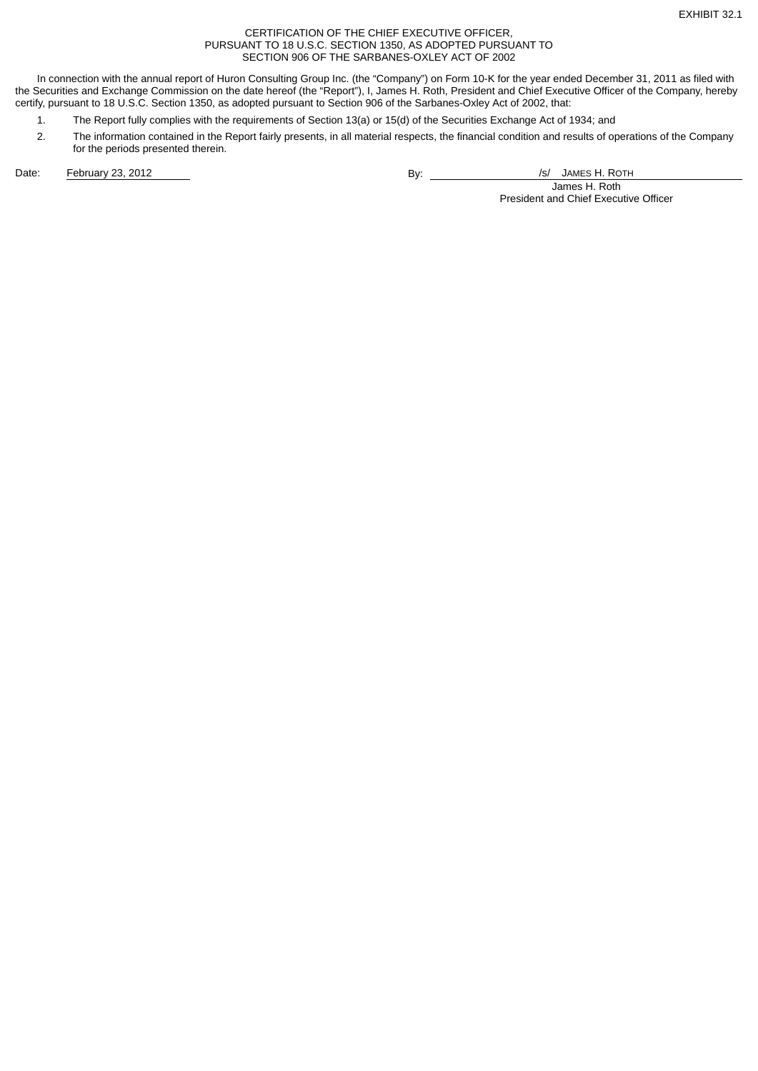EXHIBIT 32.1

CERTIFICATION OF THE CHIEF EXECUTIVE OFFICER,
PURSUANT TO 18 U.S.C. SECTION 1350, AS ADOPTED PURSUANT TO
SECTION 906 OF THE SARBANES-OXLEY ACT OF 2002

In connection with the annual report of Huron Consulting Group Inc. (the "Company") on Form 10-K for the year ended December 31, 2011 as filed with the Securities and Exchange Commission on the date hereof (the "Report"), I, James H. Roth, President and Chief Executive Officer of the Company, hereby certify, pursuant to 18 U.S.C. Section 1350, as adopted pursuant to Section 906 of the Sarbanes-Oxley Act of 2002, that:

1. The Report fully complies with the requirements of Section 13(a) or 15(d) of the Securities Exchange Act of 1934; and
2. The information contained in the Report fairly presents, in all material respects, the financial condition and results of operations of the Company for the periods presented therein.

Date: February 23, 2012

By: /s/ JAMES H. ROTH
James H. Roth
President and Chief Executive Officer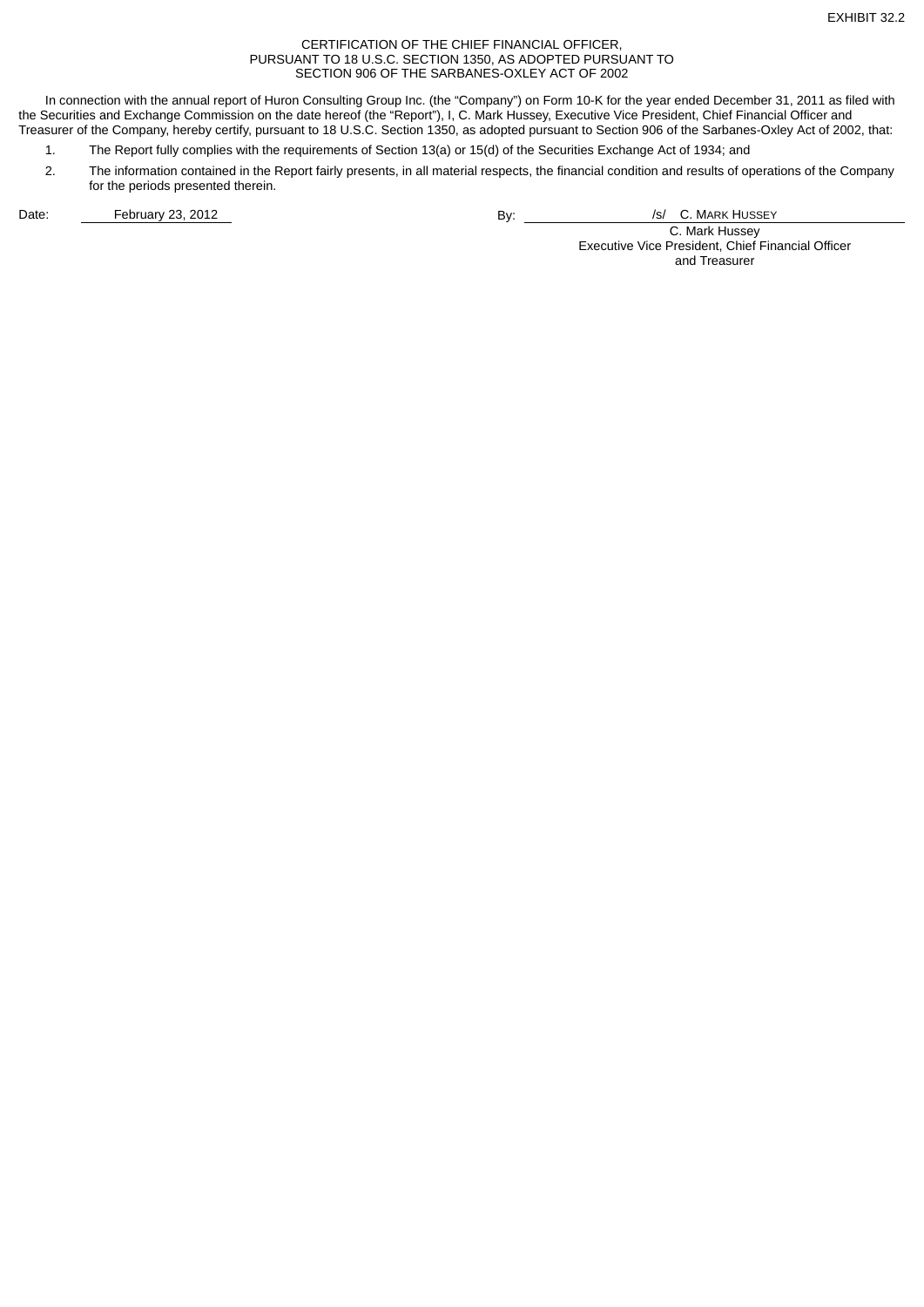EXHIBIT 32.2

CERTIFICATION OF THE CHIEF FINANCIAL OFFICER,
PURSUANT TO 18 U.S.C. SECTION 1350, AS ADOPTED PURSUANT TO
SECTION 906 OF THE SARBANES-OXLEY ACT OF 2002

In connection with the annual report of Huron Consulting Group Inc. (the "Company") on Form 10-K for the year ended December 31, 2011 as filed with the Securities and Exchange Commission on the date hereof (the "Report"), I, C. Mark Hussey, Executive Vice President, Chief Financial Officer and Treasurer of the Company, hereby certify, pursuant to 18 U.S.C. Section 1350, as adopted pursuant to Section 906 of the Sarbanes-Oxley Act of 2002, that:

1. The Report fully complies with the requirements of Section 13(a) or 15(d) of the Securities Exchange Act of 1934; and
2. The information contained in the Report fairly presents, in all material respects, the financial condition and results of operations of the Company for the periods presented therein.

| | | | |
|---|---|---|---|
| Date: | February 23, 2012 | By: | /s/ C. MARK HUSSEY |
| | | | C. Mark Hussey<br>Executive Vice President, Chief Financial Officer and Treasurer |